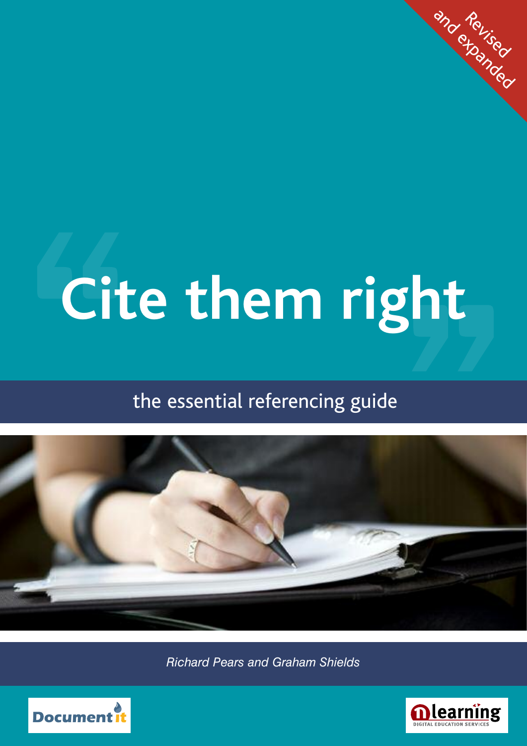Revised and expanded

# Cite them right

## the essential referencing guide

*Richard Pears and Graham Shields*

Document it

learning DIGITAL EDUCATION SERVICES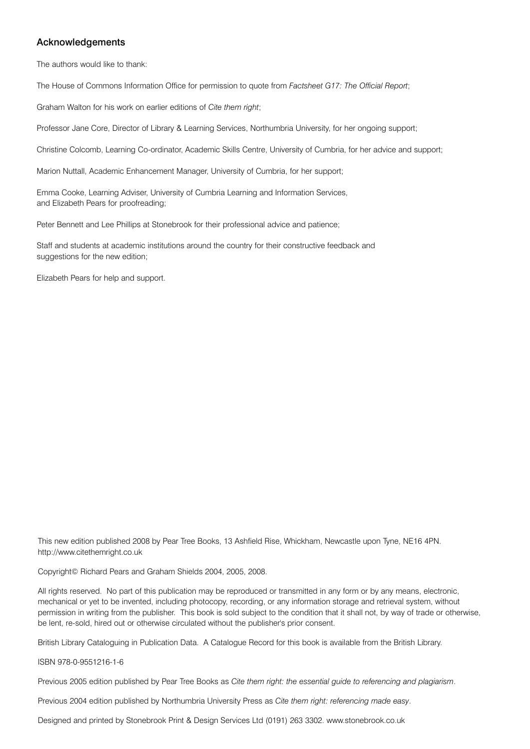## Acknowledgements

The authors would like to thank:

The House of Commons Information Office for permission to quote from *Factsheet G17: The Official Report*;

Graham Walton for his work on earlier editions of *Cite them right*;

Professor Jane Core, Director of Library & Learning Services, Northumbria University, for her ongoing support;

Christine Colcomb, Learning Co-ordinator, Academic Skills Centre, University of Cumbria, for her advice and support;

Marion Nuttall, Academic Enhancement Manager, University of Cumbria, for her support;

Emma Cooke, Learning Adviser, University of Cumbria Learning and Information Services, and Elizabeth Pears for proofreading;

Peter Bennett and Lee Phillips at Stonebrook for their professional advice and patience;

Staff and students at academic institutions around the country for their constructive feedback and suggestions for the new edition;

Elizabeth Pears for help and support.

This new edition published 2008 by Pear Tree Books, 13 Ashfield Rise, Whickham, Newcastle upon Tyne, NE16 4PN. http://www.citethemright.co.uk

Copyright© Richard Pears and Graham Shields 2004, 2005, 2008.

All rights reserved. No part of this publication may be reproduced or transmitted in any form or by any means, electronic, mechanical or yet to be invented, including photocopy, recording, or any information storage and retrieval system, without permission in writing from the publisher. This book is sold subject to the condition that it shall not, by way of trade or otherwise, be lent, re-sold, hired out or otherwise circulated without the publisher's prior consent.

British Library Cataloguing in Publication Data. A Catalogue Record for this book is available from the British Library.

ISBN 978-0-9551216-1-6

Previous 2005 edition published by Pear Tree Books as *Cite them right: the essential guide to referencing and plagiarism*.

Previous 2004 edition published by Northumbria University Press as *Cite them right: referencing made easy*.

Designed and printed by Stonebrook Print & Design Services Ltd (0191) 263 3302. www.stonebrook.co.uk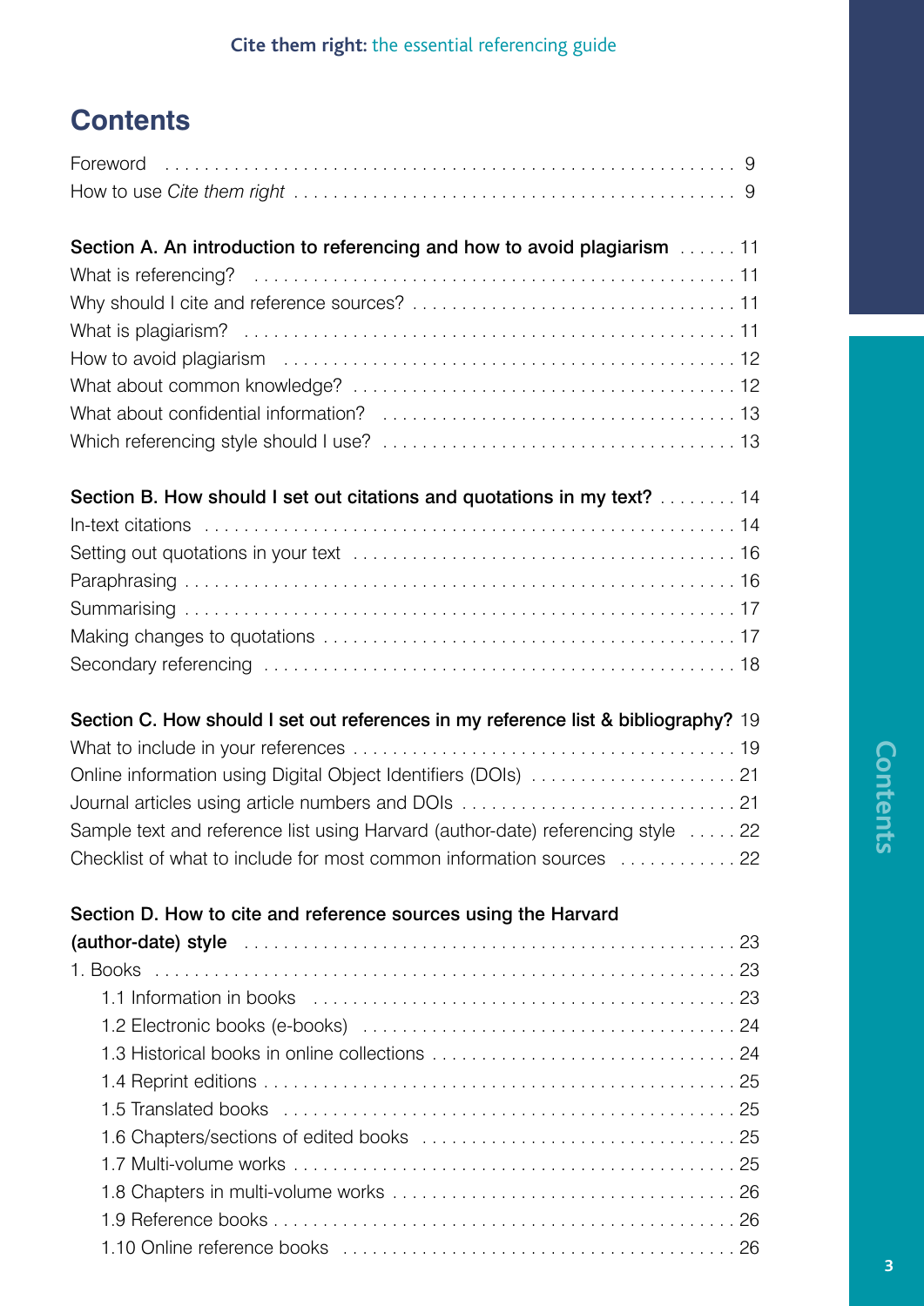## Contents

Foreword . . . 9
How to use *Cite them right* . . . 9

**Section A. An introduction to referencing and how to avoid plagiarism** . . . 11
What is referencing? . . . 11
Why should I cite and reference sources? . . . 11
What is plagiarism? . . . 11
How to avoid plagiarism . . . 12
What about common knowledge? . . . 12
What about confidential information? . . . 13
Which referencing style should I use? . . . 13

**Section B. How should I set out citations and quotations in my text?** . . . 14
In-text citations . . . 14
Setting out quotations in your text . . . 16
Paraphrasing . . . 16
Summarising . . . 17
Making changes to quotations . . . 17
Secondary referencing . . . 18

**Section C. How should I set out references in my reference list & bibliography?** 19
What to include in your references . . . 19
Online information using Digital Object Identifiers (DOIs) . . . 21
Journal articles using article numbers and DOIs . . . 21
Sample text and reference list using Harvard (author-date) referencing style . . . 22
Checklist of what to include for most common information sources . . . 22

**Section D. How to cite and reference sources using the Harvard (author-date) style** . . . 23
1. Books . . . 23
- 1.1 Information in books . . . 23
- 1.2 Electronic books (e-books) . . . 24
- 1.3 Historical books in online collections . . . 24
- 1.4 Reprint editions . . . 25
- 1.5 Translated books . . . 25
- 1.6 Chapters/sections of edited books . . . 25
- 1.7 Multi-volume works . . . 25
- 1.8 Chapters in multi-volume works . . . 26
- 1.9 Reference books . . . 26
- 1.10 Online reference books . . . 26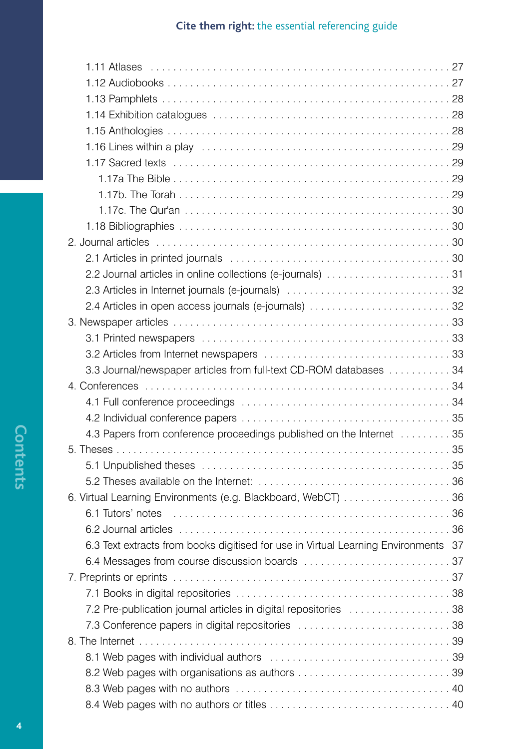- 1.11 Atlases . . . 27
- 1.12 Audiobooks . . . 27
- 1.13 Pamphlets . . . 28
- 1.14 Exhibition catalogues . . . 28
- 1.15 Anthologies . . . 28
- 1.16 Lines within a play . . . 29
- 1.17 Sacred texts . . . 29
  - 1.17a The Bible . . . 29
  - 1.17b. The Torah . . . 29
  - 1.17c. The Qur'an . . . 30
- 1.18 Bibliographies . . . 30

2. Journal articles . . . 30
   - 2.1 Articles in printed journals . . . 30
   - 2.2 Journal articles in online collections (e-journals) . . . 31
   - 2.3 Articles in Internet journals (e-journals) . . . 32
   - 2.4 Articles in open access journals (e-journals) . . . 32
3. Newspaper articles . . . 33
   - 3.1 Printed newspapers . . . 33
   - 3.2 Articles from Internet newspapers . . . 33
   - 3.3 Journal/newspaper articles from full-text CD-ROM databases . . . 34
4. Conferences . . . 34
   - 4.1 Full conference proceedings . . . 34
   - 4.2 Individual conference papers . . . 35
   - 4.3 Papers from conference proceedings published on the Internet . . . 35
5. Theses . . . 35
   - 5.1 Unpublished theses . . . 35
   - 5.2 Theses available on the Internet: . . . 36
6. Virtual Learning Environments (e.g. Blackboard, WebCT) . . . 36
   - 6.1 Tutors' notes . . . 36
   - 6.2 Journal articles . . . 36
   - 6.3 Text extracts from books digitised for use in Virtual Learning Environments 37
   - 6.4 Messages from course discussion boards . . . 37
7. Preprints or eprints . . . 37
   - 7.1 Books in digital repositories . . . 38
   - 7.2 Pre-publication journal articles in digital repositories . . . 38
   - 7.3 Conference papers in digital repositories . . . 38
8. The Internet . . . 39
   - 8.1 Web pages with individual authors . . . 39
   - 8.2 Web pages with organisations as authors . . . 39
   - 8.3 Web pages with no authors . . . 40
   - 8.4 Web pages with no authors or titles . . . 40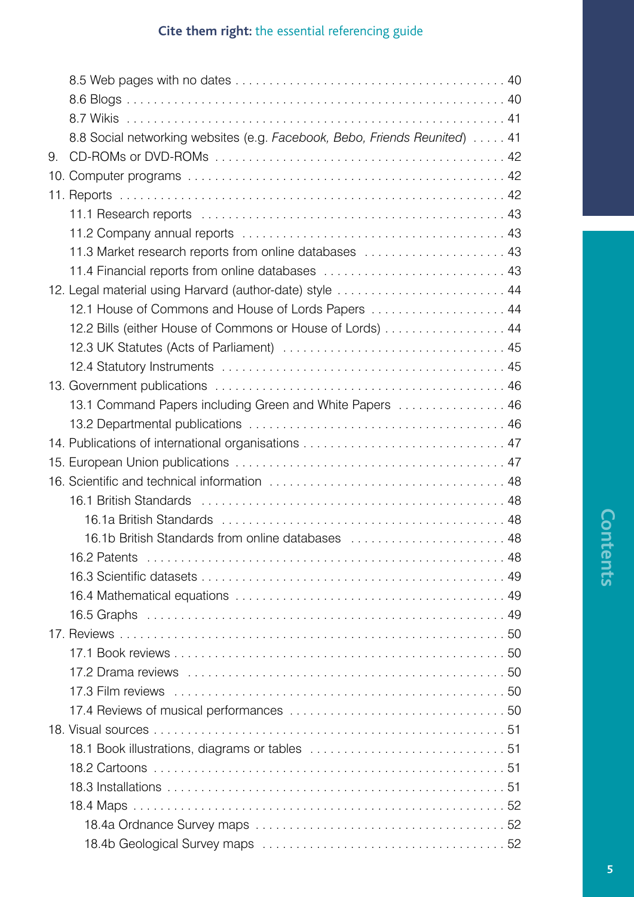8.5 Web pages with no dates . . . . . . . . . . . . . . . . . . . . . . . . . . . . . . . . . . . . . . . 40
8.6 Blogs . . . . . . . . . . . . . . . . . . . . . . . . . . . . . . . . . . . . . . . . . . . . . . . . . . . . . . 40
8.7 Wikis . . . . . . . . . . . . . . . . . . . . . . . . . . . . . . . . . . . . . . . . . . . . . . . . . . . . . . 41
8.8 Social networking websites (e.g. *Facebook, Bebo, Friends Reunited*) . . . . . 41

9. CD-ROMs or DVD-ROMs . . . . . . . . . . . . . . . . . . . . . . . . . . . . . . . . . . . . . . . . . 42

10. Computer programs . . . . . . . . . . . . . . . . . . . . . . . . . . . . . . . . . . . . . . . . . . . 42

11. Reports . . . . . . . . . . . . . . . . . . . . . . . . . . . . . . . . . . . . . . . . . . . . . . . . . . . . 42
11.1 Research reports . . . . . . . . . . . . . . . . . . . . . . . . . . . . . . . . . . . . . . . . . . . 43
11.2 Company annual reports . . . . . . . . . . . . . . . . . . . . . . . . . . . . . . . . . . . . . . 43
11.3 Market research reports from online databases . . . . . . . . . . . . . . . . . . . . 43
11.4 Financial reports from online databases . . . . . . . . . . . . . . . . . . . . . . . . . . 43

12. Legal material using Harvard (author-date) style . . . . . . . . . . . . . . . . . . . . . . . 44
12.1 House of Commons and House of Lords Papers . . . . . . . . . . . . . . . . . . . . 44
12.2 Bills (either House of Commons or House of Lords) . . . . . . . . . . . . . . . . . . 44
12.3 UK Statutes (Acts of Parliament) . . . . . . . . . . . . . . . . . . . . . . . . . . . . . . . 45
12.4 Statutory Instruments . . . . . . . . . . . . . . . . . . . . . . . . . . . . . . . . . . . . . . . 45

13. Government publications . . . . . . . . . . . . . . . . . . . . . . . . . . . . . . . . . . . . . . . . 46
13.1 Command Papers including Green and White Papers . . . . . . . . . . . . . . . . 46
13.2 Departmental publications . . . . . . . . . . . . . . . . . . . . . . . . . . . . . . . . . . . . 46

14. Publications of international organisations . . . . . . . . . . . . . . . . . . . . . . . . . . . . 47

15. European Union publications . . . . . . . . . . . . . . . . . . . . . . . . . . . . . . . . . . . . . 47

16. Scientific and technical information . . . . . . . . . . . . . . . . . . . . . . . . . . . . . . . . . 48
16.1 British Standards . . . . . . . . . . . . . . . . . . . . . . . . . . . . . . . . . . . . . . . . . . . 48
16.1a British Standards . . . . . . . . . . . . . . . . . . . . . . . . . . . . . . . . . . . . . . . . . 48
16.1b British Standards from online databases . . . . . . . . . . . . . . . . . . . . . . . 48
16.2 Patents . . . . . . . . . . . . . . . . . . . . . . . . . . . . . . . . . . . . . . . . . . . . . . . . . . 48
16.3 Scientific datasets . . . . . . . . . . . . . . . . . . . . . . . . . . . . . . . . . . . . . . . . . . 49
16.4 Mathematical equations . . . . . . . . . . . . . . . . . . . . . . . . . . . . . . . . . . . . . . 49
16.5 Graphs . . . . . . . . . . . . . . . . . . . . . . . . . . . . . . . . . . . . . . . . . . . . . . . . . . 49

17. Reviews . . . . . . . . . . . . . . . . . . . . . . . . . . . . . . . . . . . . . . . . . . . . . . . . . . . . 50
17.1 Book reviews . . . . . . . . . . . . . . . . . . . . . . . . . . . . . . . . . . . . . . . . . . . . . . 50
17.2 Drama reviews . . . . . . . . . . . . . . . . . . . . . . . . . . . . . . . . . . . . . . . . . . . . . 50
17.3 Film reviews . . . . . . . . . . . . . . . . . . . . . . . . . . . . . . . . . . . . . . . . . . . . . . . 50
17.4 Reviews of musical performances . . . . . . . . . . . . . . . . . . . . . . . . . . . . . . . 50

18. Visual sources . . . . . . . . . . . . . . . . . . . . . . . . . . . . . . . . . . . . . . . . . . . . . . . . 51
18.1 Book illustrations, diagrams or tables . . . . . . . . . . . . . . . . . . . . . . . . . . . . 51
18.2 Cartoons . . . . . . . . . . . . . . . . . . . . . . . . . . . . . . . . . . . . . . . . . . . . . . . . . 51
18.3 Installations . . . . . . . . . . . . . . . . . . . . . . . . . . . . . . . . . . . . . . . . . . . . . . . 51
18.4 Maps . . . . . . . . . . . . . . . . . . . . . . . . . . . . . . . . . . . . . . . . . . . . . . . . . . . . 52
18.4a Ordnance Survey maps . . . . . . . . . . . . . . . . . . . . . . . . . . . . . . . . . . . . 52
18.4b Geological Survey maps . . . . . . . . . . . . . . . . . . . . . . . . . . . . . . . . . . . 52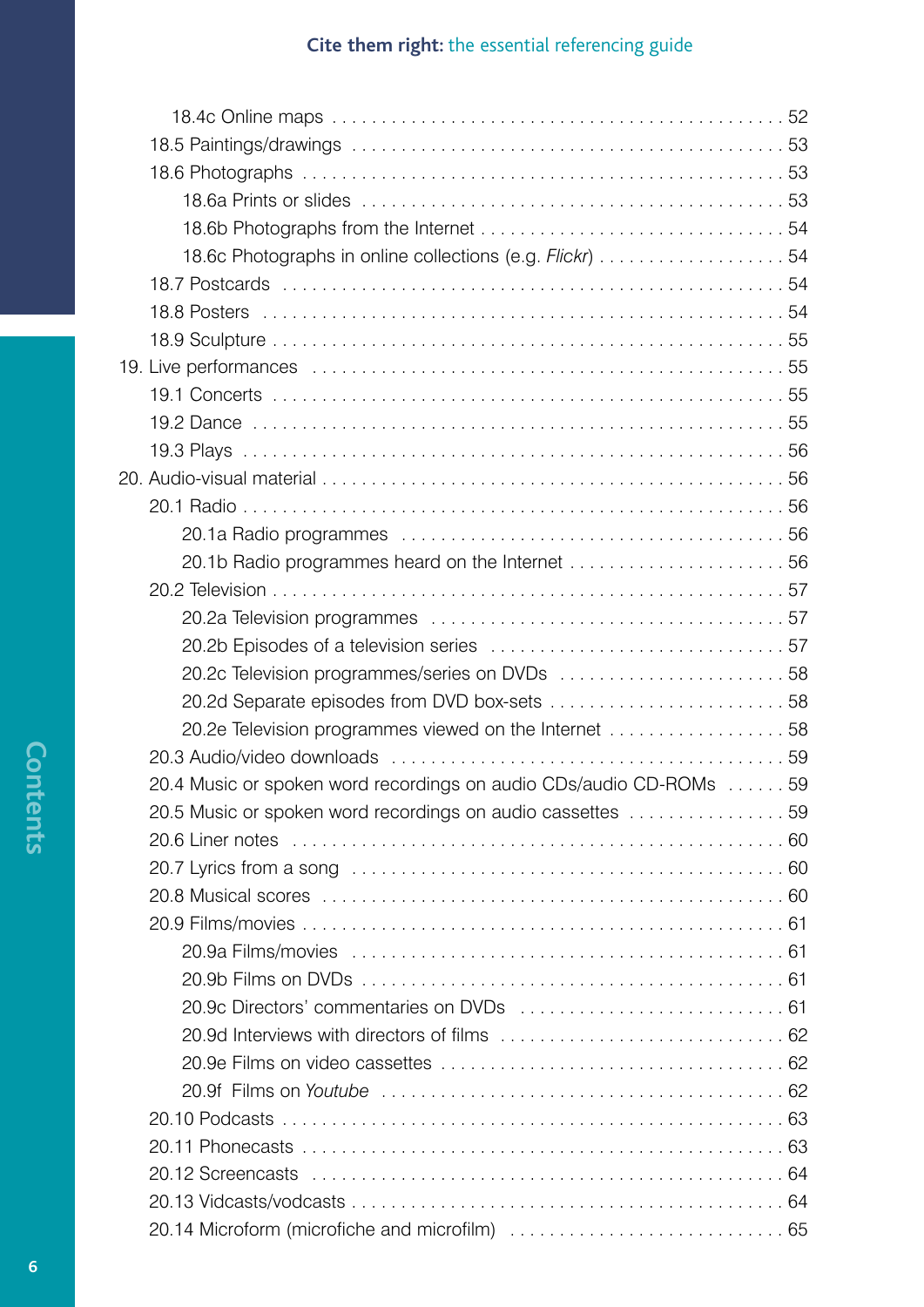18.4c Online maps . . . . . . . . . . . . . . . . . . . . . . . . . . . . . . . . . . . . . . . . . . . . . . 52
18.5 Paintings/drawings . . . . . . . . . . . . . . . . . . . . . . . . . . . . . . . . . . . . . . . . . . . . 53
18.6 Photographs . . . . . . . . . . . . . . . . . . . . . . . . . . . . . . . . . . . . . . . . . . . . . . . . . 53
18.6a Prints or slides . . . . . . . . . . . . . . . . . . . . . . . . . . . . . . . . . . . . . . . . . . . . 53
18.6b Photographs from the Internet . . . . . . . . . . . . . . . . . . . . . . . . . . . . . . . 54
18.6c Photographs in online collections (e.g. *Flickr*) . . . . . . . . . . . . . . . . . . . 54
18.7 Postcards . . . . . . . . . . . . . . . . . . . . . . . . . . . . . . . . . . . . . . . . . . . . . . . . . . . 54
18.8 Posters . . . . . . . . . . . . . . . . . . . . . . . . . . . . . . . . . . . . . . . . . . . . . . . . . . . . 54
18.9 Sculpture . . . . . . . . . . . . . . . . . . . . . . . . . . . . . . . . . . . . . . . . . . . . . . . . . . . 55
19. Live performances . . . . . . . . . . . . . . . . . . . . . . . . . . . . . . . . . . . . . . . . . . . . . 55
19.1 Concerts . . . . . . . . . . . . . . . . . . . . . . . . . . . . . . . . . . . . . . . . . . . . . . . . . . . 55
19.2 Dance . . . . . . . . . . . . . . . . . . . . . . . . . . . . . . . . . . . . . . . . . . . . . . . . . . . . . 55
19.3 Plays . . . . . . . . . . . . . . . . . . . . . . . . . . . . . . . . . . . . . . . . . . . . . . . . . . . . . . 56
20. Audio-visual material . . . . . . . . . . . . . . . . . . . . . . . . . . . . . . . . . . . . . . . . . . . 56
20.1 Radio . . . . . . . . . . . . . . . . . . . . . . . . . . . . . . . . . . . . . . . . . . . . . . . . . . . . . . 56
20.1a Radio programmes . . . . . . . . . . . . . . . . . . . . . . . . . . . . . . . . . . . . . . . . . 56
20.1b Radio programmes heard on the Internet . . . . . . . . . . . . . . . . . . . . . . . 56
20.2 Television . . . . . . . . . . . . . . . . . . . . . . . . . . . . . . . . . . . . . . . . . . . . . . . . . . . 57
20.2a Television programmes . . . . . . . . . . . . . . . . . . . . . . . . . . . . . . . . . . . . 57
20.2b Episodes of a television series . . . . . . . . . . . . . . . . . . . . . . . . . . . . . . 57
20.2c Television programmes/series on DVDs . . . . . . . . . . . . . . . . . . . . . . . 58
20.2d Separate episodes from DVD box-sets . . . . . . . . . . . . . . . . . . . . . . . . 58
20.2e Television programmes viewed on the Internet . . . . . . . . . . . . . . . . . . 58
20.3 Audio/video downloads . . . . . . . . . . . . . . . . . . . . . . . . . . . . . . . . . . . . . . . 59
20.4 Music or spoken word recordings on audio CDs/audio CD-ROMs . . . . . . 59
20.5 Music or spoken word recordings on audio cassettes . . . . . . . . . . . . . . . . 59
20.6 Liner notes . . . . . . . . . . . . . . . . . . . . . . . . . . . . . . . . . . . . . . . . . . . . . . . . . 60
20.7 Lyrics from a song . . . . . . . . . . . . . . . . . . . . . . . . . . . . . . . . . . . . . . . . . . . 60
20.8 Musical scores . . . . . . . . . . . . . . . . . . . . . . . . . . . . . . . . . . . . . . . . . . . . . . 60
20.9 Films/movies . . . . . . . . . . . . . . . . . . . . . . . . . . . . . . . . . . . . . . . . . . . . . . . 61
20.9a Films/movies . . . . . . . . . . . . . . . . . . . . . . . . . . . . . . . . . . . . . . . . . . . . 61
20.9b Films on DVDs . . . . . . . . . . . . . . . . . . . . . . . . . . . . . . . . . . . . . . . . . . . 61
20.9c Directors' commentaries on DVDs . . . . . . . . . . . . . . . . . . . . . . . . . . . 61
20.9d Interviews with directors of films . . . . . . . . . . . . . . . . . . . . . . . . . . . . 62
20.9e Films on video cassettes . . . . . . . . . . . . . . . . . . . . . . . . . . . . . . . . . . . 62
20.9f Films on *Youtube* . . . . . . . . . . . . . . . . . . . . . . . . . . . . . . . . . . . . . . . . . 62
20.10 Podcasts . . . . . . . . . . . . . . . . . . . . . . . . . . . . . . . . . . . . . . . . . . . . . . . . . 63
20.11 Phonecasts . . . . . . . . . . . . . . . . . . . . . . . . . . . . . . . . . . . . . . . . . . . . . . . 63
20.12 Screencasts . . . . . . . . . . . . . . . . . . . . . . . . . . . . . . . . . . . . . . . . . . . . . . 64
20.13 Vidcasts/vodcasts . . . . . . . . . . . . . . . . . . . . . . . . . . . . . . . . . . . . . . . . . . 64
20.14 Microform (microfiche and microfilm) . . . . . . . . . . . . . . . . . . . . . . . . . . 65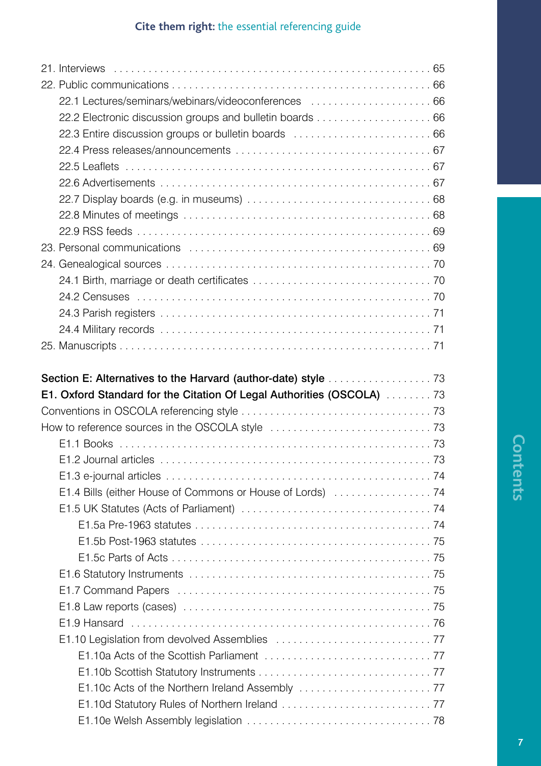21. Interviews . . . . . . . . . . . . . . . . . . . . . . . . . . . . . . . . . . . . . . . . . . . . . . . . . . . . . . . . 65
22. Public communications . . . . . . . . . . . . . . . . . . . . . . . . . . . . . . . . . . . . . . . . . . . . . . . . 66
    22.1 Lectures/seminars/webinars/videoconferences . . . . . . . . . . . . . . . . . . . . . 66
    22.2 Electronic discussion groups and bulletin boards . . . . . . . . . . . . . . . . . . . 66
    22.3 Entire discussion groups or bulletin boards . . . . . . . . . . . . . . . . . . . . . . . 66
    22.4 Press releases/announcements . . . . . . . . . . . . . . . . . . . . . . . . . . . . . . . 67
    22.5 Leaflets . . . . . . . . . . . . . . . . . . . . . . . . . . . . . . . . . . . . . . . . . . . . . . . . . 67
    22.6 Advertisements . . . . . . . . . . . . . . . . . . . . . . . . . . . . . . . . . . . . . . . . . . . 67
    22.7 Display boards (e.g. in museums) . . . . . . . . . . . . . . . . . . . . . . . . . . . . . . 68
    22.8 Minutes of meetings . . . . . . . . . . . . . . . . . . . . . . . . . . . . . . . . . . . . . . . . 68
    22.9 RSS feeds . . . . . . . . . . . . . . . . . . . . . . . . . . . . . . . . . . . . . . . . . . . . . . . 69
23. Personal communications . . . . . . . . . . . . . . . . . . . . . . . . . . . . . . . . . . . . . . . . . . . 69
24. Genealogical sources . . . . . . . . . . . . . . . . . . . . . . . . . . . . . . . . . . . . . . . . . . . . . . 70
    24.1 Birth, marriage or death certificates . . . . . . . . . . . . . . . . . . . . . . . . . . . . . 70
    24.2 Censuses . . . . . . . . . . . . . . . . . . . . . . . . . . . . . . . . . . . . . . . . . . . . . . . . 70
    24.3 Parish registers . . . . . . . . . . . . . . . . . . . . . . . . . . . . . . . . . . . . . . . . . . . . 71
    24.4 Military records . . . . . . . . . . . . . . . . . . . . . . . . . . . . . . . . . . . . . . . . . . . 71
25. Manuscripts . . . . . . . . . . . . . . . . . . . . . . . . . . . . . . . . . . . . . . . . . . . . . . . . . . . . . 71

**Section E: Alternatives to the Harvard (author-date) style** . . . . . . . . . . . . . . . . . . 73
**E1. Oxford Standard for the Citation Of Legal Authorities (OSCOLA)** . . . . . . . . 73
Conventions in OSCOLA referencing style . . . . . . . . . . . . . . . . . . . . . . . . . . . . . . . . 73
How to reference sources in the OSCOLA style . . . . . . . . . . . . . . . . . . . . . . . . . . . . . 73
    E1.1 Books . . . . . . . . . . . . . . . . . . . . . . . . . . . . . . . . . . . . . . . . . . . . . . . . . . . 73
    E1.2 Journal articles . . . . . . . . . . . . . . . . . . . . . . . . . . . . . . . . . . . . . . . . . . . . . 73
    E1.3 e-journal articles . . . . . . . . . . . . . . . . . . . . . . . . . . . . . . . . . . . . . . . . . . . . 74
    E1.4 Bills (either House of Commons or House of Lords) . . . . . . . . . . . . . . . . . 74
    E1.5 UK Statutes (Acts of Parliament) . . . . . . . . . . . . . . . . . . . . . . . . . . . . . . . 74
        E1.5a Pre-1963 statutes . . . . . . . . . . . . . . . . . . . . . . . . . . . . . . . . . . . . . . . . 74
        E1.5b Post-1963 statutes . . . . . . . . . . . . . . . . . . . . . . . . . . . . . . . . . . . . . . . 75
        E1.5c Parts of Acts . . . . . . . . . . . . . . . . . . . . . . . . . . . . . . . . . . . . . . . . . . . 75
    E1.6 Statutory Instruments . . . . . . . . . . . . . . . . . . . . . . . . . . . . . . . . . . . . . . . 75
    E1.7 Command Papers . . . . . . . . . . . . . . . . . . . . . . . . . . . . . . . . . . . . . . . . . . 75
    E1.8 Law reports (cases) . . . . . . . . . . . . . . . . . . . . . . . . . . . . . . . . . . . . . . . . . 75
    E1.9 Hansard . . . . . . . . . . . . . . . . . . . . . . . . . . . . . . . . . . . . . . . . . . . . . . . . . 76
    E1.10 Legislation from devolved Assemblies . . . . . . . . . . . . . . . . . . . . . . . . . . 77
        E1.10a Acts of the Scottish Parliament . . . . . . . . . . . . . . . . . . . . . . . . . . . . 77
        E1.10b Scottish Statutory Instruments . . . . . . . . . . . . . . . . . . . . . . . . . . . . 77
        E1.10c Acts of the Northern Ireland Assembly . . . . . . . . . . . . . . . . . . . . . . 77
        E1.10d Statutory Rules of Northern Ireland . . . . . . . . . . . . . . . . . . . . . . . . 77
        E1.10e Welsh Assembly legislation . . . . . . . . . . . . . . . . . . . . . . . . . . . . . . 78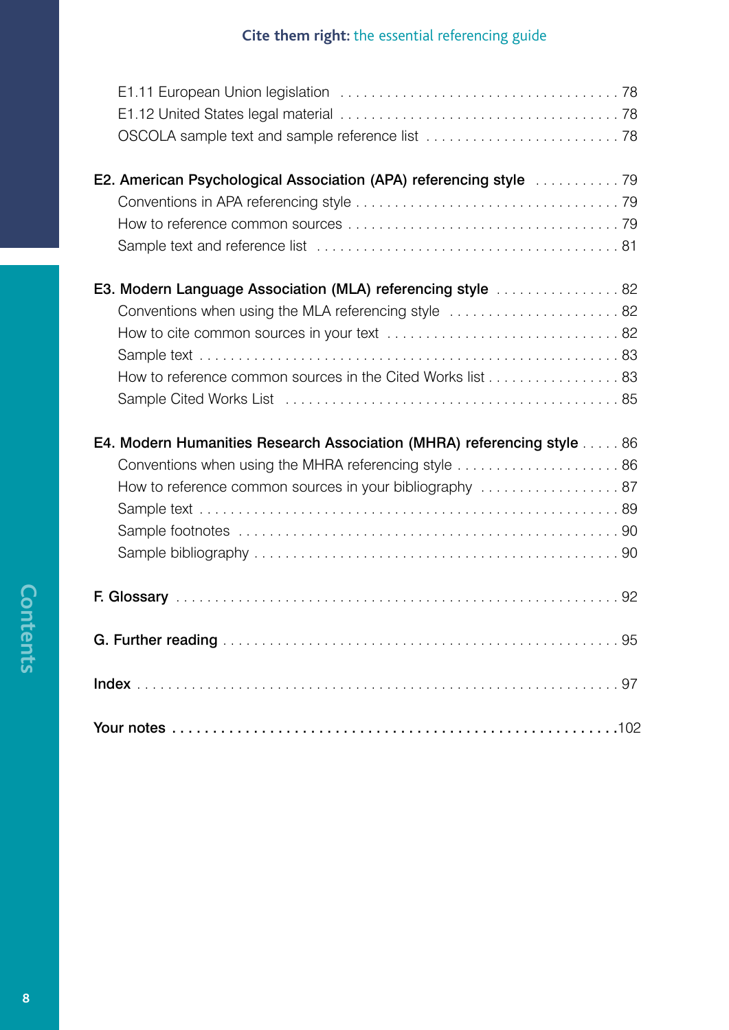E1.11 European Union legislation . . . . . . . . . . . . . . . . . . . . . . . . . . . . . . . . . . . . 78
E1.12 United States legal material . . . . . . . . . . . . . . . . . . . . . . . . . . . . . . . . . . . . 78
OSCOLA sample text and sample reference list . . . . . . . . . . . . . . . . . . . . . . . . 78

**E2. American Psychological Association (APA) referencing style** . . . . . . . . . . . 79
Conventions in APA referencing style . . . . . . . . . . . . . . . . . . . . . . . . . . . . . . . . . 79
How to reference common sources . . . . . . . . . . . . . . . . . . . . . . . . . . . . . . . . . . 79
Sample text and reference list . . . . . . . . . . . . . . . . . . . . . . . . . . . . . . . . . . . . . 81

**E3. Modern Language Association (MLA) referencing style** . . . . . . . . . . . . . . . . 82
Conventions when using the MLA referencing style . . . . . . . . . . . . . . . . . . . . . . 82
How to cite common sources in your text . . . . . . . . . . . . . . . . . . . . . . . . . . . . . 82
Sample text . . . . . . . . . . . . . . . . . . . . . . . . . . . . . . . . . . . . . . . . . . . . . . . . . . . . 83
How to reference common sources in the Cited Works list . . . . . . . . . . . . . . . . . 83
Sample Cited Works List . . . . . . . . . . . . . . . . . . . . . . . . . . . . . . . . . . . . . . . . . . 85

**E4. Modern Humanities Research Association (MHRA) referencing style** . . . . . 86
Conventions when using the MHRA referencing style . . . . . . . . . . . . . . . . . . . . . 86
How to reference common sources in your bibliography . . . . . . . . . . . . . . . . . . 87
Sample text . . . . . . . . . . . . . . . . . . . . . . . . . . . . . . . . . . . . . . . . . . . . . . . . . . . . 89
Sample footnotes . . . . . . . . . . . . . . . . . . . . . . . . . . . . . . . . . . . . . . . . . . . . . . . . 90
Sample bibliography . . . . . . . . . . . . . . . . . . . . . . . . . . . . . . . . . . . . . . . . . . . . . . 90

**F. Glossary** . . . . . . . . . . . . . . . . . . . . . . . . . . . . . . . . . . . . . . . . . . . . . . . . . . . 92

**G. Further reading** . . . . . . . . . . . . . . . . . . . . . . . . . . . . . . . . . . . . . . . . . . . . . . 95

**Index** . . . . . . . . . . . . . . . . . . . . . . . . . . . . . . . . . . . . . . . . . . . . . . . . . . . . . . . . 97

**Your notes** . . . . . . . . . . . . . . . . . . . . . . . . . . . . . . . . . . . . . . . . . . . . . . . . . . . 102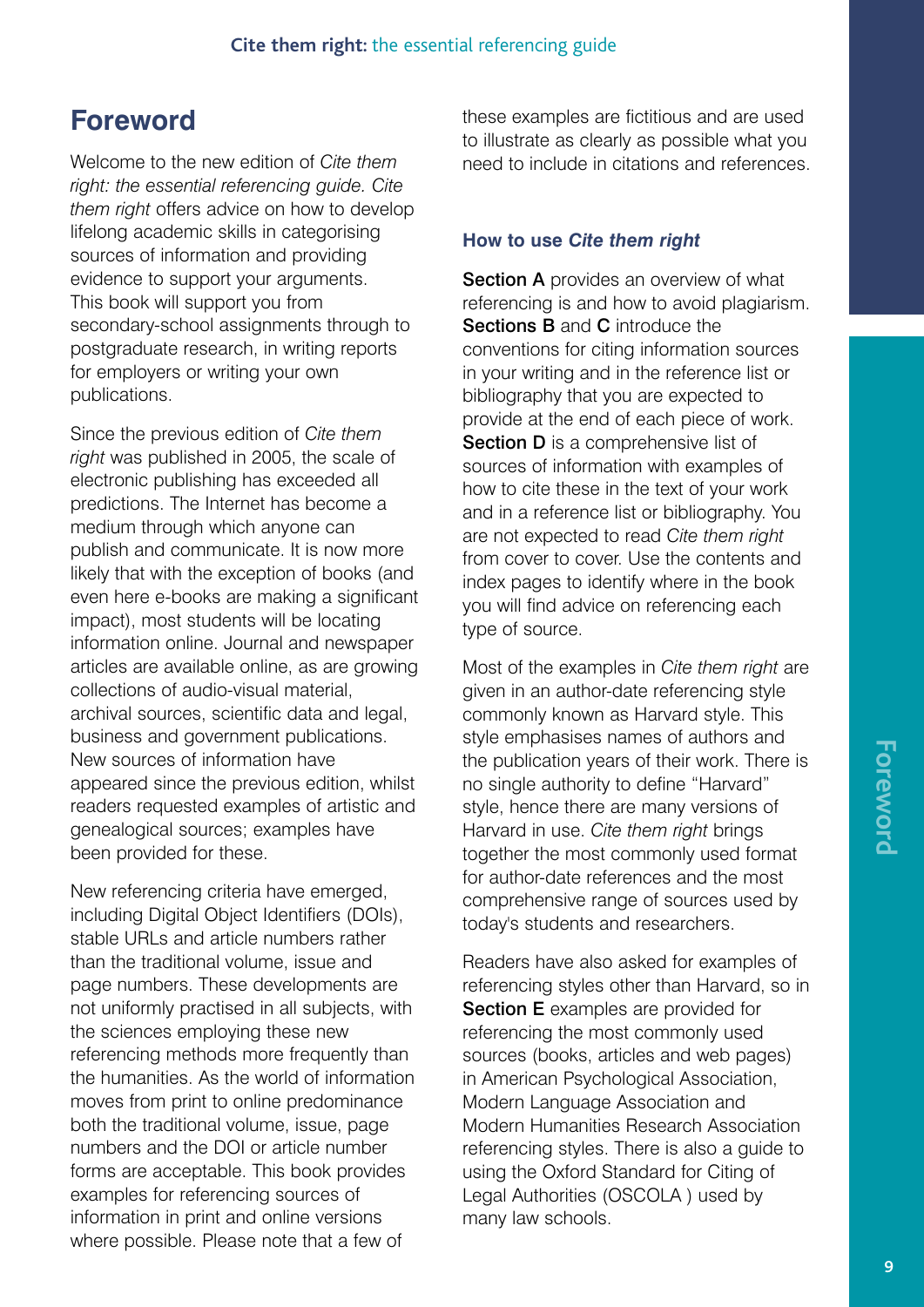# Foreword

Welcome to the new edition of *Cite them right: the essential referencing guide. Cite them right* offers advice on how to develop lifelong academic skills in categorising sources of information and providing evidence to support your arguments. This book will support you from secondary-school assignments through to postgraduate research, in writing reports for employers or writing your own publications.

Since the previous edition of *Cite them right* was published in 2005, the scale of electronic publishing has exceeded all predictions. The Internet has become a medium through which anyone can publish and communicate. It is now more likely that with the exception of books (and even here e-books are making a significant impact), most students will be locating information online. Journal and newspaper articles are available online, as are growing collections of audio-visual material, archival sources, scientific data and legal, business and government publications. New sources of information have appeared since the previous edition, whilst readers requested examples of artistic and genealogical sources; examples have been provided for these.

New referencing criteria have emerged, including Digital Object Identifiers (DOIs), stable URLs and article numbers rather than the traditional volume, issue and page numbers. These developments are not uniformly practised in all subjects, with the sciences employing these new referencing methods more frequently than the humanities. As the world of information moves from print to online predominance both the traditional volume, issue, page numbers and the DOI or article number forms are acceptable. This book provides examples for referencing sources of information in print and online versions where possible. Please note that a few of these examples are fictitious and are used to illustrate as clearly as possible what you need to include in citations and references.

### How to use *Cite them right*

**Section A** provides an overview of what referencing is and how to avoid plagiarism. **Sections B** and **C** introduce the conventions for citing information sources in your writing and in the reference list or bibliography that you are expected to provide at the end of each piece of work. **Section D** is a comprehensive list of sources of information with examples of how to cite these in the text of your work and in a reference list or bibliography. You are not expected to read *Cite them right* from cover to cover. Use the contents and index pages to identify where in the book you will find advice on referencing each type of source.

Most of the examples in *Cite them right* are given in an author-date referencing style commonly known as Harvard style. This style emphasises names of authors and the publication years of their work. There is no single authority to define "Harvard" style, hence there are many versions of Harvard in use. *Cite them right* brings together the most commonly used format for author-date references and the most comprehensive range of sources used by today's students and researchers.

Readers have also asked for examples of referencing styles other than Harvard, so in **Section E** examples are provided for referencing the most commonly used sources (books, articles and web pages) in American Psychological Association, Modern Language Association and Modern Humanities Research Association referencing styles. There is also a guide to using the Oxford Standard for Citing of Legal Authorities (OSCOLA ) used by many law schools.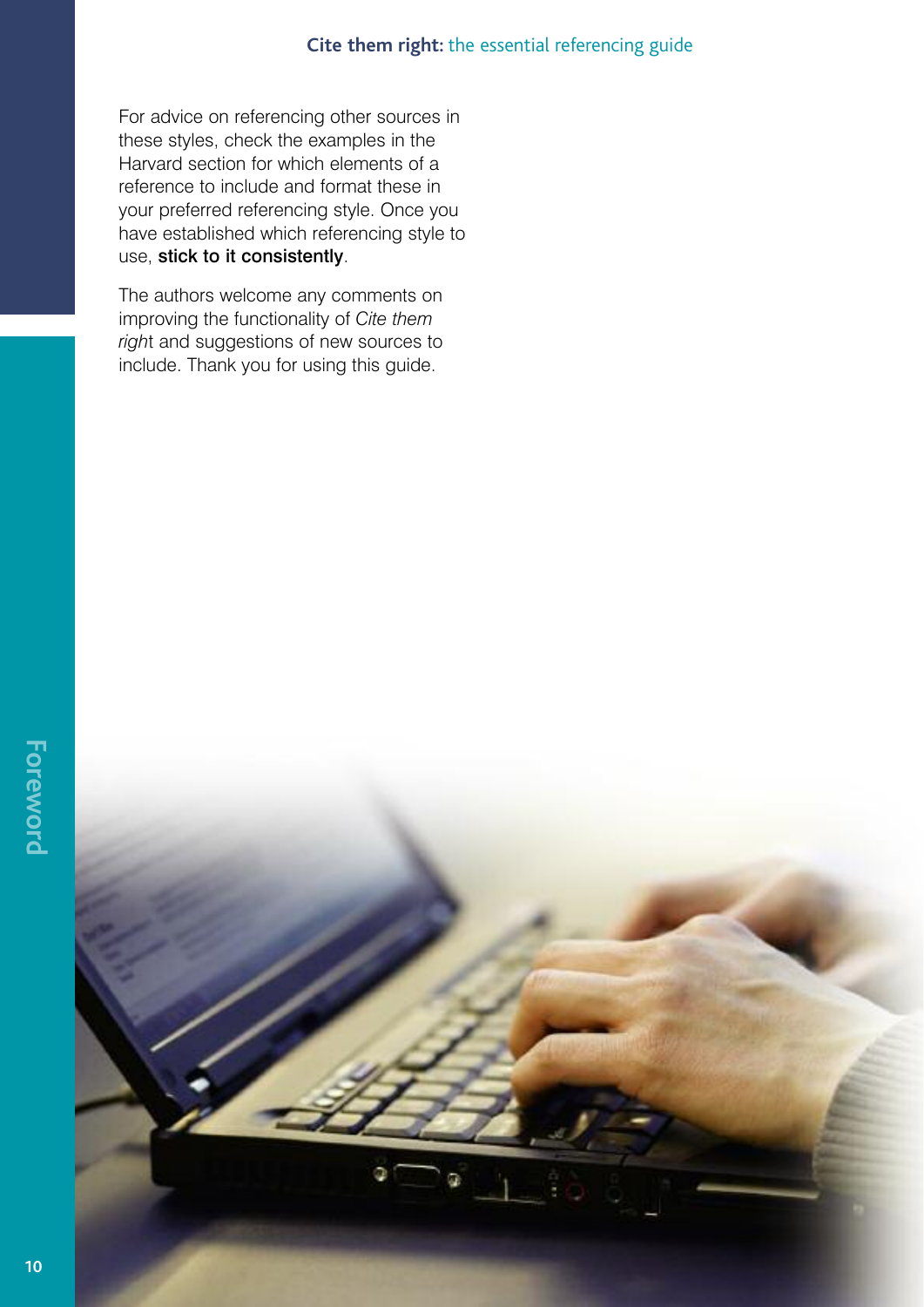For advice on referencing other sources in these styles, check the examples in the Harvard section for which elements of a reference to include and format these in your preferred referencing style. Once you have established which referencing style to use, **stick to it consistently**.

The authors welcome any comments on improving the functionality of *Cite them right* and suggestions of new sources to include. Thank you for using this guide.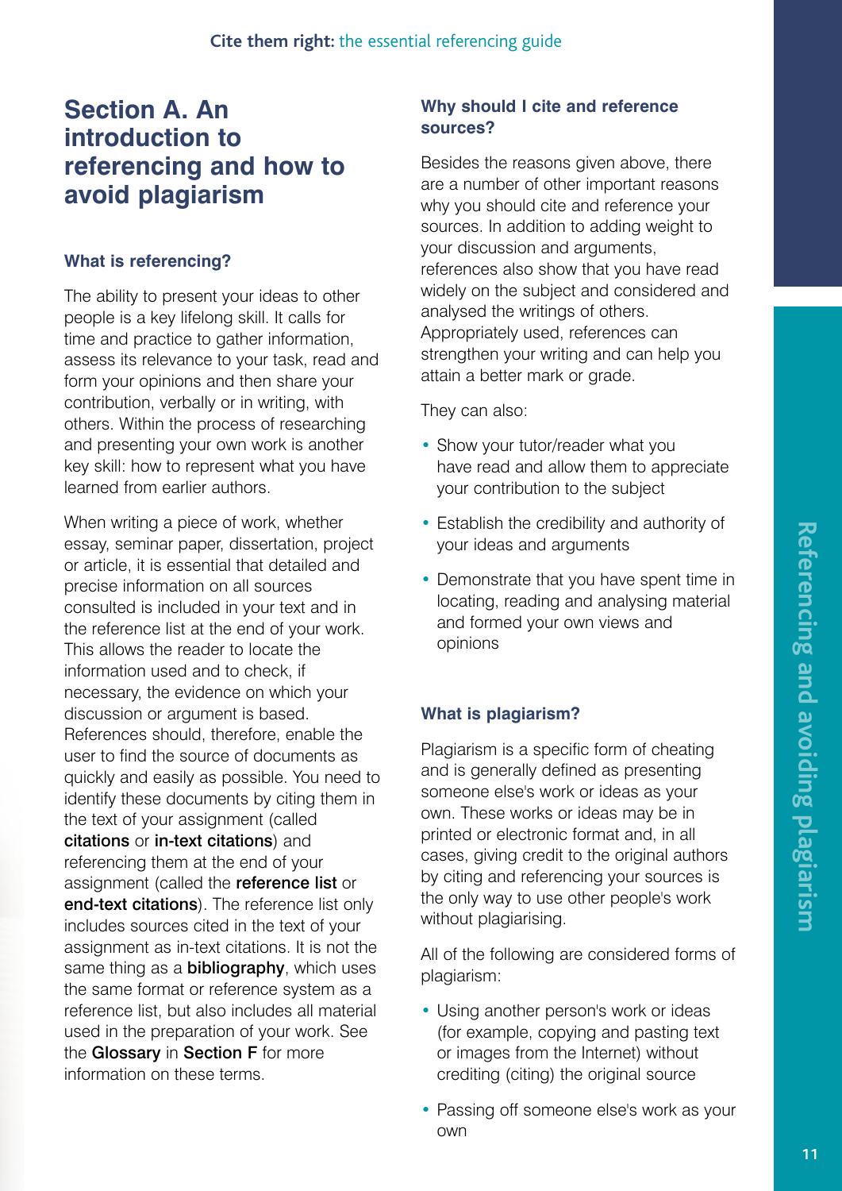# Section A. An introduction to referencing and how to avoid plagiarism

## What is referencing?

The ability to present your ideas to other people is a key lifelong skill. It calls for time and practice to gather information, assess its relevance to your task, read and form your opinions and then share your contribution, verbally or in writing, with others. Within the process of researching and presenting your own work is another key skill: how to represent what you have learned from earlier authors.

When writing a piece of work, whether essay, seminar paper, dissertation, project or article, it is essential that detailed and precise information on all sources consulted is included in your text and in the reference list at the end of your work. This allows the reader to locate the information used and to check, if necessary, the evidence on which your discussion or argument is based. References should, therefore, enable the user to find the source of documents as quickly and easily as possible. You need to identify these documents by citing them in the text of your assignment (called **citations** or **in-text citations**) and referencing them at the end of your assignment (called the **reference list** or **end-text citations**). The reference list only includes sources cited in the text of your assignment as in-text citations. It is not the same thing as a **bibliography**, which uses the same format or reference system as a reference list, but also includes all material used in the preparation of your work. See the **Glossary** in **Section F** for more information on these terms.

## Why should I cite and reference sources?

Besides the reasons given above, there are a number of other important reasons why you should cite and reference your sources. In addition to adding weight to your discussion and arguments, references also show that you have read widely on the subject and considered and analysed the writings of others. Appropriately used, references can strengthen your writing and can help you attain a better mark or grade.

They can also:

- Show your tutor/reader what you have read and allow them to appreciate your contribution to the subject
- Establish the credibility and authority of your ideas and arguments
- Demonstrate that you have spent time in locating, reading and analysing material and formed your own views and opinions

## What is plagiarism?

Plagiarism is a specific form of cheating and is generally defined as presenting someone else's work or ideas as your own. These works or ideas may be in printed or electronic format and, in all cases, giving credit to the original authors by citing and referencing your sources is the only way to use other people's work without plagiarising.

All of the following are considered forms of plagiarism:

- Using another person's work or ideas (for example, copying and pasting text or images from the Internet) without crediting (citing) the original source
- Passing off someone else's work as your own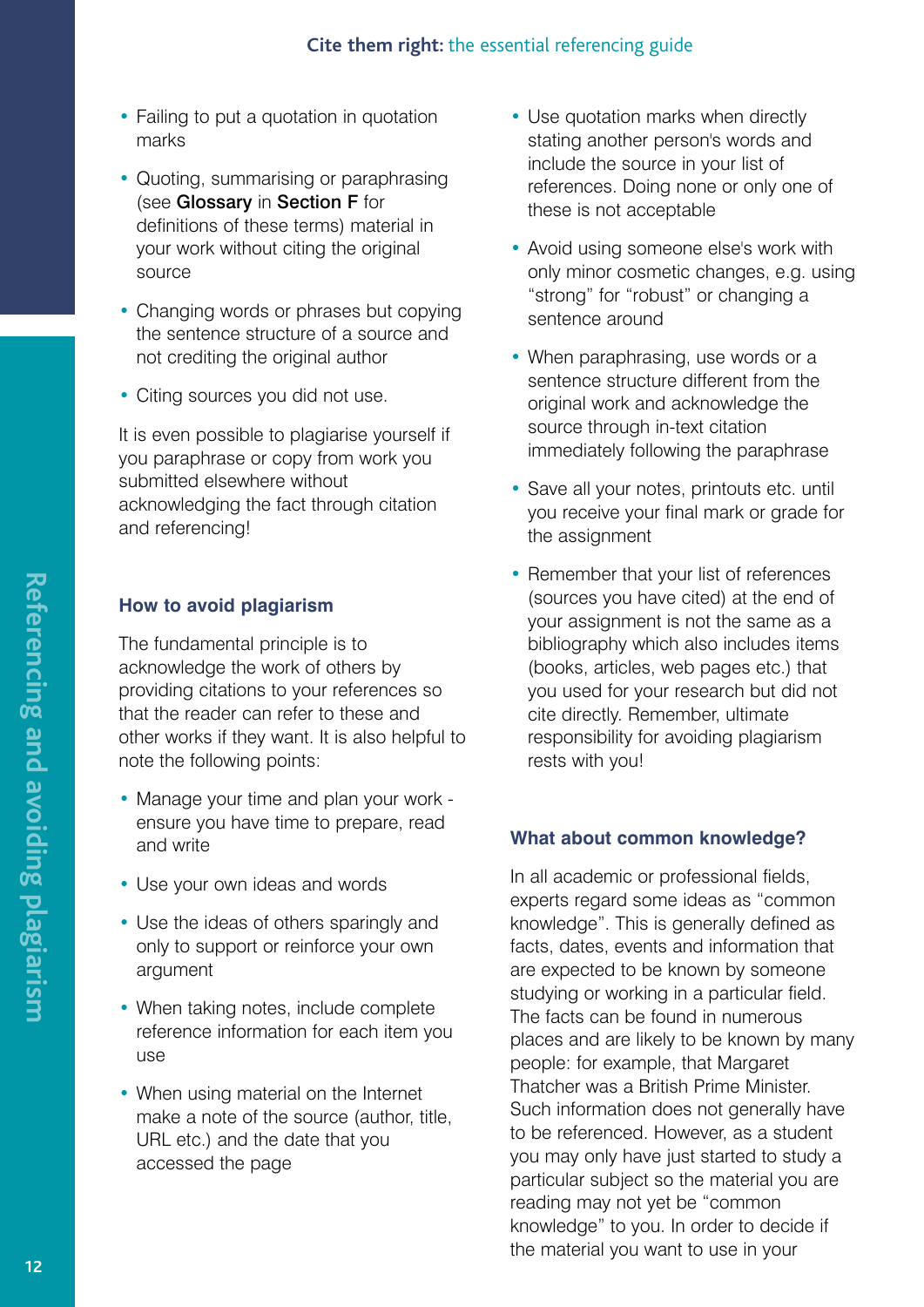- Failing to put a quotation in quotation marks
- Quoting, summarising or paraphrasing (see **Glossary** in **Section F** for definitions of these terms) material in your work without citing the original source
- Changing words or phrases but copying the sentence structure of a source and not crediting the original author
- Citing sources you did not use.

It is even possible to plagiarise yourself if you paraphrase or copy from work you submitted elsewhere without acknowledging the fact through citation and referencing!

### How to avoid plagiarism

The fundamental principle is to acknowledge the work of others by providing citations to your references so that the reader can refer to these and other works if they want. It is also helpful to note the following points:

- Manage your time and plan your work - ensure you have time to prepare, read and write
- Use your own ideas and words
- Use the ideas of others sparingly and only to support or reinforce your own argument
- When taking notes, include complete reference information for each item you use
- When using material on the Internet make a note of the source (author, title, URL etc.) and the date that you accessed the page
- Use quotation marks when directly stating another person's words and include the source in your list of references. Doing none or only one of these is not acceptable
- Avoid using someone else's work with only minor cosmetic changes, e.g. using "strong" for "robust" or changing a sentence around
- When paraphrasing, use words or a sentence structure different from the original work and acknowledge the source through in-text citation immediately following the paraphrase
- Save all your notes, printouts etc. until you receive your final mark or grade for the assignment
- Remember that your list of references (sources you have cited) at the end of your assignment is not the same as a bibliography which also includes items (books, articles, web pages etc.) that you used for your research but did not cite directly. Remember, ultimate responsibility for avoiding plagiarism rests with you!

### What about common knowledge?

In all academic or professional fields, experts regard some ideas as "common knowledge". This is generally defined as facts, dates, events and information that are expected to be known by someone studying or working in a particular field. The facts can be found in numerous places and are likely to be known by many people: for example, that Margaret Thatcher was a British Prime Minister. Such information does not generally have to be referenced. However, as a student you may only have just started to study a particular subject so the material you are reading may not yet be "common knowledge" to you. In order to decide if the material you want to use in your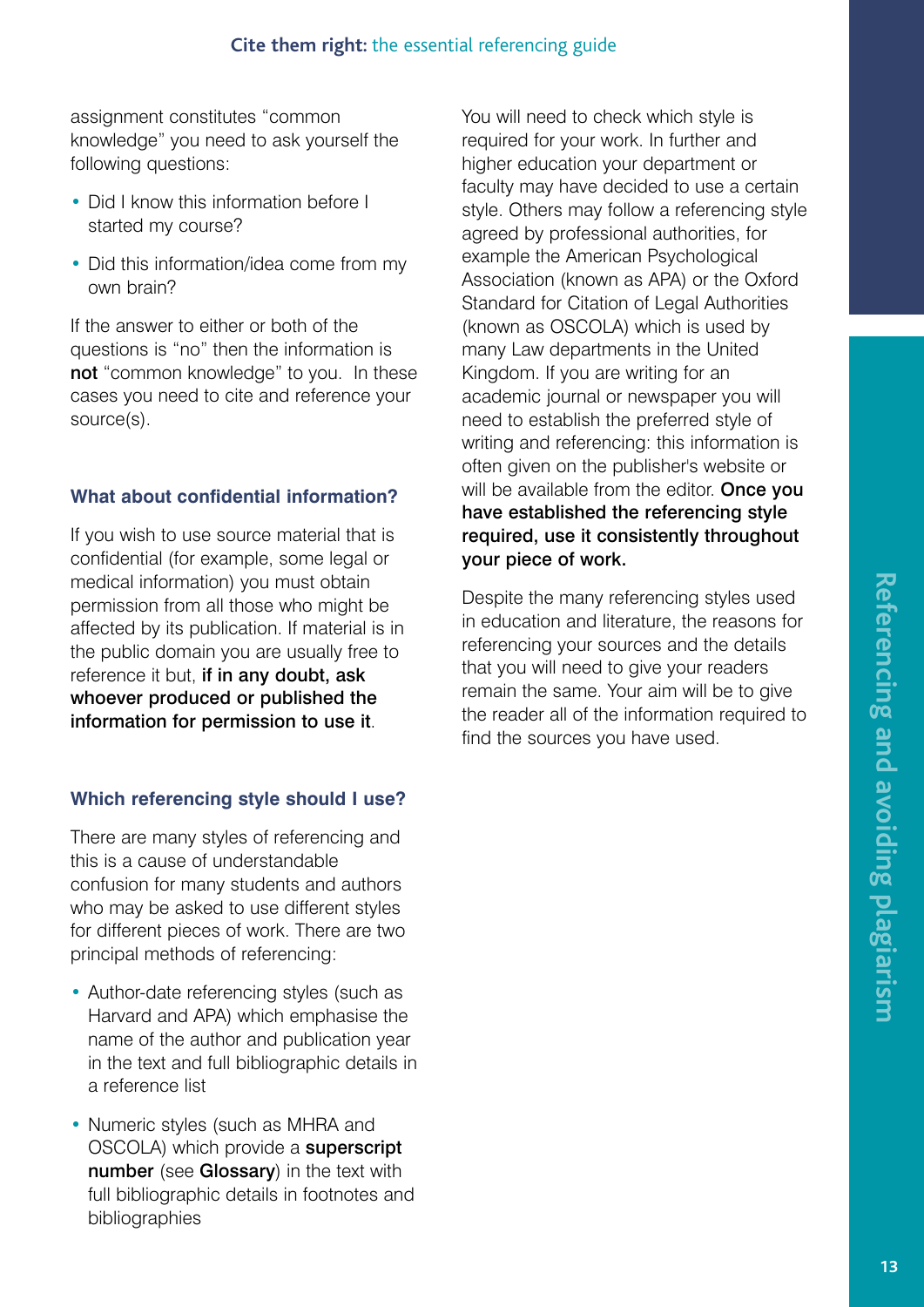assignment constitutes "common knowledge" you need to ask yourself the following questions:

- Did I know this information before I started my course?
- Did this information/idea come from my own brain?

If the answer to either or both of the questions is "no" then the information is **not** "common knowledge" to you. In these cases you need to cite and reference your source(s).

### What about confidential information?

If you wish to use source material that is confidential (for example, some legal or medical information) you must obtain permission from all those who might be affected by its publication. If material is in the public domain you are usually free to reference it but, **if in any doubt, ask whoever produced or published the information for permission to use it**.

### Which referencing style should I use?

There are many styles of referencing and this is a cause of understandable confusion for many students and authors who may be asked to use different styles for different pieces of work. There are two principal methods of referencing:

- Author-date referencing styles (such as Harvard and APA) which emphasise the name of the author and publication year in the text and full bibliographic details in a reference list
- Numeric styles (such as MHRA and OSCOLA) which provide a **superscript number** (see **Glossary**) in the text with full bibliographic details in footnotes and bibliographies

You will need to check which style is required for your work. In further and higher education your department or faculty may have decided to use a certain style. Others may follow a referencing style agreed by professional authorities, for example the American Psychological Association (known as APA) or the Oxford Standard for Citation of Legal Authorities (known as OSCOLA) which is used by many Law departments in the United Kingdom. If you are writing for an academic journal or newspaper you will need to establish the preferred style of writing and referencing: this information is often given on the publisher's website or will be available from the editor. **Once you have established the referencing style required, use it consistently throughout your piece of work.**

Despite the many referencing styles used in education and literature, the reasons for referencing your sources and the details that you will need to give your readers remain the same. Your aim will be to give the reader all of the information required to find the sources you have used.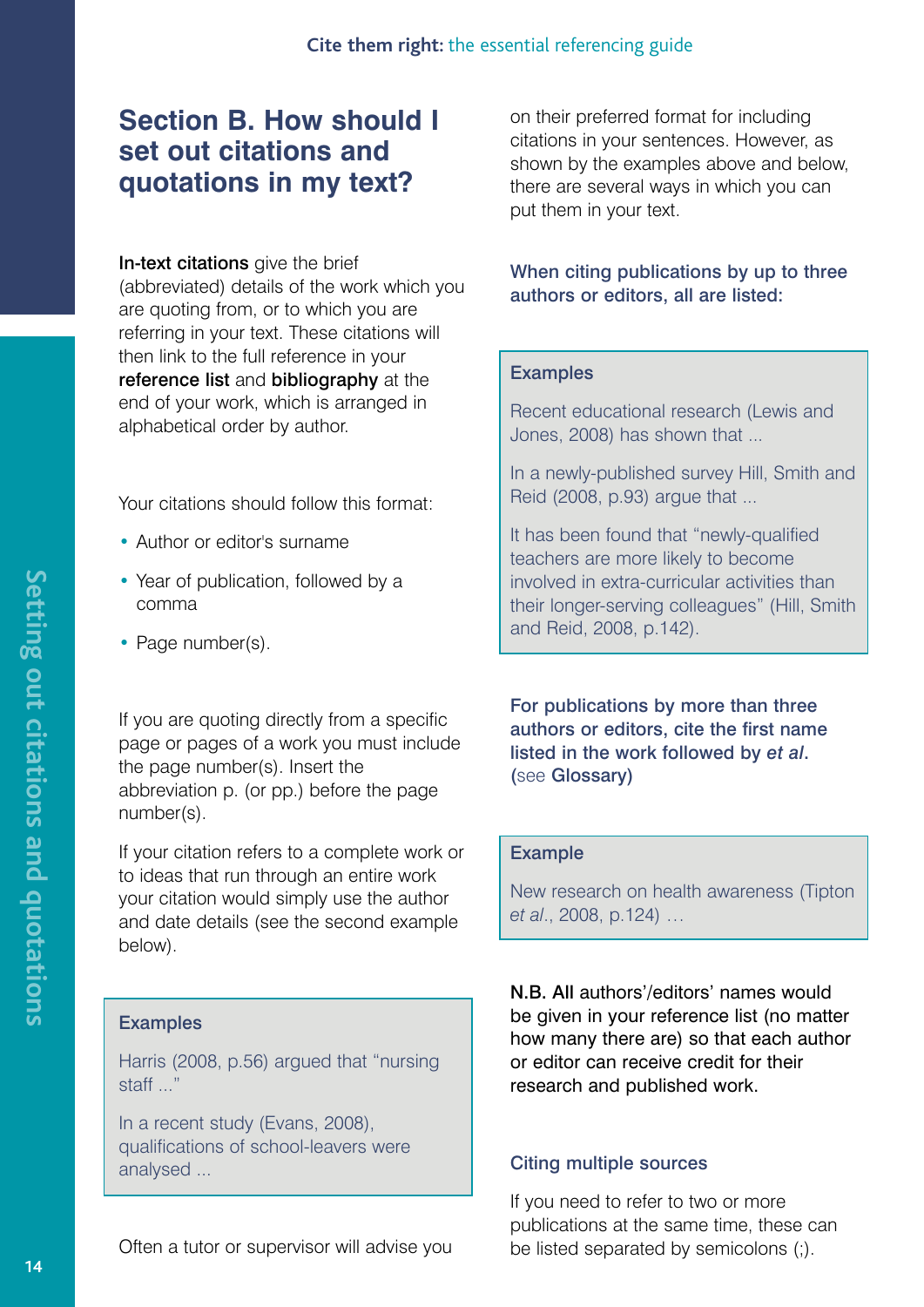## Section B. How should I set out citations and quotations in my text?

**In-text citations** give the brief (abbreviated) details of the work which you are quoting from, or to which you are referring in your text. These citations will then link to the full reference in your **reference list** and **bibliography** at the end of your work, which is arranged in alphabetical order by author.

Your citations should follow this format:

- Author or editor's surname
- Year of publication, followed by a comma
- Page number(s).

If you are quoting directly from a specific page or pages of a work you must include the page number(s). Insert the abbreviation p. (or pp.) before the page number(s).

If your citation refers to a complete work or to ideas that run through an entire work your citation would simply use the author and date details (see the second example below).

> **Examples**
>
> Harris (2008, p.56) argued that "nursing staff ..."
>
> In a recent study (Evans, 2008), qualifications of school-leavers were analysed ...

Often a tutor or supervisor will advise you on their preferred format for including citations in your sentences. However, as shown by the examples above and below, there are several ways in which you can put them in your text.

### When citing publications by up to three authors or editors, all are listed:

> **Examples**
>
> Recent educational research (Lewis and Jones, 2008) has shown that ...
>
> In a newly-published survey Hill, Smith and Reid (2008, p.93) argue that ...
>
> It has been found that "newly-qualified teachers are more likely to become involved in extra-curricular activities than their longer-serving colleagues" (Hill, Smith and Reid, 2008, p.142).

### For publications by more than three authors or editors, cite the first name listed in the work followed by *et al*. (see Glossary)

> **Example**
>
> New research on health awareness (Tipton *et al*., 2008, p.124) …

**N.B. All** authors'/editors' names would be given in your reference list (no matter how many there are) so that each author or editor can receive credit for their research and published work.

### Citing multiple sources

If you need to refer to two or more publications at the same time, these can be listed separated by semicolons (;).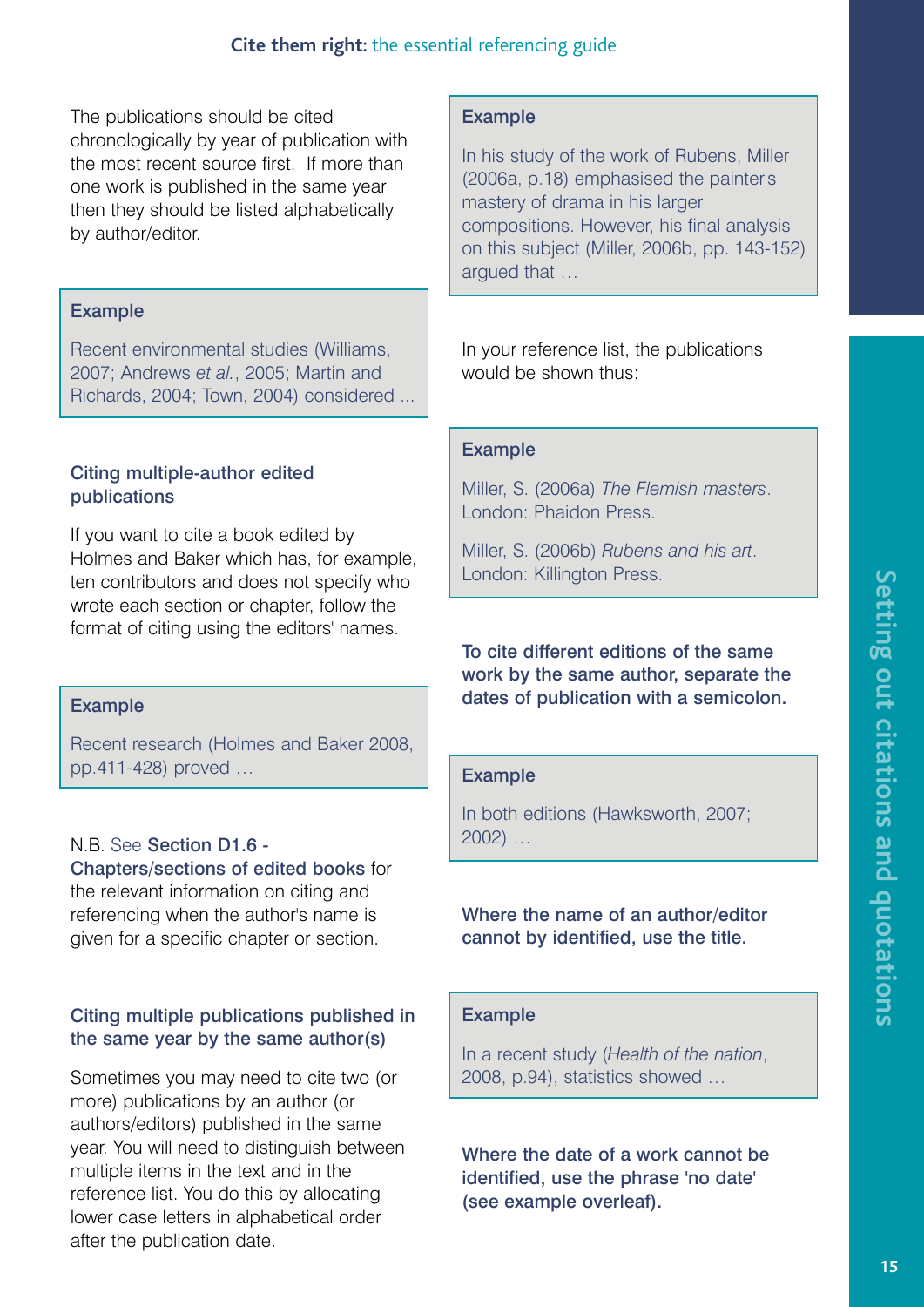The publications should be cited chronologically by year of publication with the most recent source first. If more than one work is published in the same year then they should be listed alphabetically by author/editor.

> **Example**
>
> Recent environmental studies (Williams, 2007; Andrews *et al.*, 2005; Martin and Richards, 2004; Town, 2004) considered ...

### Citing multiple-author edited publications

If you want to cite a book edited by Holmes and Baker which has, for example, ten contributors and does not specify who wrote each section or chapter, follow the format of citing using the editors' names.

> **Example**
>
> Recent research (Holmes and Baker 2008, pp.411-428) proved …

N.B. See **Section D1.6 - Chapters/sections of edited books** for the relevant information on citing and referencing when the author's name is given for a specific chapter or section.

### Citing multiple publications published in the same year by the same author(s)

Sometimes you may need to cite two (or more) publications by an author (or authors/editors) published in the same year. You will need to distinguish between multiple items in the text and in the reference list. You do this by allocating lower case letters in alphabetical order after the publication date.

> **Example**
>
> In his study of the work of Rubens, Miller (2006a, p.18) emphasised the painter's mastery of drama in his larger compositions. However, his final analysis on this subject (Miller, 2006b, pp. 143-152) argued that …

In your reference list, the publications would be shown thus:

> **Example**
>
> Miller, S. (2006a) *The Flemish masters*. London: Phaidon Press.
>
> Miller, S. (2006b) *Rubens and his art*. London: Killington Press.

**To cite different editions of the same work by the same author, separate the dates of publication with a semicolon.**

> **Example**
>
> In both editions (Hawksworth, 2007; 2002) …

**Where the name of an author/editor cannot by identified, use the title.**

> **Example**
>
> In a recent study (*Health of the nation*, 2008, p.94), statistics showed …

**Where the date of a work cannot be identified, use the phrase 'no date' (see example overleaf).**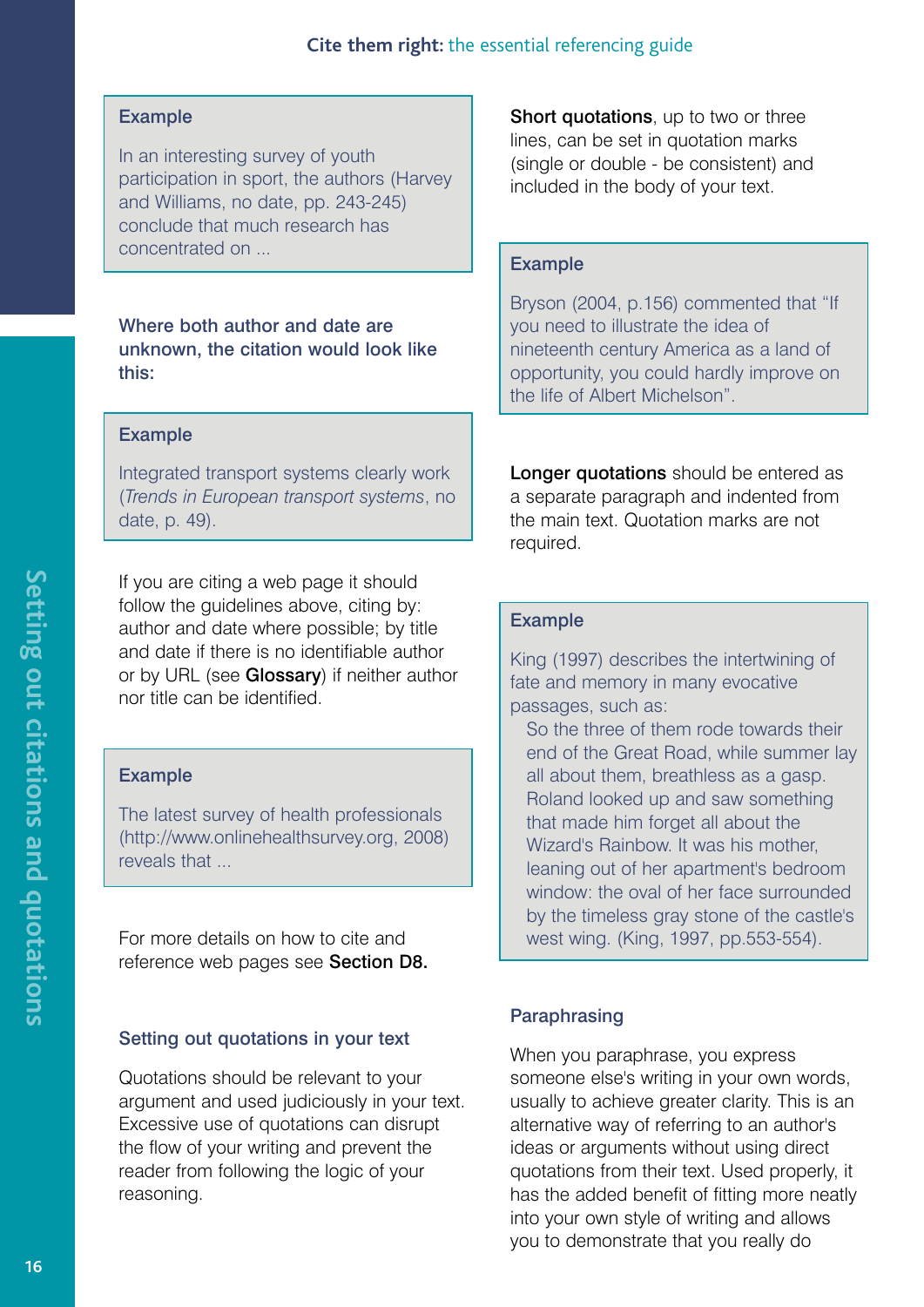**Example**

In an interesting survey of youth participation in sport, the authors (Harvey and Williams, no date, pp. 243-245) conclude that much research has concentrated on ...

### Where both author and date are unknown, the citation would look like this:

**Example**

Integrated transport systems clearly work (*Trends in European transport systems*, no date, p. 49).

If you are citing a web page it should follow the guidelines above, citing by: author and date where possible; by title and date if there is no identifiable author or by URL (see **Glossary**) if neither author nor title can be identified.

**Example**

The latest survey of health professionals (http://www.onlinehealthsurvey.org, 2008) reveals that ...

For more details on how to cite and reference web pages see **Section D8.**

### Setting out quotations in your text

Quotations should be relevant to your argument and used judiciously in your text. Excessive use of quotations can disrupt the flow of your writing and prevent the reader from following the logic of your reasoning.

**Short quotations**, up to two or three lines, can be set in quotation marks (single or double - be consistent) and included in the body of your text.

**Example**

Bryson (2004, p.156) commented that "If you need to illustrate the idea of nineteenth century America as a land of opportunity, you could hardly improve on the life of Albert Michelson".

**Longer quotations** should be entered as a separate paragraph and indented from the main text. Quotation marks are not required.

**Example**

King (1997) describes the intertwining of fate and memory in many evocative passages, such as:

> So the three of them rode towards their end of the Great Road, while summer lay all about them, breathless as a gasp. Roland looked up and saw something that made him forget all about the Wizard's Rainbow. It was his mother, leaning out of her apartment's bedroom window: the oval of her face surrounded by the timeless gray stone of the castle's west wing. (King, 1997, pp.553-554).

### Paraphrasing

When you paraphrase, you express someone else's writing in your own words, usually to achieve greater clarity. This is an alternative way of referring to an author's ideas or arguments without using direct quotations from their text. Used properly, it has the added benefit of fitting more neatly into your own style of writing and allows you to demonstrate that you really do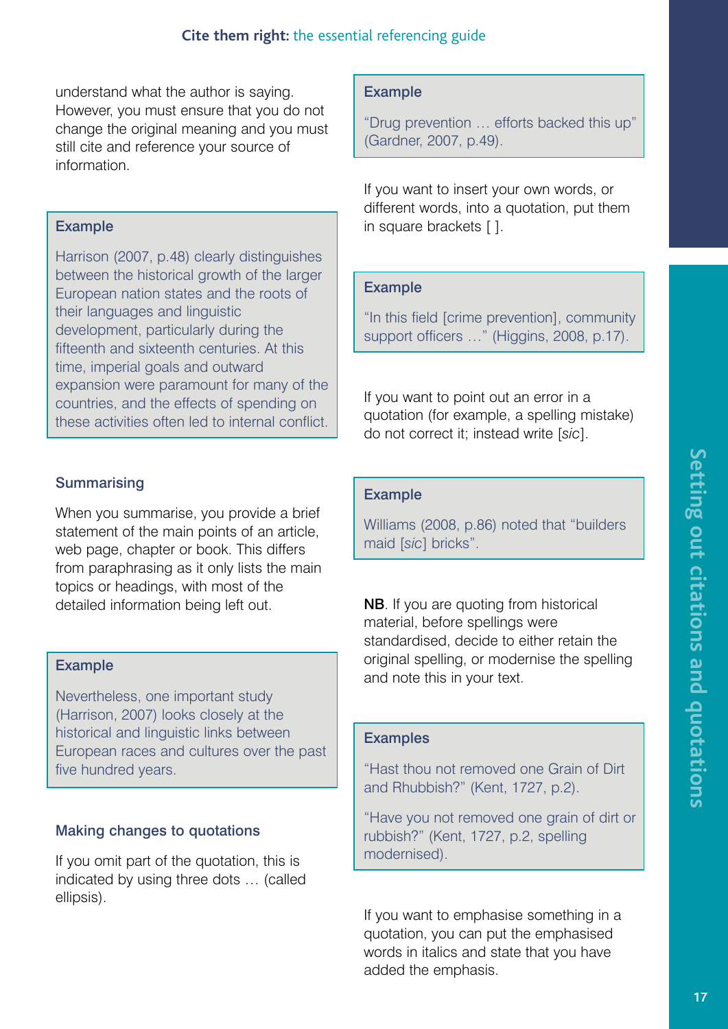understand what the author is saying. However, you must ensure that you do not change the original meaning and you must still cite and reference your source of information.

**Example**

Harrison (2007, p.48) clearly distinguishes between the historical growth of the larger European nation states and the roots of their languages and linguistic development, particularly during the fifteenth and sixteenth centuries. At this time, imperial goals and outward expansion were paramount for many of the countries, and the effects of spending on these activities often led to internal conflict.

### Summarising

When you summarise, you provide a brief statement of the main points of an article, web page, chapter or book. This differs from paraphrasing as it only lists the main topics or headings, with most of the detailed information being left out.

**Example**

Nevertheless, one important study (Harrison, 2007) looks closely at the historical and linguistic links between European races and cultures over the past five hundred years.

### Making changes to quotations

If you omit part of the quotation, this is indicated by using three dots … (called ellipsis).

**Example**

"Drug prevention … efforts backed this up" (Gardner, 2007, p.49).

If you want to insert your own words, or different words, into a quotation, put them in square brackets [ ].

**Example**

"In this field [crime prevention], community support officers …" (Higgins, 2008, p.17).

If you want to point out an error in a quotation (for example, a spelling mistake) do not correct it; instead write [*sic*].

**Example**

Williams (2008, p.86) noted that "builders maid [*sic*] bricks".

**NB**. If you are quoting from historical material, before spellings were standardised, decide to either retain the original spelling, or modernise the spelling and note this in your text.

**Examples**

"Hast thou not removed one Grain of Dirt and Rhubbish?" (Kent, 1727, p.2).

"Have you not removed one grain of dirt or rubbish?" (Kent, 1727, p.2, spelling modernised).

If you want to emphasise something in a quotation, you can put the emphasised words in italics and state that you have added the emphasis.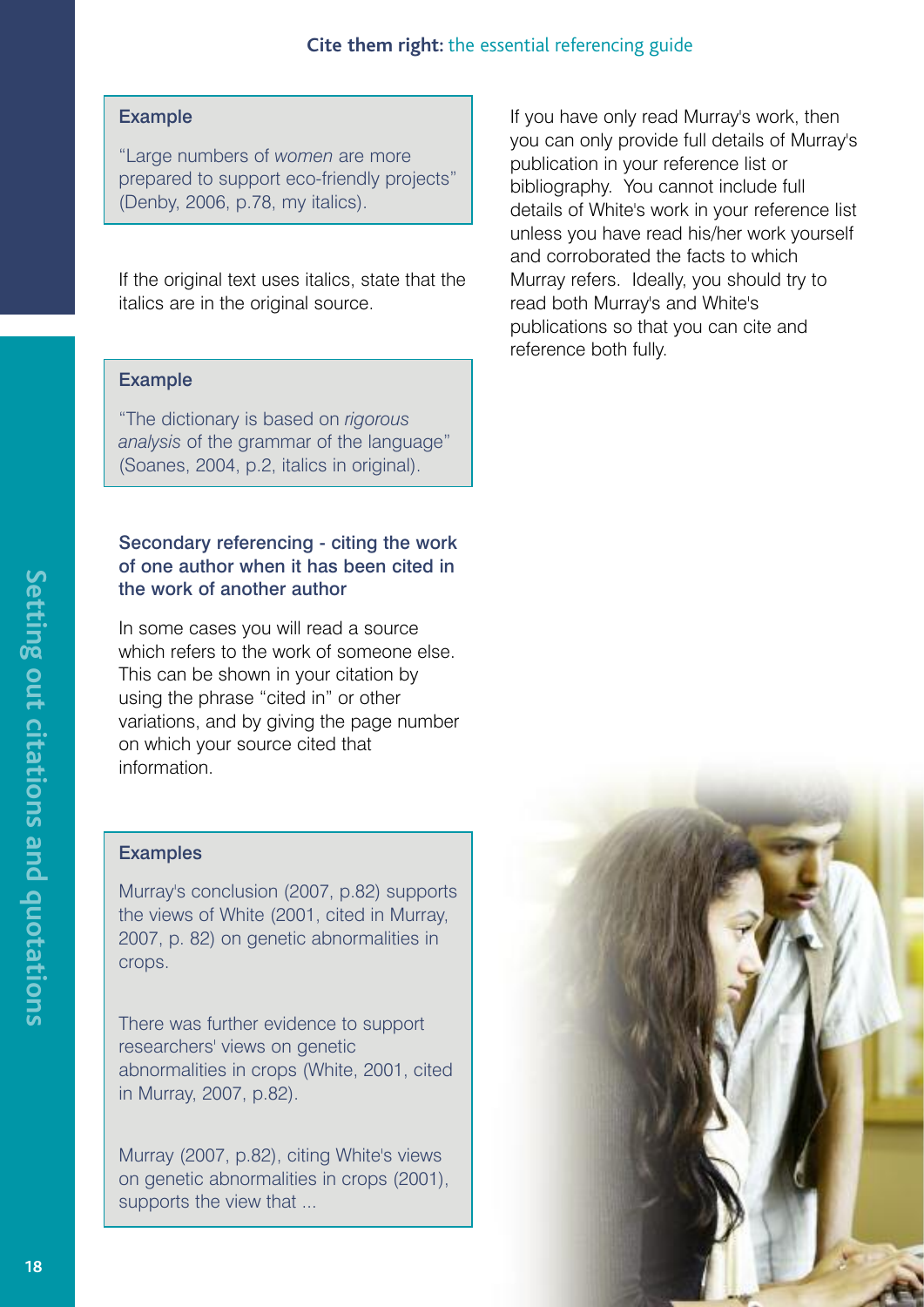**Example**

"Large numbers of *women* are more prepared to support eco-friendly projects" (Denby, 2006, p.78, my italics).

If the original text uses italics, state that the italics are in the original source.

**Example**

"The dictionary is based on *rigorous analysis* of the grammar of the language" (Soanes, 2004, p.2, italics in original).

### Secondary referencing - citing the work of one author when it has been cited in the work of another author

In some cases you will read a source which refers to the work of someone else. This can be shown in your citation by using the phrase "cited in" or other variations, and by giving the page number on which your source cited that information.

**Examples**

Murray's conclusion (2007, p.82) supports the views of White (2001, cited in Murray, 2007, p. 82) on genetic abnormalities in crops.

There was further evidence to support researchers' views on genetic abnormalities in crops (White, 2001, cited in Murray, 2007, p.82).

Murray (2007, p.82), citing White's views on genetic abnormalities in crops (2001), supports the view that ...

If you have only read Murray's work, then you can only provide full details of Murray's publication in your reference list or bibliography. You cannot include full details of White's work in your reference list unless you have read his/her work yourself and corroborated the facts to which Murray refers. Ideally, you should try to read both Murray's and White's publications so that you can cite and reference both fully.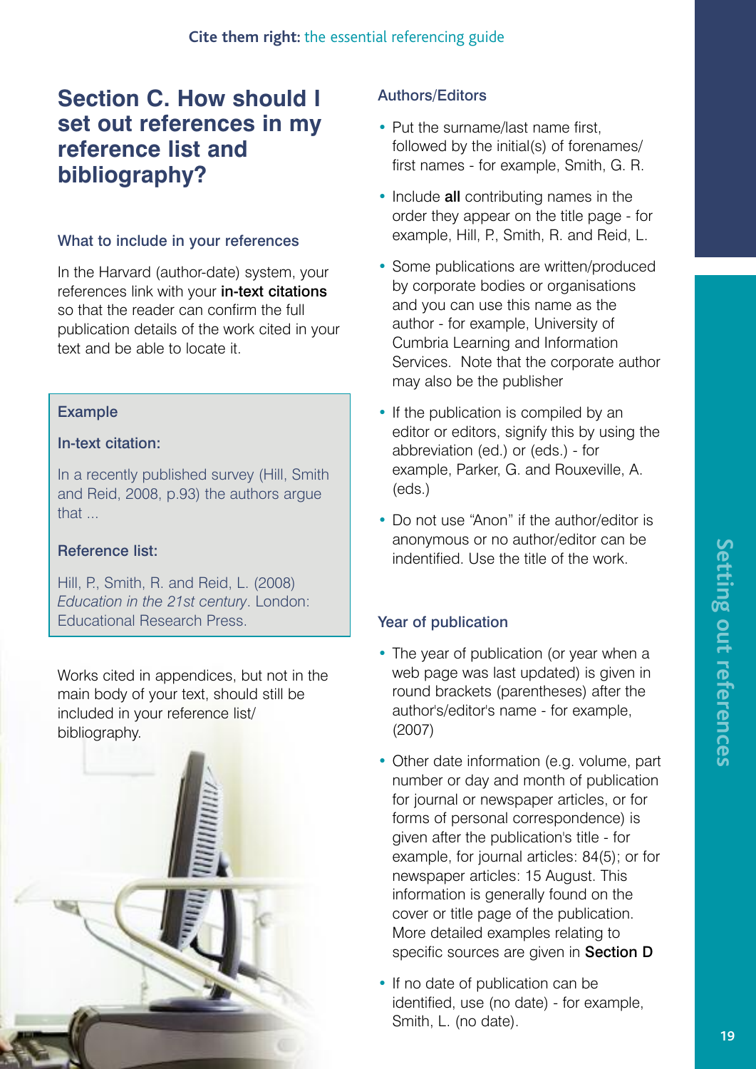# Section C. How should I set out references in my reference list and bibliography?

## What to include in your references

In the Harvard (author-date) system, your references link with your **in-text citations** so that the reader can confirm the full publication details of the work cited in your text and be able to locate it.

**Example**

**In-text citation:**

In a recently published survey (Hill, Smith and Reid, 2008, p.93) the authors argue that ...

**Reference list:**

Hill, P., Smith, R. and Reid, L. (2008) *Education in the 21st century*. London: Educational Research Press.

Works cited in appendices, but not in the main body of your text, should still be included in your reference list/ bibliography.

### Authors/Editors

- Put the surname/last name first, followed by the initial(s) of forenames/ first names - for example, Smith, G. R.
- Include **all** contributing names in the order they appear on the title page - for example, Hill, P., Smith, R. and Reid, L.
- Some publications are written/produced by corporate bodies or organisations and you can use this name as the author - for example, University of Cumbria Learning and Information Services. Note that the corporate author may also be the publisher
- If the publication is compiled by an editor or editors, signify this by using the abbreviation (ed.) or (eds.) - for example, Parker, G. and Rouxeville, A. (eds.)
- Do not use "Anon" if the author/editor is anonymous or no author/editor can be indentified. Use the title of the work.

### Year of publication

- The year of publication (or year when a web page was last updated) is given in round brackets (parentheses) after the author's/editor's name - for example, (2007)
- Other date information (e.g. volume, part number or day and month of publication for journal or newspaper articles, or for forms of personal correspondence) is given after the publication's title - for example, for journal articles: 84(5); or for newspaper articles: 15 August. This information is generally found on the cover or title page of the publication. More detailed examples relating to specific sources are given in **Section D**
- If no date of publication can be identified, use (no date) - for example, Smith, L. (no date).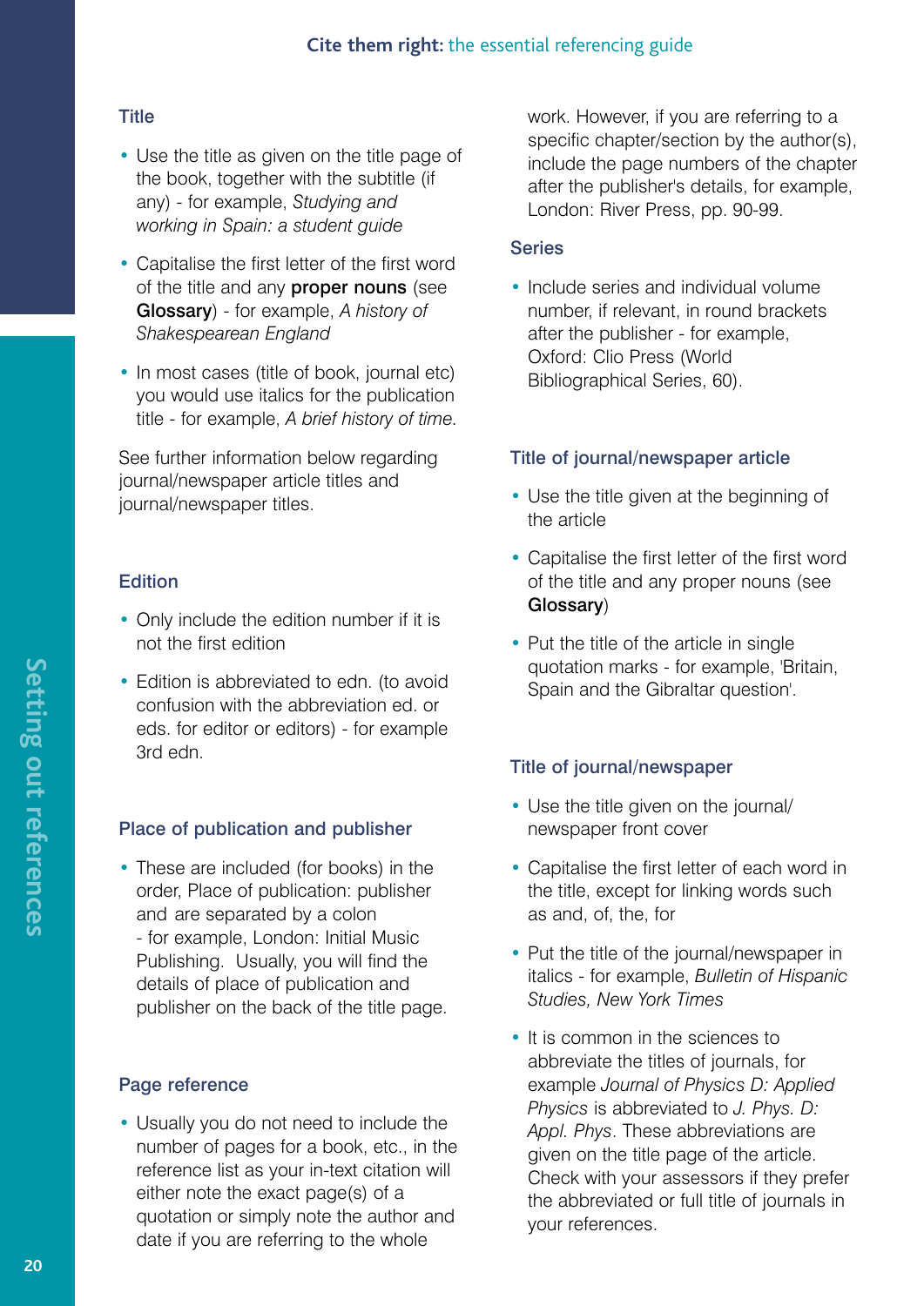### Title

- Use the title as given on the title page of the book, together with the subtitle (if any) - for example, *Studying and working in Spain: a student guide*
- Capitalise the first letter of the first word of the title and any **proper nouns** (see **Glossary**) - for example, *A history of Shakespearean England*
- In most cases (title of book, journal etc) you would use italics for the publication title - for example, *A brief history of time.*

See further information below regarding journal/newspaper article titles and journal/newspaper titles.

### Edition

- Only include the edition number if it is not the first edition
- Edition is abbreviated to edn. (to avoid confusion with the abbreviation ed. or eds. for editor or editors) - for example 3rd edn.

### Place of publication and publisher

- These are included (for books) in the order, Place of publication: publisher and are separated by a colon - for example, London: Initial Music Publishing. Usually, you will find the details of place of publication and publisher on the back of the title page.

### Page reference

- Usually you do not need to include the number of pages for a book, etc., in the reference list as your in-text citation will either note the exact page(s) of a quotation or simply note the author and date if you are referring to the whole work. However, if you are referring to a specific chapter/section by the author(s), include the page numbers of the chapter after the publisher's details, for example, London: River Press, pp. 90-99.

### Series

- Include series and individual volume number, if relevant, in round brackets after the publisher - for example, Oxford: Clio Press (World Bibliographical Series, 60).

### Title of journal/newspaper article

- Use the title given at the beginning of the article
- Capitalise the first letter of the first word of the title and any proper nouns (see **Glossary**)
- Put the title of the article in single quotation marks - for example, 'Britain, Spain and the Gibraltar question'.

### Title of journal/newspaper

- Use the title given on the journal/newspaper front cover
- Capitalise the first letter of each word in the title, except for linking words such as and, of, the, for
- Put the title of the journal/newspaper in italics - for example, *Bulletin of Hispanic Studies, New York Times*
- It is common in the sciences to abbreviate the titles of journals, for example *Journal of Physics D: Applied Physics* is abbreviated to *J. Phys. D: Appl. Phys*. These abbreviations are given on the title page of the article. Check with your assessors if they prefer the abbreviated or full title of journals in your references.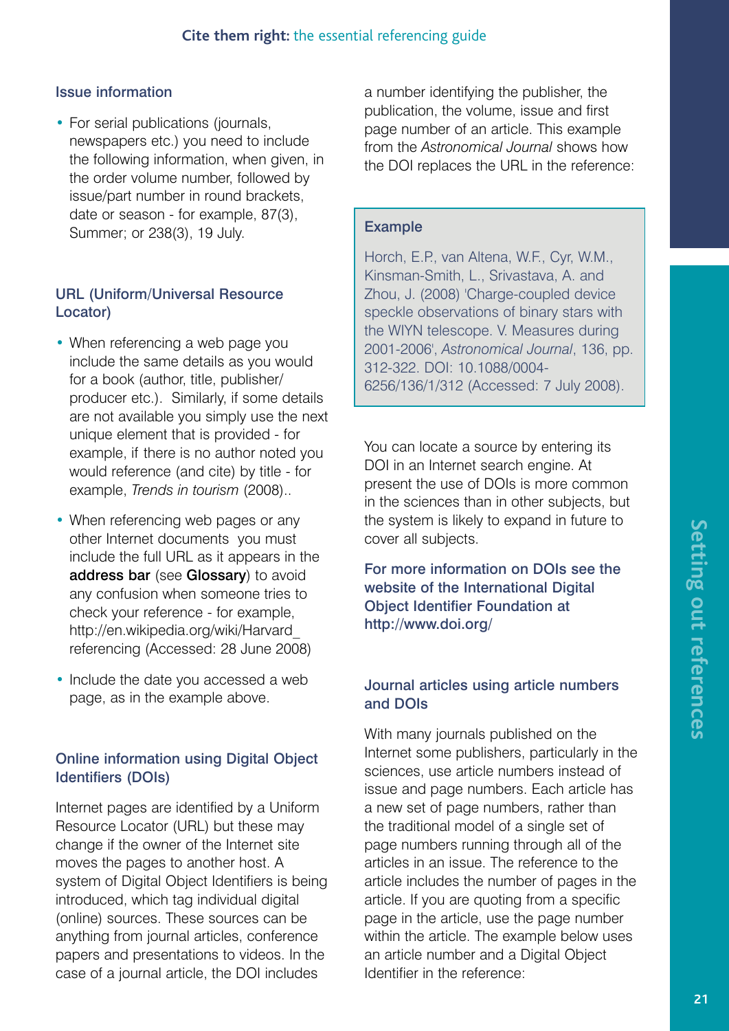### Issue information

- For serial publications (journals, newspapers etc.) you need to include the following information, when given, in the order volume number, followed by issue/part number in round brackets, date or season - for example, 87(3), Summer; or 238(3), 19 July.

### URL (Uniform/Universal Resource Locator)

- When referencing a web page you include the same details as you would for a book (author, title, publisher/producer etc.). Similarly, if some details are not available you simply use the next unique element that is provided - for example, if there is no author noted you would reference (and cite) by title - for example, *Trends in tourism* (2008)..
- When referencing web pages or any other Internet documents you must include the full URL as it appears in the **address bar** (see **Glossary**) to avoid any confusion when someone tries to check your reference - for example, http://en.wikipedia.org/wiki/Harvard_referencing (Accessed: 28 June 2008)
- Include the date you accessed a web page, as in the example above.

### Online information using Digital Object Identifiers (DOIs)

Internet pages are identified by a Uniform Resource Locator (URL) but these may change if the owner of the Internet site moves the pages to another host. A system of Digital Object Identifiers is being introduced, which tag individual digital (online) sources. These sources can be anything from journal articles, conference papers and presentations to videos. In the case of a journal article, the DOI includes a number identifying the publisher, the publication, the volume, issue and first page number of an article. This example from the *Astronomical Journal* shows how the DOI replaces the URL in the reference:

> **Example**
>
> Horch, E.P., van Altena, W.F., Cyr, W.M., Kinsman-Smith, L., Srivastava, A. and Zhou, J. (2008) 'Charge-coupled device speckle observations of binary stars with the WIYN telescope. V. Measures during 2001-2006', *Astronomical Journal*, 136, pp. 312-322. DOI: 10.1088/0004-6256/136/1/312 (Accessed: 7 July 2008).

You can locate a source by entering its DOI in an Internet search engine. At present the use of DOIs is more common in the sciences than in other subjects, but the system is likely to expand in future to cover all subjects.

**For more information on DOIs see the website of the International Digital Object Identifier Foundation at http://www.doi.org/**

### Journal articles using article numbers and DOIs

With many journals published on the Internet some publishers, particularly in the sciences, use article numbers instead of issue and page numbers. Each article has a new set of page numbers, rather than the traditional model of a single set of page numbers running through all of the articles in an issue. The reference to the article includes the number of pages in the article. If you are quoting from a specific page in the article, use the page number within the article. The example below uses an article number and a Digital Object Identifier in the reference: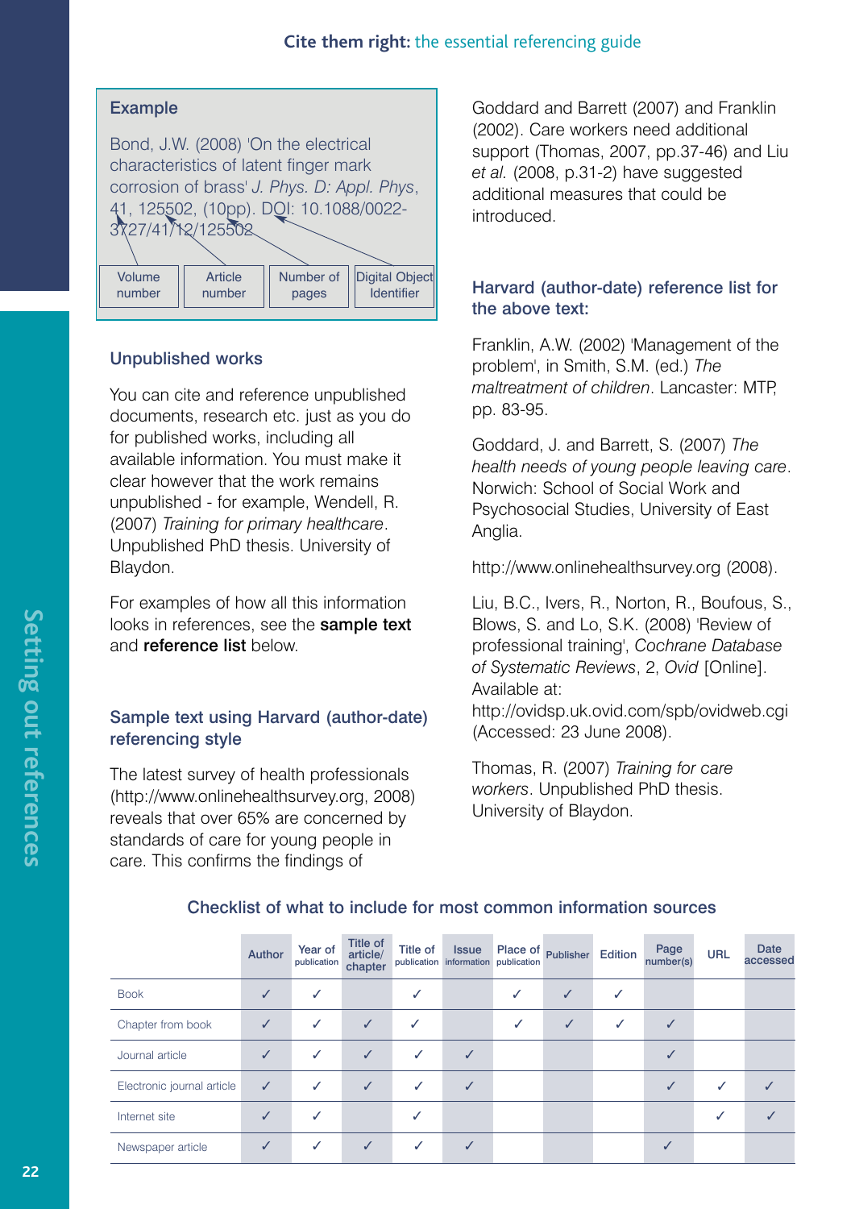**Example**

Bond, J.W. (2008) 'On the electrical characteristics of latent finger mark corrosion of brass' *J. Phys. D: Appl. Phys*, 41, 125502, (10pp). DOI: 10.1088/0022-3727/41/12/125502

| Volume number | Article number | Number of pages | Digital Object Identifier |
|---|---|---|---|

### Unpublished works

You can cite and reference unpublished documents, research etc. just as you do for published works, including all available information. You must make it clear however that the work remains unpublished - for example, Wendell, R. (2007) *Training for primary healthcare*. Unpublished PhD thesis. University of Blaydon.

For examples of how all this information looks in references, see the **sample text** and **reference list** below.

### Sample text using Harvard (author-date) referencing style

The latest survey of health professionals (http://www.onlinehealthsurvey.org, 2008) reveals that over 65% are concerned by standards of care for young people in care. This confirms the findings of Goddard and Barrett (2007) and Franklin (2002). Care workers need additional support (Thomas, 2007, pp.37-46) and Liu *et al.* (2008, p.31-2) have suggested additional measures that could be introduced.

### Harvard (author-date) reference list for the above text:

Franklin, A.W. (2002) 'Management of the problem', in Smith, S.M. (ed.) *The maltreatment of children*. Lancaster: MTP, pp. 83-95.

Goddard, J. and Barrett, S. (2007) *The health needs of young people leaving care*. Norwich: School of Social Work and Psychosocial Studies, University of East Anglia.

http://www.onlinehealthsurvey.org (2008).

Liu, B.C., Ivers, R., Norton, R., Boufous, S., Blows, S. and Lo, S.K. (2008) 'Review of professional training', *Cochrane Database of Systematic Reviews*, 2, *Ovid* [Online]. Available at: http://ovidsp.uk.ovid.com/spb/ovidweb.cgi (Accessed: 23 June 2008).

Thomas, R. (2007) *Training for care workers*. Unpublished PhD thesis. University of Blaydon.

### Checklist of what to include for most common information sources

| | Author | Year of publication | Title of article/ chapter | Title of publication | Issue information | Place of publication | Publisher | Edition | Page number(s) | URL | Date accessed |
|---|---|---|---|---|---|---|---|---|---|---|---|
| Book | ✓ | ✓ | | ✓ | | ✓ | ✓ | ✓ | | | |
| Chapter from book | ✓ | ✓ | ✓ | ✓ | | ✓ | ✓ | ✓ | ✓ | | |
| Journal article | ✓ | ✓ | ✓ | ✓ | ✓ | | | | ✓ | | |
| Electronic journal article | ✓ | ✓ | ✓ | ✓ | ✓ | | | | ✓ | ✓ | ✓ |
| Internet site | ✓ | ✓ | | ✓ | | | | | | ✓ | ✓ |
| Newspaper article | ✓ | ✓ | ✓ | ✓ | ✓ | | | | ✓ | | |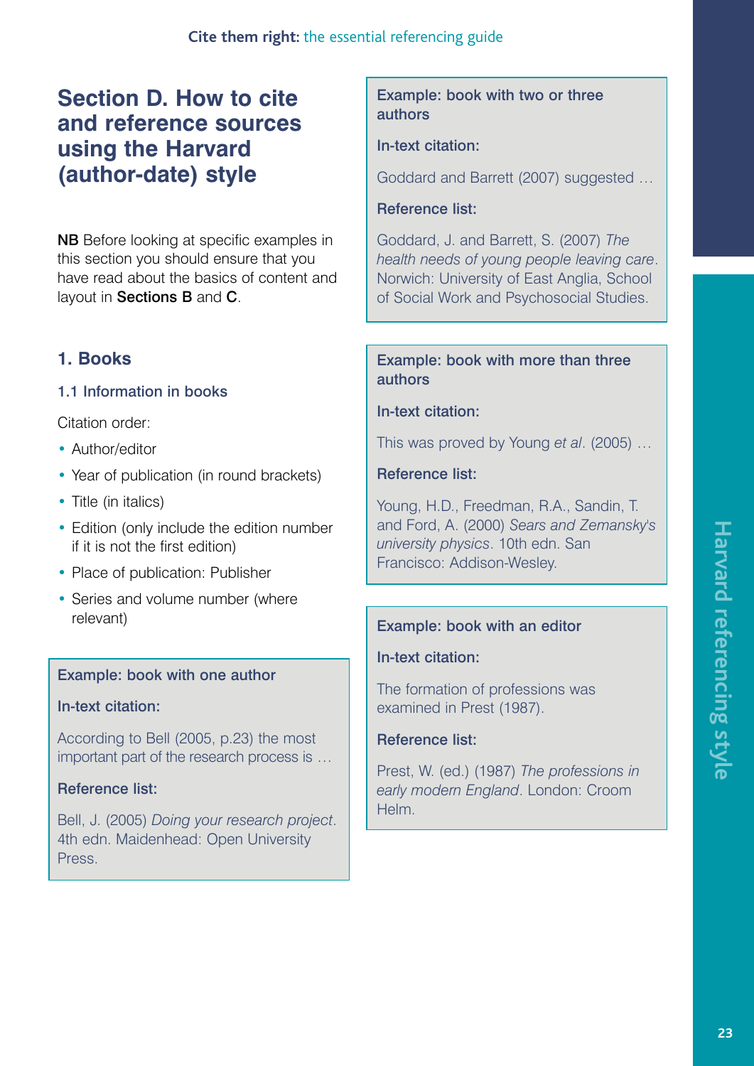# Section D. How to cite and reference sources using the Harvard (author-date) style

**NB** Before looking at specific examples in this section you should ensure that you have read about the basics of content and layout in **Sections B** and **C**.

## 1. Books

### 1.1 Information in books

Citation order:

- Author/editor
- Year of publication (in round brackets)
- Title (in italics)
- Edition (only include the edition number if it is not the first edition)
- Place of publication: Publisher
- Series and volume number (where relevant)

**Example: book with one author**

**In-text citation:**

According to Bell (2005, p.23) the most important part of the research process is …

**Reference list:**

Bell, J. (2005) *Doing your research project*. 4th edn. Maidenhead: Open University Press.

**Example: book with two or three authors**

**In-text citation:**

Goddard and Barrett (2007) suggested …

**Reference list:**

Goddard, J. and Barrett, S. (2007) *The health needs of young people leaving care*. Norwich: University of East Anglia, School of Social Work and Psychosocial Studies.

**Example: book with more than three authors**

**In-text citation:**

This was proved by Young *et al*. (2005) …

**Reference list:**

Young, H.D., Freedman, R.A., Sandin, T. and Ford, A. (2000) *Sears and Zemansky's university physics*. 10th edn. San Francisco: Addison-Wesley.

**Example: book with an editor**

**In-text citation:**

The formation of professions was examined in Prest (1987).

**Reference list:**

Prest, W. (ed.) (1987) *The professions in early modern England*. London: Croom Helm.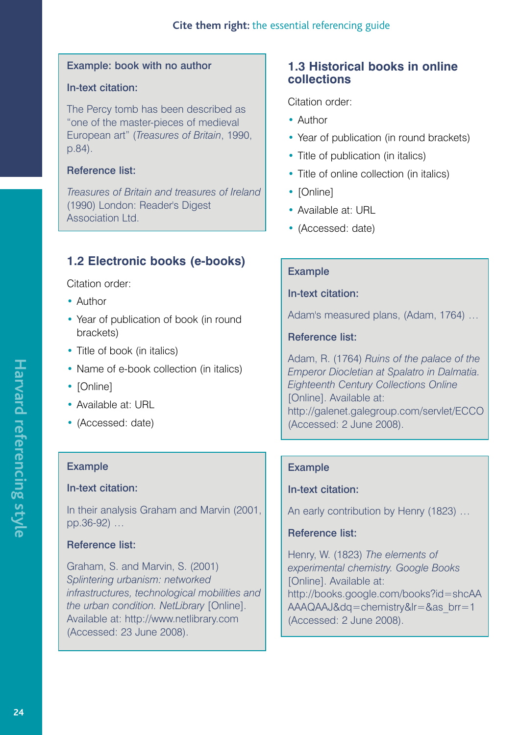**Example: book with no author**

**In-text citation:**

The Percy tomb has been described as "one of the master-pieces of medieval European art" (*Treasures of Britain*, 1990, p.84).

**Reference list:**

*Treasures of Britain and treasures of Ireland* (1990) London: Reader's Digest Association Ltd.

### 1.2 Electronic books (e-books)

Citation order:

- Author
- Year of publication of book (in round brackets)
- Title of book (in italics)
- Name of e-book collection (in italics)
- [Online]
- Available at: URL
- (Accessed: date)

**Example**

**In-text citation:**

In their analysis Graham and Marvin (2001, pp.36-92) …

**Reference list:**

Graham, S. and Marvin, S. (2001) *Splintering urbanism: networked infrastructures, technological mobilities and the urban condition. NetLibrary* [Online]. Available at: http://www.netlibrary.com (Accessed: 23 June 2008).

### 1.3 Historical books in online collections

Citation order:

- Author
- Year of publication (in round brackets)
- Title of publication (in italics)
- Title of online collection (in italics)
- [Online]
- Available at: URL
- (Accessed: date)

**Example**

**In-text citation:**

Adam's measured plans, (Adam, 1764) …

**Reference list:**

Adam, R. (1764) *Ruins of the palace of the Emperor Diocletian at Spalatro in Dalmatia. Eighteenth Century Collections Online* [Online]. Available at: http://galenet.galegroup.com/servlet/ECCO (Accessed: 2 June 2008).

**Example**

**In-text citation:**

An early contribution by Henry (1823) …

**Reference list:**

Henry, W. (1823) *The elements of experimental chemistry. Google Books* [Online]. Available at: http://books.google.com/books?id=shcAAAAAQAAJ&dq=chemistry&lr=&as_brr=1 (Accessed: 2 June 2008).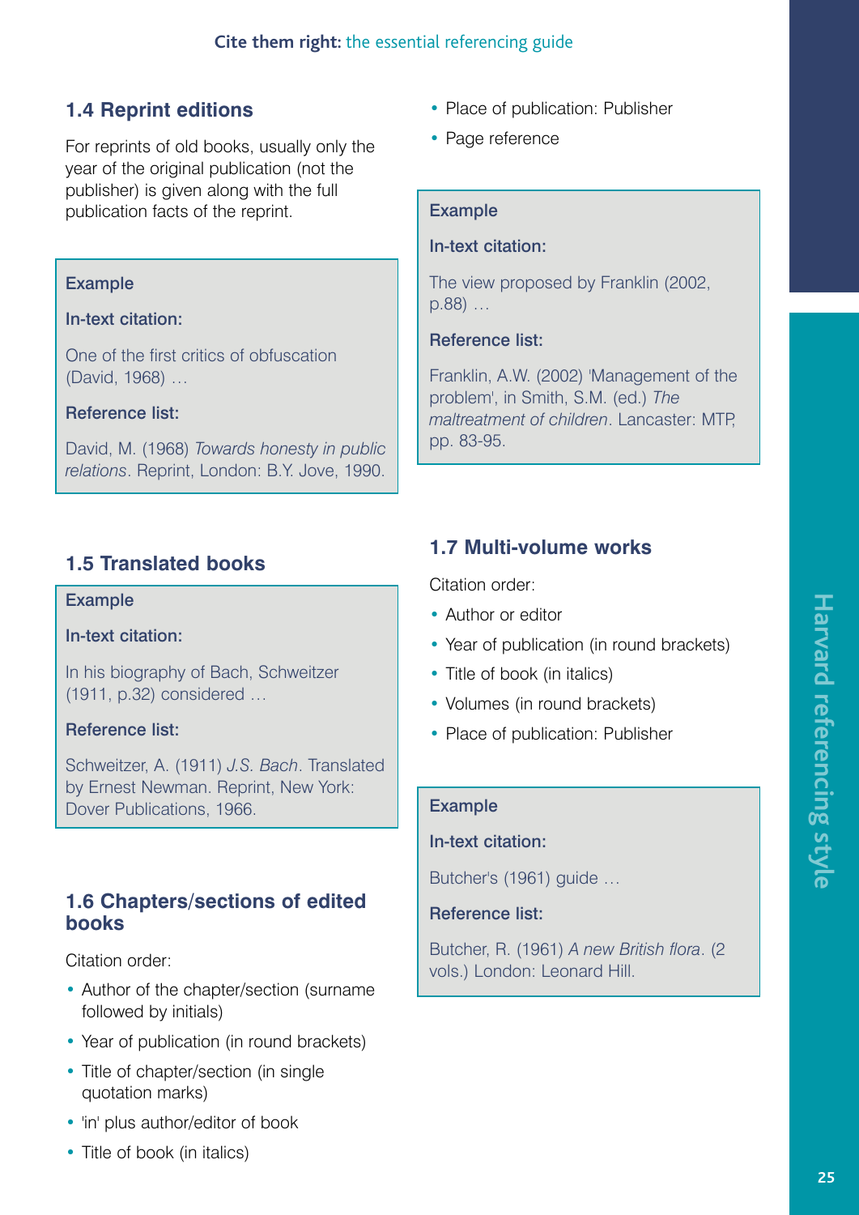## 1.4 Reprint editions

For reprints of old books, usually only the year of the original publication (not the publisher) is given along with the full publication facts of the reprint.

**Example**

**In-text citation:**

One of the first critics of obfuscation (David, 1968) …

**Reference list:**

David, M. (1968) *Towards honesty in public relations*. Reprint, London: B.Y. Jove, 1990.

## 1.5 Translated books

**Example**

**In-text citation:**

In his biography of Bach, Schweitzer (1911, p.32) considered …

**Reference list:**

Schweitzer, A. (1911) *J.S. Bach*. Translated by Ernest Newman. Reprint, New York: Dover Publications, 1966.

## 1.6 Chapters/sections of edited books

Citation order:

- Author of the chapter/section (surname followed by initials)
- Year of publication (in round brackets)
- Title of chapter/section (in single quotation marks)
- 'in' plus author/editor of book
- Title of book (in italics)
- Place of publication: Publisher
- Page reference

**Example**

**In-text citation:**

The view proposed by Franklin (2002, p.88) …

**Reference list:**

Franklin, A.W. (2002) 'Management of the problem', in Smith, S.M. (ed.) *The maltreatment of children*. Lancaster: MTP, pp. 83-95.

## 1.7 Multi-volume works

Citation order:

- Author or editor
- Year of publication (in round brackets)
- Title of book (in italics)
- Volumes (in round brackets)
- Place of publication: Publisher

**Example**

**In-text citation:**

Butcher's (1961) guide …

**Reference list:**

Butcher, R. (1961) *A new British flora*. (2 vols.) London: Leonard Hill.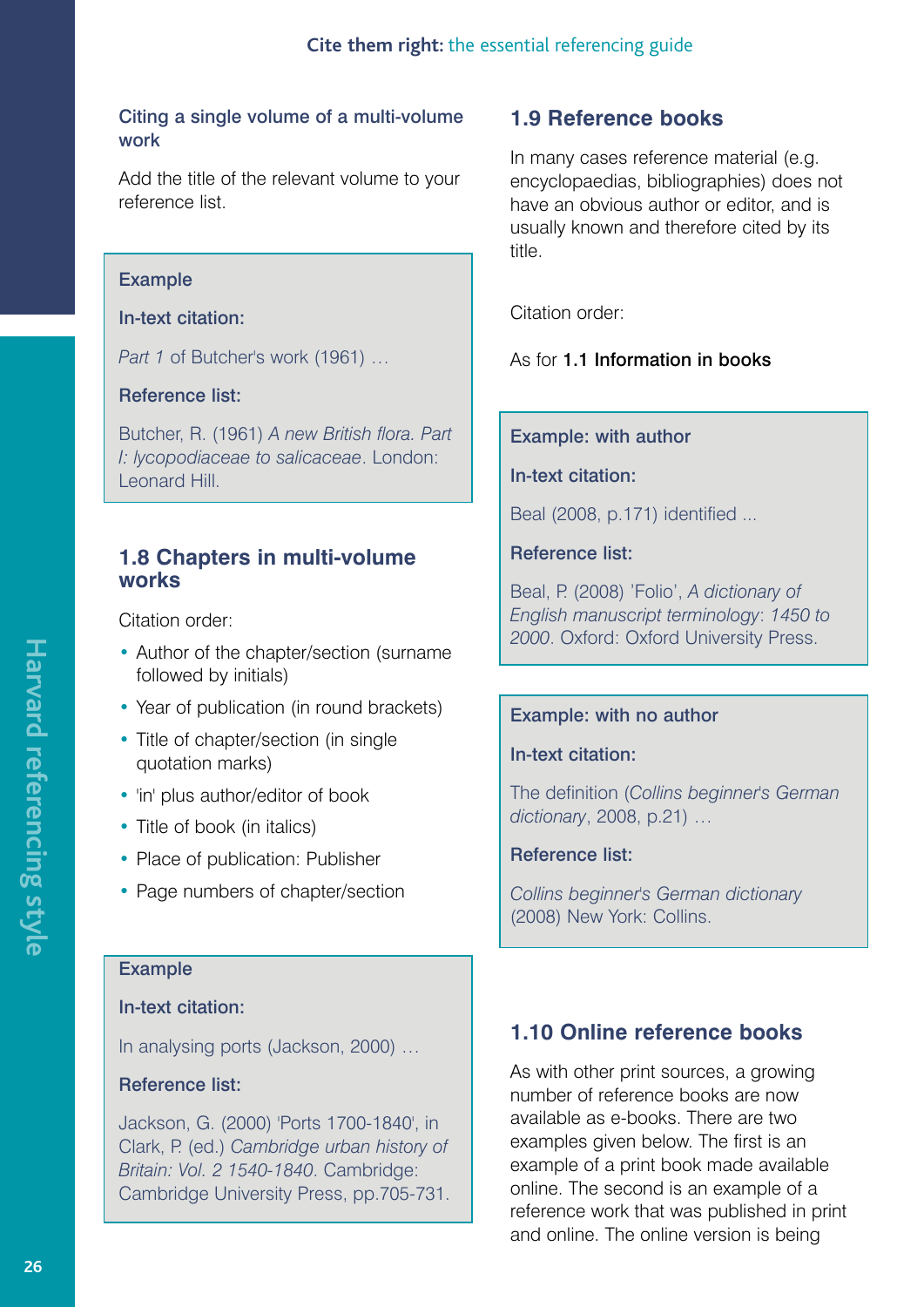### Citing a single volume of a multi-volume work

Add the title of the relevant volume to your reference list.

**Example**

**In-text citation:**

*Part 1* of Butcher's work (1961) …

**Reference list:**

Butcher, R. (1961) *A new British flora. Part I: lycopodiaceae to salicaceae*. London: Leonard Hill.

## 1.8 Chapters in multi-volume works

Citation order:

- Author of the chapter/section (surname followed by initials)
- Year of publication (in round brackets)
- Title of chapter/section (in single quotation marks)
- 'in' plus author/editor of book
- Title of book (in italics)
- Place of publication: Publisher
- Page numbers of chapter/section

**Example**

**In-text citation:**

In analysing ports (Jackson, 2000) …

**Reference list:**

Jackson, G. (2000) 'Ports 1700-1840', in Clark, P. (ed.) *Cambridge urban history of Britain: Vol. 2 1540-1840*. Cambridge: Cambridge University Press, pp.705-731.

## 1.9 Reference books

In many cases reference material (e.g. encyclopaedias, bibliographies) does not have an obvious author or editor, and is usually known and therefore cited by its title.

Citation order:

As for **1.1 Information in books**

**Example: with author**

**In-text citation:**

Beal (2008, p.171) identified ...

**Reference list:**

Beal, P. (2008) 'Folio', *A dictionary of English manuscript terminology*: *1450 to 2000*. Oxford: Oxford University Press.

**Example: with no author**

**In-text citation:**

The definition (*Collins beginner's German dictionary*, 2008, p.21) …

**Reference list:**

*Collins beginner's German dictionary* (2008) New York: Collins.

## 1.10 Online reference books

As with other print sources, a growing number of reference books are now available as e-books. There are two examples given below. The first is an example of a print book made available online. The second is an example of a reference work that was published in print and online. The online version is being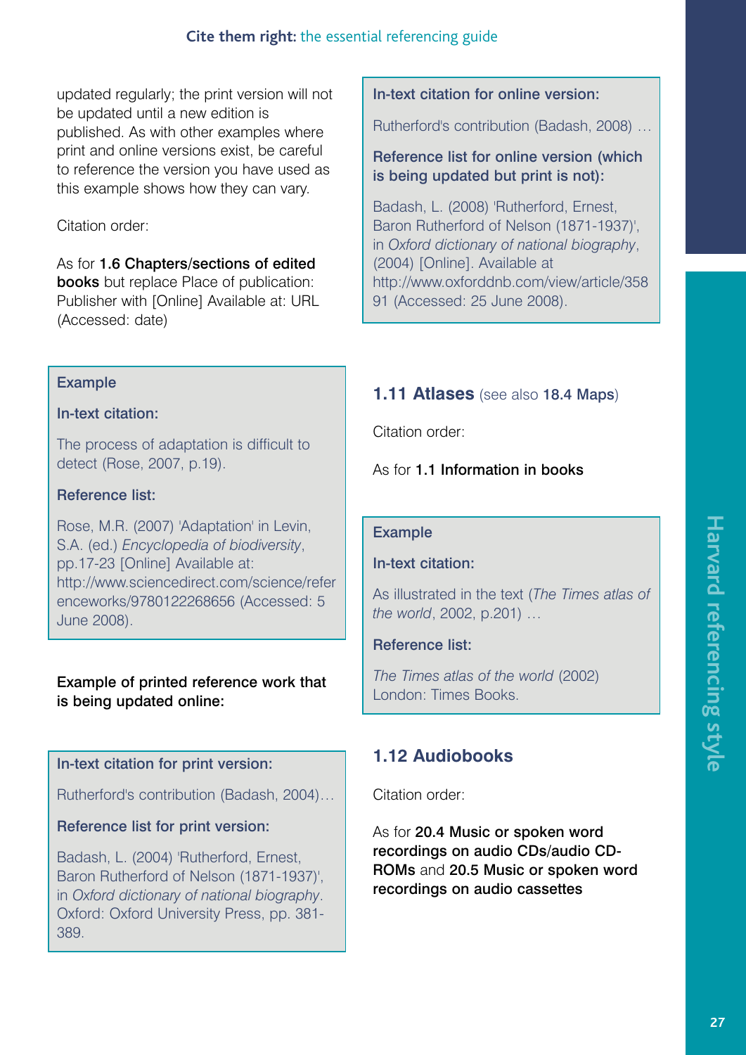updated regularly; the print version will not be updated until a new edition is published. As with other examples where print and online versions exist, be careful to reference the version you have used as this example shows how they can vary.

Citation order:

As for **1.6 Chapters/sections of edited books** but replace Place of publication: Publisher with [Online] Available at: URL (Accessed: date)

**Example**

**In-text citation:**

The process of adaptation is difficult to detect (Rose, 2007, p.19).

**Reference list:**

Rose, M.R. (2007) 'Adaptation' in Levin, S.A. (ed.) *Encyclopedia of biodiversity*, pp.17-23 [Online] Available at: http://www.sciencedirect.com/science/referenceworks/9780122268656 (Accessed: 5 June 2008).

**Example of printed reference work that is being updated online:**

**In-text citation for print version:**

Rutherford's contribution (Badash, 2004)…

**Reference list for print version:**

Badash, L. (2004) 'Rutherford, Ernest, Baron Rutherford of Nelson (1871-1937)', in *Oxford dictionary of national biography*. Oxford: Oxford University Press, pp. 381-389.

**In-text citation for online version:**

Rutherford's contribution (Badash, 2008) …

**Reference list for online version (which is being updated but print is not):**

Badash, L. (2008) 'Rutherford, Ernest, Baron Rutherford of Nelson (1871-1937)', in *Oxford dictionary of national biography*, (2004) [Online]. Available at http://www.oxforddnb.com/view/article/35891 (Accessed: 25 June 2008).

## 1.11 Atlases (see also **18.4 Maps**)

Citation order:

As for **1.1 Information in books**

**Example**

**In-text citation:**

As illustrated in the text (*The Times atlas of the world*, 2002, p.201) …

**Reference list:**

*The Times atlas of the world* (2002) London: Times Books.

## 1.12 Audiobooks

Citation order:

As for **20.4 Music or spoken word recordings on audio CDs/audio CD-ROMs** and **20.5 Music or spoken word recordings on audio cassettes**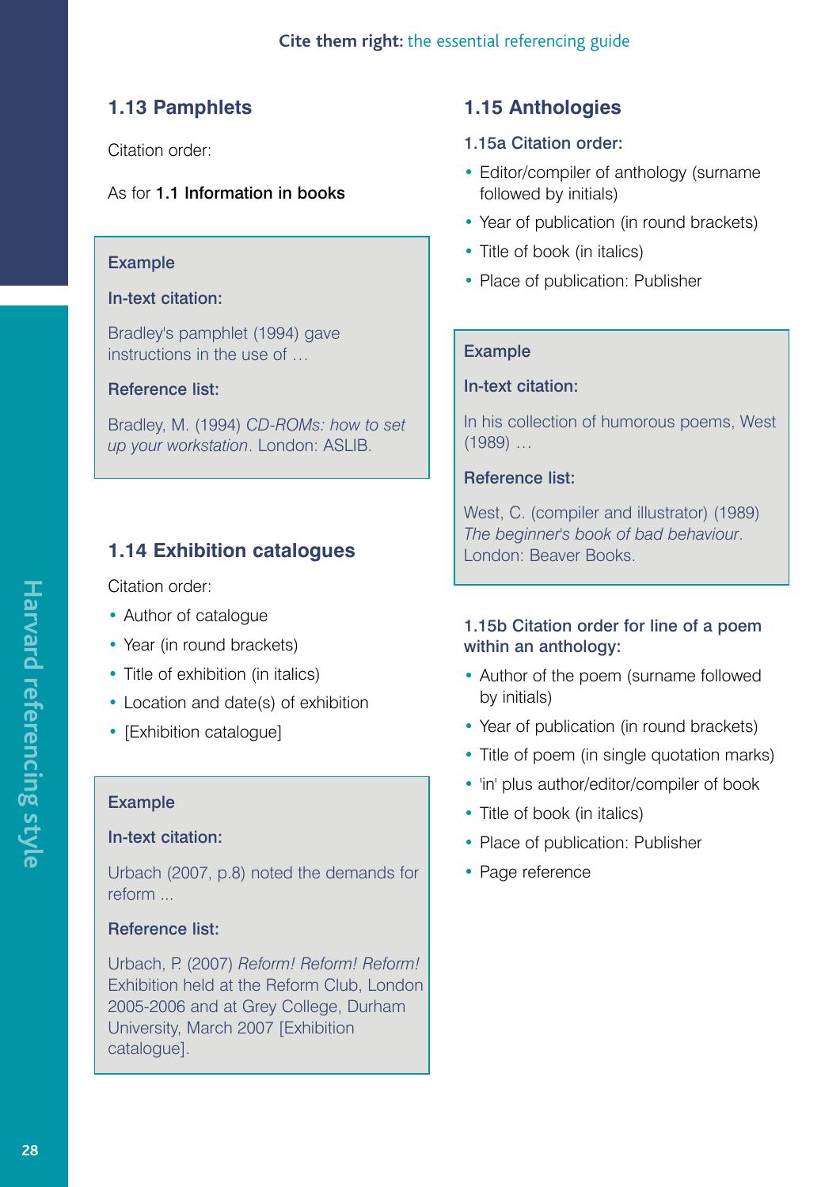## 1.13 Pamphlets

Citation order:

As for **1.1 Information in books**

**Example**

**In-text citation:**

Bradley's pamphlet (1994) gave instructions in the use of …

**Reference list:**

Bradley, M. (1994) *CD-ROMs: how to set up your workstation*. London: ASLIB.

## 1.14 Exhibition catalogues

Citation order:

- Author of catalogue
- Year (in round brackets)
- Title of exhibition (in italics)
- Location and date(s) of exhibition
- [Exhibition catalogue]

**Example**

**In-text citation:**

Urbach (2007, p.8) noted the demands for reform ...

**Reference list:**

Urbach, P. (2007) *Reform! Reform! Reform!* Exhibition held at the Reform Club, London 2005-2006 and at Grey College, Durham University, March 2007 [Exhibition catalogue].

## 1.15 Anthologies

### 1.15a Citation order:

- Editor/compiler of anthology (surname followed by initials)
- Year of publication (in round brackets)
- Title of book (in italics)
- Place of publication: Publisher

**Example**

**In-text citation:**

In his collection of humorous poems, West (1989) …

**Reference list:**

West, C. (compiler and illustrator) (1989) *The beginner's book of bad behaviour*. London: Beaver Books.

### 1.15b Citation order for line of a poem within an anthology:

- Author of the poem (surname followed by initials)
- Year of publication (in round brackets)
- Title of poem (in single quotation marks)
- 'in' plus author/editor/compiler of book
- Title of book (in italics)
- Place of publication: Publisher
- Page reference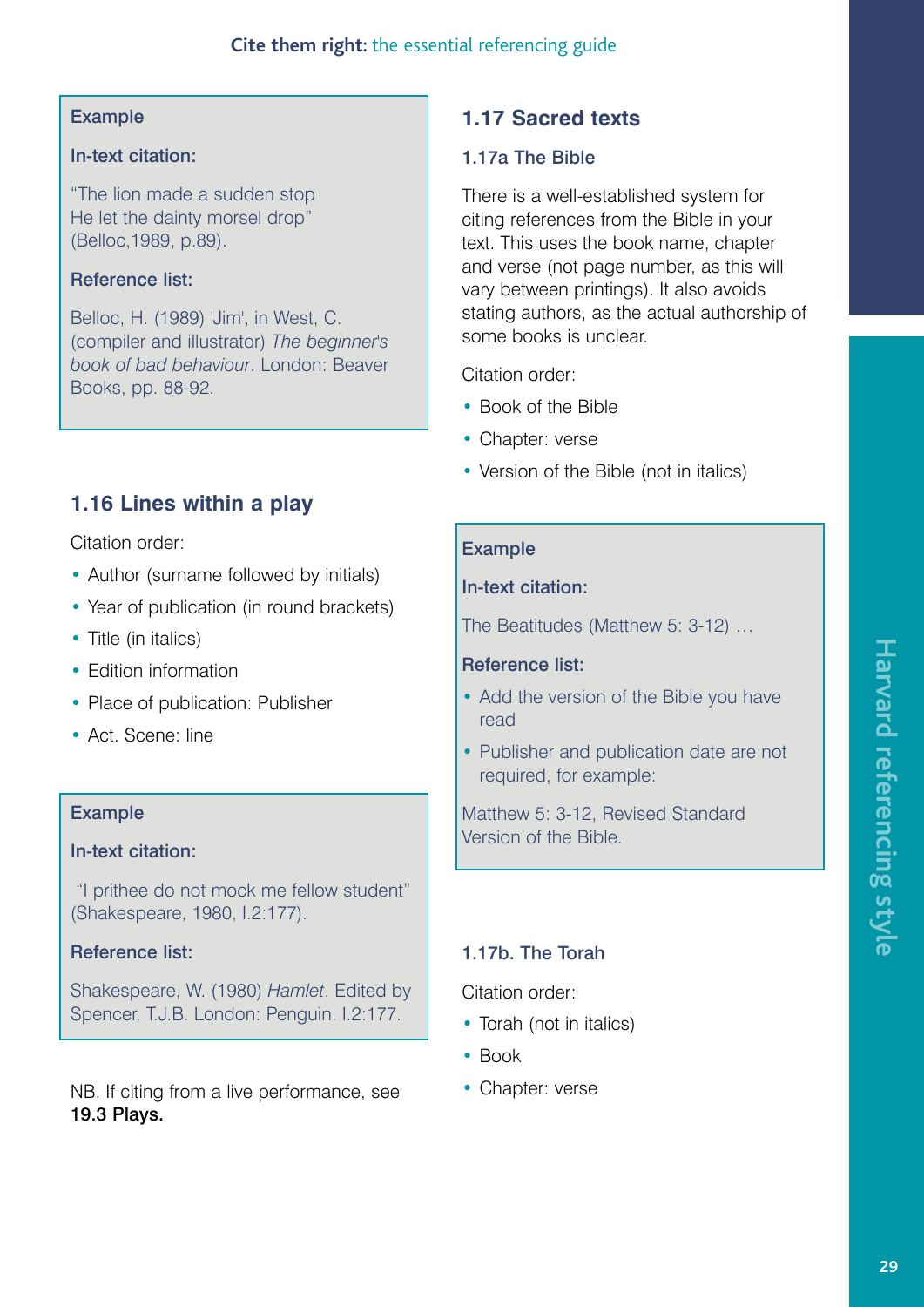**Example**

**In-text citation:**

"The lion made a sudden stop
He let the dainty morsel drop"
(Belloc,1989, p.89).

**Reference list:**

Belloc, H. (1989) 'Jim', in West, C. (compiler and illustrator) *The beginner's book of bad behaviour*. London: Beaver Books, pp. 88-92.

## 1.16 Lines within a play

Citation order:

- Author (surname followed by initials)
- Year of publication (in round brackets)
- Title (in italics)
- Edition information
- Place of publication: Publisher
- Act. Scene: line

**Example**

**In-text citation:**

"I prithee do not mock me fellow student" (Shakespeare, 1980, I.2:177).

**Reference list:**

Shakespeare, W. (1980) *Hamlet*. Edited by Spencer, T.J.B. London: Penguin. I.2:177.

NB. If citing from a live performance, see **19.3 Plays.**

## 1.17 Sacred texts

### 1.17a The Bible

There is a well-established system for citing references from the Bible in your text. This uses the book name, chapter and verse (not page number, as this will vary between printings). It also avoids stating authors, as the actual authorship of some books is unclear.

Citation order:

- Book of the Bible
- Chapter: verse
- Version of the Bible (not in italics)

**Example**

**In-text citation:**

The Beatitudes (Matthew 5: 3-12) …

**Reference list:**

- Add the version of the Bible you have read
- Publisher and publication date are not required, for example:

Matthew 5: 3-12, Revised Standard Version of the Bible.

### 1.17b. The Torah

Citation order:

- Torah (not in italics)
- Book
- Chapter: verse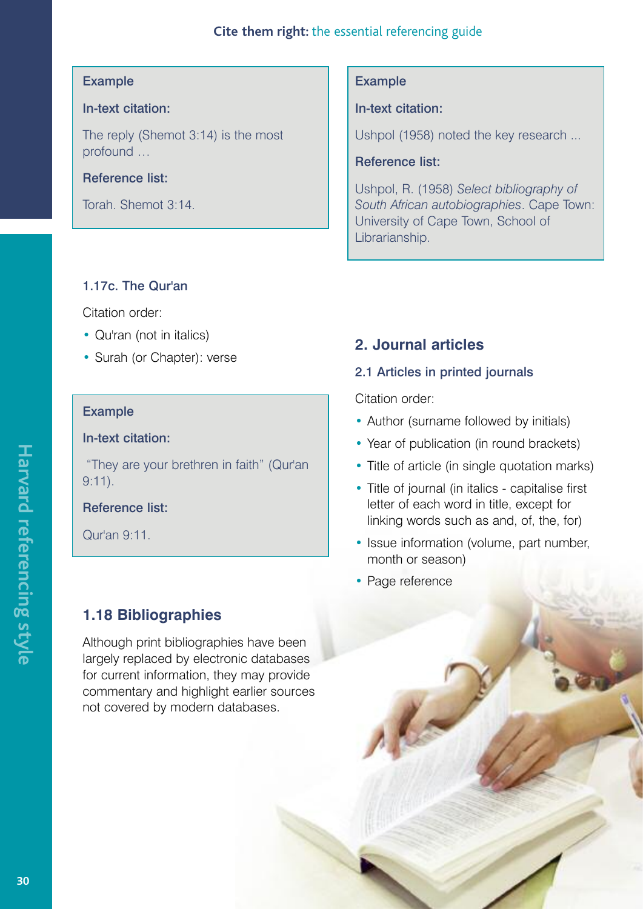**Example**

**In-text citation:**

The reply (Shemot 3:14) is the most profound …

**Reference list:**

Torah. Shemot 3:14.

### 1.17c. The Qur'an

Citation order:

- Qu'ran (not in italics)
- Surah (or Chapter): verse

**Example**

**In-text citation:**

"They are your brethren in faith" (Qur'an 9:11).

**Reference list:**

Qur'an 9:11.

## 1.18 Bibliographies

Although print bibliographies have been largely replaced by electronic databases for current information, they may provide commentary and highlight earlier sources not covered by modern databases.

**Example**

**In-text citation:**

Ushpol (1958) noted the key research ...

**Reference list:**

Ushpol, R. (1958) *Select bibliography of South African autobiographies*. Cape Town: University of Cape Town, School of Librarianship.

# 2. Journal articles

### 2.1 Articles in printed journals

Citation order:

- Author (surname followed by initials)
- Year of publication (in round brackets)
- Title of article (in single quotation marks)
- Title of journal (in italics - capitalise first letter of each word in title, except for linking words such as and, of, the, for)
- Issue information (volume, part number, month or season)
- Page reference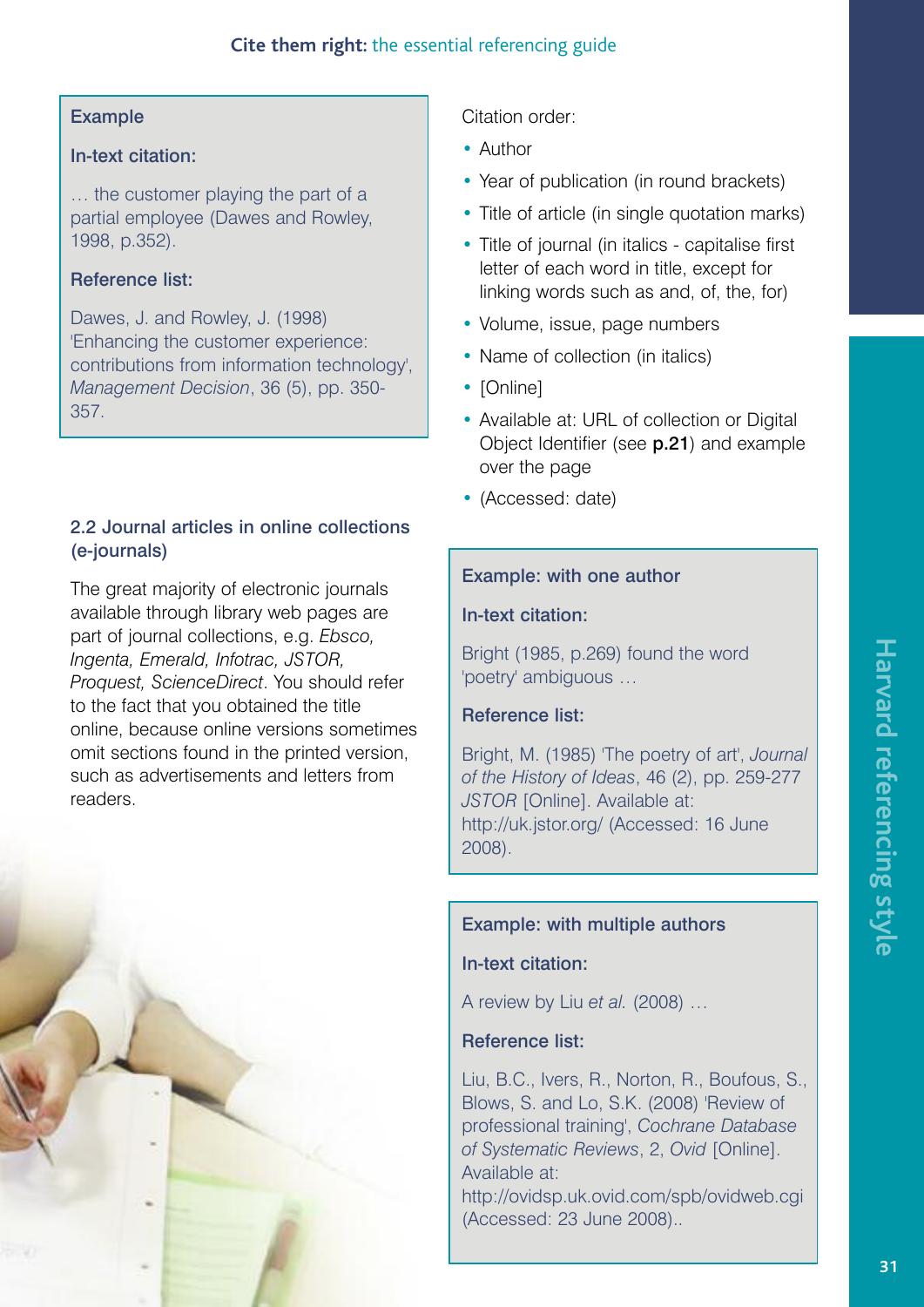**Example**

**In-text citation:**

… the customer playing the part of a partial employee (Dawes and Rowley, 1998, p.352).

**Reference list:**

Dawes, J. and Rowley, J. (1998) 'Enhancing the customer experience: contributions from information technology', *Management Decision*, 36 (5), pp. 350-357.

### 2.2 Journal articles in online collections (e-journals)

The great majority of electronic journals available through library web pages are part of journal collections, e.g. *Ebsco, Ingenta, Emerald, Infotrac, JSTOR, Proquest, ScienceDirect*. You should refer to the fact that you obtained the title online, because online versions sometimes omit sections found in the printed version, such as advertisements and letters from readers.

Citation order:

- Author
- Year of publication (in round brackets)
- Title of article (in single quotation marks)
- Title of journal (in italics - capitalise first letter of each word in title, except for linking words such as and, of, the, for)
- Volume, issue, page numbers
- Name of collection (in italics)
- [Online]
- Available at: URL of collection or Digital Object Identifier (see **p.21**) and example over the page
- (Accessed: date)

**Example: with one author**

**In-text citation:**

Bright (1985, p.269) found the word 'poetry' ambiguous …

**Reference list:**

Bright, M. (1985) 'The poetry of art', *Journal of the History of Ideas*, 46 (2), pp. 259-277 *JSTOR* [Online]. Available at: http://uk.jstor.org/ (Accessed: 16 June 2008).

**Example: with multiple authors**

**In-text citation:**

A review by Liu *et al.* (2008) …

**Reference list:**

Liu, B.C., Ivers, R., Norton, R., Boufous, S., Blows, S. and Lo, S.K. (2008) 'Review of professional training', *Cochrane Database of Systematic Reviews*, 2, *Ovid* [Online]. Available at: http://ovidsp.uk.ovid.com/spb/ovidweb.cgi (Accessed: 23 June 2008)..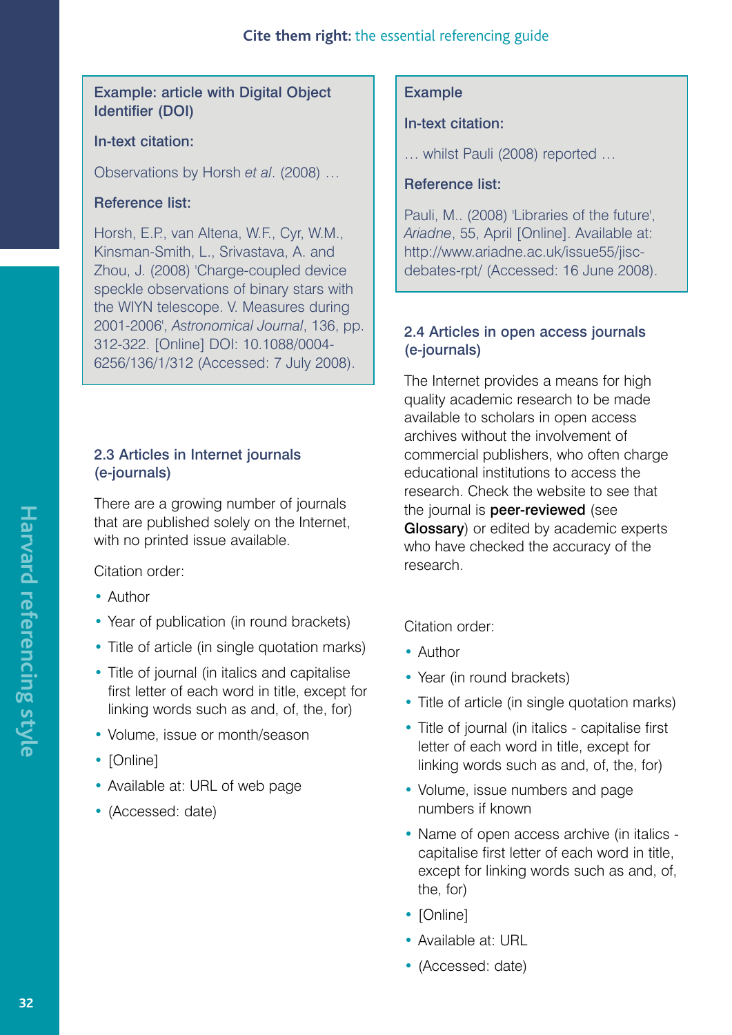**Example: article with Digital Object Identifier (DOI)**

**In-text citation:**

Observations by Horsh *et al*. (2008) …

**Reference list:**

Horsh, E.P., van Altena, W.F., Cyr, W.M., Kinsman-Smith, L., Srivastava, A. and Zhou, J. (2008) 'Charge-coupled device speckle observations of binary stars with the WIYN telescope. V. Measures during 2001-2006', *Astronomical Journal*, 136, pp. 312-322. [Online] DOI: 10.1088/0004-6256/136/1/312 (Accessed: 7 July 2008).

### 2.3 Articles in Internet journals (e-journals)

There are a growing number of journals that are published solely on the Internet, with no printed issue available.

Citation order:

- Author
- Year of publication (in round brackets)
- Title of article (in single quotation marks)
- Title of journal (in italics and capitalise first letter of each word in title, except for linking words such as and, of, the, for)
- Volume, issue or month/season
- [Online]
- Available at: URL of web page
- (Accessed: date)

**Example**

**In-text citation:**

… whilst Pauli (2008) reported …

**Reference list:**

Pauli, M.. (2008) 'Libraries of the future', *Ariadne*, 55, April [Online]. Available at: http://www.ariadne.ac.uk/issue55/jisc-debates-rpt/ (Accessed: 16 June 2008).

### 2.4 Articles in open access journals (e-journals)

The Internet provides a means for high quality academic research to be made available to scholars in open access archives without the involvement of commercial publishers, who often charge educational institutions to access the research. Check the website to see that the journal is **peer-reviewed** (see **Glossary**) or edited by academic experts who have checked the accuracy of the research.

Citation order:

- Author
- Year (in round brackets)
- Title of article (in single quotation marks)
- Title of journal (in italics - capitalise first letter of each word in title, except for linking words such as and, of, the, for)
- Volume, issue numbers and page numbers if known
- Name of open access archive (in italics - capitalise first letter of each word in title, except for linking words such as and, of, the, for)
- [Online]
- Available at: URL
- (Accessed: date)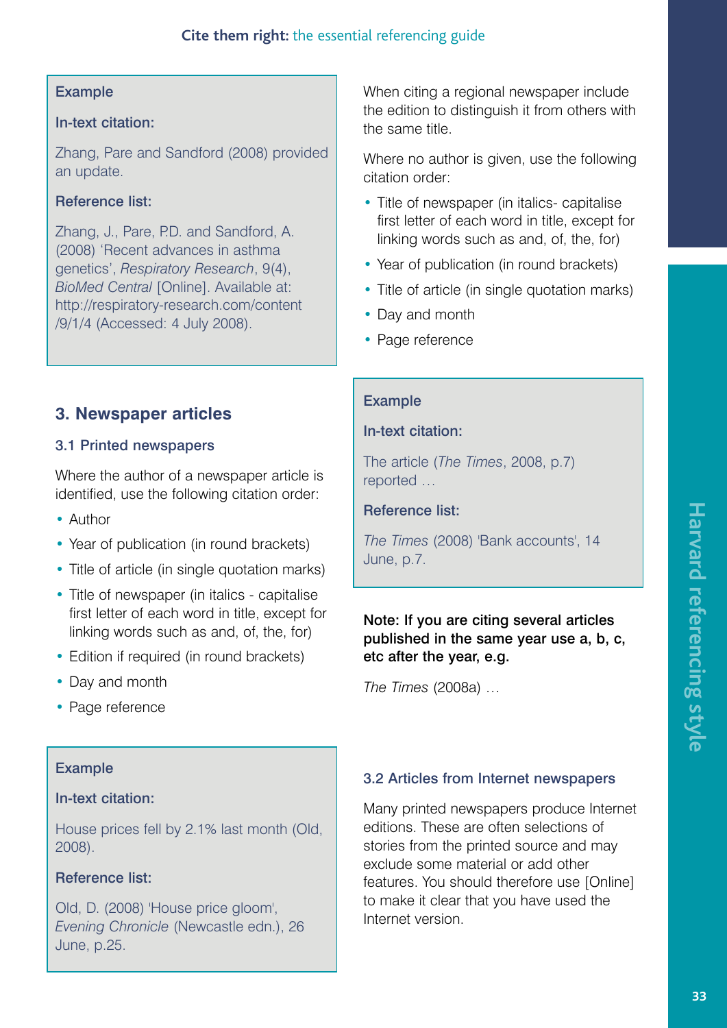**Example**

**In-text citation:**

Zhang, Pare and Sandford (2008) provided an update.

**Reference list:**

Zhang, J., Pare, P.D. and Sandford, A. (2008) 'Recent advances in asthma genetics', *Respiratory Research*, 9(4), *BioMed Central* [Online]. Available at: http://respiratory-research.com/content /9/1/4 (Accessed: 4 July 2008).

## 3. Newspaper articles

### 3.1 Printed newspapers

Where the author of a newspaper article is identified, use the following citation order:

- Author
- Year of publication (in round brackets)
- Title of article (in single quotation marks)
- Title of newspaper (in italics - capitalise first letter of each word in title, except for linking words such as and, of, the, for)
- Edition if required (in round brackets)
- Day and month
- Page reference

**Example**

**In-text citation:**

House prices fell by 2.1% last month (Old, 2008).

**Reference list:**

Old, D. (2008) 'House price gloom', *Evening Chronicle* (Newcastle edn.), 26 June, p.25.

When citing a regional newspaper include the edition to distinguish it from others with the same title.

Where no author is given, use the following citation order:

- Title of newspaper (in italics- capitalise first letter of each word in title, except for linking words such as and, of, the, for)
- Year of publication (in round brackets)
- Title of article (in single quotation marks)
- Day and month
- Page reference

**Example**

**In-text citation:**

The article (*The Times*, 2008, p.7) reported …

**Reference list:**

*The Times* (2008) 'Bank accounts', 14 June, p.7.

**Note: If you are citing several articles published in the same year use a, b, c, etc after the year, e.g.**

*The Times* (2008a) …

### 3.2 Articles from Internet newspapers

Many printed newspapers produce Internet editions. These are often selections of stories from the printed source and may exclude some material or add other features. You should therefore use [Online] to make it clear that you have used the Internet version.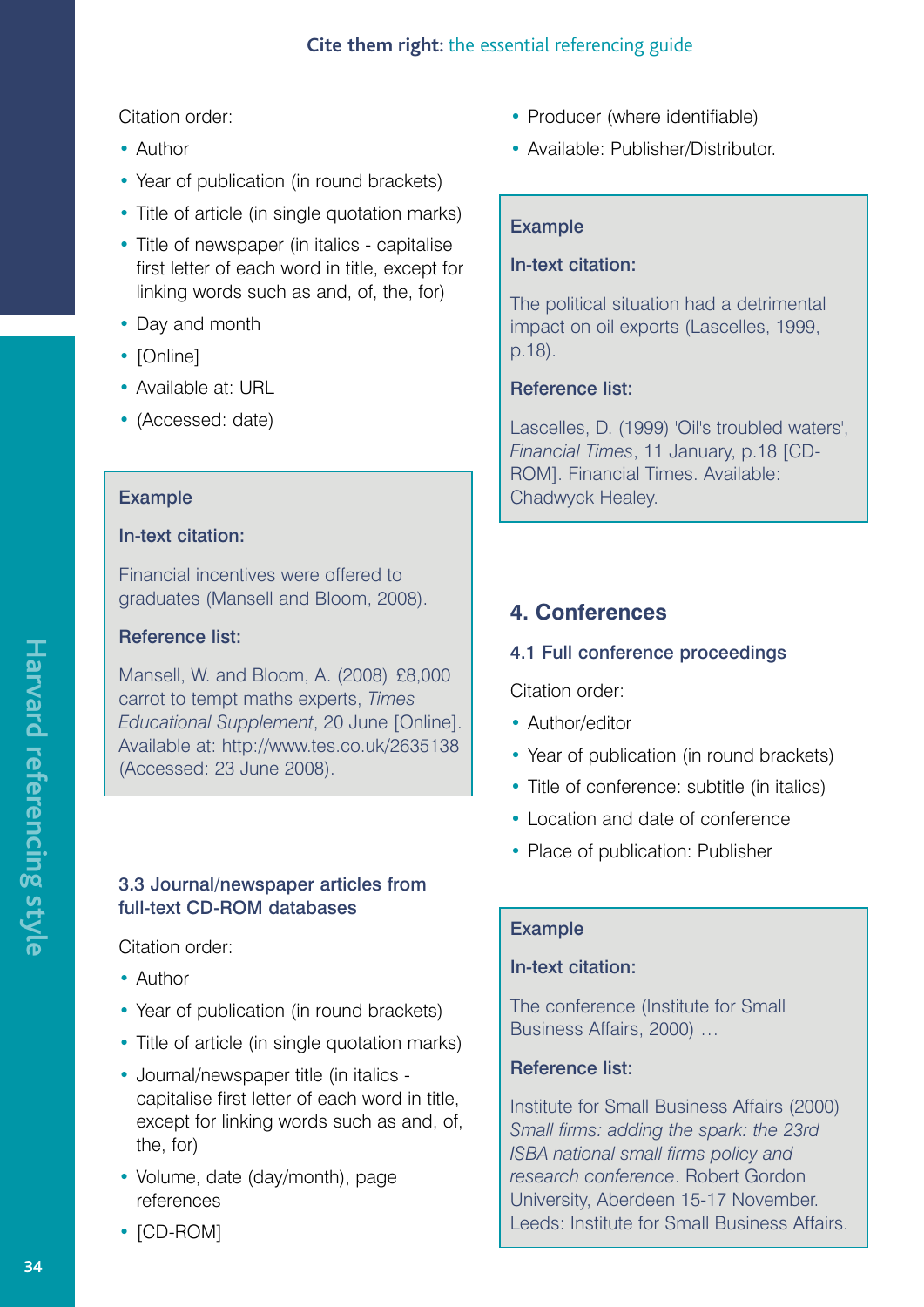Citation order:

- Author
- Year of publication (in round brackets)
- Title of article (in single quotation marks)
- Title of newspaper (in italics - capitalise first letter of each word in title, except for linking words such as and, of, the, for)
- Day and month
- [Online]
- Available at: URL
- (Accessed: date)

**Example**

**In-text citation:**

Financial incentives were offered to graduates (Mansell and Bloom, 2008).

**Reference list:**

Mansell, W. and Bloom, A. (2008) '£8,000 carrot to tempt maths experts, *Times Educational Supplement*, 20 June [Online]. Available at: http://www.tes.co.uk/2635138 (Accessed: 23 June 2008).

### 3.3 Journal/newspaper articles from full-text CD-ROM databases

Citation order:

- Author
- Year of publication (in round brackets)
- Title of article (in single quotation marks)
- Journal/newspaper title (in italics - capitalise first letter of each word in title, except for linking words such as and, of, the, for)
- Volume, date (day/month), page references
- [CD-ROM]
- Producer (where identifiable)
- Available: Publisher/Distributor.

**Example**

**In-text citation:**

The political situation had a detrimental impact on oil exports (Lascelles, 1999, p.18).

**Reference list:**

Lascelles, D. (1999) 'Oil's troubled waters', *Financial Times*, 11 January, p.18 [CD-ROM]. Financial Times. Available: Chadwyck Healey.

## 4. Conferences

### 4.1 Full conference proceedings

Citation order:

- Author/editor
- Year of publication (in round brackets)
- Title of conference: subtitle (in italics)
- Location and date of conference
- Place of publication: Publisher

**Example**

**In-text citation:**

The conference (Institute for Small Business Affairs, 2000) …

**Reference list:**

Institute for Small Business Affairs (2000) *Small firms: adding the spark: the 23rd ISBA national small firms policy and research conference*. Robert Gordon University, Aberdeen 15-17 November. Leeds: Institute for Small Business Affairs.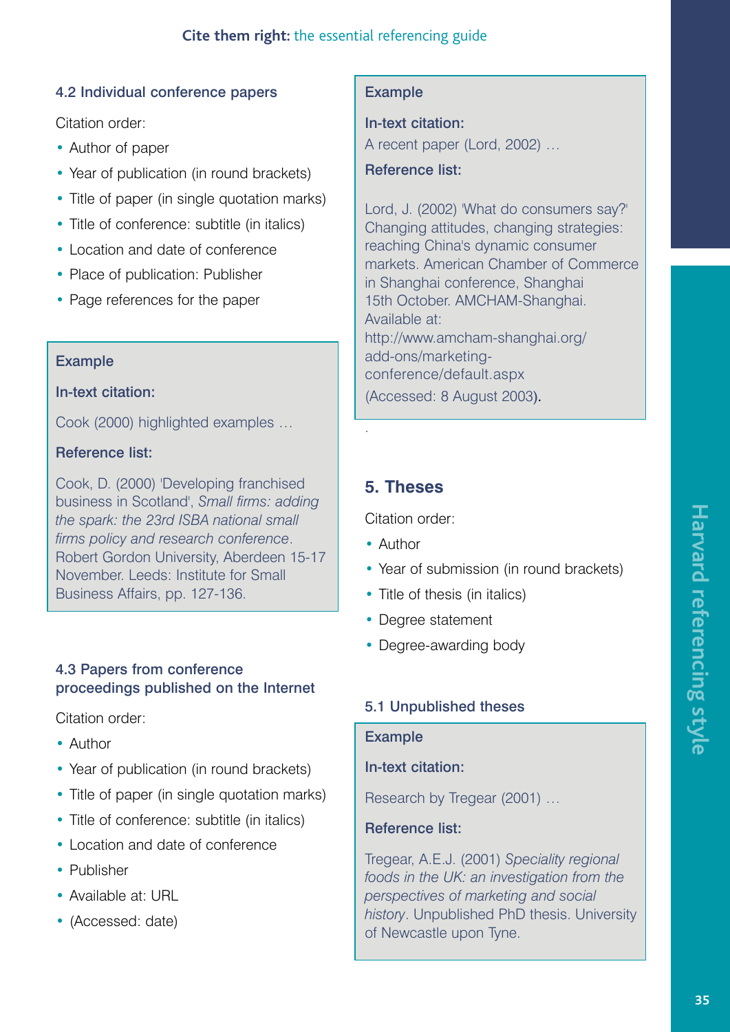### 4.2 Individual conference papers

Citation order:

- Author of paper
- Year of publication (in round brackets)
- Title of paper (in single quotation marks)
- Title of conference: subtitle (in italics)
- Location and date of conference
- Place of publication: Publisher
- Page references for the paper

**Example**

**In-text citation:**

Cook (2000) highlighted examples …

**Reference list:**

Cook, D. (2000) 'Developing franchised business in Scotland', *Small firms: adding the spark: the 23rd ISBA national small firms policy and research conference*. Robert Gordon University, Aberdeen 15-17 November. Leeds: Institute for Small Business Affairs, pp. 127-136.

### 4.3 Papers from conference proceedings published on the Internet

Citation order:

- Author
- Year of publication (in round brackets)
- Title of paper (in single quotation marks)
- Title of conference: subtitle (in italics)
- Location and date of conference
- Publisher
- Available at: URL
- (Accessed: date)

**Example**

**In-text citation:**

A recent paper (Lord, 2002) …

**Reference list:**

Lord, J. (2002) 'What do consumers say?' Changing attitudes, changing strategies: reaching China's dynamic consumer markets. American Chamber of Commerce in Shanghai conference, Shanghai 15th October. AMCHAM-Shanghai. Available at: http://www.amcham-shanghai.org/add-ons/marketing-conference/default.aspx (Accessed: 8 August 2003).

## 5. Theses

Citation order:

- Author
- Year of submission (in round brackets)
- Title of thesis (in italics)
- Degree statement
- Degree-awarding body

### 5.1 Unpublished theses

**Example**

**In-text citation:**

Research by Tregear (2001) …

**Reference list:**

Tregear, A.E.J. (2001) *Speciality regional foods in the UK: an investigation from the perspectives of marketing and social history*. Unpublished PhD thesis. University of Newcastle upon Tyne.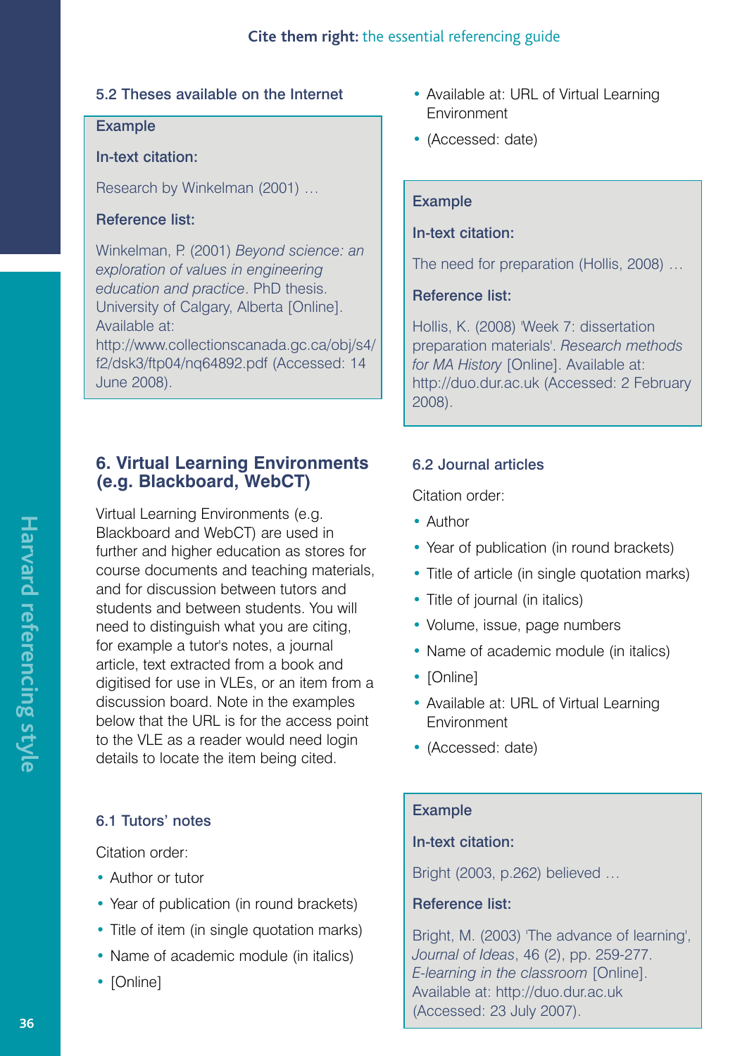### 5.2 Theses available on the Internet

**Example**

**In-text citation:**

Research by Winkelman (2001) …

**Reference list:**

Winkelman, P. (2001) *Beyond science: an exploration of values in engineering education and practice*. PhD thesis. University of Calgary, Alberta [Online]. Available at: http://www.collectionscanada.gc.ca/obj/s4/f2/dsk3/ftp04/nq64892.pdf (Accessed: 14 June 2008).

## 6. Virtual Learning Environments (e.g. Blackboard, WebCT)

Virtual Learning Environments (e.g. Blackboard and WebCT) are used in further and higher education as stores for course documents and teaching materials, and for discussion between tutors and students and between students. You will need to distinguish what you are citing, for example a tutor's notes, a journal article, text extracted from a book and digitised for use in VLEs, or an item from a discussion board. Note in the examples below that the URL is for the access point to the VLE as a reader would need login details to locate the item being cited.

### 6.1 Tutors' notes

Citation order:

- Author or tutor
- Year of publication (in round brackets)
- Title of item (in single quotation marks)
- Name of academic module (in italics)
- [Online]
- Available at: URL of Virtual Learning Environment
- (Accessed: date)

**Example**

**In-text citation:**

The need for preparation (Hollis, 2008) …

**Reference list:**

Hollis, K. (2008) 'Week 7: dissertation preparation materials'. *Research methods for MA History* [Online]. Available at: http://duo.dur.ac.uk (Accessed: 2 February 2008).

### 6.2 Journal articles

Citation order:

- Author
- Year of publication (in round brackets)
- Title of article (in single quotation marks)
- Title of journal (in italics)
- Volume, issue, page numbers
- Name of academic module (in italics)
- [Online]
- Available at: URL of Virtual Learning Environment
- (Accessed: date)

**Example**

**In-text citation:**

Bright (2003, p.262) believed …

**Reference list:**

Bright, M. (2003) 'The advance of learning', *Journal of Ideas*, 46 (2), pp. 259-277. *E-learning in the classroom* [Online]. Available at: http://duo.dur.ac.uk (Accessed: 23 July 2007).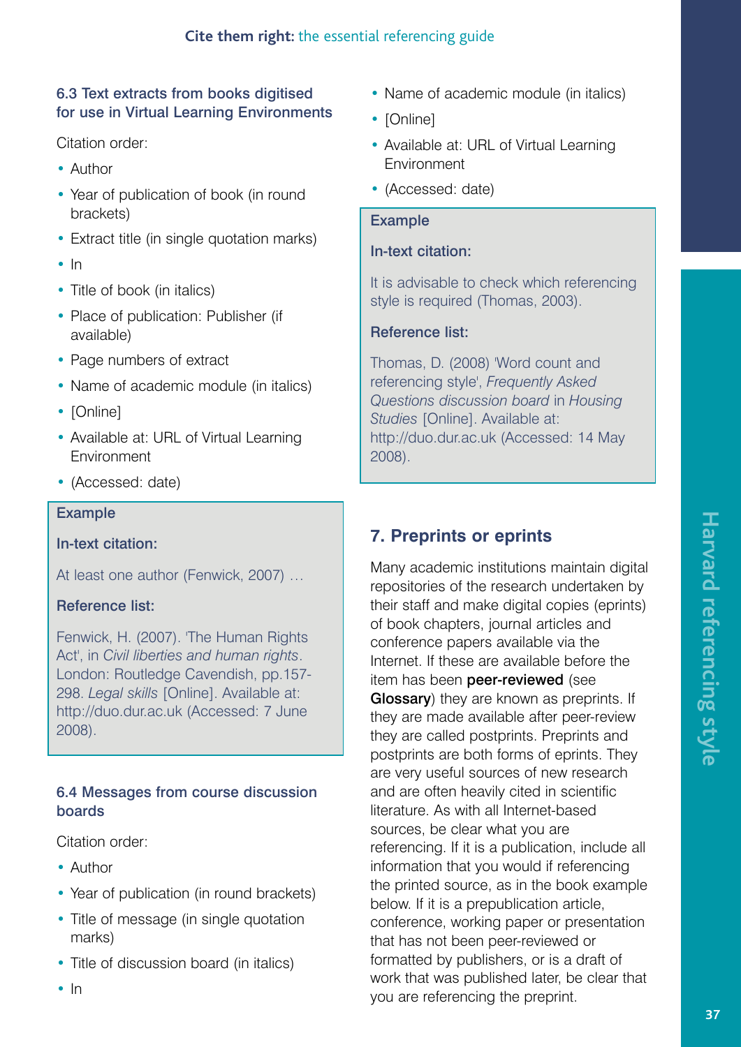### 6.3 Text extracts from books digitised for use in Virtual Learning Environments

Citation order:

- Author
- Year of publication of book (in round brackets)
- Extract title (in single quotation marks)
- In
- Title of book (in italics)
- Place of publication: Publisher (if available)
- Page numbers of extract
- Name of academic module (in italics)
- [Online]
- Available at: URL of Virtual Learning Environment
- (Accessed: date)

**Example**

**In-text citation:**

At least one author (Fenwick, 2007) …

**Reference list:**

Fenwick, H. (2007). 'The Human Rights Act', in *Civil liberties and human rights*. London: Routledge Cavendish, pp.157-298. *Legal skills* [Online]. Available at: http://duo.dur.ac.uk (Accessed: 7 June 2008).

### 6.4 Messages from course discussion boards

Citation order:

- Author
- Year of publication (in round brackets)
- Title of message (in single quotation marks)
- Title of discussion board (in italics)
- In
- Name of academic module (in italics)
- [Online]
- Available at: URL of Virtual Learning Environment
- (Accessed: date)

**Example**

**In-text citation:**

It is advisable to check which referencing style is required (Thomas, 2003).

**Reference list:**

Thomas, D. (2008) 'Word count and referencing style', *Frequently Asked Questions discussion board* in *Housing Studies* [Online]. Available at: http://duo.dur.ac.uk (Accessed: 14 May 2008).

## 7. Preprints or eprints

Many academic institutions maintain digital repositories of the research undertaken by their staff and make digital copies (eprints) of book chapters, journal articles and conference papers available via the Internet. If these are available before the item has been **peer-reviewed** (see **Glossary**) they are known as preprints. If they are made available after peer-review they are called postprints. Preprints and postprints are both forms of eprints. They are very useful sources of new research and are often heavily cited in scientific literature. As with all Internet-based sources, be clear what you are referencing. If it is a publication, include all information that you would if referencing the printed source, as in the book example below. If it is a prepublication article, conference, working paper or presentation that has not been peer-reviewed or formatted by publishers, or is a draft of work that was published later, be clear that you are referencing the preprint.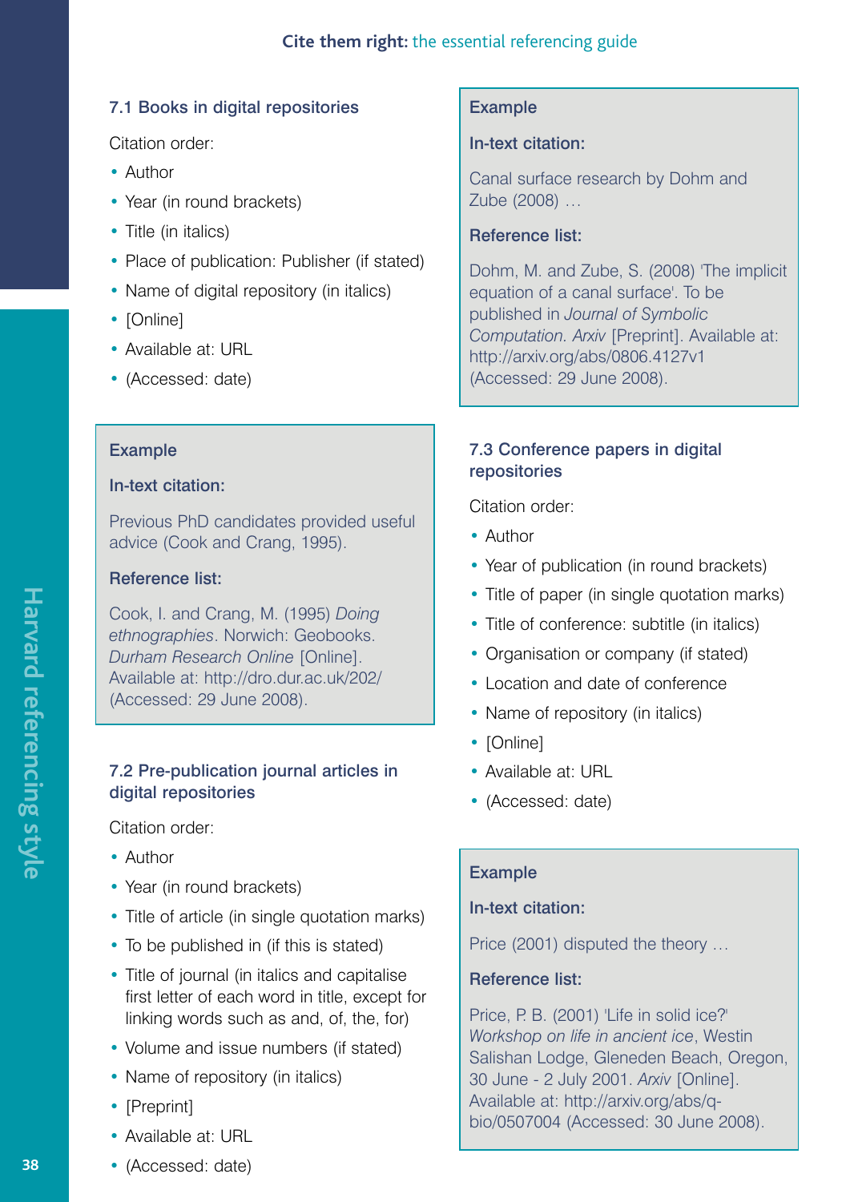### 7.1 Books in digital repositories

Citation order:

- Author
- Year (in round brackets)
- Title (in italics)
- Place of publication: Publisher (if stated)
- Name of digital repository (in italics)
- [Online]
- Available at: URL
- (Accessed: date)

**Example**

**In-text citation:**

Previous PhD candidates provided useful advice (Cook and Crang, 1995).

**Reference list:**

Cook, I. and Crang, M. (1995) *Doing ethnographies*. Norwich: Geobooks. *Durham Research Online* [Online]. Available at: http://dro.dur.ac.uk/202/ (Accessed: 29 June 2008).

### 7.2 Pre-publication journal articles in digital repositories

Citation order:

- Author
- Year (in round brackets)
- Title of article (in single quotation marks)
- To be published in (if this is stated)
- Title of journal (in italics and capitalise first letter of each word in title, except for linking words such as and, of, the, for)
- Volume and issue numbers (if stated)
- Name of repository (in italics)
- [Preprint]
- Available at: URL
- (Accessed: date)

**Example**

**In-text citation:**

Canal surface research by Dohm and Zube (2008) …

**Reference list:**

Dohm, M. and Zube, S. (2008) 'The implicit equation of a canal surface'. To be published in *Journal of Symbolic Computation*. *Arxiv* [Preprint]. Available at: http://arxiv.org/abs/0806.4127v1 (Accessed: 29 June 2008).

### 7.3 Conference papers in digital repositories

Citation order:

- Author
- Year of publication (in round brackets)
- Title of paper (in single quotation marks)
- Title of conference: subtitle (in italics)
- Organisation or company (if stated)
- Location and date of conference
- Name of repository (in italics)
- [Online]
- Available at: URL
- (Accessed: date)

**Example**

**In-text citation:**

Price (2001) disputed the theory …

**Reference list:**

Price, P. B. (2001) 'Life in solid ice?' *Workshop on life in ancient ice*, Westin Salishan Lodge, Gleneden Beach, Oregon, 30 June - 2 July 2001. *Arxiv* [Online]. Available at: http://arxiv.org/abs/q-bio/0507004 (Accessed: 30 June 2008).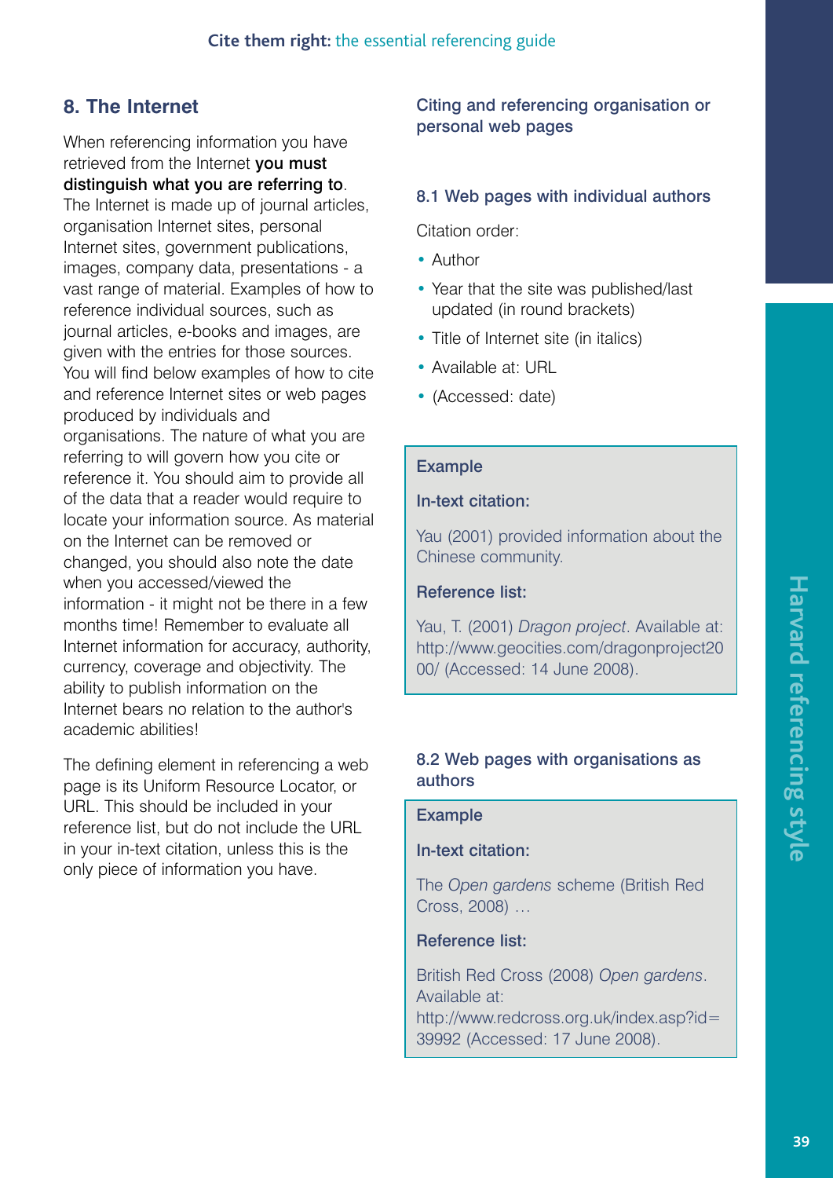## 8. The Internet

When referencing information you have retrieved from the Internet **you must distinguish what you are referring to**. The Internet is made up of journal articles, organisation Internet sites, personal Internet sites, government publications, images, company data, presentations - a vast range of material. Examples of how to reference individual sources, such as journal articles, e-books and images, are given with the entries for those sources. You will find below examples of how to cite and reference Internet sites or web pages produced by individuals and organisations. The nature of what you are referring to will govern how you cite or reference it. You should aim to provide all of the data that a reader would require to locate your information source. As material on the Internet can be removed or changed, you should also note the date when you accessed/viewed the information - it might not be there in a few months time! Remember to evaluate all Internet information for accuracy, authority, currency, coverage and objectivity. The ability to publish information on the Internet bears no relation to the author's academic abilities!

The defining element in referencing a web page is its Uniform Resource Locator, or URL. This should be included in your reference list, but do not include the URL in your in-text citation, unless this is the only piece of information you have.

### Citing and referencing organisation or personal web pages

#### 8.1 Web pages with individual authors

Citation order:

- Author
- Year that the site was published/last updated (in round brackets)
- Title of Internet site (in italics)
- Available at: URL
- (Accessed: date)

**Example**

**In-text citation:**

Yau (2001) provided information about the Chinese community.

**Reference list:**

Yau, T. (2001) *Dragon project*. Available at: http://www.geocities.com/dragonproject2000/ (Accessed: 14 June 2008).

#### 8.2 Web pages with organisations as authors

**Example**

**In-text citation:**

The *Open gardens* scheme (British Red Cross, 2008) …

**Reference list:**

British Red Cross (2008) *Open gardens*. Available at: http://www.redcross.org.uk/index.asp?id=39992 (Accessed: 17 June 2008).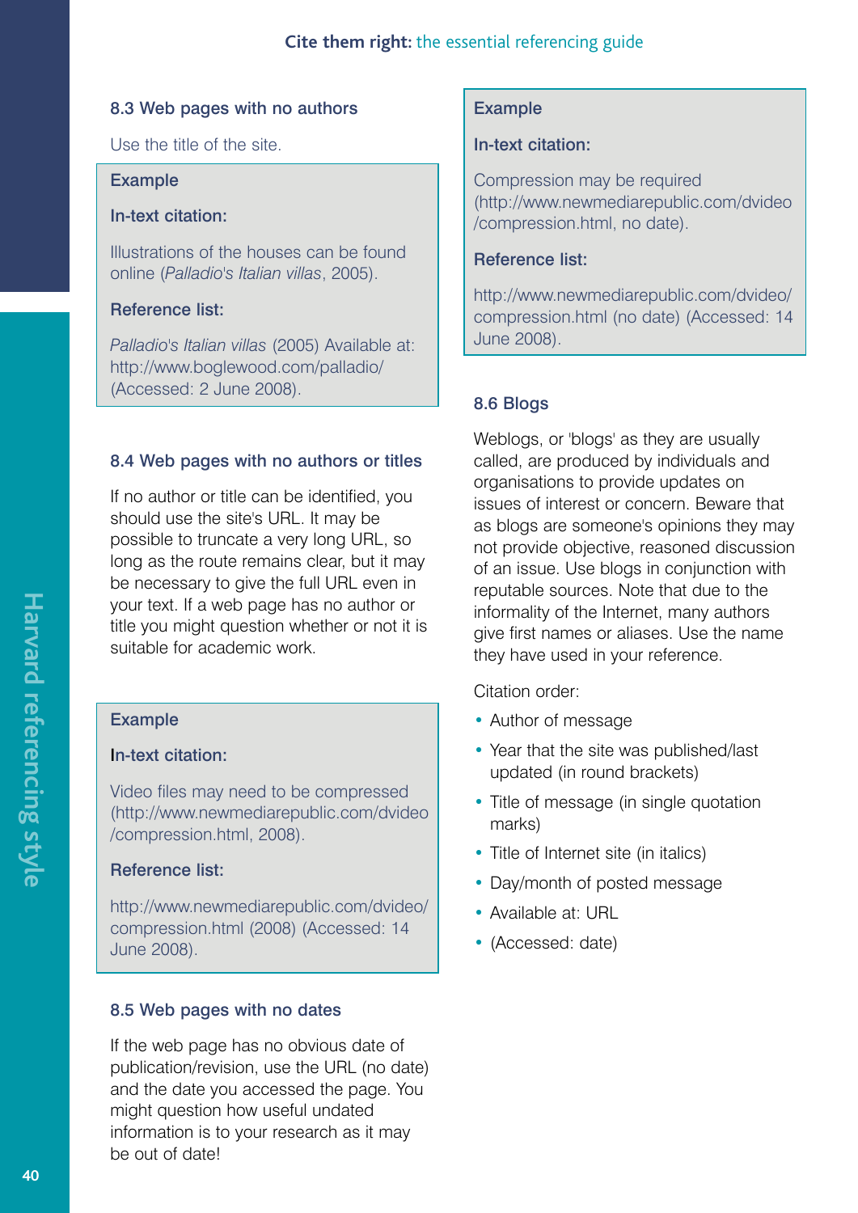### 8.3 Web pages with no authors

Use the title of the site.

**Example**

**In-text citation:**

Illustrations of the houses can be found online (*Palladio's Italian villas*, 2005).

**Reference list:**

*Palladio's Italian villas* (2005) Available at: http://www.boglewood.com/palladio/ (Accessed: 2 June 2008).

### 8.4 Web pages with no authors or titles

If no author or title can be identified, you should use the site's URL. It may be possible to truncate a very long URL, so long as the route remains clear, but it may be necessary to give the full URL even in your text. If a web page has no author or title you might question whether or not it is suitable for academic work.

**Example**

**In-text citation:**

Video files may need to be compressed (http://www.newmediarepublic.com/dvideo/compression.html, 2008).

**Reference list:**

http://www.newmediarepublic.com/dvideo/compression.html (2008) (Accessed: 14 June 2008).

### 8.5 Web pages with no dates

If the web page has no obvious date of publication/revision, use the URL (no date) and the date you accessed the page. You might question how useful undated information is to your research as it may be out of date!

**Example**

**In-text citation:**

Compression may be required (http://www.newmediarepublic.com/dvideo/compression.html, no date).

**Reference list:**

http://www.newmediarepublic.com/dvideo/compression.html (no date) (Accessed: 14 June 2008).

### 8.6 Blogs

Weblogs, or 'blogs' as they are usually called, are produced by individuals and organisations to provide updates on issues of interest or concern. Beware that as blogs are someone's opinions they may not provide objective, reasoned discussion of an issue. Use blogs in conjunction with reputable sources. Note that due to the informality of the Internet, many authors give first names or aliases. Use the name they have used in your reference.

Citation order:

- Author of message
- Year that the site was published/last updated (in round brackets)
- Title of message (in single quotation marks)
- Title of Internet site (in italics)
- Day/month of posted message
- Available at: URL
- (Accessed: date)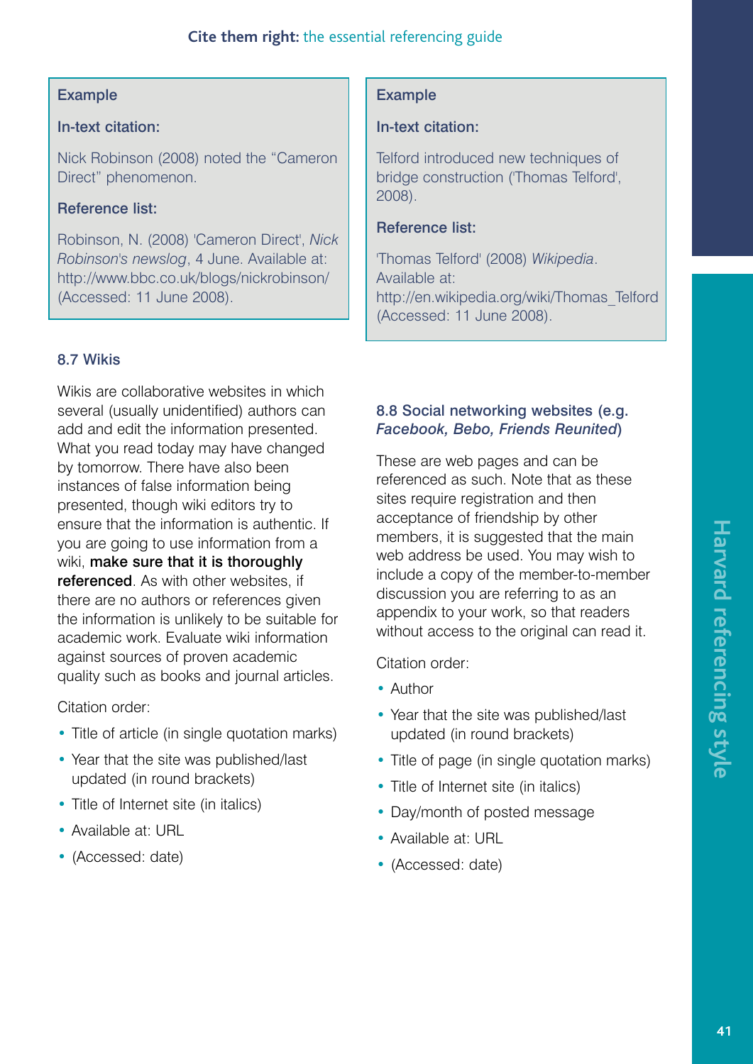**Example**

**In-text citation:**

Nick Robinson (2008) noted the “Cameron Direct” phenomenon.

**Reference list:**

Robinson, N. (2008) 'Cameron Direct', *Nick Robinson's newslog*, 4 June. Available at: http://www.bbc.co.uk/blogs/nickrobinson/ (Accessed: 11 June 2008).

### 8.7 Wikis

Wikis are collaborative websites in which several (usually unidentified) authors can add and edit the information presented. What you read today may have changed by tomorrow. There have also been instances of false information being presented, though wiki editors try to ensure that the information is authentic. If you are going to use information from a wiki, **make sure that it is thoroughly referenced**. As with other websites, if there are no authors or references given the information is unlikely to be suitable for academic work. Evaluate wiki information against sources of proven academic quality such as books and journal articles.

Citation order:

- Title of article (in single quotation marks)
- Year that the site was published/last updated (in round brackets)
- Title of Internet site (in italics)
- Available at: URL
- (Accessed: date)

**Example**

**In-text citation:**

Telford introduced new techniques of bridge construction ('Thomas Telford', 2008).

**Reference list:**

'Thomas Telford' (2008) *Wikipedia*. Available at: http://en.wikipedia.org/wiki/Thomas_Telford (Accessed: 11 June 2008).

### 8.8 Social networking websites (e.g. *Facebook, Bebo, Friends Reunited*)

These are web pages and can be referenced as such. Note that as these sites require registration and then acceptance of friendship by other members, it is suggested that the main web address be used. You may wish to include a copy of the member-to-member discussion you are referring to as an appendix to your work, so that readers without access to the original can read it.

Citation order:

- Author
- Year that the site was published/last updated (in round brackets)
- Title of page (in single quotation marks)
- Title of Internet site (in italics)
- Day/month of posted message
- Available at: URL
- (Accessed: date)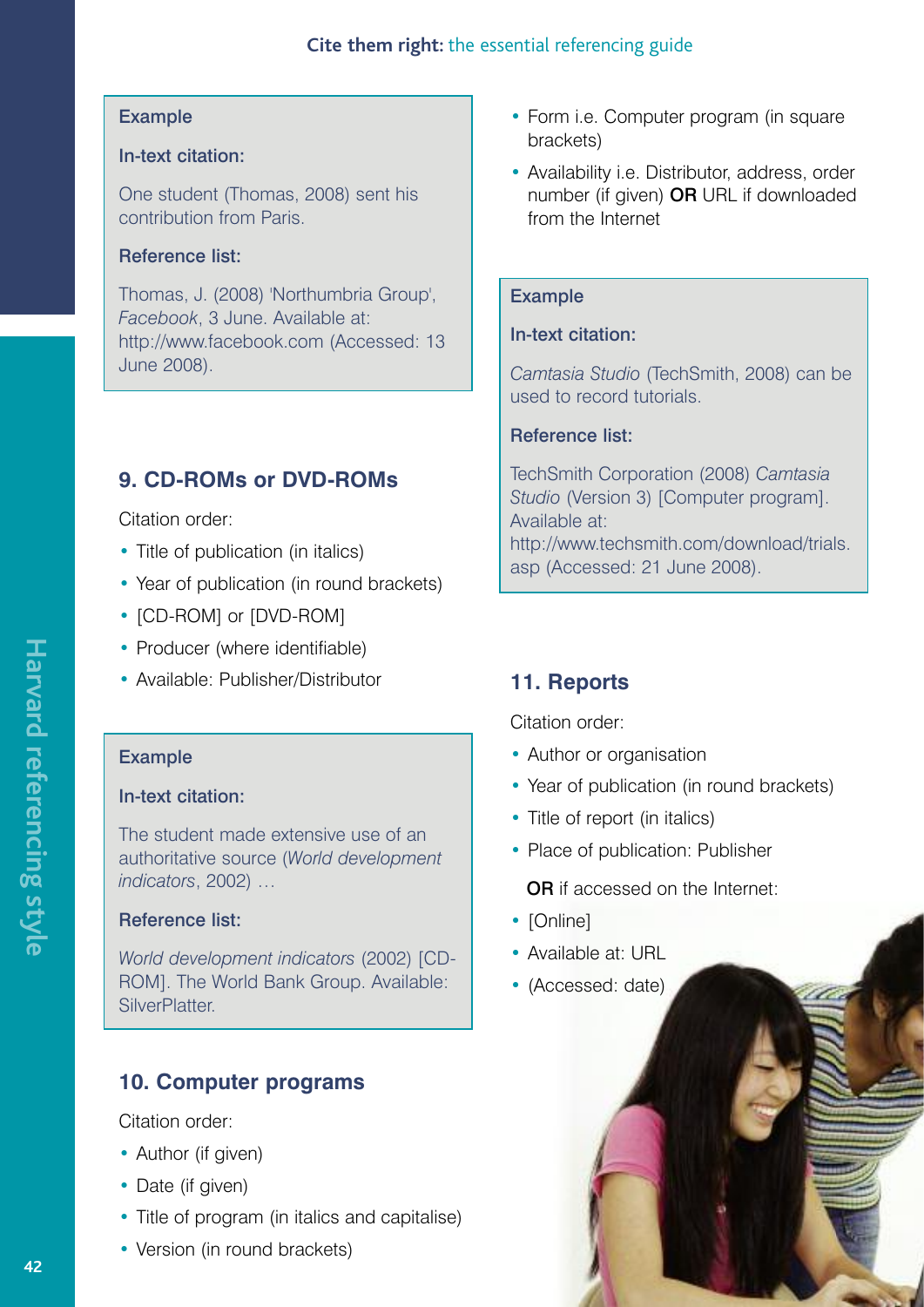**Example**

**In-text citation:**

One student (Thomas, 2008) sent his contribution from Paris.

**Reference list:**

Thomas, J. (2008) 'Northumbria Group', *Facebook*, 3 June. Available at: http://www.facebook.com (Accessed: 13 June 2008).

## 9. CD-ROMs or DVD-ROMs

Citation order:

- Title of publication (in italics)
- Year of publication (in round brackets)
- [CD-ROM] or [DVD-ROM]
- Producer (where identifiable)
- Available: Publisher/Distributor

**Example**

**In-text citation:**

The student made extensive use of an authoritative source (*World development indicators*, 2002) …

**Reference list:**

*World development indicators* (2002) [CD-ROM]. The World Bank Group. Available: SilverPlatter.

## 10. Computer programs

Citation order:

- Author (if given)
- Date (if given)
- Title of program (in italics and capitalise)
- Version (in round brackets)
- Form i.e. Computer program (in square brackets)
- Availability i.e. Distributor, address, order number (if given) **OR** URL if downloaded from the Internet

**Example**

**In-text citation:**

*Camtasia Studio* (TechSmith, 2008) can be used to record tutorials.

**Reference list:**

TechSmith Corporation (2008) *Camtasia Studio* (Version 3) [Computer program]. Available at: http://www.techsmith.com/download/trials.asp (Accessed: 21 June 2008).

## 11. Reports

Citation order:

- Author or organisation
- Year of publication (in round brackets)
- Title of report (in italics)
- Place of publication: Publisher

**OR** if accessed on the Internet:

- [Online]
- Available at: URL
- (Accessed: date)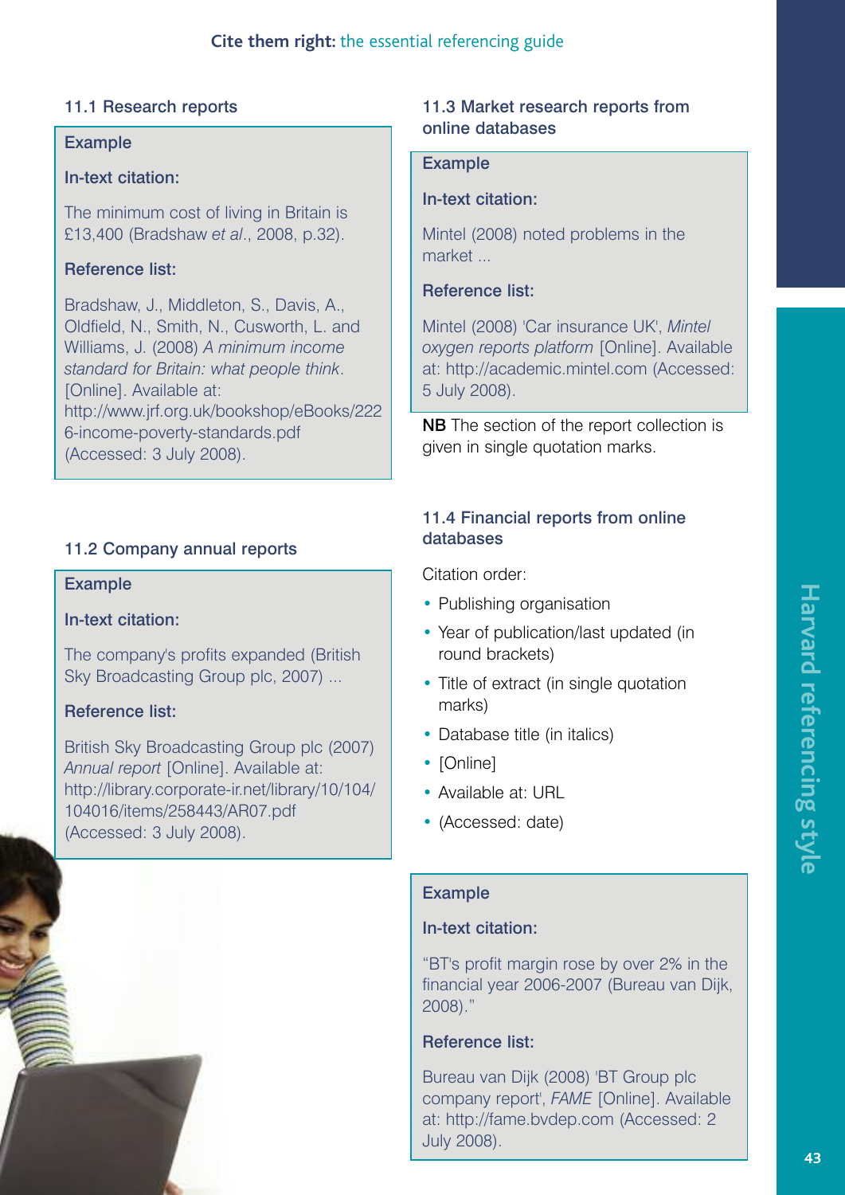### 11.1 Research reports

**Example**

**In-text citation:**

The minimum cost of living in Britain is £13,400 (Bradshaw *et al*., 2008, p.32).

**Reference list:**

Bradshaw, J., Middleton, S., Davis, A., Oldfield, N., Smith, N., Cusworth, L. and Williams, J. (2008) *A minimum income standard for Britain: what people think*. [Online]. Available at: http://www.jrf.org.uk/bookshop/eBooks/2226-income-poverty-standards.pdf (Accessed: 3 July 2008).

### 11.2 Company annual reports

**Example**

**In-text citation:**

The company's profits expanded (British Sky Broadcasting Group plc, 2007) ...

**Reference list:**

British Sky Broadcasting Group plc (2007) *Annual report* [Online]. Available at: http://library.corporate-ir.net/library/10/104/104016/items/258443/AR07.pdf (Accessed: 3 July 2008).

### 11.3 Market research reports from online databases

**Example**

**In-text citation:**

Mintel (2008) noted problems in the market ...

**Reference list:**

Mintel (2008) 'Car insurance UK', *Mintel oxygen reports platform* [Online]. Available at: http://academic.mintel.com (Accessed: 5 July 2008).

**NB** The section of the report collection is given in single quotation marks.

### 11.4 Financial reports from online databases

Citation order:

- Publishing organisation
- Year of publication/last updated (in round brackets)
- Title of extract (in single quotation marks)
- Database title (in italics)
- [Online]
- Available at: URL
- (Accessed: date)

**Example**

**In-text citation:**

"BT's profit margin rose by over 2% in the financial year 2006-2007 (Bureau van Dijk, 2008)."

**Reference list:**

Bureau van Dijk (2008) 'BT Group plc company report', *FAME* [Online]. Available at: http://fame.bvdep.com (Accessed: 2 July 2008).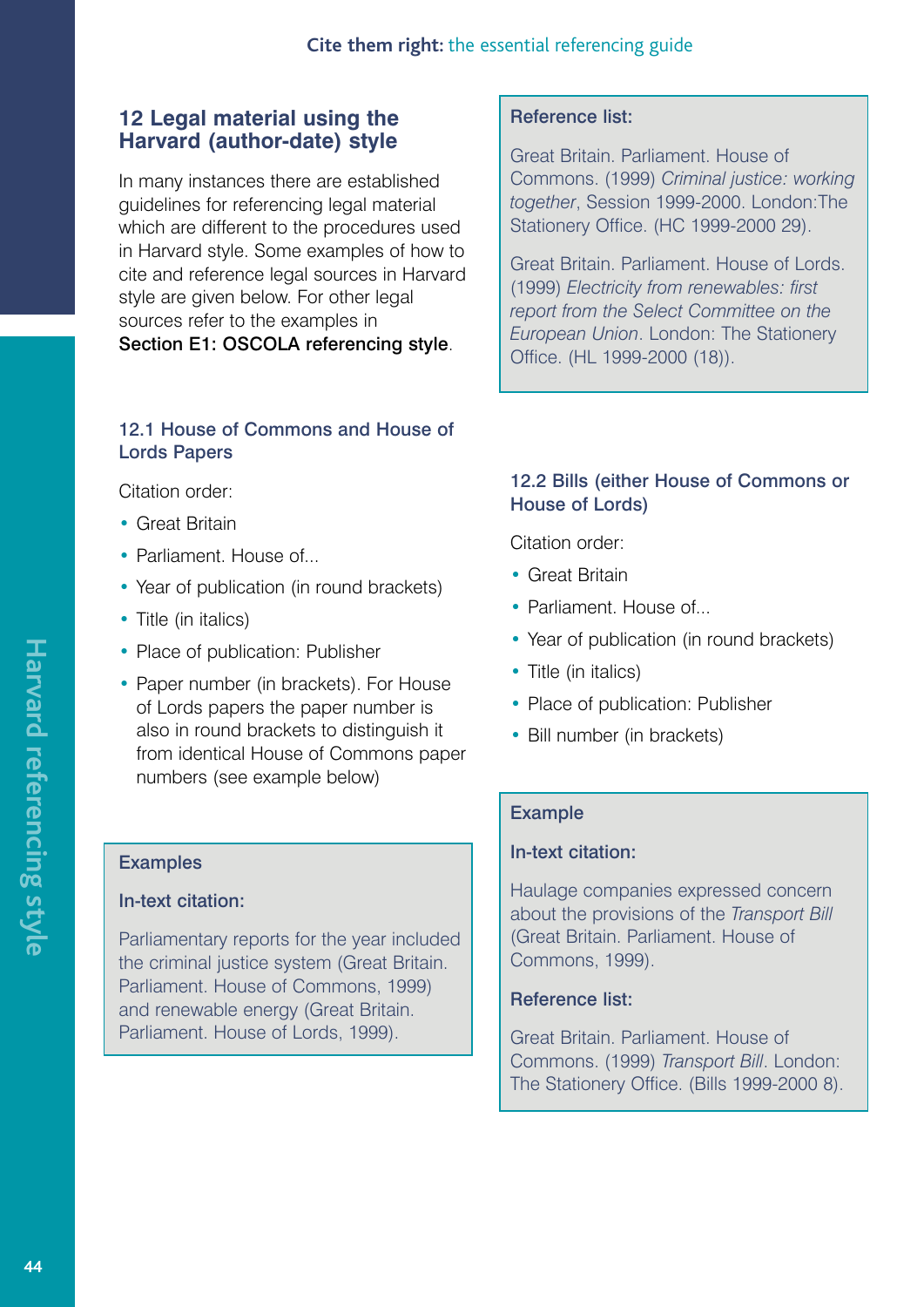## 12 Legal material using the Harvard (author-date) style

In many instances there are established guidelines for referencing legal material which are different to the procedures used in Harvard style. Some examples of how to cite and reference legal sources in Harvard style are given below. For other legal sources refer to the examples in **Section E1: OSCOLA referencing style**.

### 12.1 House of Commons and House of Lords Papers

Citation order:

- Great Britain
- Parliament. House of...
- Year of publication (in round brackets)
- Title (in italics)
- Place of publication: Publisher
- Paper number (in brackets). For House of Lords papers the paper number is also in round brackets to distinguish it from identical House of Commons paper numbers (see example below)

**Examples**

**In-text citation:**

Parliamentary reports for the year included the criminal justice system (Great Britain. Parliament. House of Commons, 1999) and renewable energy (Great Britain. Parliament. House of Lords, 1999).

**Reference list:**

Great Britain. Parliament. House of Commons. (1999) *Criminal justice: working together*, Session 1999-2000. London:The Stationery Office. (HC 1999-2000 29).

Great Britain. Parliament. House of Lords. (1999) *Electricity from renewables: first report from the Select Committee on the European Union*. London: The Stationery Office. (HL 1999-2000 (18)).

### 12.2 Bills (either House of Commons or House of Lords)

Citation order:

- Great Britain
- Parliament. House of...
- Year of publication (in round brackets)
- Title (in italics)
- Place of publication: Publisher
- Bill number (in brackets)

**Example**

**In-text citation:**

Haulage companies expressed concern about the provisions of the *Transport Bill* (Great Britain. Parliament. House of Commons, 1999).

**Reference list:**

Great Britain. Parliament. House of Commons. (1999) *Transport Bill*. London: The Stationery Office. (Bills 1999-2000 8).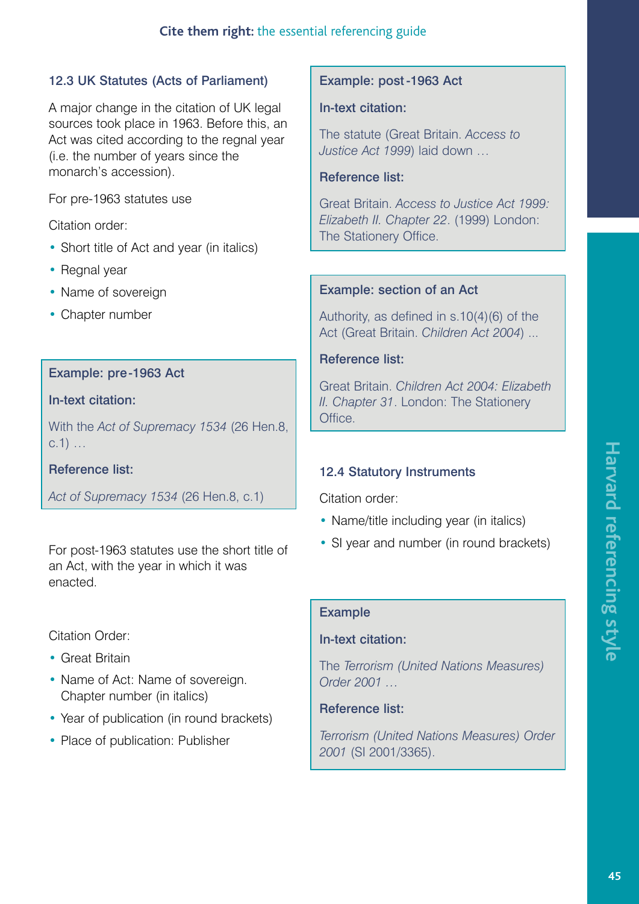## 12.3 UK Statutes (Acts of Parliament)

A major change in the citation of UK legal sources took place in 1963. Before this, an Act was cited according to the regnal year (i.e. the number of years since the monarch's accession).

For pre-1963 statutes use

Citation order:

- Short title of Act and year (in italics)
- Regnal year
- Name of sovereign
- Chapter number

**Example: pre-1963 Act**

**In-text citation:**

With the *Act of Supremacy 1534* (26 Hen.8, c.1) …

**Reference list:**

*Act of Supremacy 1534* (26 Hen.8, c.1)

For post-1963 statutes use the short title of an Act, with the year in which it was enacted.

Citation Order:

- Great Britain
- Name of Act: Name of sovereign. Chapter number (in italics)
- Year of publication (in round brackets)
- Place of publication: Publisher

**Example: post-1963 Act**

**In-text citation:**

The statute (Great Britain. *Access to Justice Act 1999*) laid down …

**Reference list:**

Great Britain. *Access to Justice Act 1999: Elizabeth II. Chapter 22*. (1999) London: The Stationery Office.

**Example: section of an Act**

Authority, as defined in s.10(4)(6) of the Act (Great Britain. *Children Act 2004*) ...

**Reference list:**

Great Britain. *Children Act 2004: Elizabeth II. Chapter 31*. London: The Stationery Office.

## 12.4 Statutory Instruments

Citation order:

- Name/title including year (in italics)
- SI year and number (in round brackets)

**Example**

**In-text citation:**

The *Terrorism (United Nations Measures) Order 2001* …

**Reference list:**

*Terrorism (United Nations Measures) Order 2001* (SI 2001/3365).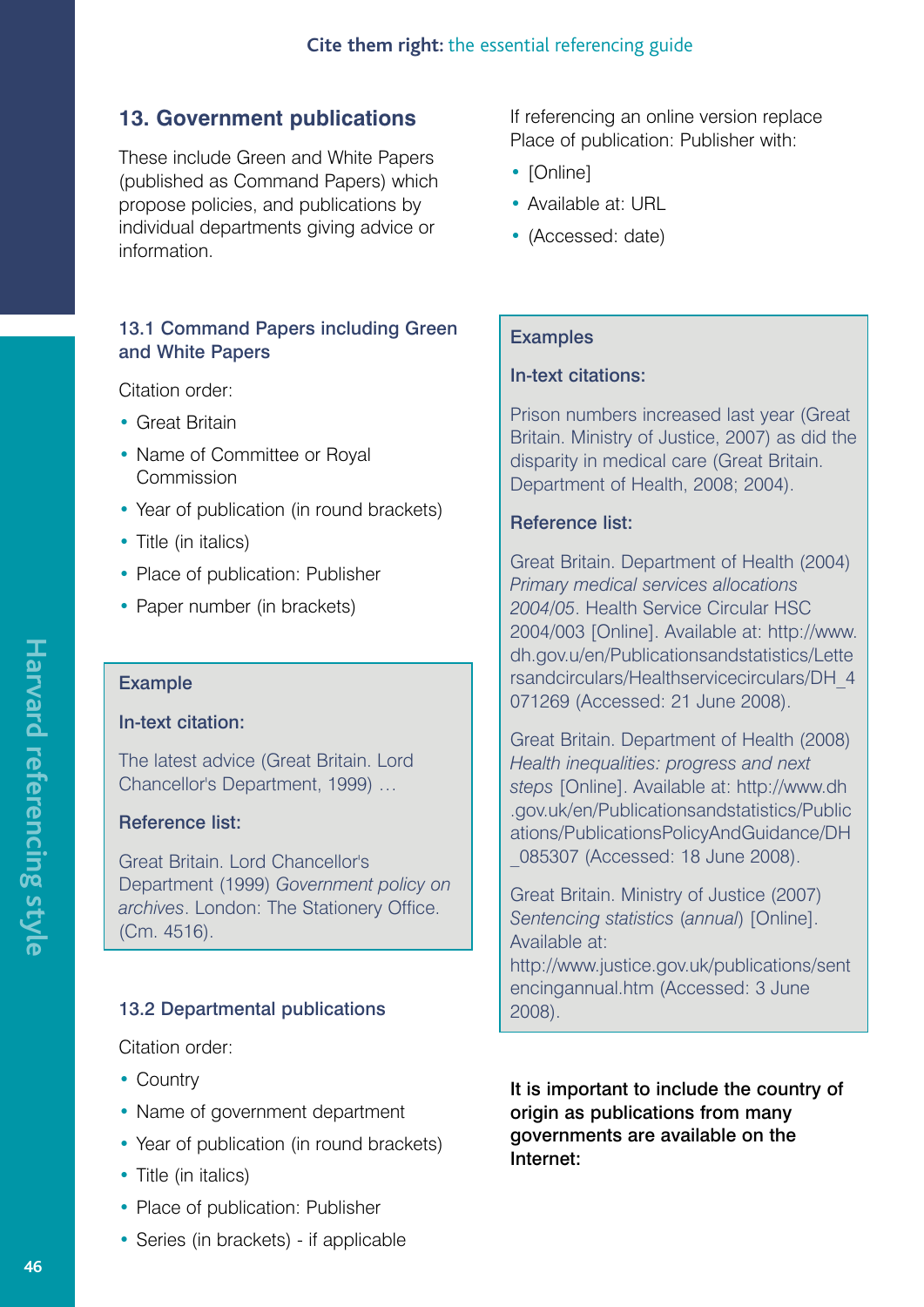## 13. Government publications

These include Green and White Papers (published as Command Papers) which propose policies, and publications by individual departments giving advice or information.

### 13.1 Command Papers including Green and White Papers

Citation order:

- Great Britain
- Name of Committee or Royal Commission
- Year of publication (in round brackets)
- Title (in italics)
- Place of publication: Publisher
- Paper number (in brackets)

**Example**

**In-text citation:**

The latest advice (Great Britain. Lord Chancellor's Department, 1999) …

**Reference list:**

Great Britain. Lord Chancellor's Department (1999) *Government policy on archives*. London: The Stationery Office. (Cm. 4516).

### 13.2 Departmental publications

Citation order:

- Country
- Name of government department
- Year of publication (in round brackets)
- Title (in italics)
- Place of publication: Publisher
- Series (in brackets) - if applicable

If referencing an online version replace Place of publication: Publisher with:

- [Online]
- Available at: URL
- (Accessed: date)

**Examples**

**In-text citations:**

Prison numbers increased last year (Great Britain. Ministry of Justice, 2007) as did the disparity in medical care (Great Britain. Department of Health, 2008; 2004).

**Reference list:**

Great Britain. Department of Health (2004) *Primary medical services allocations 2004/05*. Health Service Circular HSC 2004/003 [Online]. Available at: http://www.dh.gov.u/en/Publicationsandstatistics/Lettersandcirculars/Healthservicecirculars/DH_4071269 (Accessed: 21 June 2008).

Great Britain. Department of Health (2008) *Health inequalities: progress and next steps* [Online]. Available at: http://www.dh.gov.uk/en/Publicationsandstatistics/Publications/PublicationsPolicyAndGuidance/DH_085307 (Accessed: 18 June 2008).

Great Britain. Ministry of Justice (2007) *Sentencing statistics* (*annual*) [Online]. Available at: http://www.justice.gov.uk/publications/sentencingannual.htm (Accessed: 3 June 2008).

**It is important to include the country of origin as publications from many governments are available on the Internet:**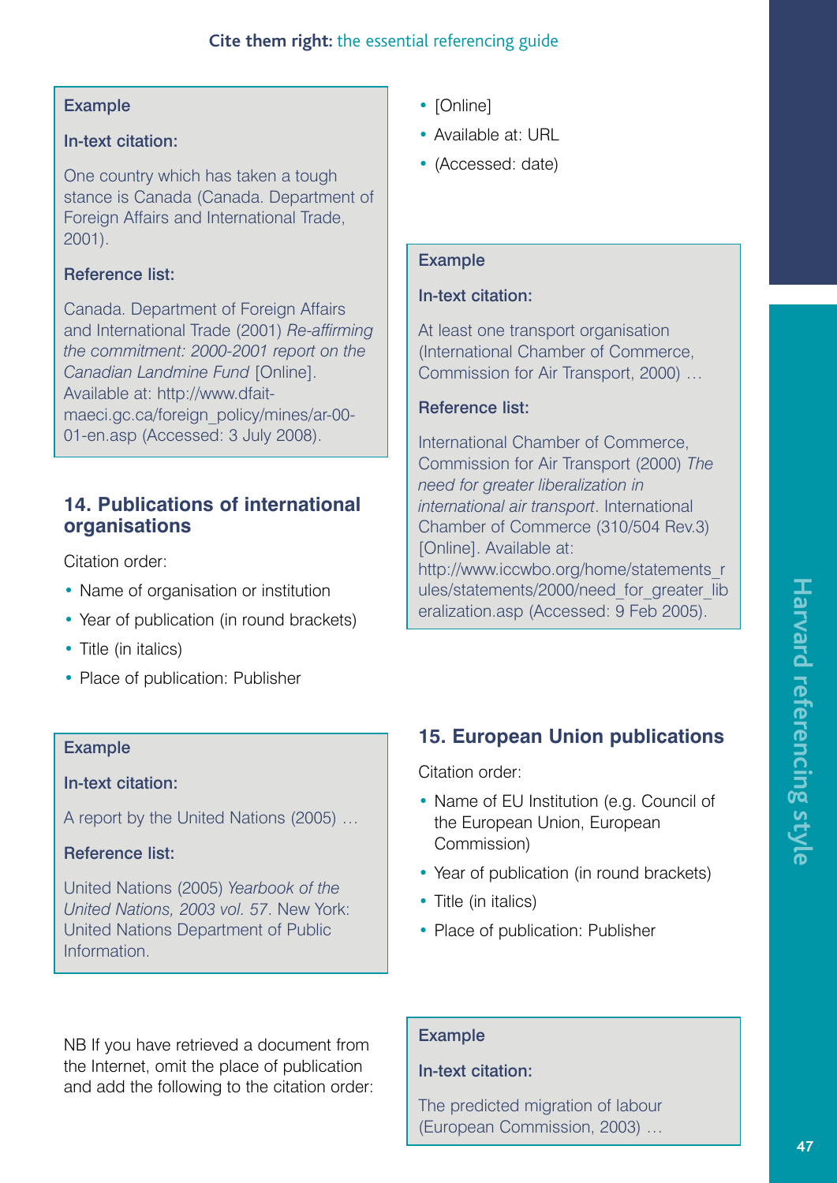**Example**

**In-text citation:**

One country which has taken a tough stance is Canada (Canada. Department of Foreign Affairs and International Trade, 2001).

**Reference list:**

Canada. Department of Foreign Affairs and International Trade (2001) *Re-affirming the commitment: 2000-2001 report on the Canadian Landmine Fund* [Online]. Available at: http://www.dfait-maeci.gc.ca/foreign_policy/mines/ar-00-01-en.asp (Accessed: 3 July 2008).

### 14. Publications of international organisations

Citation order:

- Name of organisation or institution
- Year of publication (in round brackets)
- Title (in italics)
- Place of publication: Publisher

**Example**

**In-text citation:**

A report by the United Nations (2005) …

**Reference list:**

United Nations (2005) *Yearbook of the United Nations, 2003 vol. 57*. New York: United Nations Department of Public Information.

NB If you have retrieved a document from the Internet, omit the place of publication and add the following to the citation order:

- [Online]
- Available at: URL
- (Accessed: date)

**Example**

**In-text citation:**

At least one transport organisation (International Chamber of Commerce, Commission for Air Transport, 2000) …

**Reference list:**

International Chamber of Commerce, Commission for Air Transport (2000) *The need for greater liberalization in international air transport*. International Chamber of Commerce (310/504 Rev.3) [Online]. Available at: http://www.iccwbo.org/home/statements_rules/statements/2000/need_for_greater_liberalization.asp (Accessed: 9 Feb 2005).

### 15. European Union publications

Citation order:

- Name of EU Institution (e.g. Council of the European Union, European Commission)
- Year of publication (in round brackets)
- Title (in italics)
- Place of publication: Publisher

**Example**

**In-text citation:**

The predicted migration of labour (European Commission, 2003) …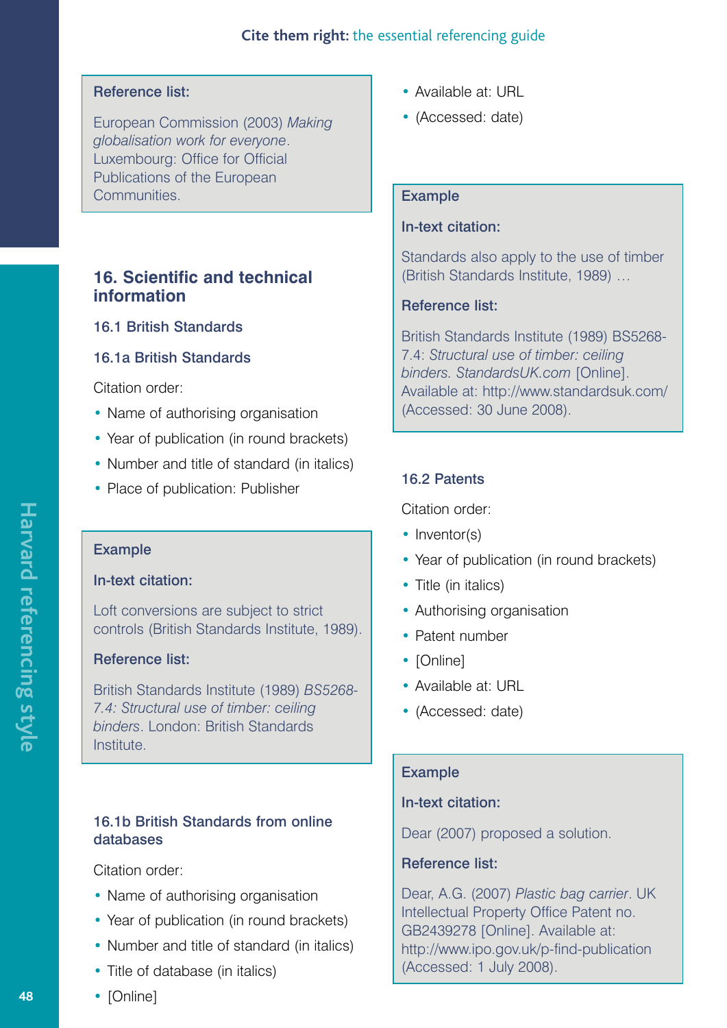**Reference list:**

European Commission (2003) *Making globalisation work for everyone*. Luxembourg: Office for Official Publications of the European Communities.

## 16. Scientific and technical information

### 16.1 British Standards

#### 16.1a British Standards

Citation order:

- Name of authorising organisation
- Year of publication (in round brackets)
- Number and title of standard (in italics)
- Place of publication: Publisher

**Example**

**In-text citation:**

Loft conversions are subject to strict controls (British Standards Institute, 1989).

**Reference list:**

British Standards Institute (1989) *BS5268-7.4: Structural use of timber: ceiling binders*. London: British Standards Institute.

#### 16.1b British Standards from online databases

Citation order:

- Name of authorising organisation
- Year of publication (in round brackets)
- Number and title of standard (in italics)
- Title of database (in italics)
- [Online]
- Available at: URL
- (Accessed: date)

**Example**

**In-text citation:**

Standards also apply to the use of timber (British Standards Institute, 1989) …

**Reference list:**

British Standards Institute (1989) BS5268-7.4: *Structural use of timber: ceiling binders. StandardsUK.com* [Online]. Available at: http://www.standardsuk.com/ (Accessed: 30 June 2008).

### 16.2 Patents

Citation order:

- Inventor(s)
- Year of publication (in round brackets)
- Title (in italics)
- Authorising organisation
- Patent number
- [Online]
- Available at: URL
- (Accessed: date)

**Example**

**In-text citation:**

Dear (2007) proposed a solution.

**Reference list:**

Dear, A.G. (2007) *Plastic bag carrier*. UK Intellectual Property Office Patent no. GB2439278 [Online]. Available at: http://www.ipo.gov.uk/p-find-publication (Accessed: 1 July 2008).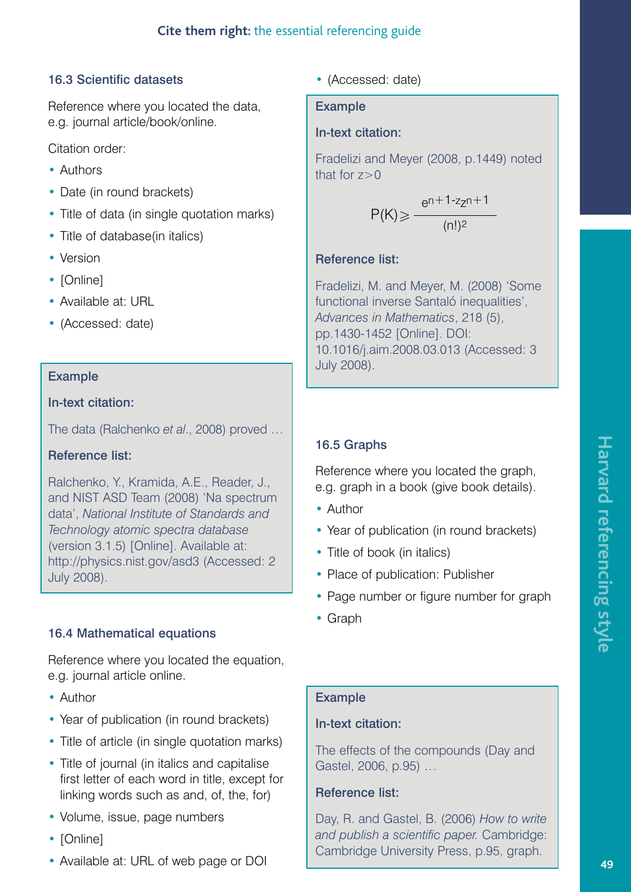### 16.3 Scientific datasets

Reference where you located the data, e.g. journal article/book/online.

Citation order:

- Authors
- Date (in round brackets)
- Title of data (in single quotation marks)
- Title of database(in italics)
- Version
- [Online]
- Available at: URL
- (Accessed: date)

> **Example**
>
> **In-text citation:**
>
> The data (Ralchenko *et al*., 2008) proved …
>
> **Reference list:**
>
> Ralchenko, Y., Kramida, A.E., Reader, J., and NIST ASD Team (2008) 'Na spectrum data', *National Institute of Standards and Technology atomic spectra database* (version 3.1.5) [Online]. Available at: http://physics.nist.gov/asd3 (Accessed: 2 July 2008).

### 16.4 Mathematical equations

Reference where you located the equation, e.g. journal article online.

- Author
- Year of publication (in round brackets)
- Title of article (in single quotation marks)
- Title of journal (in italics and capitalise first letter of each word in title, except for linking words such as and, of, the, for)
- Volume, issue, page numbers
- [Online]
- Available at: URL of web page or DOI
- (Accessed: date)

> **Example**
>
> **In-text citation:**
>
> Fradelizi and Meyer (2008, p.1449) noted that for $z>0$
>
> $$P(K) \geqslant \frac{e^{n+1} - z_{z}^{n+1}}{(n!)^2}$$
>
> **Reference list:**
>
> Fradelizi, M. and Meyer, M. (2008) 'Some functional inverse Santaló inequalities', *Advances in Mathematics*, 218 (5), pp.1430-1452 [Online]. DOI: 10.1016/j.aim.2008.03.013 (Accessed: 3 July 2008).

### 16.5 Graphs

Reference where you located the graph, e.g. graph in a book (give book details).

- Author
- Year of publication (in round brackets)
- Title of book (in italics)
- Place of publication: Publisher
- Page number or figure number for graph
- Graph

> **Example**
>
> **In-text citation:**
>
> The effects of the compounds (Day and Gastel, 2006, p.95) …
>
> **Reference list:**
>
> Day, R. and Gastel, B. (2006) *How to write and publish a scientific paper.* Cambridge: Cambridge University Press, p.95, graph.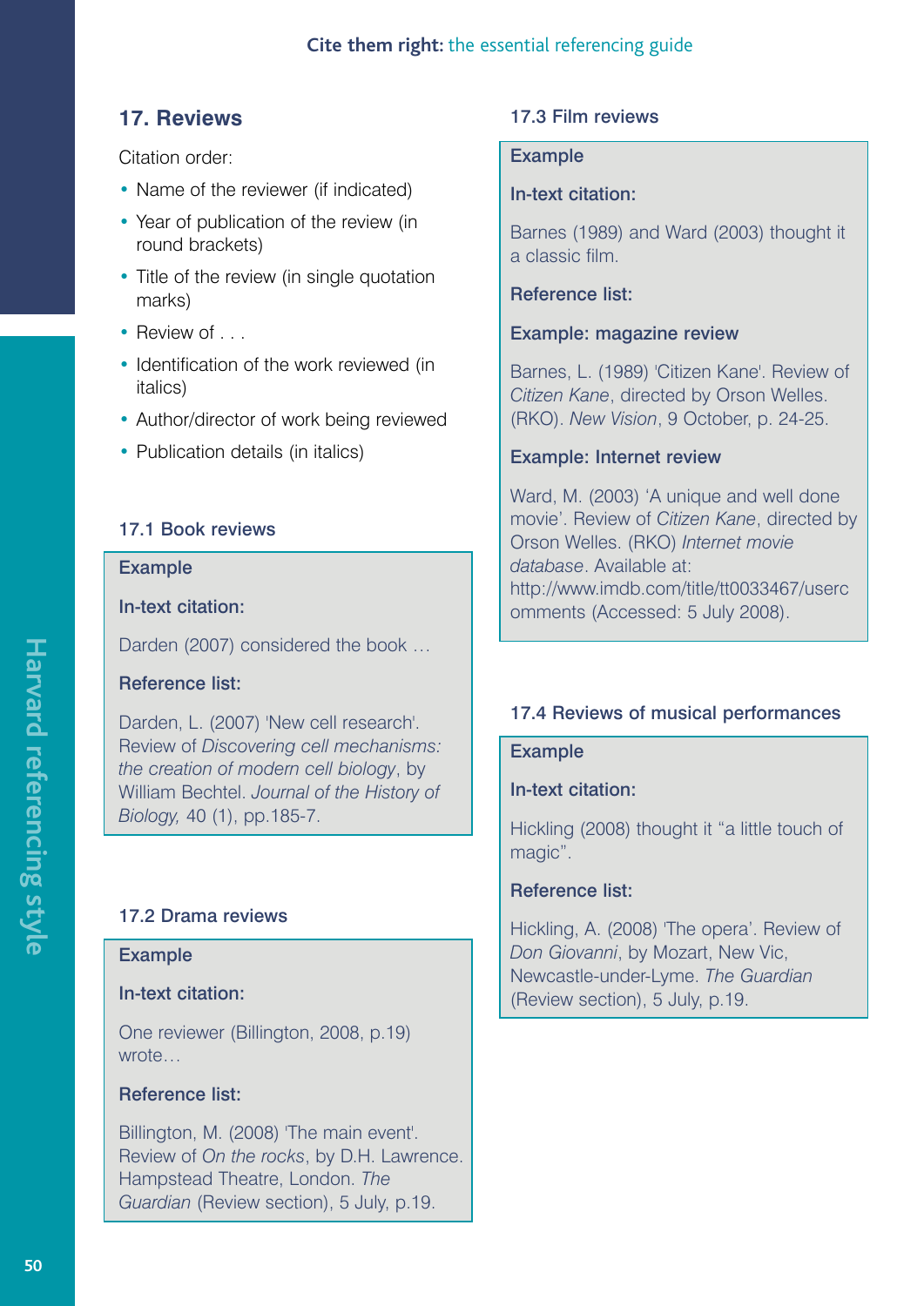## 17. Reviews

Citation order:

- Name of the reviewer (if indicated)
- Year of publication of the review (in round brackets)
- Title of the review (in single quotation marks)
- Review of . . .
- Identification of the work reviewed (in italics)
- Author/director of work being reviewed
- Publication details (in italics)

### 17.1 Book reviews

**Example**

**In-text citation:**

Darden (2007) considered the book …

**Reference list:**

Darden, L. (2007) 'New cell research'. Review of *Discovering cell mechanisms: the creation of modern cell biology*, by William Bechtel. *Journal of the History of Biology,* 40 (1), pp.185-7.

### 17.2 Drama reviews

**Example**

**In-text citation:**

One reviewer (Billington, 2008, p.19) wrote…

**Reference list:**

Billington, M. (2008) 'The main event'. Review of *On the rocks*, by D.H. Lawrence. Hampstead Theatre, London. *The Guardian* (Review section), 5 July, p.19.

### 17.3 Film reviews

**Example**

**In-text citation:**

Barnes (1989) and Ward (2003) thought it a classic film.

**Reference list:**

**Example: magazine review**

Barnes, L. (1989) 'Citizen Kane'. Review of *Citizen Kane*, directed by Orson Welles. (RKO). *New Vision*, 9 October, p. 24-25.

**Example: Internet review**

Ward, M. (2003) 'A unique and well done movie'. Review of *Citizen Kane*, directed by Orson Welles. (RKO) *Internet movie database*. Available at: http://www.imdb.com/title/tt0033467/usercomments (Accessed: 5 July 2008).

### 17.4 Reviews of musical performances

**Example**

**In-text citation:**

Hickling (2008) thought it "a little touch of magic".

**Reference list:**

Hickling, A. (2008) 'The opera'. Review of *Don Giovanni*, by Mozart, New Vic, Newcastle-under-Lyme. *The Guardian* (Review section), 5 July, p.19.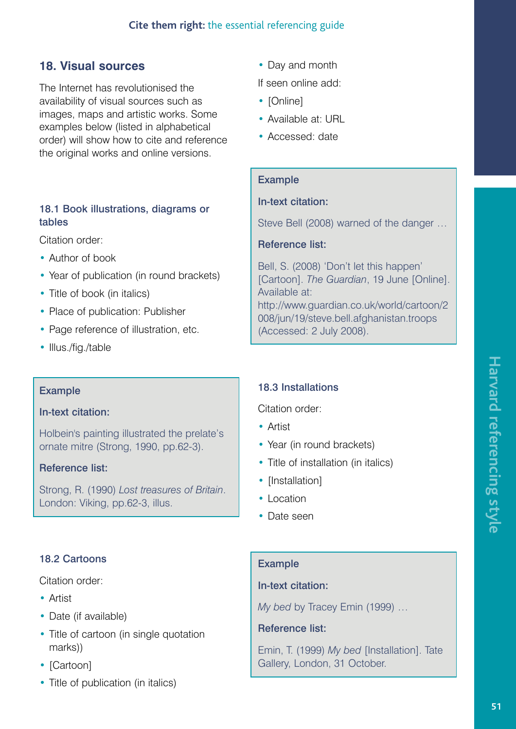## 18. Visual sources

The Internet has revolutionised the availability of visual sources such as images, maps and artistic works. Some examples below (listed in alphabetical order) will show how to cite and reference the original works and online versions.

### 18.1 Book illustrations, diagrams or tables

Citation order:

- Author of book
- Year of publication (in round brackets)
- Title of book (in italics)
- Place of publication: Publisher
- Page reference of illustration, etc.
- Illus./fig./table

**Example**

**In-text citation:**

Holbein's painting illustrated the prelate's ornate mitre (Strong, 1990, pp.62-3).

**Reference list:**

Strong, R. (1990) *Lost treasures of Britain*. London: Viking, pp.62-3, illus.

### 18.2 Cartoons

Citation order:

- Artist
- Date (if available)
- Title of cartoon (in single quotation marks))
- [Cartoon]
- Title of publication (in italics)
- Day and month

If seen online add:

- [Online]
- Available at: URL
- Accessed: date

**Example**

**In-text citation:**

Steve Bell (2008) warned of the danger …

**Reference list:**

Bell, S. (2008) 'Don't let this happen' [Cartoon]. *The Guardian*, 19 June [Online]. Available at: http://www.guardian.co.uk/world/cartoon/2008/jun/19/steve.bell.afghanistan.troops (Accessed: 2 July 2008).

### 18.3 Installations

Citation order:

- Artist
- Year (in round brackets)
- Title of installation (in italics)
- [Installation]
- Location
- Date seen

**Example**

**In-text citation:**

*My bed* by Tracey Emin (1999) …

**Reference list:**

Emin, T. (1999) *My bed* [Installation]. Tate Gallery, London, 31 October.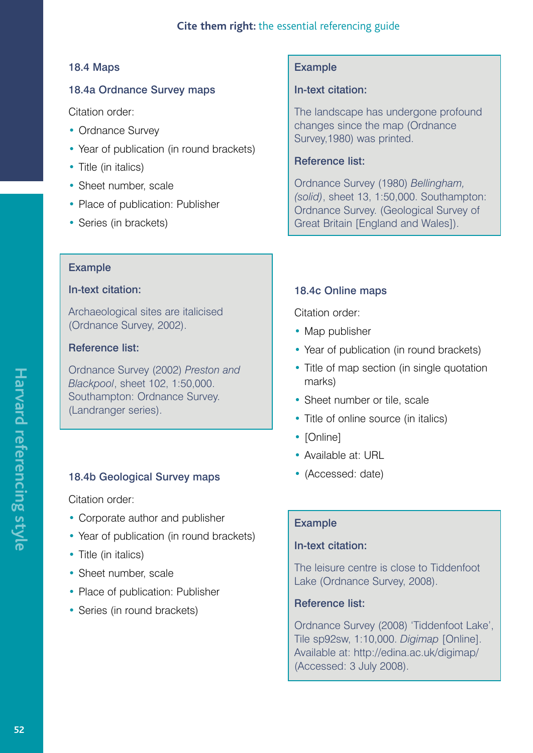### 18.4 Maps

#### 18.4a Ordnance Survey maps

Citation order:

- Ordnance Survey
- Year of publication (in round brackets)
- Title (in italics)
- Sheet number, scale
- Place of publication: Publisher
- Series (in brackets)

**Example**

**In-text citation:**

Archaeological sites are italicised (Ordnance Survey, 2002).

**Reference list:**

Ordnance Survey (2002) *Preston and Blackpool*, sheet 102, 1:50,000. Southampton: Ordnance Survey. (Landranger series).

#### 18.4b Geological Survey maps

Citation order:

- Corporate author and publisher
- Year of publication (in round brackets)
- Title (in italics)
- Sheet number, scale
- Place of publication: Publisher
- Series (in round brackets)

**Example**

**In-text citation:**

The landscape has undergone profound changes since the map (Ordnance Survey,1980) was printed.

**Reference list:**

Ordnance Survey (1980) *Bellingham, (solid)*, sheet 13, 1:50,000. Southampton: Ordnance Survey. (Geological Survey of Great Britain [England and Wales]).

#### 18.4c Online maps

Citation order:

- Map publisher
- Year of publication (in round brackets)
- Title of map section (in single quotation marks)
- Sheet number or tile, scale
- Title of online source (in italics)
- [Online]
- Available at: URL
- (Accessed: date)

**Example**

**In-text citation:**

The leisure centre is close to Tiddenfoot Lake (Ordnance Survey, 2008).

**Reference list:**

Ordnance Survey (2008) 'Tiddenfoot Lake', Tile sp92sw, 1:10,000. *Digimap* [Online]. Available at: http://edina.ac.uk/digimap/ (Accessed: 3 July 2008).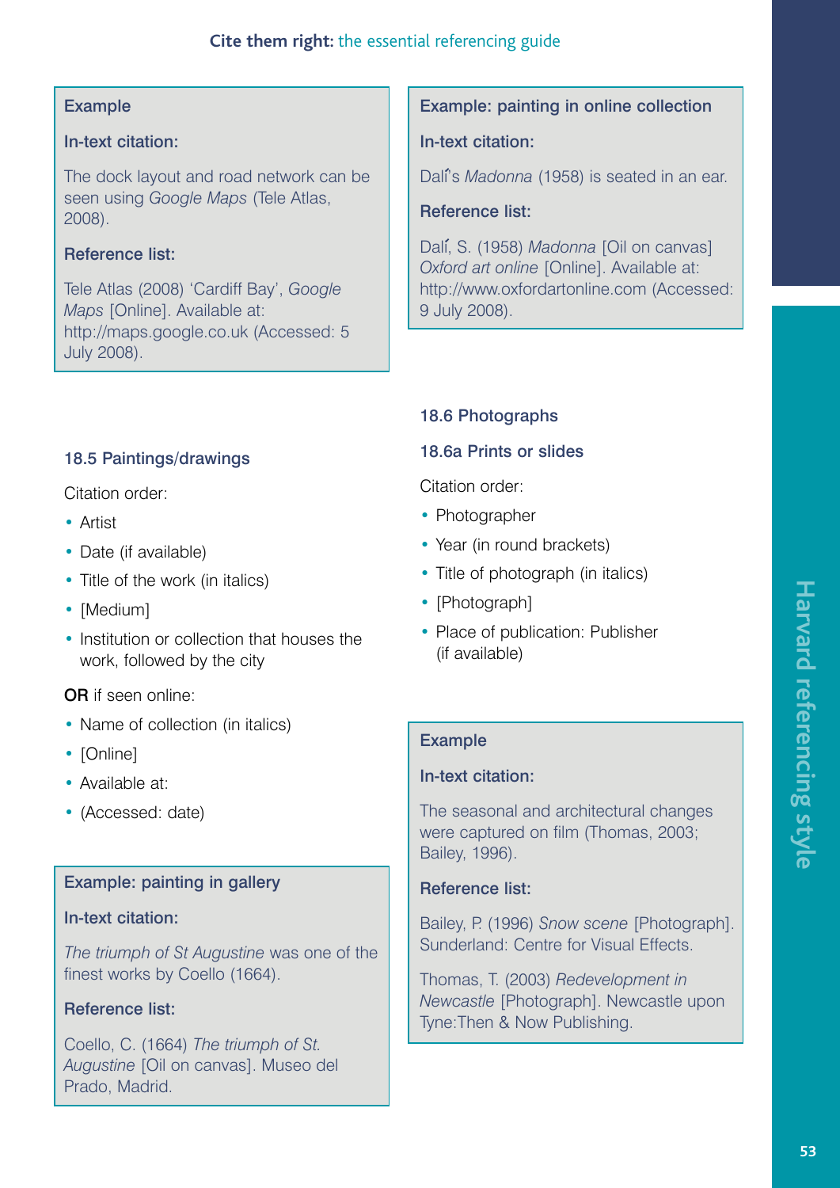**Example**

**In-text citation:**

The dock layout and road network can be seen using *Google Maps* (Tele Atlas, 2008).

**Reference list:**

Tele Atlas (2008) 'Cardiff Bay', *Google Maps* [Online]. Available at: http://maps.google.co.uk (Accessed: 5 July 2008).

### 18.5 Paintings/drawings

Citation order:

- Artist
- Date (if available)
- Title of the work (in italics)
- [Medium]
- Institution or collection that houses the work, followed by the city

**OR** if seen online:

- Name of collection (in italics)
- [Online]
- Available at:
- (Accessed: date)

**Example: painting in gallery**

**In-text citation:**

*The triumph of St Augustine* was one of the finest works by Coello (1664).

**Reference list:**

Coello, C. (1664) *The triumph of St. Augustine* [Oil on canvas]. Museo del Prado, Madrid.

**Example: painting in online collection**

**In-text citation:**

Dalí's *Madonna* (1958) is seated in an ear.

**Reference list:**

Dalí, S. (1958) *Madonna* [Oil on canvas] *Oxford art online* [Online]. Available at: http://www.oxfordartonline.com (Accessed: 9 July 2008).

### 18.6 Photographs

#### 18.6a Prints or slides

Citation order:

- Photographer
- Year (in round brackets)
- Title of photograph (in italics)
- [Photograph]
- Place of publication: Publisher (if available)

**Example**

**In-text citation:**

The seasonal and architectural changes were captured on film (Thomas, 2003; Bailey, 1996).

**Reference list:**

Bailey, P. (1996) *Snow scene* [Photograph]. Sunderland: Centre for Visual Effects.

Thomas, T. (2003) *Redevelopment in Newcastle* [Photograph]. Newcastle upon Tyne:Then & Now Publishing.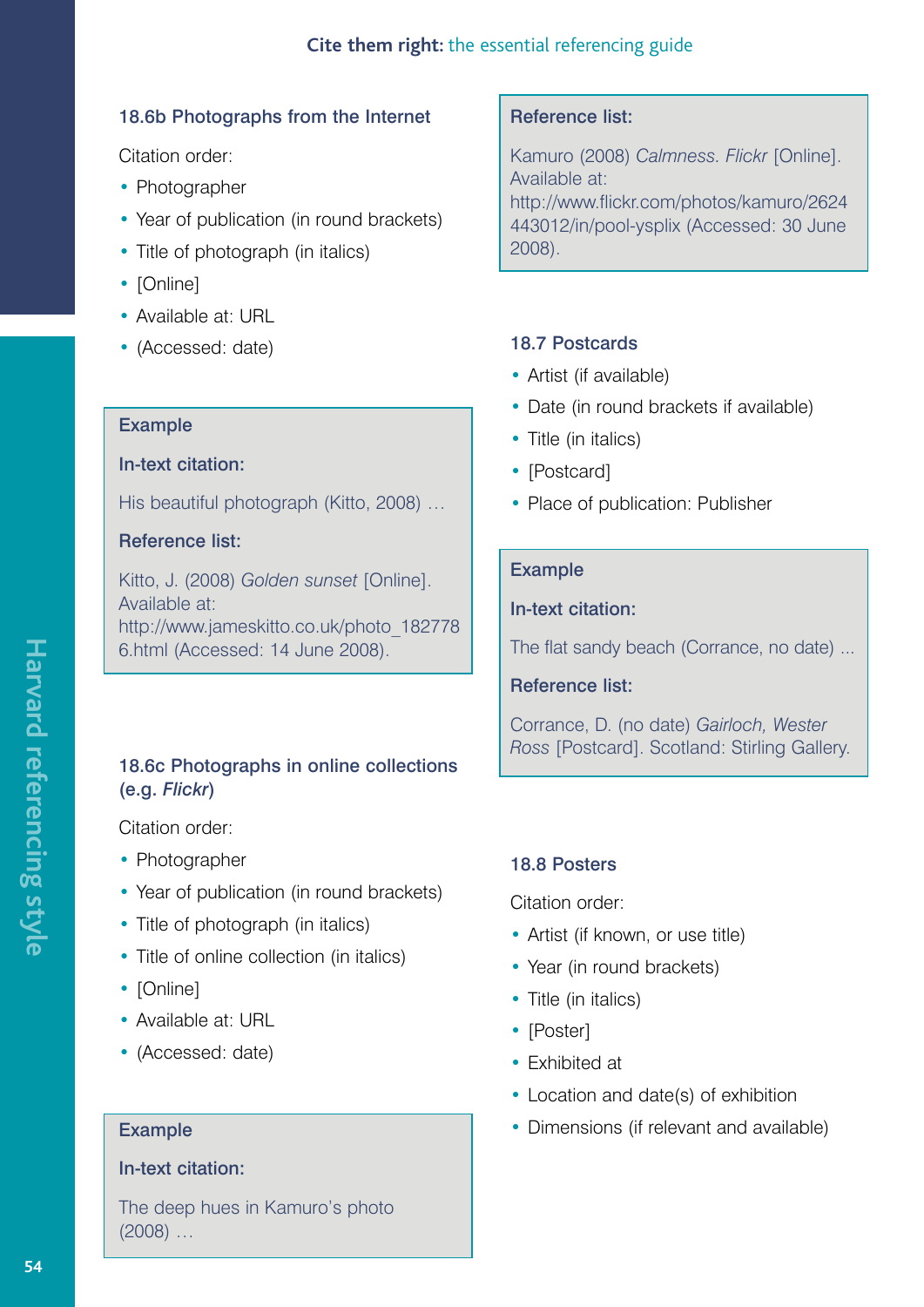### 18.6b Photographs from the Internet

Citation order:

- Photographer
- Year of publication (in round brackets)
- Title of photograph (in italics)
- [Online]
- Available at: URL
- (Accessed: date)

**Example**

**In-text citation:**

His beautiful photograph (Kitto, 2008) …

**Reference list:**

Kitto, J. (2008) *Golden sunset* [Online]. Available at: http://www.jameskitto.co.uk/photo_1827786.html (Accessed: 14 June 2008).

### 18.6c Photographs in online collections (e.g. *Flickr*)

Citation order:

- Photographer
- Year of publication (in round brackets)
- Title of photograph (in italics)
- Title of online collection (in italics)
- [Online]
- Available at: URL
- (Accessed: date)

**Example**

**In-text citation:**

The deep hues in Kamuro's photo (2008) …

**Reference list:**

Kamuro (2008) *Calmness*. *Flickr* [Online]. Available at: http://www.flickr.com/photos/kamuro/2624443012/in/pool-ysplix (Accessed: 30 June 2008).

### 18.7 Postcards

- Artist (if available)
- Date (in round brackets if available)
- Title (in italics)
- [Postcard]
- Place of publication: Publisher

**Example**

**In-text citation:**

The flat sandy beach (Corrance, no date) ...

**Reference list:**

Corrance, D. (no date) *Gairloch, Wester Ross* [Postcard]. Scotland: Stirling Gallery.

### 18.8 Posters

Citation order:

- Artist (if known, or use title)
- Year (in round brackets)
- Title (in italics)
- [Poster]
- Exhibited at
- Location and date(s) of exhibition
- Dimensions (if relevant and available)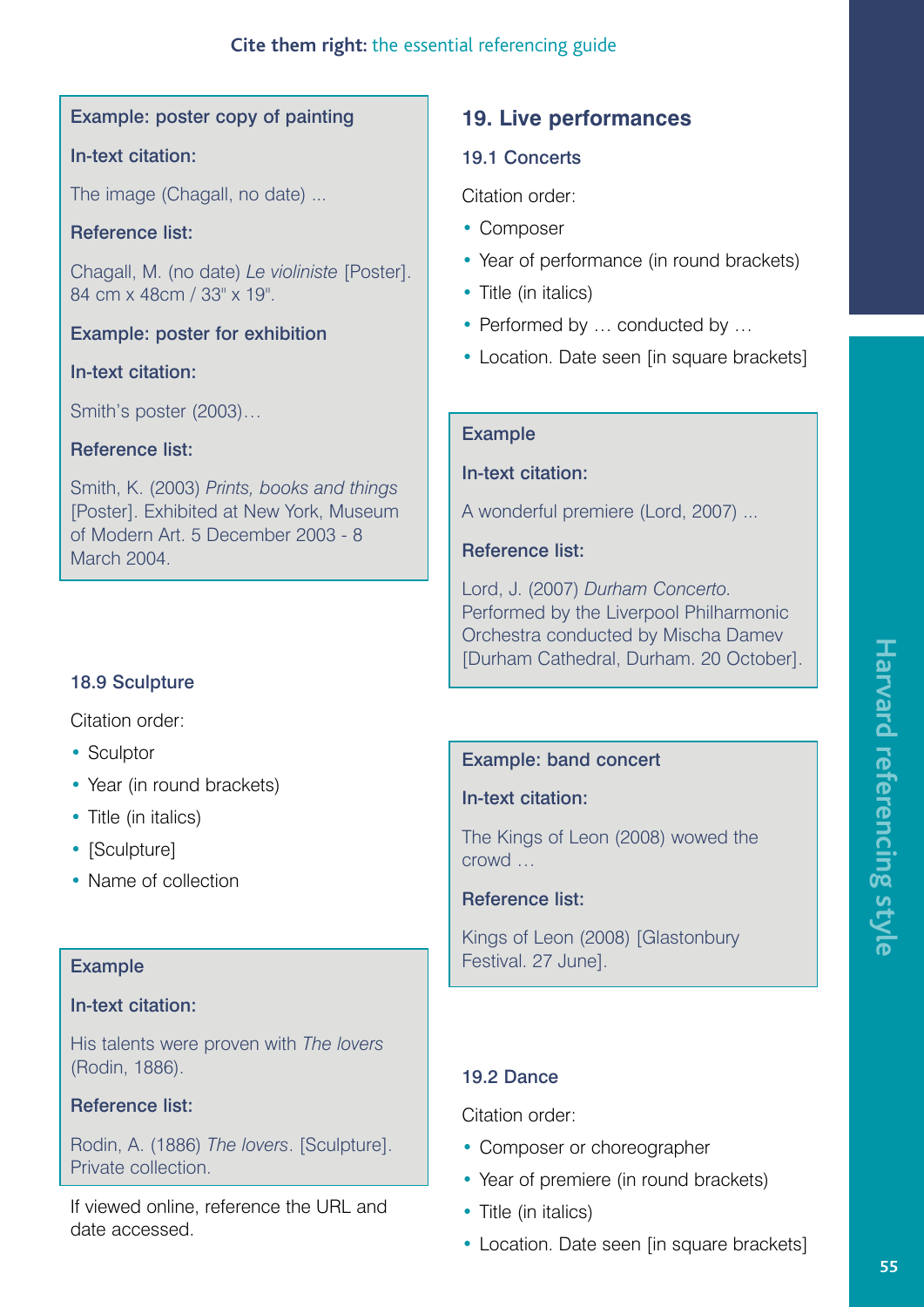**Example: poster copy of painting**

**In-text citation:**

The image (Chagall, no date) ...

**Reference list:**

Chagall, M. (no date) *Le violiniste* [Poster]. 84 cm x 48cm / 33" x 19".

**Example: poster for exhibition**

**In-text citation:**

Smith's poster (2003)…

**Reference list:**

Smith, K. (2003) *Prints, books and things* [Poster]. Exhibited at New York, Museum of Modern Art. 5 December 2003 - 8 March 2004.

### 18.9 Sculpture

Citation order:

- Sculptor
- Year (in round brackets)
- Title (in italics)
- [Sculpture]
- Name of collection

**Example**

**In-text citation:**

His talents were proven with *The lovers* (Rodin, 1886).

**Reference list:**

Rodin, A. (1886) *The lovers*. [Sculpture]. Private collection.

If viewed online, reference the URL and date accessed.

## 19. Live performances

### 19.1 Concerts

Citation order:

- Composer
- Year of performance (in round brackets)
- Title (in italics)
- Performed by … conducted by …
- Location. Date seen [in square brackets]

**Example**

**In-text citation:**

A wonderful premiere (Lord, 2007) ...

**Reference list:**

Lord, J. (2007) *Durham Concerto*. Performed by the Liverpool Philharmonic Orchestra conducted by Mischa Damev [Durham Cathedral, Durham. 20 October].

**Example: band concert**

**In-text citation:**

The Kings of Leon (2008) wowed the crowd …

**Reference list:**

Kings of Leon (2008) [Glastonbury Festival. 27 June].

### 19.2 Dance

Citation order:

- Composer or choreographer
- Year of premiere (in round brackets)
- Title (in italics)
- Location. Date seen [in square brackets]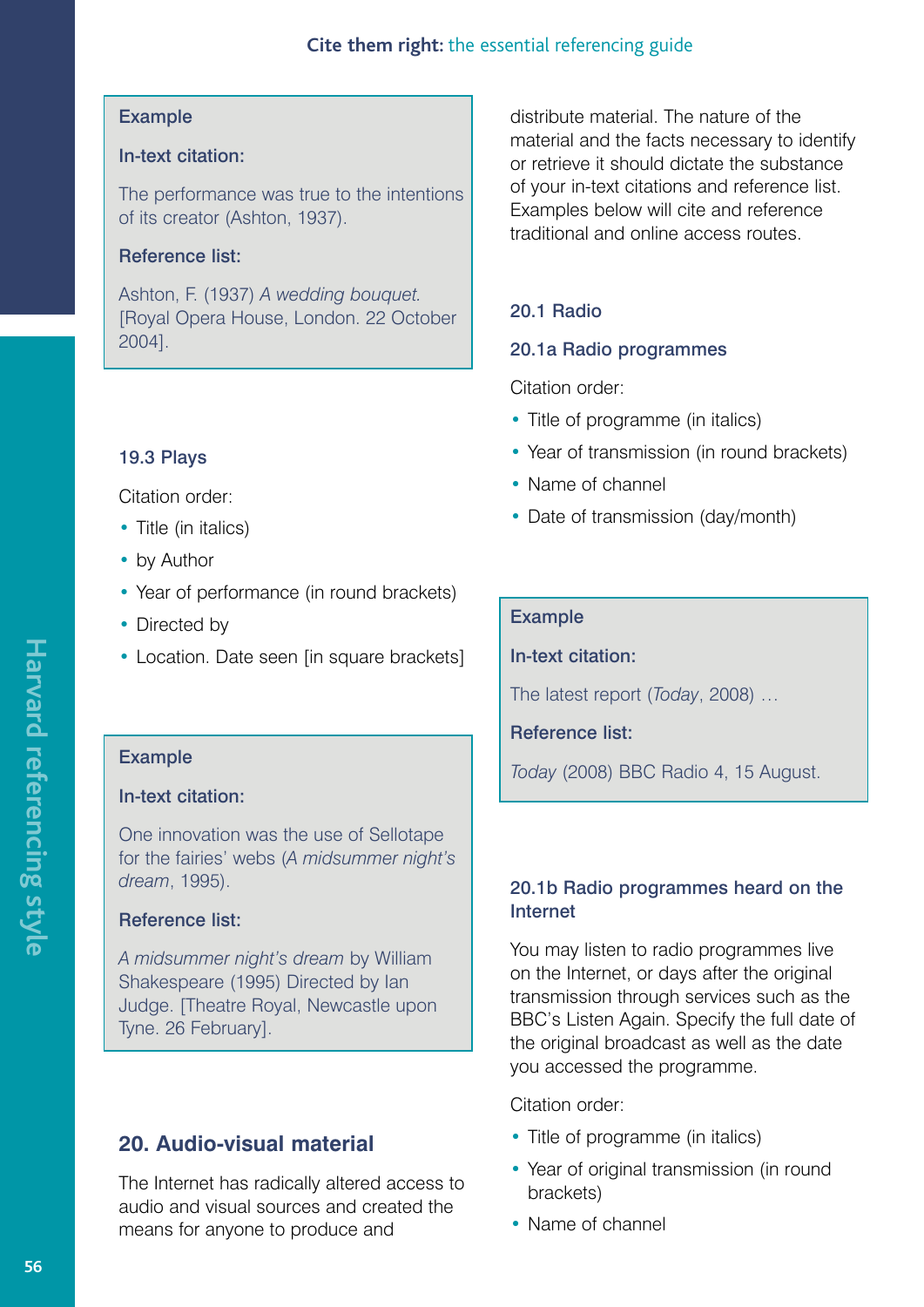**Example**

**In-text citation:**

The performance was true to the intentions of its creator (Ashton, 1937).

**Reference list:**

Ashton, F. (1937) *A wedding bouquet.* [Royal Opera House, London. 22 October 2004].

### 19.3 Plays

Citation order:

- Title (in italics)
- by Author
- Year of performance (in round brackets)
- Directed by
- Location. Date seen [in square brackets]

**Example**

**In-text citation:**

One innovation was the use of Sellotape for the fairies' webs (*A midsummer night's dream*, 1995).

**Reference list:**

*A midsummer night's dream* by William Shakespeare (1995) Directed by Ian Judge. [Theatre Royal, Newcastle upon Tyne. 26 February].

## 20. Audio-visual material

The Internet has radically altered access to audio and visual sources and created the means for anyone to produce and distribute material. The nature of the material and the facts necessary to identify or retrieve it should dictate the substance of your in-text citations and reference list. Examples below will cite and reference traditional and online access routes.

### 20.1 Radio

### 20.1a Radio programmes

Citation order:

- Title of programme (in italics)
- Year of transmission (in round brackets)
- Name of channel
- Date of transmission (day/month)

**Example**

**In-text citation:**

The latest report (*Today*, 2008) …

**Reference list:**

*Today* (2008) BBC Radio 4, 15 August.

### 20.1b Radio programmes heard on the Internet

You may listen to radio programmes live on the Internet, or days after the original transmission through services such as the BBC's Listen Again. Specify the full date of the original broadcast as well as the date you accessed the programme.

Citation order:

- Title of programme (in italics)
- Year of original transmission (in round brackets)
- Name of channel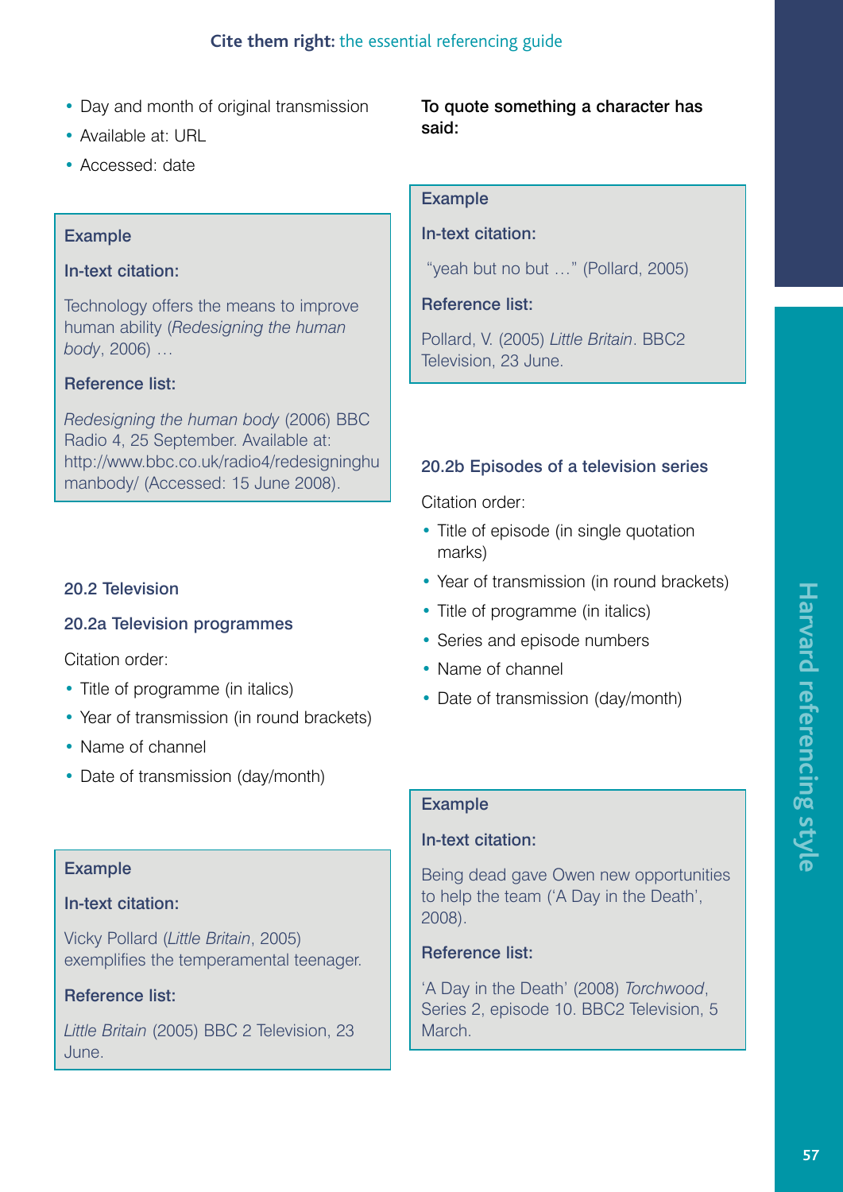- Day and month of original transmission
- Available at: URL
- Accessed: date

**Example**

**In-text citation:**

Technology offers the means to improve human ability (*Redesigning the human body*, 2006) …

**Reference list:**

*Redesigning the human body* (2006) BBC Radio 4, 25 September. Available at: http://www.bbc.co.uk/radio4/redesigninghumanbody/ (Accessed: 15 June 2008).

### 20.2 Television

#### 20.2a Television programmes

Citation order:

- Title of programme (in italics)
- Year of transmission (in round brackets)
- Name of channel
- Date of transmission (day/month)

**Example**

**In-text citation:**

Vicky Pollard (*Little Britain*, 2005) exemplifies the temperamental teenager.

**Reference list:**

*Little Britain* (2005) BBC 2 Television, 23 June.

**To quote something a character has said:**

**Example**

**In-text citation:**

"yeah but no but …" (Pollard, 2005)

**Reference list:**

Pollard, V. (2005) *Little Britain*. BBC2 Television, 23 June.

#### 20.2b Episodes of a television series

Citation order:

- Title of episode (in single quotation marks)
- Year of transmission (in round brackets)
- Title of programme (in italics)
- Series and episode numbers
- Name of channel
- Date of transmission (day/month)

**Example**

**In-text citation:**

Being dead gave Owen new opportunities to help the team ('A Day in the Death', 2008).

**Reference list:**

'A Day in the Death' (2008) *Torchwood*, Series 2, episode 10. BBC2 Television, 5 March.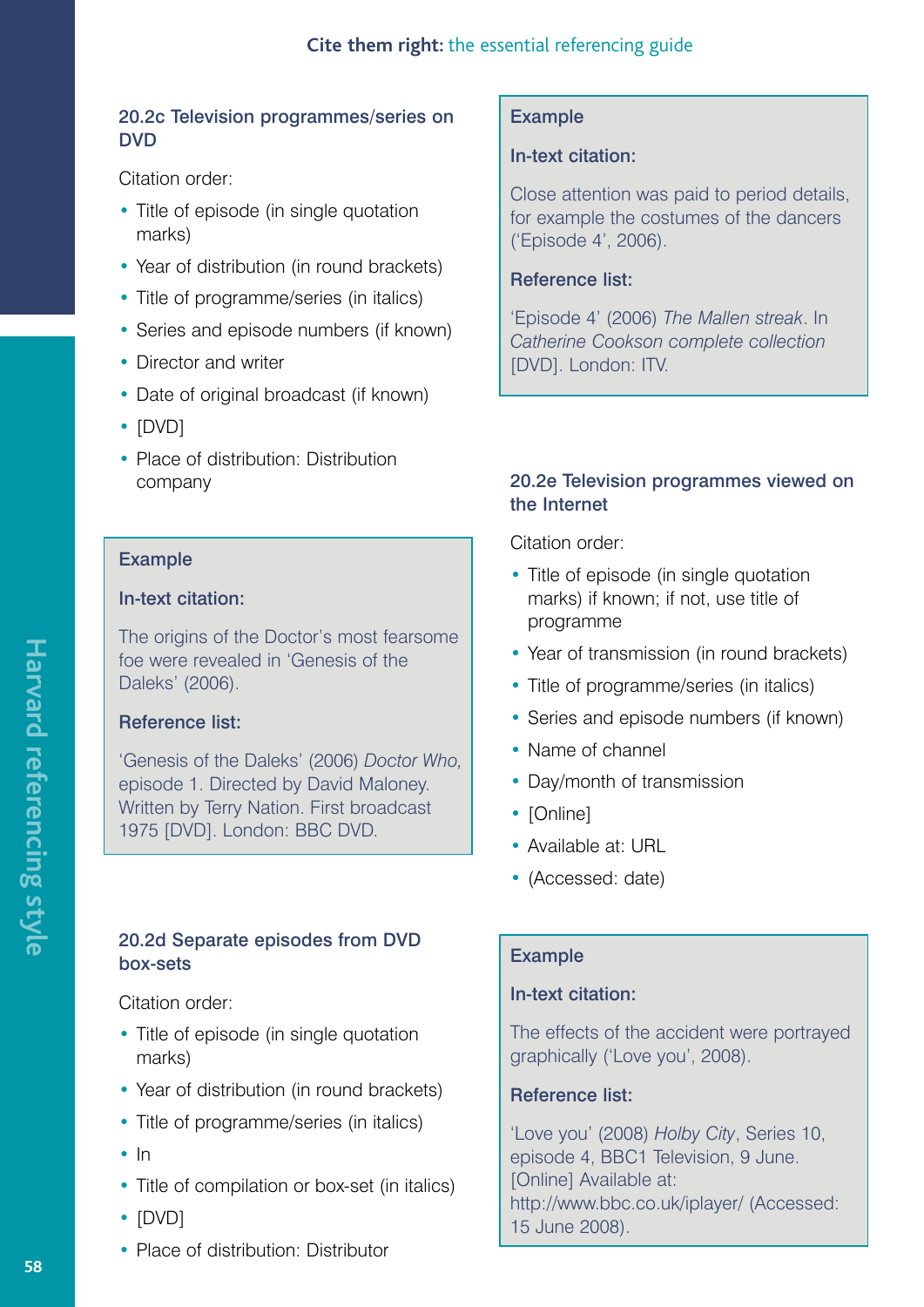### 20.2c Television programmes/series on DVD

Citation order:

- Title of episode (in single quotation marks)
- Year of distribution (in round brackets)
- Title of programme/series (in italics)
- Series and episode numbers (if known)
- Director and writer
- Date of original broadcast (if known)
- [DVD]
- Place of distribution: Distribution company

**Example**

**In-text citation:**

The origins of the Doctor's most fearsome foe were revealed in 'Genesis of the Daleks' (2006).

**Reference list:**

'Genesis of the Daleks' (2006) *Doctor Who,* episode 1. Directed by David Maloney. Written by Terry Nation. First broadcast 1975 [DVD]. London: BBC DVD.

### 20.2d Separate episodes from DVD box-sets

Citation order:

- Title of episode (in single quotation marks)
- Year of distribution (in round brackets)
- Title of programme/series (in italics)
- In
- Title of compilation or box-set (in italics)
- [DVD]
- Place of distribution: Distributor

**Example**

**In-text citation:**

Close attention was paid to period details, for example the costumes of the dancers ('Episode 4', 2006).

**Reference list:**

'Episode 4' (2006) *The Mallen streak*. In *Catherine Cookson complete collection* [DVD]. London: ITV.

### 20.2e Television programmes viewed on the Internet

Citation order:

- Title of episode (in single quotation marks) if known; if not, use title of programme
- Year of transmission (in round brackets)
- Title of programme/series (in italics)
- Series and episode numbers (if known)
- Name of channel
- Day/month of transmission
- [Online]
- Available at: URL
- (Accessed: date)

**Example**

**In-text citation:**

The effects of the accident were portrayed graphically ('Love you', 2008).

**Reference list:**

'Love you' (2008) *Holby City*, Series 10, episode 4, BBC1 Television, 9 June. [Online] Available at: http://www.bbc.co.uk/iplayer/ (Accessed: 15 June 2008).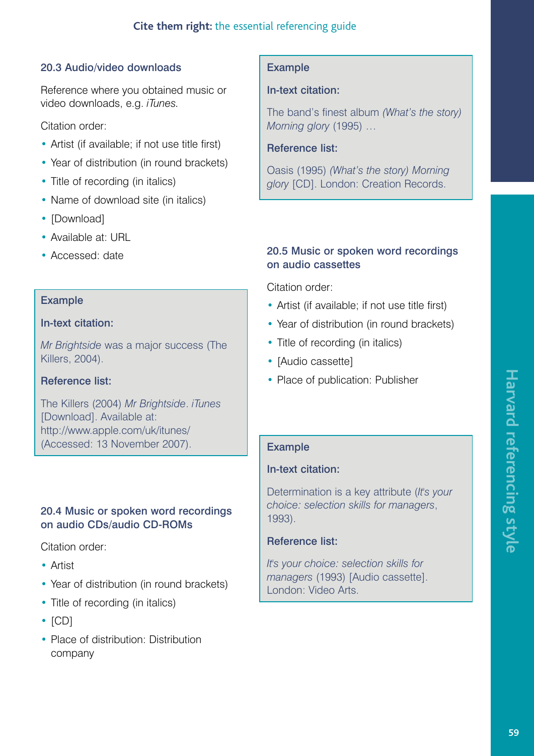### 20.3 Audio/video downloads

Reference where you obtained music or video downloads, e.g. *iTunes.*

Citation order:

- Artist (if available; if not use title first)
- Year of distribution (in round brackets)
- Title of recording (in italics)
- Name of download site (in italics)
- [Download]
- Available at: URL
- Accessed: date

**Example**

**In-text citation:**

*Mr Brightside* was a major success (The Killers, 2004).

**Reference list:**

The Killers (2004) *Mr Brightside*. *iTunes* [Download]. Available at: http://www.apple.com/uk/itunes/ (Accessed: 13 November 2007).

### 20.4 Music or spoken word recordings on audio CDs/audio CD-ROMs

Citation order:

- Artist
- Year of distribution (in round brackets)
- Title of recording (in italics)
- [CD]
- Place of distribution: Distribution company

**Example**

**In-text citation:**

The band's finest album *(What's the story) Morning glory* (1995) …

**Reference list:**

Oasis (1995) *(What's the story) Morning glory* [CD]. London: Creation Records.

### 20.5 Music or spoken word recordings on audio cassettes

Citation order:

- Artist (if available; if not use title first)
- Year of distribution (in round brackets)
- Title of recording (in italics)
- [Audio cassette]
- Place of publication: Publisher

**Example**

**In-text citation:**

Determination is a key attribute (*It's your choice: selection skills for managers*, 1993).

**Reference list:**

*It's your choice: selection skills for managers* (1993) [Audio cassette]. London: Video Arts.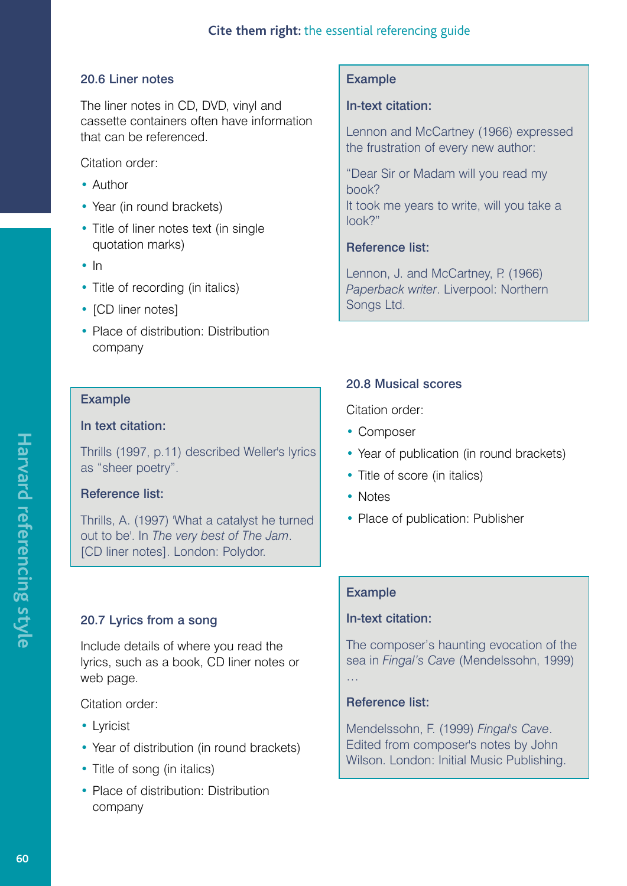### 20.6 Liner notes

The liner notes in CD, DVD, vinyl and cassette containers often have information that can be referenced.

Citation order:

- Author
- Year (in round brackets)
- Title of liner notes text (in single quotation marks)
- In
- Title of recording (in italics)
- [CD liner notes]
- Place of distribution: Distribution company

> **Example**
>
> **In text citation:**
>
> Thrills (1997, p.11) described Weller's lyrics as "sheer poetry".
>
> **Reference list:**
>
> Thrills, A. (1997) 'What a catalyst he turned out to be'. In *The very best of The Jam*. [CD liner notes]. London: Polydor.

### 20.7 Lyrics from a song

Include details of where you read the lyrics, such as a book, CD liner notes or web page.

Citation order:

- Lyricist
- Year of distribution (in round brackets)
- Title of song (in italics)
- Place of distribution: Distribution company

> **Example**
>
> **In-text citation:**
>
> Lennon and McCartney (1966) expressed the frustration of every new author:
>
> "Dear Sir or Madam will you read my book?
> It took me years to write, will you take a look?"
>
> **Reference list:**
>
> Lennon, J. and McCartney, P. (1966) *Paperback writer*. Liverpool: Northern Songs Ltd.

### 20.8 Musical scores

Citation order:

- Composer
- Year of publication (in round brackets)
- Title of score (in italics)
- Notes
- Place of publication: Publisher

> **Example**
>
> **In-text citation:**
>
> The composer's haunting evocation of the sea in *Fingal's Cave* (Mendelssohn, 1999) …
>
> **Reference list:**
>
> Mendelssohn, F. (1999) *Fingal's Cave*. Edited from composer's notes by John Wilson. London: Initial Music Publishing.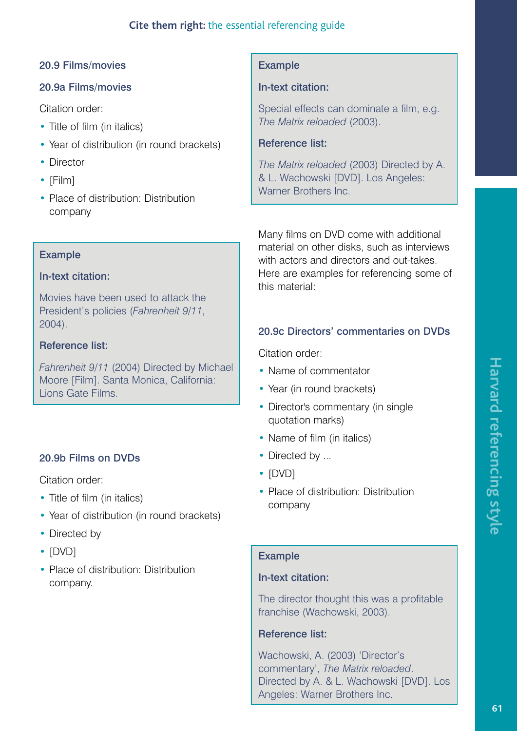### 20.9 Films/movies

#### 20.9a Films/movies

Citation order:

- Title of film (in italics)
- Year of distribution (in round brackets)
- Director
- [Film]
- Place of distribution: Distribution company

**Example**

**In-text citation:**

Movies have been used to attack the President's policies (*Fahrenheit 9/11*, 2004).

**Reference list:**

*Fahrenheit 9/11* (2004) Directed by Michael Moore [Film]. Santa Monica, California: Lions Gate Films.

#### 20.9b Films on DVDs

Citation order:

- Title of film (in italics)
- Year of distribution (in round brackets)
- Directed by
- [DVD]
- Place of distribution: Distribution company.

**Example**

**In-text citation:**

Special effects can dominate a film, e.g. *The Matrix reloaded* (2003).

**Reference list:**

*The Matrix reloaded* (2003) Directed by A. & L. Wachowski [DVD]. Los Angeles: Warner Brothers Inc.

Many films on DVD come with additional material on other disks, such as interviews with actors and directors and out-takes. Here are examples for referencing some of this material:

#### 20.9c Directors' commentaries on DVDs

Citation order:

- Name of commentator
- Year (in round brackets)
- Director's commentary (in single quotation marks)
- Name of film (in italics)
- Directed by ...
- [DVD]
- Place of distribution: Distribution company

**Example**

**In-text citation:**

The director thought this was a profitable franchise (Wachowski, 2003).

**Reference list:**

Wachowski, A. (2003) 'Director's commentary', *The Matrix reloaded*. Directed by A. & L. Wachowski [DVD]. Los Angeles: Warner Brothers Inc.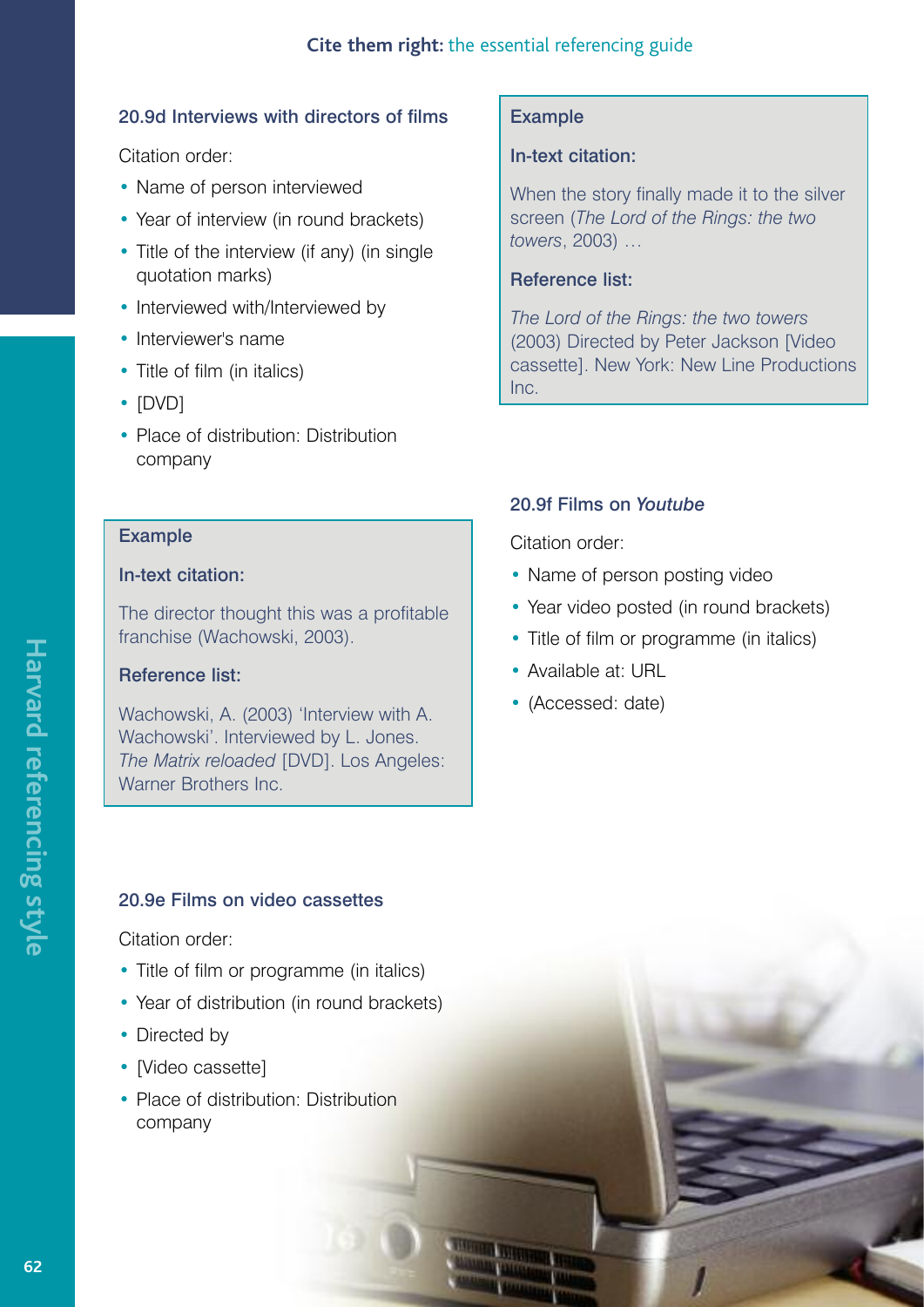### 20.9d Interviews with directors of films

Citation order:

- Name of person interviewed
- Year of interview (in round brackets)
- Title of the interview (if any) (in single quotation marks)
- Interviewed with/Interviewed by
- Interviewer's name
- Title of film (in italics)
- [DVD]
- Place of distribution: Distribution company

**Example**

**In-text citation:**

The director thought this was a profitable franchise (Wachowski, 2003).

**Reference list:**

Wachowski, A. (2003) 'Interview with A. Wachowski'. Interviewed by L. Jones. *The Matrix reloaded* [DVD]. Los Angeles: Warner Brothers Inc.

### 20.9e Films on video cassettes

Citation order:

- Title of film or programme (in italics)
- Year of distribution (in round brackets)
- Directed by
- [Video cassette]
- Place of distribution: Distribution company

**Example**

**In-text citation:**

When the story finally made it to the silver screen (*The Lord of the Rings: the two towers*, 2003) …

**Reference list:**

*The Lord of the Rings: the two towers* (2003) Directed by Peter Jackson [Video cassette]. New York: New Line Productions Inc.

### 20.9f Films on *Youtube*

Citation order:

- Name of person posting video
- Year video posted (in round brackets)
- Title of film or programme (in italics)
- Available at: URL
- (Accessed: date)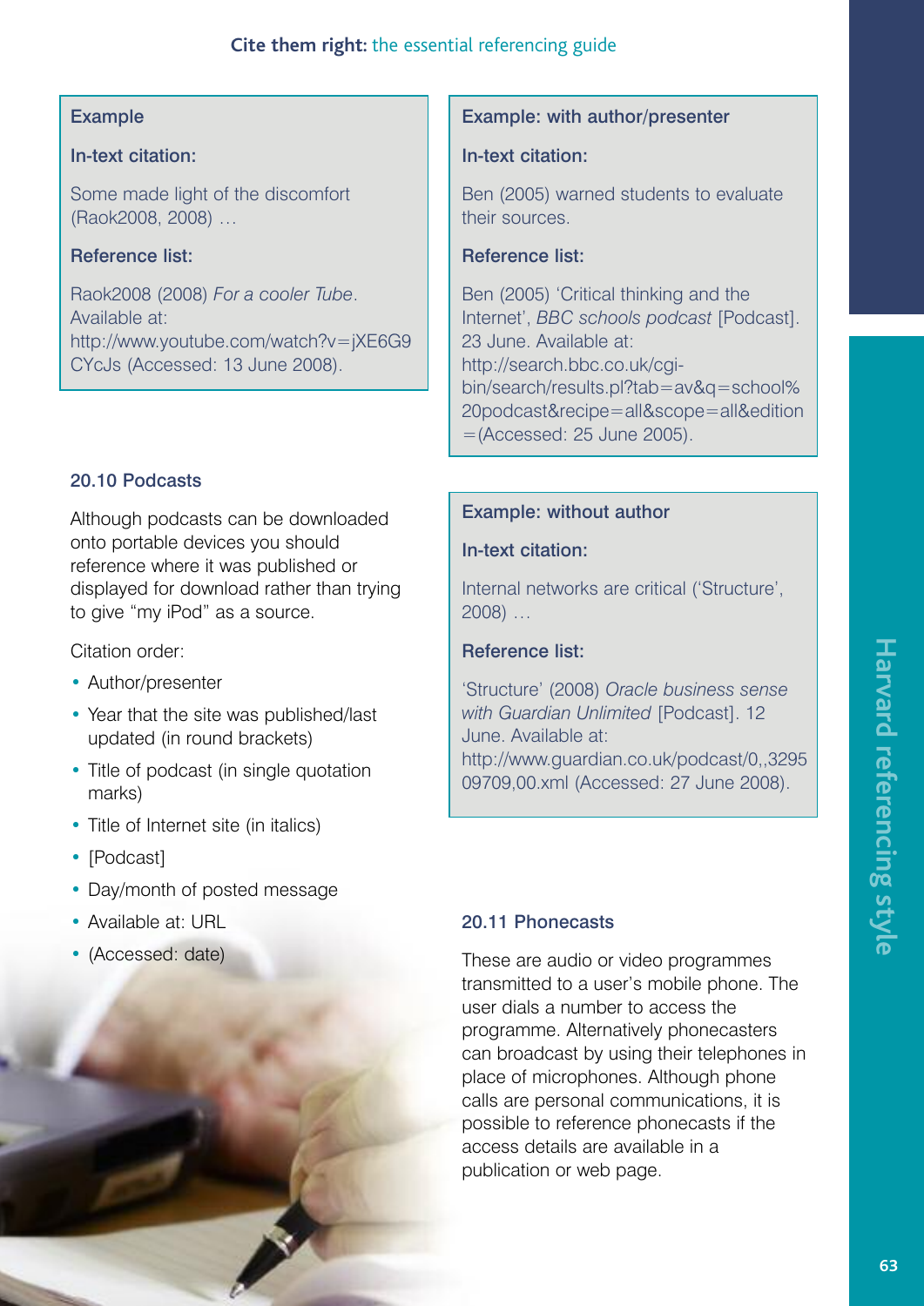**Example**

**In-text citation:**

Some made light of the discomfort (Raok2008, 2008) …

**Reference list:**

Raok2008 (2008) *For a cooler Tube*. Available at: http://www.youtube.com/watch?v=jXE6G9CYcJs (Accessed: 13 June 2008).

### 20.10 Podcasts

Although podcasts can be downloaded onto portable devices you should reference where it was published or displayed for download rather than trying to give "my iPod" as a source.

Citation order:

- Author/presenter
- Year that the site was published/last updated (in round brackets)
- Title of podcast (in single quotation marks)
- Title of Internet site (in italics)
- [Podcast]
- Day/month of posted message
- Available at: URL
- (Accessed: date)

**Example: with author/presenter**

**In-text citation:**

Ben (2005) warned students to evaluate their sources.

**Reference list:**

Ben (2005) 'Critical thinking and the Internet', *BBC schools podcast* [Podcast]. 23 June. Available at: http://search.bbc.co.uk/cgi-bin/search/results.pl?tab=av&q=school%20podcast&recipe=all&scope=all&edition=(Accessed: 25 June 2005).

**Example: without author**

**In-text citation:**

Internal networks are critical ('Structure', 2008) …

**Reference list:**

'Structure' (2008) *Oracle business sense with Guardian Unlimited* [Podcast]. 12 June. Available at: http://www.guardian.co.uk/podcast/0,,329509709,00.xml (Accessed: 27 June 2008).

### 20.11 Phonecasts

These are audio or video programmes transmitted to a user's mobile phone. The user dials a number to access the programme. Alternatively phonecasters can broadcast by using their telephones in place of microphones. Although phone calls are personal communications, it is possible to reference phonecasts if the access details are available in a publication or web page.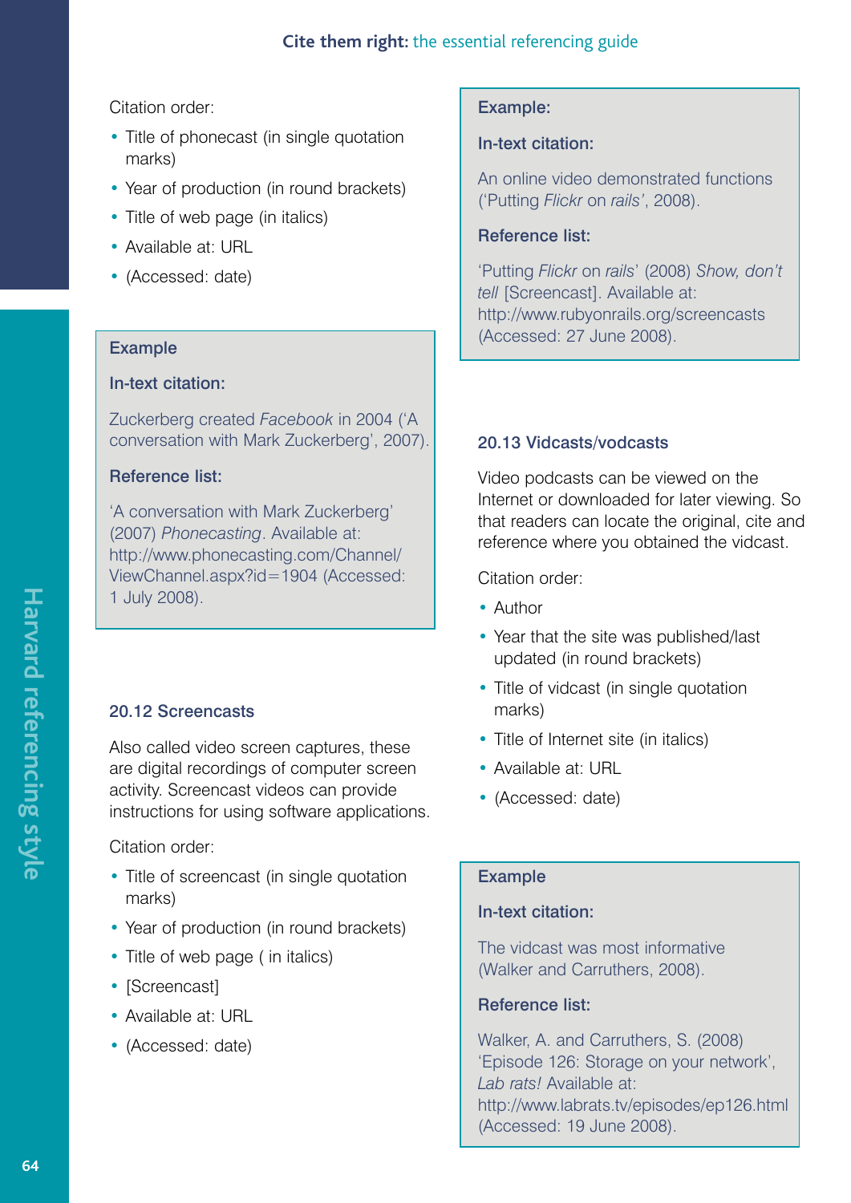Citation order:

- Title of phonecast (in single quotation marks)
- Year of production (in round brackets)
- Title of web page (in italics)
- Available at: URL
- (Accessed: date)

**Example**

**In-text citation:**

Zuckerberg created *Facebook* in 2004 ('A conversation with Mark Zuckerberg', 2007).

**Reference list:**

'A conversation with Mark Zuckerberg' (2007) *Phonecasting*. Available at: http://www.phonecasting.com/Channel/ViewChannel.aspx?id=1904 (Accessed: 1 July 2008).

### 20.12 Screencasts

Also called video screen captures, these are digital recordings of computer screen activity. Screencast videos can provide instructions for using software applications.

Citation order:

- Title of screencast (in single quotation marks)
- Year of production (in round brackets)
- Title of web page ( in italics)
- [Screencast]
- Available at: URL
- (Accessed: date)

**Example:**

**In-text citation:**

An online video demonstrated functions ('Putting *Flickr* on *rails*', 2008).

**Reference list:**

'Putting *Flickr* on *rails*' (2008) *Show, don't tell* [Screencast]. Available at: http://www.rubyonrails.org/screencasts (Accessed: 27 June 2008).

### 20.13 Vidcasts/vodcasts

Video podcasts can be viewed on the Internet or downloaded for later viewing. So that readers can locate the original, cite and reference where you obtained the vidcast.

Citation order:

- Author
- Year that the site was published/last updated (in round brackets)
- Title of vidcast (in single quotation marks)
- Title of Internet site (in italics)
- Available at: URL
- (Accessed: date)

**Example**

**In-text citation:**

The vidcast was most informative (Walker and Carruthers, 2008).

**Reference list:**

Walker, A. and Carruthers, S. (2008) 'Episode 126: Storage on your network', *Lab rats!* Available at: http://www.labrats.tv/episodes/ep126.html (Accessed: 19 June 2008).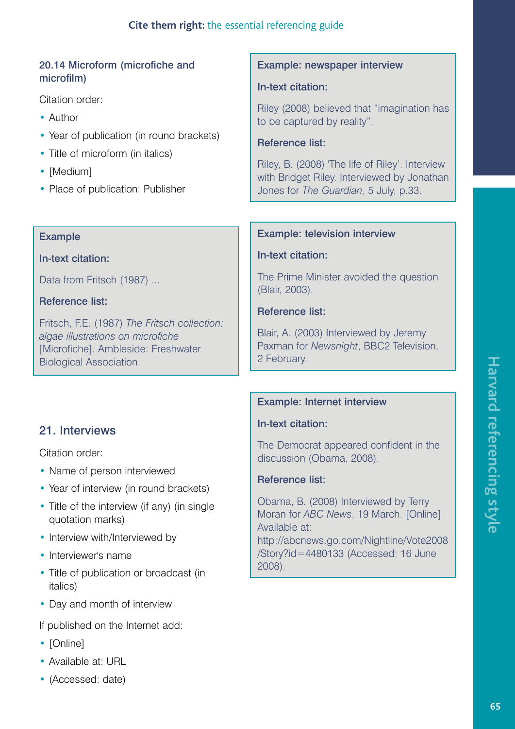### 20.14 Microform (microfiche and microfilm)

Citation order:

- Author
- Year of publication (in round brackets)
- Title of microform (in italics)
- [Medium]
- Place of publication: Publisher

**Example**

**In-text citation:**

Data from Fritsch (1987) ...

**Reference list:**

Fritsch, F.E. (1987) *The Fritsch collection: algae illustrations on microfiche* [Microfiche]. Ambleside: Freshwater Biological Association.

## 21. Interviews

Citation order:

- Name of person interviewed
- Year of interview (in round brackets)
- Title of the interview (if any) (in single quotation marks)
- Interview with/Interviewed by
- Interviewer's name
- Title of publication or broadcast (in italics)
- Day and month of interview

If published on the Internet add:

- [Online]
- Available at: URL
- (Accessed: date)

**Example: newspaper interview**

**In-text citation:**

Riley (2008) believed that "imagination has to be captured by reality".

**Reference list:**

Riley, B. (2008) 'The life of Riley'. Interview with Bridget Riley. Interviewed by Jonathan Jones for *The Guardian*, 5 July, p.33.

**Example: television interview**

**In-text citation:**

The Prime Minister avoided the question (Blair, 2003).

**Reference list:**

Blair, A. (2003) Interviewed by Jeremy Paxman for *Newsnight*, BBC2 Television, 2 February.

**Example: Internet interview**

**In-text citation:**

The Democrat appeared confident in the discussion (Obama, 2008).

**Reference list:**

Obama, B. (2008) Interviewed by Terry Moran for *ABC News*, 19 March. [Online] Available at: http://abcnews.go.com/Nightline/Vote2008/Story?id=4480133 (Accessed: 16 June 2008).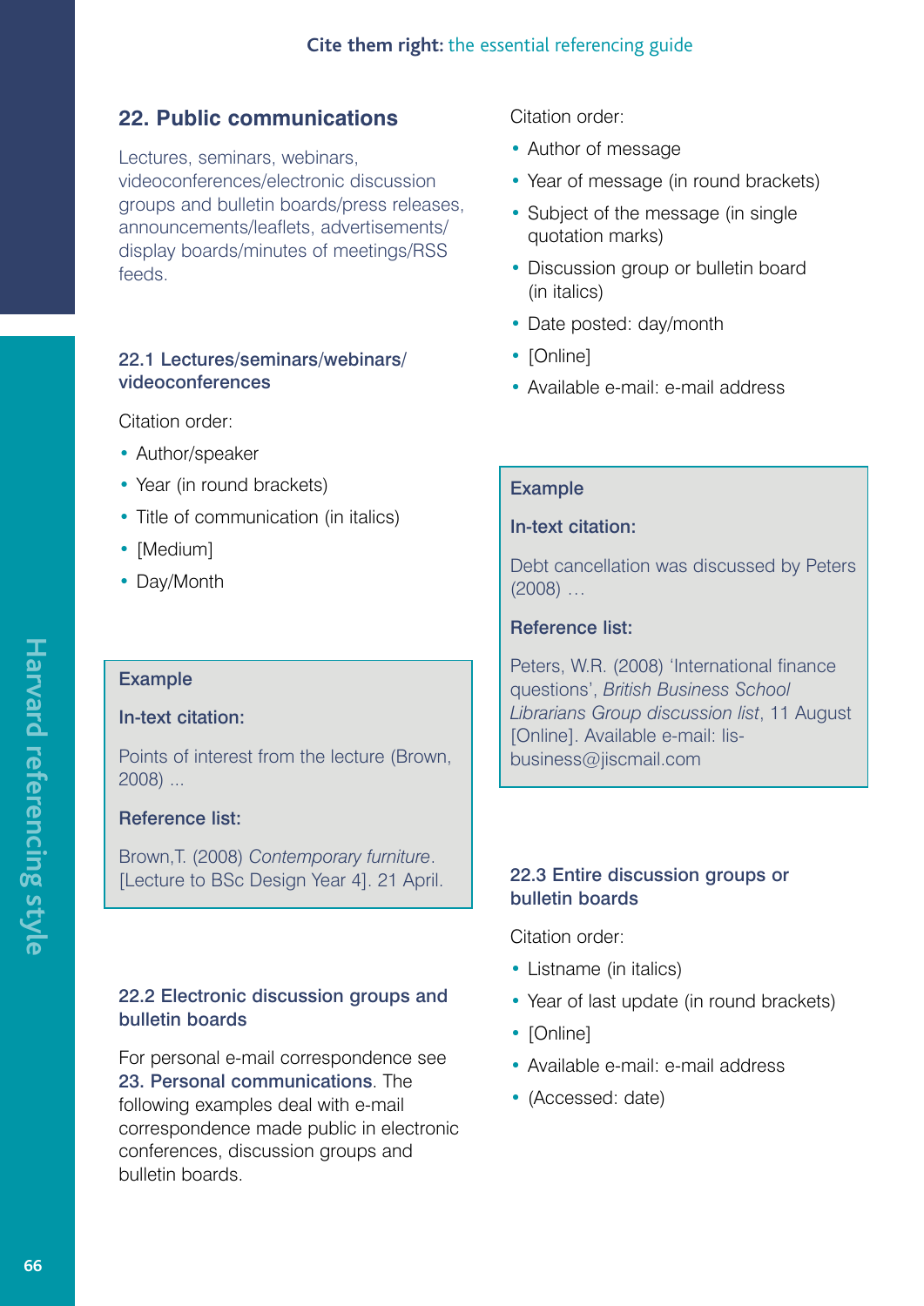## 22. Public communications

Lectures, seminars, webinars, videoconferences/electronic discussion groups and bulletin boards/press releases, announcements/leaflets, advertisements/display boards/minutes of meetings/RSS feeds.

### 22.1 Lectures/seminars/webinars/videoconferences

Citation order:

- Author/speaker
- Year (in round brackets)
- Title of communication (in italics)
- [Medium]
- Day/Month

**Example**

**In-text citation:**

Points of interest from the lecture (Brown, 2008) ...

**Reference list:**

Brown,T. (2008) *Contemporary furniture*. [Lecture to BSc Design Year 4]. 21 April.

### 22.2 Electronic discussion groups and bulletin boards

For personal e-mail correspondence see **23. Personal communications**. The following examples deal with e-mail correspondence made public in electronic conferences, discussion groups and bulletin boards.

Citation order:

- Author of message
- Year of message (in round brackets)
- Subject of the message (in single quotation marks)
- Discussion group or bulletin board (in italics)
- Date posted: day/month
- [Online]
- Available e-mail: e-mail address

**Example**

**In-text citation:**

Debt cancellation was discussed by Peters (2008) …

**Reference list:**

Peters, W.R. (2008) 'International finance questions', *British Business School Librarians Group discussion list*, 11 August [Online]. Available e-mail: lis-business@jiscmail.com

### 22.3 Entire discussion groups or bulletin boards

Citation order:

- Listname (in italics)
- Year of last update (in round brackets)
- [Online]
- Available e-mail: e-mail address
- (Accessed: date)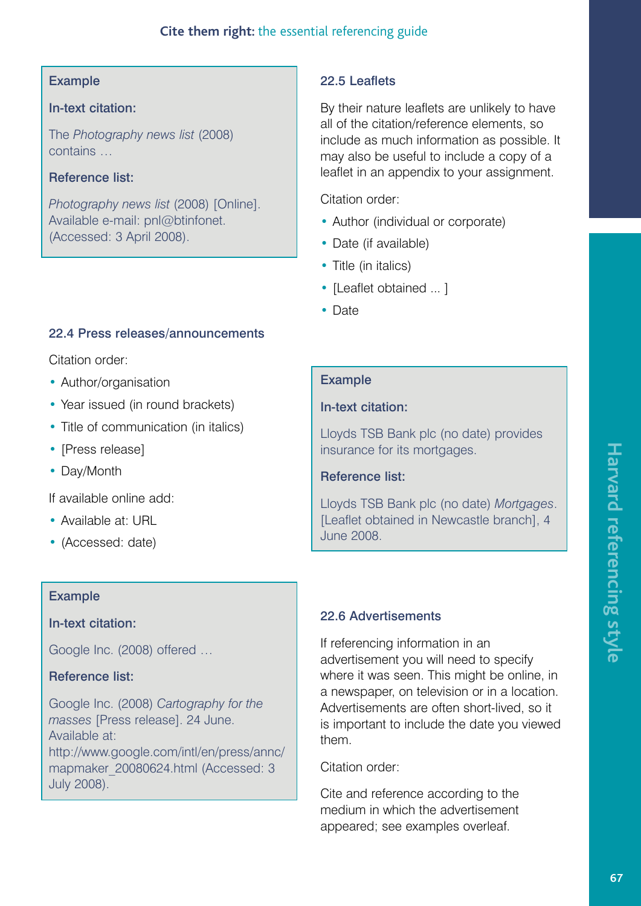**Example**

**In-text citation:**

The *Photography news list* (2008) contains …

**Reference list:**

*Photography news list* (2008) [Online]. Available e-mail: pnl@btinfonet. (Accessed: 3 April 2008).

### 22.4 Press releases/announcements

Citation order:

- Author/organisation
- Year issued (in round brackets)
- Title of communication (in italics)
- [Press release]
- Day/Month

If available online add:

- Available at: URL
- (Accessed: date)

**Example**

**In-text citation:**

Google Inc. (2008) offered …

**Reference list:**

Google Inc. (2008) *Cartography for the masses* [Press release]. 24 June. Available at: http://www.google.com/intl/en/press/annc/mapmaker_20080624.html (Accessed: 3 July 2008).

### 22.5 Leaflets

By their nature leaflets are unlikely to have all of the citation/reference elements, so include as much information as possible. It may also be useful to include a copy of a leaflet in an appendix to your assignment.

Citation order:

- Author (individual or corporate)
- Date (if available)
- Title (in italics)
- [Leaflet obtained ... ]
- Date

**Example**

**In-text citation:**

Lloyds TSB Bank plc (no date) provides insurance for its mortgages.

**Reference list:**

Lloyds TSB Bank plc (no date) *Mortgages*. [Leaflet obtained in Newcastle branch], 4 June 2008.

### 22.6 Advertisements

If referencing information in an advertisement you will need to specify where it was seen. This might be online, in a newspaper, on television or in a location. Advertisements are often short-lived, so it is important to include the date you viewed them.

Citation order:

Cite and reference according to the medium in which the advertisement appeared; see examples overleaf.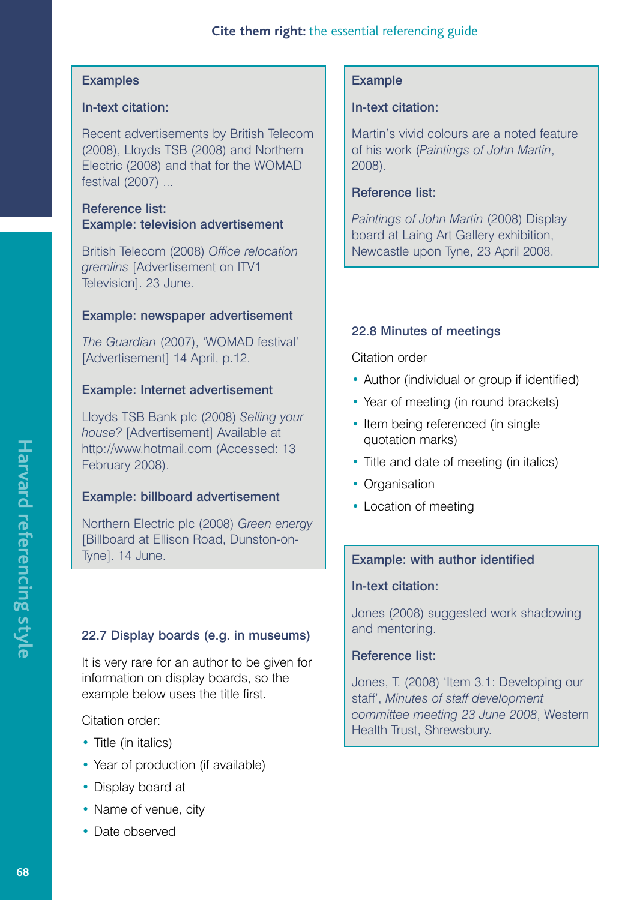**Examples**

**In-text citation:**

Recent advertisements by British Telecom (2008), Lloyds TSB (2008) and Northern Electric (2008) and that for the WOMAD festival (2007) ...

**Reference list:**

**Example: television advertisement**

British Telecom (2008) *Office relocation gremlins* [Advertisement on ITV1 Television]. 23 June.

**Example: newspaper advertisement**

*The Guardian* (2007), 'WOMAD festival' [Advertisement] 14 April, p.12.

**Example: Internet advertisement**

Lloyds TSB Bank plc (2008) *Selling your house?* [Advertisement] Available at http://www.hotmail.com (Accessed: 13 February 2008).

**Example: billboard advertisement**

Northern Electric plc (2008) *Green energy* [Billboard at Ellison Road, Dunston-on-Tyne]. 14 June.

### 22.7 Display boards (e.g. in museums)

It is very rare for an author to be given for information on display boards, so the example below uses the title first.

Citation order:

- Title (in italics)
- Year of production (if available)
- Display board at
- Name of venue, city
- Date observed

**Example**

**In-text citation:**

Martin's vivid colours are a noted feature of his work (*Paintings of John Martin*, 2008).

**Reference list:**

*Paintings of John Martin* (2008) Display board at Laing Art Gallery exhibition, Newcastle upon Tyne, 23 April 2008.

### 22.8 Minutes of meetings

Citation order

- Author (individual or group if identified)
- Year of meeting (in round brackets)
- Item being referenced (in single quotation marks)
- Title and date of meeting (in italics)
- Organisation
- Location of meeting

**Example: with author identified**

**In-text citation:**

Jones (2008) suggested work shadowing and mentoring.

**Reference list:**

Jones, T. (2008) 'Item 3.1: Developing our staff', *Minutes of staff development committee meeting 23 June 2008*, Western Health Trust, Shrewsbury.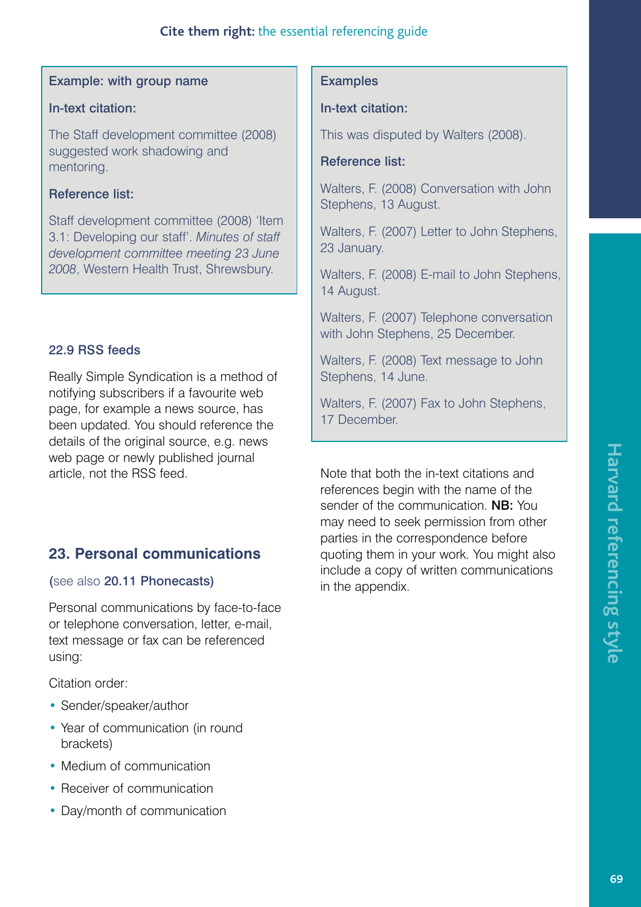**Example: with group name**

**In-text citation:**

The Staff development committee (2008) suggested work shadowing and mentoring.

**Reference list:**

Staff development committee (2008) 'Item 3.1: Developing our staff'. *Minutes of staff development committee meeting 23 June 2008*, Western Health Trust, Shrewsbury.

### 22.9 RSS feeds

Really Simple Syndication is a method of notifying subscribers if a favourite web page, for example a news source, has been updated. You should reference the details of the original source, e.g. news web page or newly published journal article, not the RSS feed.

## 23. Personal communications

(see also **20.11 Phonecasts**)

Personal communications by face-to-face or telephone conversation, letter, e-mail, text message or fax can be referenced using:

Citation order:

- Sender/speaker/author
- Year of communication (in round brackets)
- Medium of communication
- Receiver of communication
- Day/month of communication

**Examples**

**In-text citation:**

This was disputed by Walters (2008).

**Reference list:**

Walters, F. (2008) Conversation with John Stephens, 13 August.

Walters, F. (2007) Letter to John Stephens, 23 January.

Walters, F. (2008) E-mail to John Stephens, 14 August.

Walters, F. (2007) Telephone conversation with John Stephens, 25 December.

Walters, F. (2008) Text message to John Stephens, 14 June.

Walters, F. (2007) Fax to John Stephens, 17 December.

Note that both the in-text citations and references begin with the name of the sender of the communication. **NB:** You may need to seek permission from other parties in the correspondence before quoting them in your work. You might also include a copy of written communications in the appendix.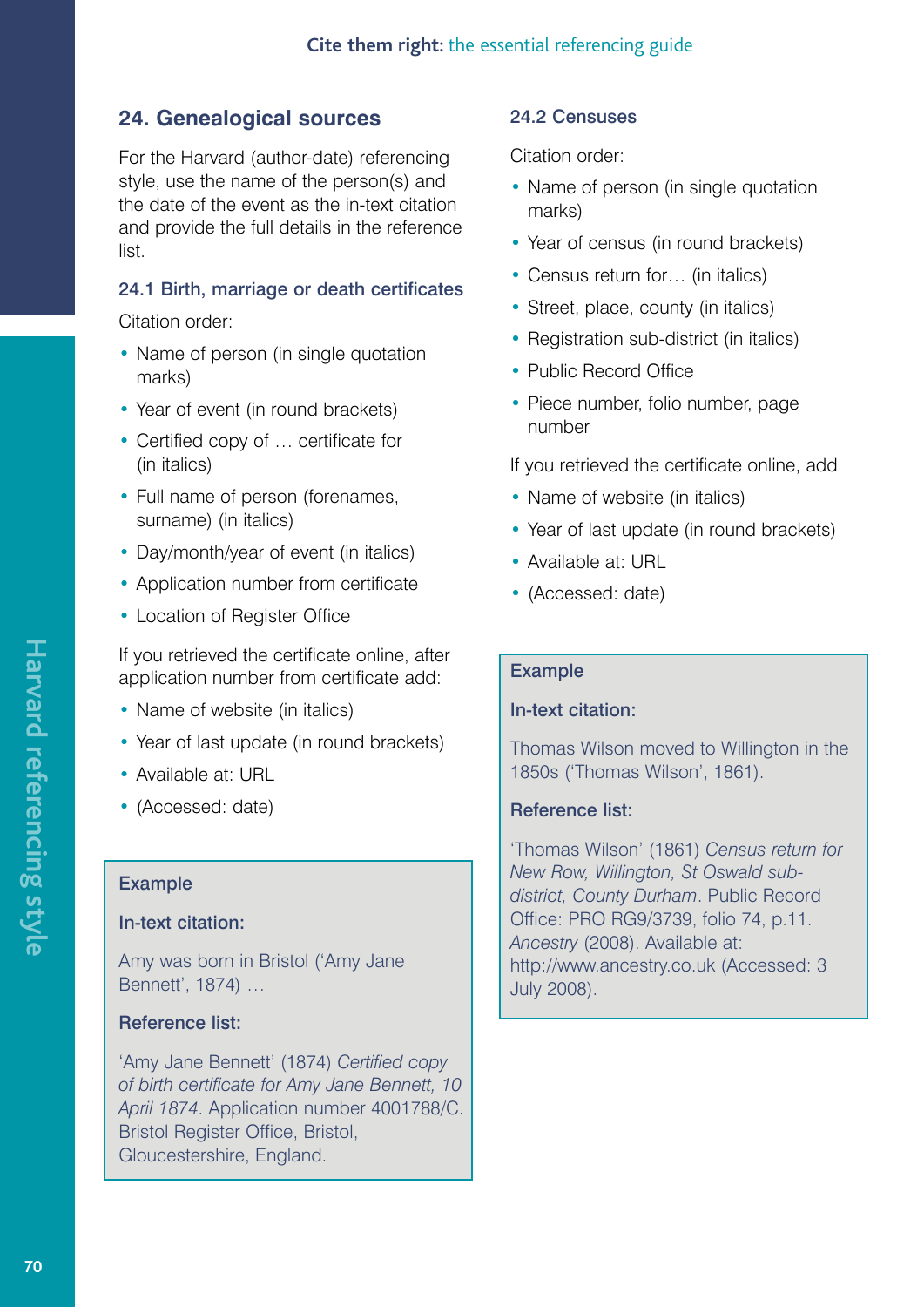## 24. Genealogical sources

For the Harvard (author-date) referencing style, use the name of the person(s) and the date of the event as the in-text citation and provide the full details in the reference list.

### 24.1 Birth, marriage or death certificates

Citation order:

- Name of person (in single quotation marks)
- Year of event (in round brackets)
- Certified copy of … certificate for (in italics)
- Full name of person (forenames, surname) (in italics)
- Day/month/year of event (in italics)
- Application number from certificate
- Location of Register Office

If you retrieved the certificate online, after application number from certificate add:

- Name of website (in italics)
- Year of last update (in round brackets)
- Available at: URL
- (Accessed: date)

**Example**

**In-text citation:**

Amy was born in Bristol ('Amy Jane Bennett', 1874) …

**Reference list:**

'Amy Jane Bennett' (1874) *Certified copy of birth certificate for Amy Jane Bennett, 10 April 1874*. Application number 4001788/C. Bristol Register Office, Bristol, Gloucestershire, England.

### 24.2 Censuses

Citation order:

- Name of person (in single quotation marks)
- Year of census (in round brackets)
- Census return for… (in italics)
- Street, place, county (in italics)
- Registration sub-district (in italics)
- Public Record Office
- Piece number, folio number, page number

If you retrieved the certificate online, add

- Name of website (in italics)
- Year of last update (in round brackets)
- Available at: URL
- (Accessed: date)

**Example**

**In-text citation:**

Thomas Wilson moved to Willington in the 1850s ('Thomas Wilson', 1861).

**Reference list:**

'Thomas Wilson' (1861) *Census return for New Row, Willington, St Oswald sub-district, County Durham*. Public Record Office: PRO RG9/3739, folio 74, p.11. *Ancestry* (2008). Available at: http://www.ancestry.co.uk (Accessed: 3 July 2008).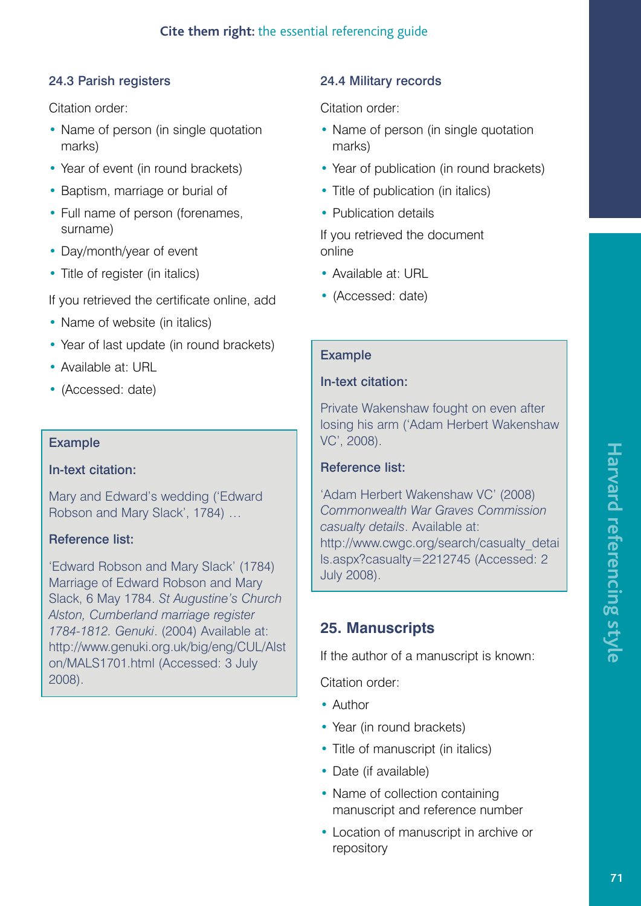### 24.3 Parish registers

Citation order:

- Name of person (in single quotation marks)
- Year of event (in round brackets)
- Baptism, marriage or burial of
- Full name of person (forenames, surname)
- Day/month/year of event
- Title of register (in italics)

If you retrieved the certificate online, add

- Name of website (in italics)
- Year of last update (in round brackets)
- Available at: URL
- (Accessed: date)

**Example**

**In-text citation:**

Mary and Edward's wedding ('Edward Robson and Mary Slack', 1784) …

**Reference list:**

'Edward Robson and Mary Slack' (1784) Marriage of Edward Robson and Mary Slack, 6 May 1784. *St Augustine's Church Alston, Cumberland marriage register 1784-1812*. *Genuki*. (2004) Available at: http://www.genuki.org.uk/big/eng/CUL/Alston/MALS1701.html (Accessed: 3 July 2008).

### 24.4 Military records

Citation order:

- Name of person (in single quotation marks)
- Year of publication (in round brackets)
- Title of publication (in italics)
- Publication details

If you retrieved the document online

- Available at: URL
- (Accessed: date)

**Example**

**In-text citation:**

Private Wakenshaw fought on even after losing his arm ('Adam Herbert Wakenshaw VC', 2008).

**Reference list:**

'Adam Herbert Wakenshaw VC' (2008) *Commonwealth War Graves Commission casualty details*. Available at: http://www.cwgc.org/search/casualty_details.aspx?casualty=2212745 (Accessed: 2 July 2008).

## 25. Manuscripts

If the author of a manuscript is known:

Citation order:

- Author
- Year (in round brackets)
- Title of manuscript (in italics)
- Date (if available)
- Name of collection containing manuscript and reference number
- Location of manuscript in archive or repository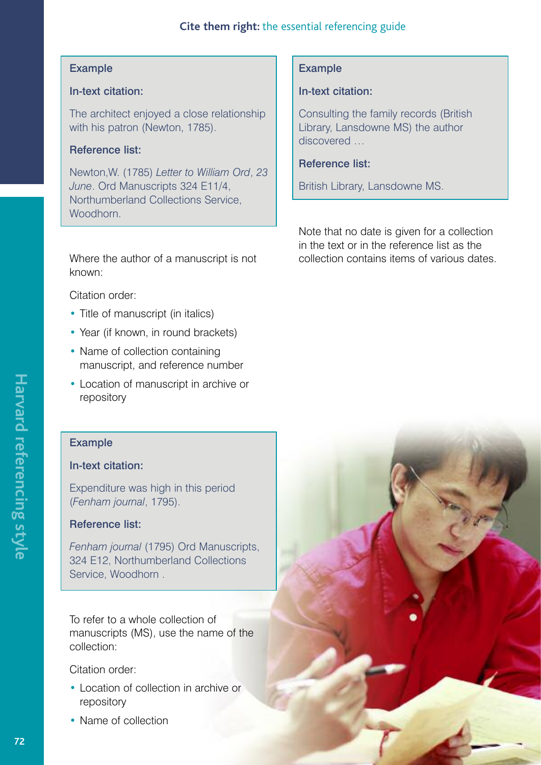**Example**

**In-text citation:**

The architect enjoyed a close relationship with his patron (Newton, 1785).

**Reference list:**

Newton,W. (1785) *Letter to William Ord*, *23 June*. Ord Manuscripts 324 E11/4, Northumberland Collections Service, Woodhorn.

Where the author of a manuscript is not known:

Citation order:

- Title of manuscript (in italics)
- Year (if known, in round brackets)
- Name of collection containing manuscript, and reference number
- Location of manuscript in archive or repository

**Example**

**In-text citation:**

Expenditure was high in this period (*Fenham journal*, 1795).

**Reference list:**

*Fenham journal* (1795) Ord Manuscripts, 324 E12, Northumberland Collections Service, Woodhorn .

To refer to a whole collection of manuscripts (MS), use the name of the collection:

Citation order:

- Location of collection in archive or repository
- Name of collection

**Example**

**In-text citation:**

Consulting the family records (British Library, Lansdowne MS) the author discovered …

**Reference list:**

British Library, Lansdowne MS.

Note that no date is given for a collection in the text or in the reference list as the collection contains items of various dates.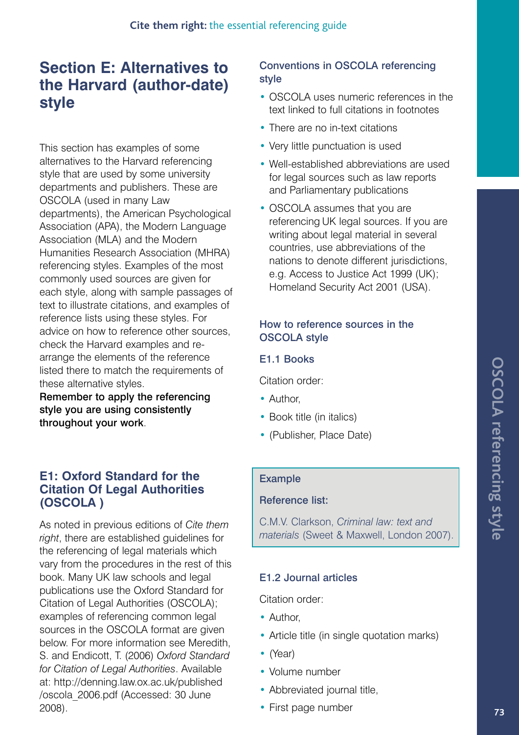# Section E: Alternatives to the Harvard (author-date) style

This section has examples of some alternatives to the Harvard referencing style that are used by some university departments and publishers. These are OSCOLA (used in many Law departments), the American Psychological Association (APA), the Modern Language Association (MLA) and the Modern Humanities Research Association (MHRA) referencing styles. Examples of the most commonly used sources are given for each style, along with sample passages of text to illustrate citations, and examples of reference lists using these styles. For advice on how to reference other sources, check the Harvard examples and re-arrange the elements of the reference listed there to match the requirements of these alternative styles.

**Remember to apply the referencing style you are using consistently throughout your work**.

## E1: Oxford Standard for the Citation Of Legal Authorities (OSCOLA )

As noted in previous editions of *Cite them right*, there are established guidelines for the referencing of legal materials which vary from the procedures in the rest of this book. Many UK law schools and legal publications use the Oxford Standard for Citation of Legal Authorities (OSCOLA); examples of referencing common legal sources in the OSCOLA format are given below. For more information see Meredith, S. and Endicott, T. (2006) *Oxford Standard for Citation of Legal Authorities*. Available at: http://denning.law.ox.ac.uk/published/oscola_2006.pdf (Accessed: 30 June 2008).

### Conventions in OSCOLA referencing style

- OSCOLA uses numeric references in the text linked to full citations in footnotes
- There are no in-text citations
- Very little punctuation is used
- Well-established abbreviations are used for legal sources such as law reports and Parliamentary publications
- OSCOLA assumes that you are referencing UK legal sources. If you are writing about legal material in several countries, use abbreviations of the nations to denote different jurisdictions, e.g. Access to Justice Act 1999 (UK); Homeland Security Act 2001 (USA).

### How to reference sources in the OSCOLA style

#### E1.1 Books

Citation order:

- Author,
- Book title (in italics)
- (Publisher, Place Date)

**Example**

**Reference list:**

C.M.V. Clarkson, *Criminal law: text and materials* (Sweet & Maxwell, London 2007).

#### E1.2 Journal articles

Citation order:

- Author,
- Article title (in single quotation marks)
- (Year)
- Volume number
- Abbreviated journal title,
- First page number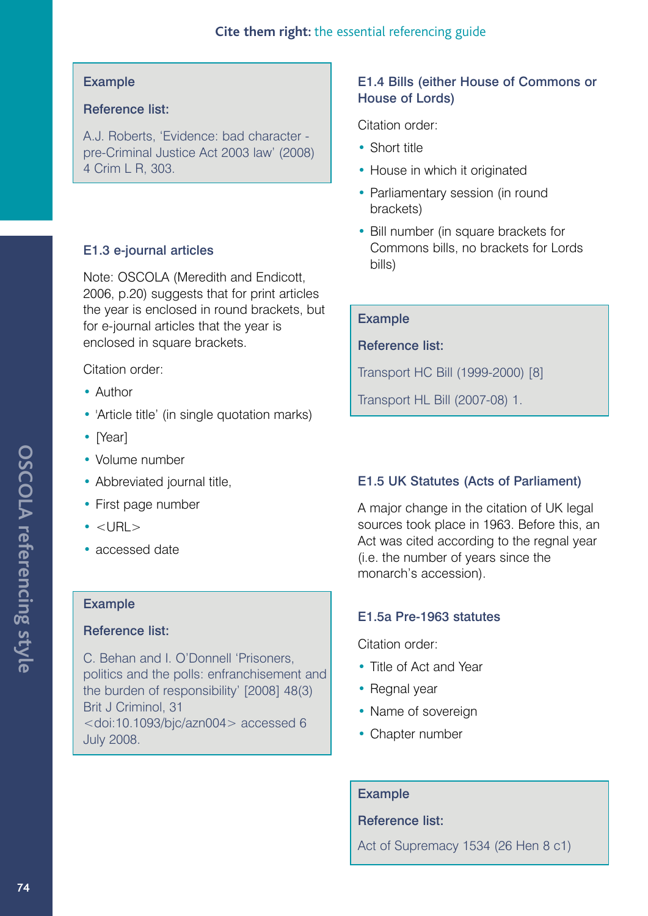**Example**

**Reference list:**

A.J. Roberts, 'Evidence: bad character - pre-Criminal Justice Act 2003 law' (2008) 4 Crim L R, 303.

### E1.3 e-journal articles

Note: OSCOLA (Meredith and Endicott, 2006, p.20) suggests that for print articles the year is enclosed in round brackets, but for e-journal articles that the year is enclosed in square brackets.

Citation order:

- Author
- 'Article title' (in single quotation marks)
- [Year]
- Volume number
- Abbreviated journal title,
- First page number
- <URL>
- accessed date

**Example**

**Reference list:**

C. Behan and I. O'Donnell 'Prisoners, politics and the polls: enfranchisement and the burden of responsibility' [2008] 48(3) Brit J Criminol, 31 <doi:10.1093/bjc/azn004> accessed 6 July 2008.

### E1.4 Bills (either House of Commons or House of Lords)

Citation order:

- Short title
- House in which it originated
- Parliamentary session (in round brackets)
- Bill number (in square brackets for Commons bills, no brackets for Lords bills)

**Example**

**Reference list:**

Transport HC Bill (1999-2000) [8]

Transport HL Bill (2007-08) 1.

### E1.5 UK Statutes (Acts of Parliament)

A major change in the citation of UK legal sources took place in 1963. Before this, an Act was cited according to the regnal year (i.e. the number of years since the monarch's accession).

#### E1.5a Pre-1963 statutes

Citation order:

- Title of Act and Year
- Regnal year
- Name of sovereign
- Chapter number

**Example**

**Reference list:**

Act of Supremacy 1534 (26 Hen 8 c1)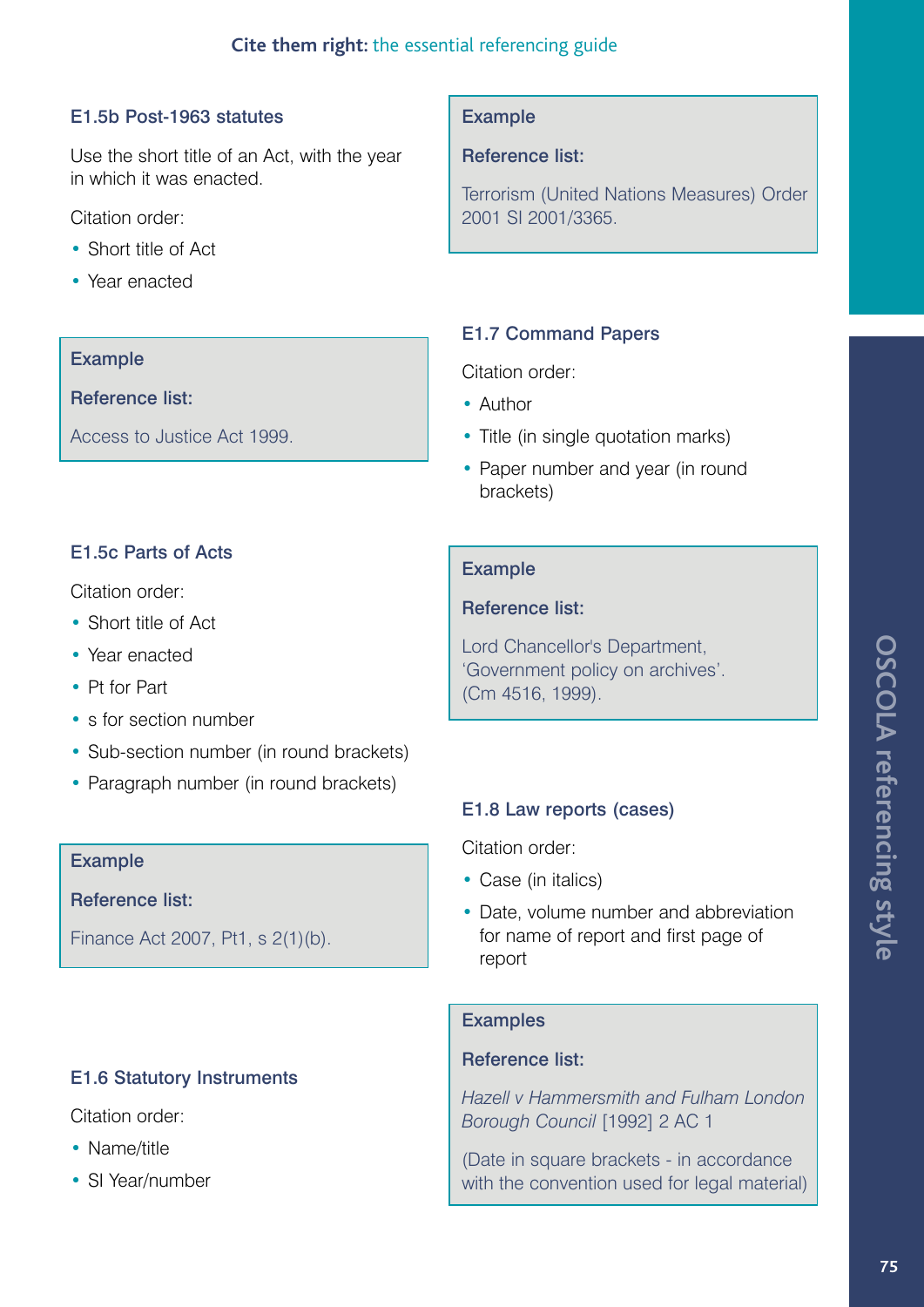### E1.5b Post-1963 statutes

Use the short title of an Act, with the year in which it was enacted.

Citation order:

- Short title of Act
- Year enacted

**Example**

**Reference list:**

Access to Justice Act 1999.

### E1.5c Parts of Acts

Citation order:

- Short title of Act
- Year enacted
- Pt for Part
- s for section number
- Sub-section number (in round brackets)
- Paragraph number (in round brackets)

**Example**

**Reference list:**

Finance Act 2007, Pt1, s 2(1)(b).

### E1.6 Statutory Instruments

Citation order:

- Name/title
- SI Year/number

**Example**

**Reference list:**

Terrorism (United Nations Measures) Order 2001 SI 2001/3365.

### E1.7 Command Papers

Citation order:

- Author
- Title (in single quotation marks)
- Paper number and year (in round brackets)

**Example**

**Reference list:**

Lord Chancellor's Department, 'Government policy on archives'. (Cm 4516, 1999).

### E1.8 Law reports (cases)

Citation order:

- Case (in italics)
- Date, volume number and abbreviation for name of report and first page of report

**Examples**

**Reference list:**

*Hazell v Hammersmith and Fulham London Borough Council* [1992] 2 AC 1

(Date in square brackets - in accordance with the convention used for legal material)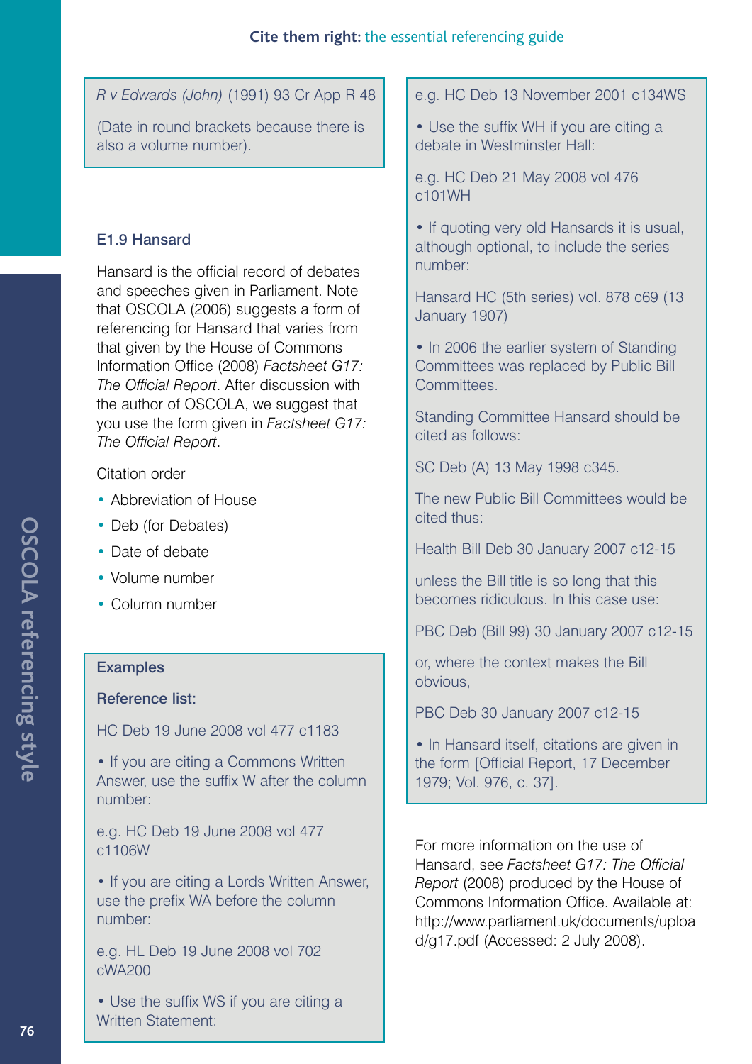*R v Edwards (John)* (1991) 93 Cr App R 48

(Date in round brackets because there is also a volume number).

### E1.9 Hansard

Hansard is the official record of debates and speeches given in Parliament. Note that OSCOLA (2006) suggests a form of referencing for Hansard that varies from that given by the House of Commons Information Office (2008) *Factsheet G17: The Official Report*. After discussion with the author of OSCOLA, we suggest that you use the form given in *Factsheet G17: The Official Report*.

Citation order

- Abbreviation of House
- Deb (for Debates)
- Date of debate
- Volume number
- Column number

**Examples**

**Reference list:**

HC Deb 19 June 2008 vol 477 c1183

• If you are citing a Commons Written Answer, use the suffix W after the column number:

e.g. HC Deb 19 June 2008 vol 477 c1106W

• If you are citing a Lords Written Answer, use the prefix WA before the column number:

e.g. HL Deb 19 June 2008 vol 702 cWA200

• Use the suffix WS if you are citing a Written Statement:

e.g. HC Deb 13 November 2001 c134WS

• Use the suffix WH if you are citing a debate in Westminster Hall:

e.g. HC Deb 21 May 2008 vol 476 c101WH

• If quoting very old Hansards it is usual, although optional, to include the series number:

Hansard HC (5th series) vol. 878 c69 (13 January 1907)

• In 2006 the earlier system of Standing Committees was replaced by Public Bill Committees.

Standing Committee Hansard should be cited as follows:

SC Deb (A) 13 May 1998 c345.

The new Public Bill Committees would be cited thus:

Health Bill Deb 30 January 2007 c12-15

unless the Bill title is so long that this becomes ridiculous. In this case use:

PBC Deb (Bill 99) 30 January 2007 c12-15

or, where the context makes the Bill obvious,

PBC Deb 30 January 2007 c12-15

• In Hansard itself, citations are given in the form [Official Report, 17 December 1979; Vol. 976, c. 37].

For more information on the use of Hansard, see *Factsheet G17: The Official Report* (2008) produced by the House of Commons Information Office. Available at: http://www.parliament.uk/documents/upload/g17.pdf (Accessed: 2 July 2008).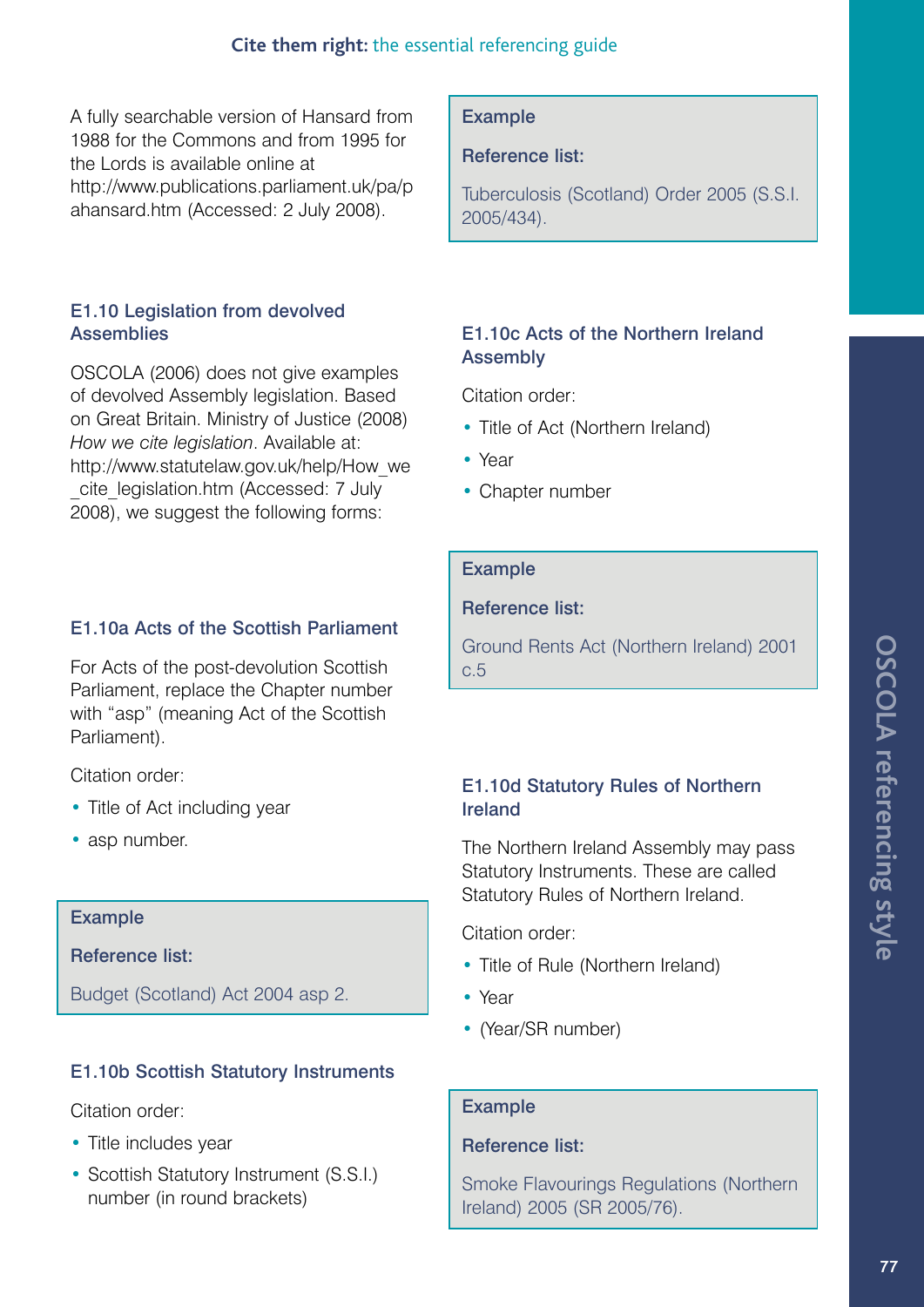A fully searchable version of Hansard from 1988 for the Commons and from 1995 for the Lords is available online at http://www.publications.parliament.uk/pa/pahansard.htm (Accessed: 2 July 2008).

### E1.10 Legislation from devolved Assemblies

OSCOLA (2006) does not give examples of devolved Assembly legislation. Based on Great Britain. Ministry of Justice (2008) *How we cite legislation*. Available at: http://www.statutelaw.gov.uk/help/How_we_cite_legislation.htm (Accessed: 7 July 2008), we suggest the following forms:

#### E1.10a Acts of the Scottish Parliament

For Acts of the post-devolution Scottish Parliament, replace the Chapter number with "asp" (meaning Act of the Scottish Parliament).

Citation order:

- Title of Act including year
- asp number.

> **Example**
>
> **Reference list:**
>
> Budget (Scotland) Act 2004 asp 2.

#### E1.10b Scottish Statutory Instruments

Citation order:

- Title includes year
- Scottish Statutory Instrument (S.S.I.) number (in round brackets)

> **Example**
>
> **Reference list:**
>
> Tuberculosis (Scotland) Order 2005 (S.S.I. 2005/434).

#### E1.10c Acts of the Northern Ireland Assembly

Citation order:

- Title of Act (Northern Ireland)
- Year
- Chapter number

> **Example**
>
> **Reference list:**
>
> Ground Rents Act (Northern Ireland) 2001 c.5

#### E1.10d Statutory Rules of Northern Ireland

The Northern Ireland Assembly may pass Statutory Instruments. These are called Statutory Rules of Northern Ireland.

Citation order:

- Title of Rule (Northern Ireland)
- Year
- (Year/SR number)

> **Example**
>
> **Reference list:**
>
> Smoke Flavourings Regulations (Northern Ireland) 2005 (SR 2005/76).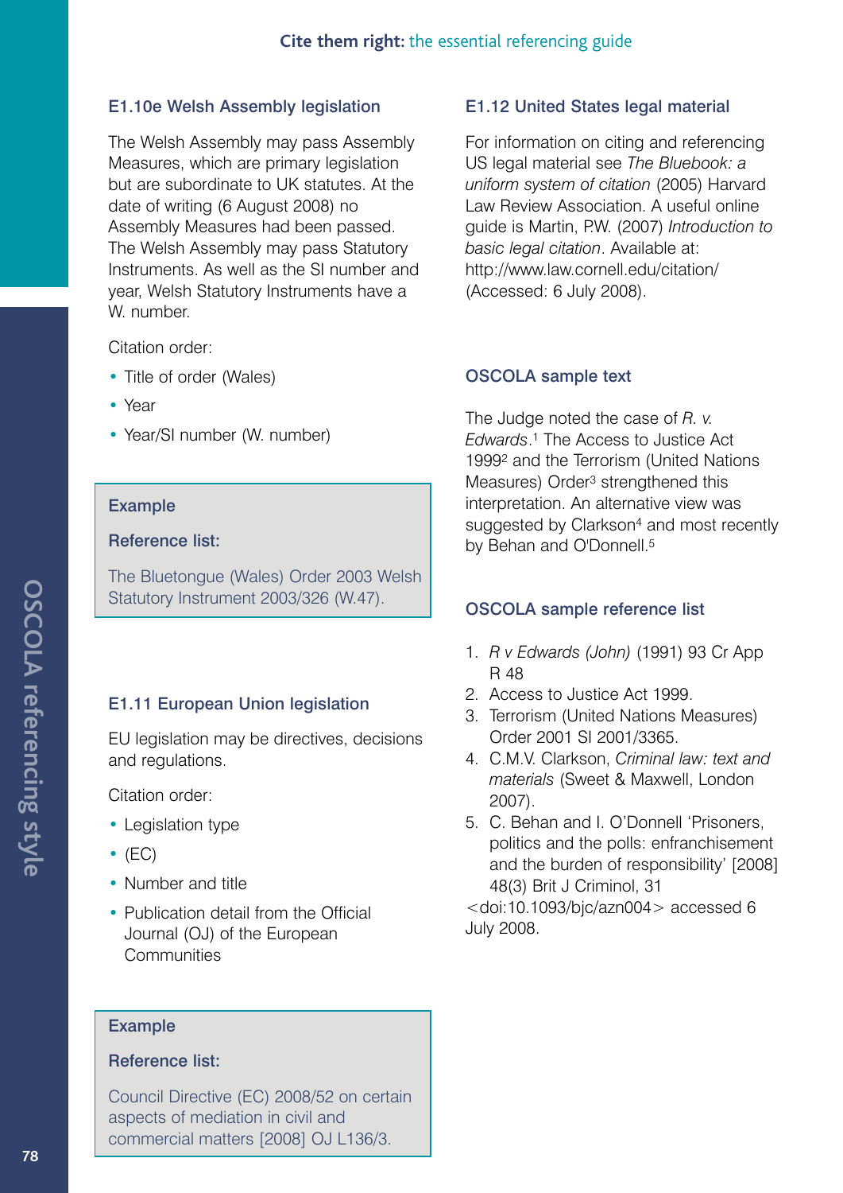### E1.10e Welsh Assembly legislation

The Welsh Assembly may pass Assembly Measures, which are primary legislation but are subordinate to UK statutes. At the date of writing (6 August 2008) no Assembly Measures had been passed. The Welsh Assembly may pass Statutory Instruments. As well as the SI number and year, Welsh Statutory Instruments have a W. number.

Citation order:

- Title of order (Wales)
- Year
- Year/SI number (W. number)

> **Example**
>
> **Reference list:**
>
> The Bluetongue (Wales) Order 2003 Welsh Statutory Instrument 2003/326 (W.47).

### E1.11 European Union legislation

EU legislation may be directives, decisions and regulations.

Citation order:

- Legislation type
- (EC)
- Number and title
- Publication detail from the Official Journal (OJ) of the European Communities

> **Example**
>
> **Reference list:**
>
> Council Directive (EC) 2008/52 on certain aspects of mediation in civil and commercial matters [2008] OJ L136/3.

### E1.12 United States legal material

For information on citing and referencing US legal material see *The Bluebook: a uniform system of citation* (2005) Harvard Law Review Association. A useful online guide is Martin, P.W. (2007) *Introduction to basic legal citation*. Available at: http://www.law.cornell.edu/citation/ (Accessed: 6 July 2008).

### OSCOLA sample text

The Judge noted the case of *R. v. Edwards*.[1] The Access to Justice Act 1999[2] and the Terrorism (United Nations Measures) Order[3] strengthened this interpretation. An alternative view was suggested by Clarkson[4] and most recently by Behan and O'Donnell.[5]

### OSCOLA sample reference list

1. *R v Edwards (John)* (1991) 93 Cr App R 48
2. Access to Justice Act 1999.
3. Terrorism (United Nations Measures) Order 2001 SI 2001/3365.
4. C.M.V. Clarkson, *Criminal law: text and materials* (Sweet & Maxwell, London 2007).
5. C. Behan and I. O'Donnell 'Prisoners, politics and the polls: enfranchisement and the burden of responsibility' [2008] 48(3) Brit J Criminol, 31 <doi:10.1093/bjc/azn004> accessed 6 July 2008.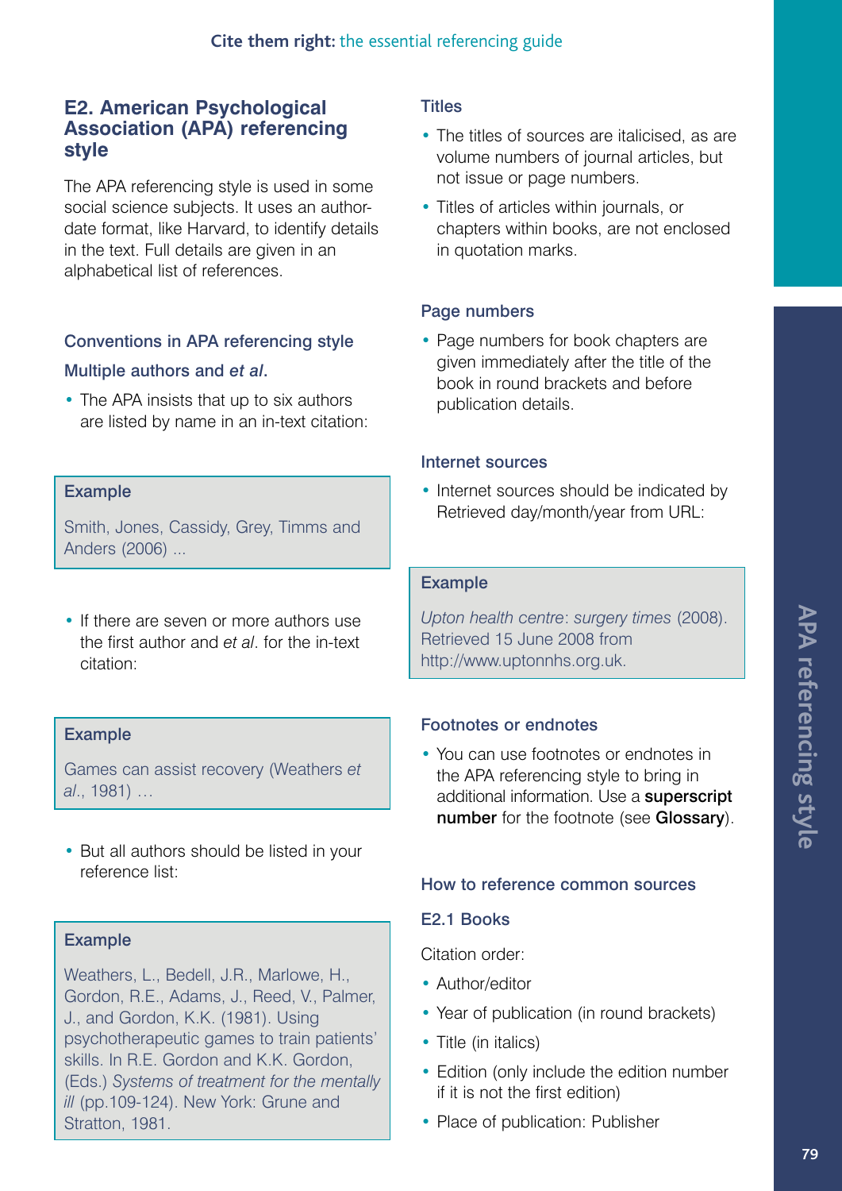## E2. American Psychological Association (APA) referencing style

The APA referencing style is used in some social science subjects. It uses an author-date format, like Harvard, to identify details in the text. Full details are given in an alphabetical list of references.

### Conventions in APA referencing style

#### Multiple authors and *et al*.

- The APA insists that up to six authors are listed by name in an in-text citation:

> **Example**
>
> Smith, Jones, Cassidy, Grey, Timms and Anders (2006) ...

- If there are seven or more authors use the first author and *et al*. for the in-text citation:

> **Example**
>
> Games can assist recovery (Weathers *et al*., 1981) …

- But all authors should be listed in your reference list:

> **Example**
>
> Weathers, L., Bedell, J.R., Marlowe, H., Gordon, R.E., Adams, J., Reed, V., Palmer, J., and Gordon, K.K. (1981). Using psychotherapeutic games to train patients' skills. In R.E. Gordon and K.K. Gordon, (Eds.) *Systems of treatment for the mentally ill* (pp.109-124). New York: Grune and Stratton, 1981.

#### Titles

- The titles of sources are italicised, as are volume numbers of journal articles, but not issue or page numbers.
- Titles of articles within journals, or chapters within books, are not enclosed in quotation marks.

#### Page numbers

- Page numbers for book chapters are given immediately after the title of the book in round brackets and before publication details.

#### Internet sources

- Internet sources should be indicated by Retrieved day/month/year from URL:

> **Example**
>
> *Upton health centre*: *surgery times* (2008). Retrieved 15 June 2008 from http://www.uptonnhs.org.uk.

#### Footnotes or endnotes

- You can use footnotes or endnotes in the APA referencing style to bring in additional information. Use a **superscript number** for the footnote (see **Glossary**).

### How to reference common sources

#### E2.1 Books

Citation order:

- Author/editor
- Year of publication (in round brackets)
- Title (in italics)
- Edition (only include the edition number if it is not the first edition)
- Place of publication: Publisher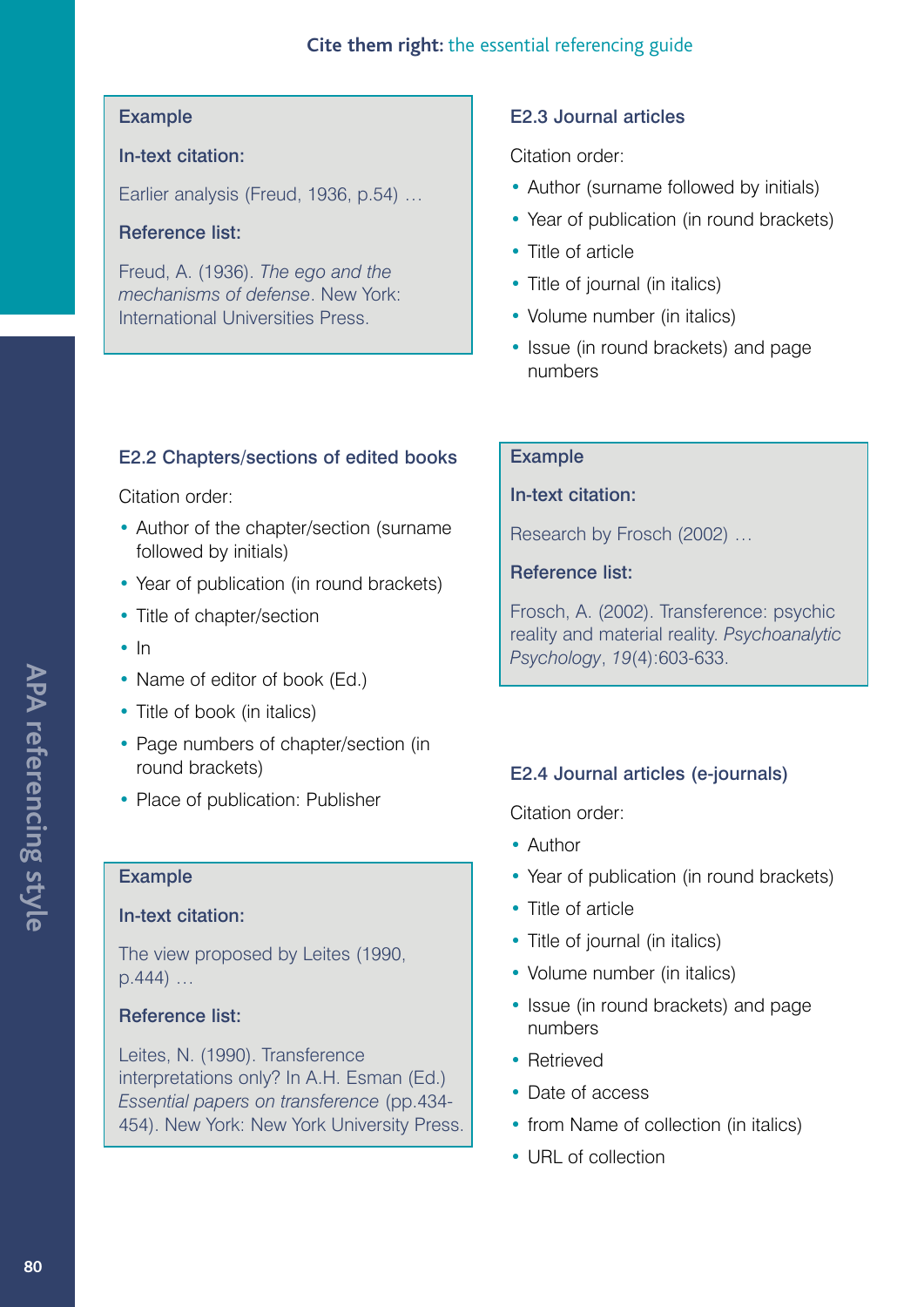**Example**

**In-text citation:**

Earlier analysis (Freud, 1936, p.54) …

**Reference list:**

Freud, A. (1936). *The ego and the mechanisms of defense*. New York: International Universities Press.

### E2.2 Chapters/sections of edited books

Citation order:

- Author of the chapter/section (surname followed by initials)
- Year of publication (in round brackets)
- Title of chapter/section
- In
- Name of editor of book (Ed.)
- Title of book (in italics)
- Page numbers of chapter/section (in round brackets)
- Place of publication: Publisher

**Example**

**In-text citation:**

The view proposed by Leites (1990, p.444) …

**Reference list:**

Leites, N. (1990). Transference interpretations only? In A.H. Esman (Ed.) *Essential papers on transference* (pp.434-454). New York: New York University Press.

### E2.3 Journal articles

Citation order:

- Author (surname followed by initials)
- Year of publication (in round brackets)
- Title of article
- Title of journal (in italics)
- Volume number (in italics)
- Issue (in round brackets) and page numbers

**Example**

**In-text citation:**

Research by Frosch (2002) …

**Reference list:**

Frosch, A. (2002). Transference: psychic reality and material reality. *Psychoanalytic Psychology*, *19*(4):603-633.

### E2.4 Journal articles (e-journals)

Citation order:

- Author
- Year of publication (in round brackets)
- Title of article
- Title of journal (in italics)
- Volume number (in italics)
- Issue (in round brackets) and page numbers
- Retrieved
- Date of access
- from Name of collection (in italics)
- URL of collection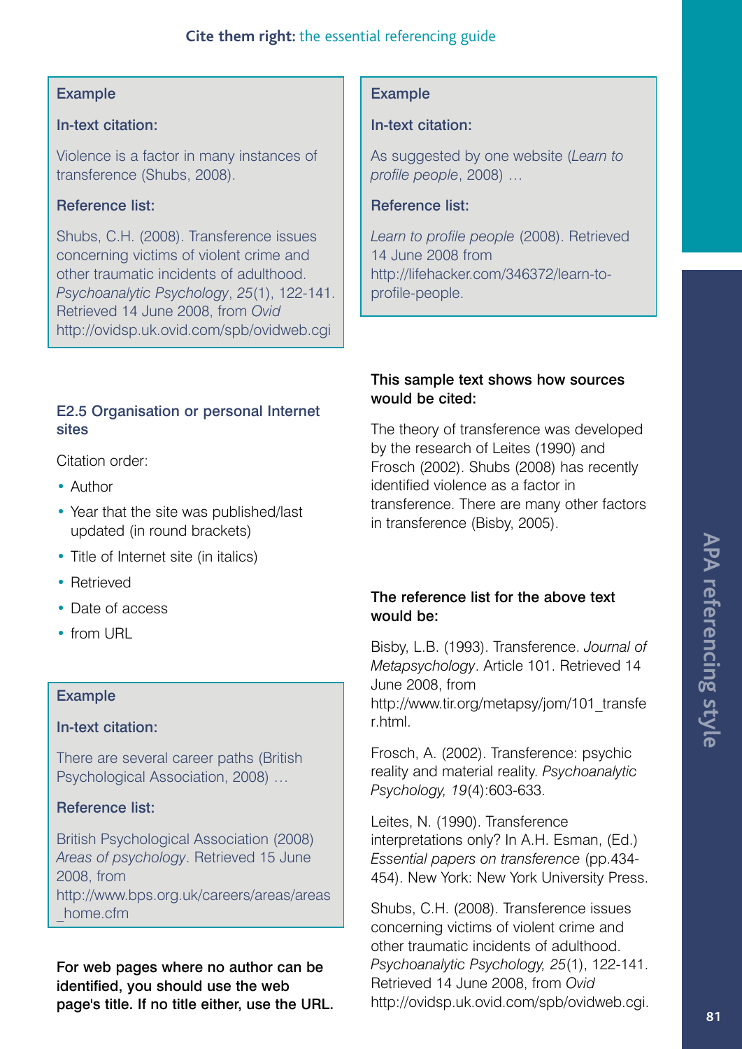**Example**

**In-text citation:**

Violence is a factor in many instances of transference (Shubs, 2008).

**Reference list:**

Shubs, C.H. (2008). Transference issues concerning victims of violent crime and other traumatic incidents of adulthood. *Psychoanalytic Psychology*, *25*(1), 122-141. Retrieved 14 June 2008, from *Ovid* http://ovidsp.uk.ovid.com/spb/ovidweb.cgi

### E2.5 Organisation or personal Internet sites

Citation order:

- Author
- Year that the site was published/last updated (in round brackets)
- Title of Internet site (in italics)
- Retrieved
- Date of access
- from URL

**Example**

**In-text citation:**

There are several career paths (British Psychological Association, 2008) …

**Reference list:**

British Psychological Association (2008) *Areas of psychology*. Retrieved 15 June 2008, from http://www.bps.org.uk/careers/areas/areas_home.cfm

**For web pages where no author can be identified, you should use the web page's title. If no title either, use the URL.**

**Example**

**In-text citation:**

As suggested by one website (*Learn to profile people*, 2008) …

**Reference list:**

*Learn to profile people* (2008). Retrieved 14 June 2008 from http://lifehacker.com/346372/learn-to-profile-people.

**This sample text shows how sources would be cited:**

The theory of transference was developed by the research of Leites (1990) and Frosch (2002). Shubs (2008) has recently identified violence as a factor in transference. There are many other factors in transference (Bisby, 2005).

**The reference list for the above text would be:**

Bisby, L.B. (1993). Transference. *Journal of Metapsychology*. Article 101. Retrieved 14 June 2008, from http://www.tir.org/metapsy/jom/101_transfer.html.

Frosch, A. (2002). Transference: psychic reality and material reality. *Psychoanalytic Psychology, 19*(4):603-633.

Leites, N. (1990). Transference interpretations only? In A.H. Esman, (Ed.) *Essential papers on transference* (pp.434-454). New York: New York University Press.

Shubs, C.H. (2008). Transference issues concerning victims of violent crime and other traumatic incidents of adulthood. *Psychoanalytic Psychology, 25*(1), 122-141. Retrieved 14 June 2008, from *Ovid* http://ovidsp.uk.ovid.com/spb/ovidweb.cgi.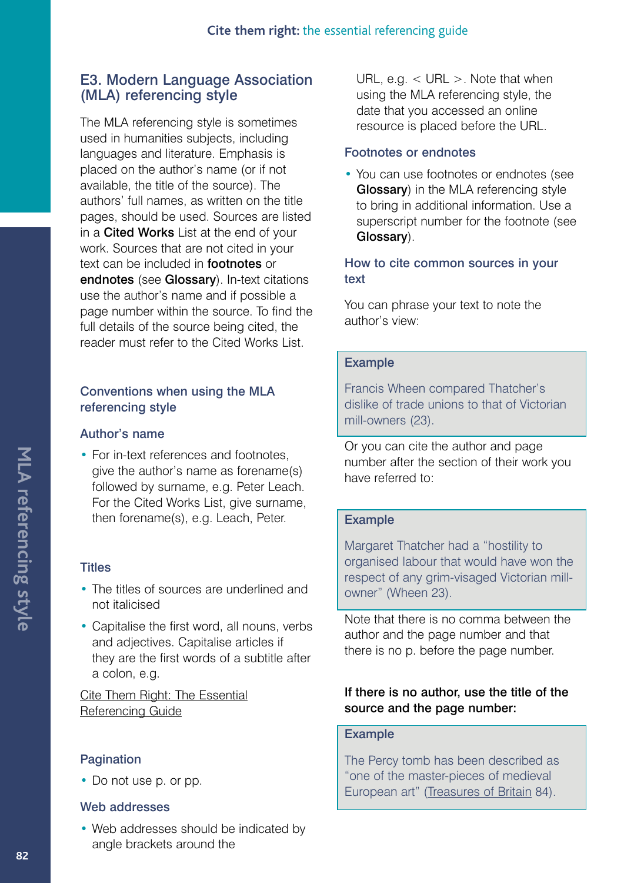## E3. Modern Language Association (MLA) referencing style

The MLA referencing style is sometimes used in humanities subjects, including languages and literature. Emphasis is placed on the author's name (or if not available, the title of the source). The authors' full names, as written on the title pages, should be used. Sources are listed in a **Cited Works** List at the end of your work. Sources that are not cited in your text can be included in **footnotes** or **endnotes** (see **Glossary**). In-text citations use the author's name and if possible a page number within the source. To find the full details of the source being cited, the reader must refer to the Cited Works List.

### Conventions when using the MLA referencing style

#### Author's name

- For in-text references and footnotes, give the author's name as forename(s) followed by surname, e.g. Peter Leach. For the Cited Works List, give surname, then forename(s), e.g. Leach, Peter.

#### Titles

- The titles of sources are underlined and not italicised
- Capitalise the first word, all nouns, verbs and adjectives. Capitalise articles if they are the first words of a subtitle after a colon, e.g.

<u>Cite Them Right: The Essential Referencing Guide</u>

#### Pagination

- Do not use p. or pp.

#### Web addresses

- Web addresses should be indicated by angle brackets around the URL, e.g. < URL >. Note that when using the MLA referencing style, the date that you accessed an online resource is placed before the URL.

#### Footnotes or endnotes

- You can use footnotes or endnotes (see **Glossary**) in the MLA referencing style to bring in additional information. Use a superscript number for the footnote (see **Glossary**).

### How to cite common sources in your text

You can phrase your text to note the author's view:

> **Example**
>
> Francis Wheen compared Thatcher's dislike of trade unions to that of Victorian mill-owners (23).

Or you can cite the author and page number after the section of their work you have referred to:

> **Example**
>
> Margaret Thatcher had a "hostility to organised labour that would have won the respect of any grim-visaged Victorian mill-owner" (Wheen 23).

Note that there is no comma between the author and the page number and that there is no p. before the page number.

**If there is no author, use the title of the source and the page number:**

> **Example**
>
> The Percy tomb has been described as "one of the master-pieces of medieval European art" (<u>Treasures of Britain</u> 84).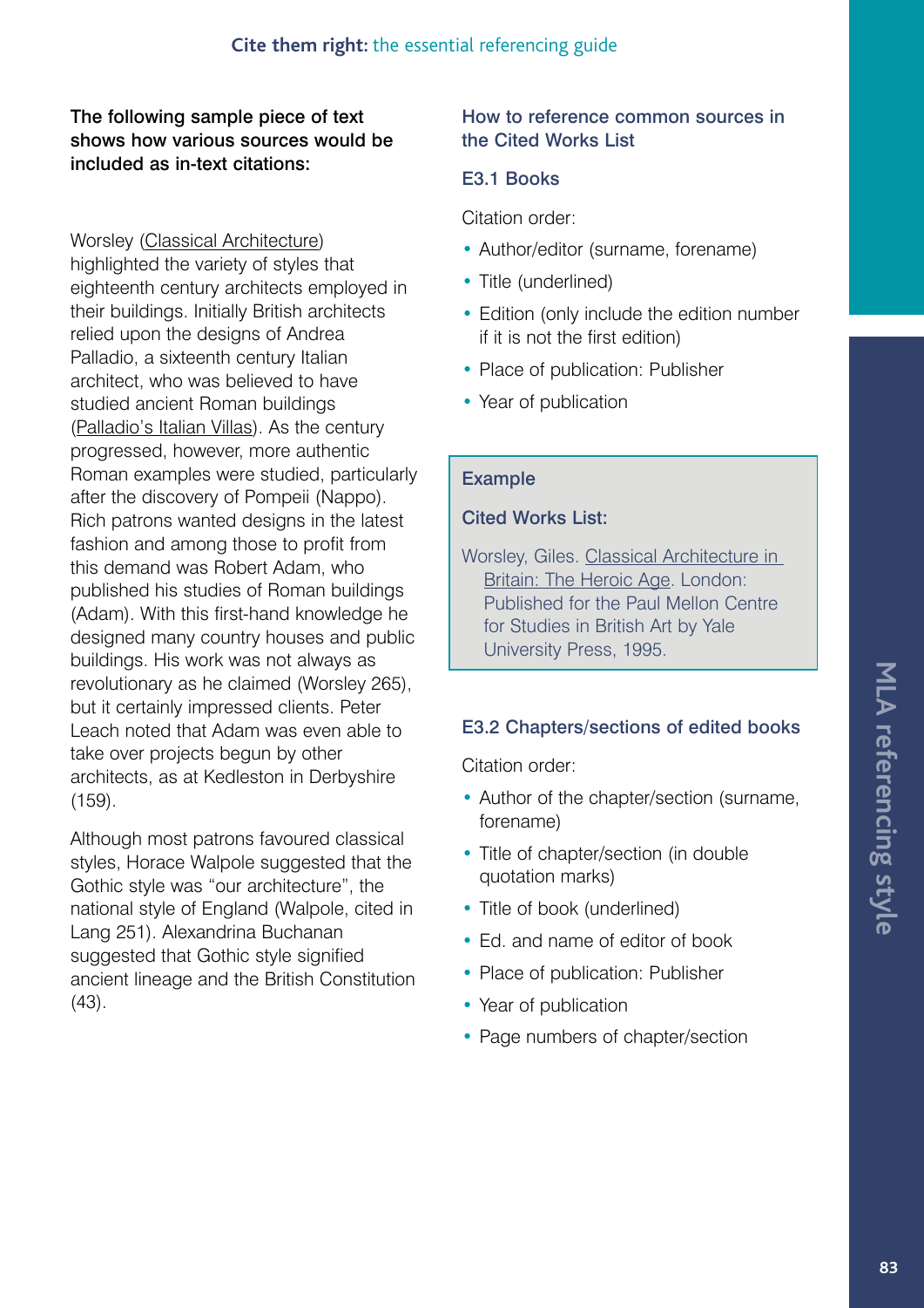**The following sample piece of text shows how various sources would be included as in-text citations:**

Worsley (<u>Classical Architecture</u>) highlighted the variety of styles that eighteenth century architects employed in their buildings. Initially British architects relied upon the designs of Andrea Palladio, a sixteenth century Italian architect, who was believed to have studied ancient Roman buildings (<u>Palladio's Italian Villas</u>). As the century progressed, however, more authentic Roman examples were studied, particularly after the discovery of Pompeii (Nappo). Rich patrons wanted designs in the latest fashion and among those to profit from this demand was Robert Adam, who published his studies of Roman buildings (Adam). With this first-hand knowledge he designed many country houses and public buildings. His work was not always as revolutionary as he claimed (Worsley 265), but it certainly impressed clients. Peter Leach noted that Adam was even able to take over projects begun by other architects, as at Kedleston in Derbyshire (159).

Although most patrons favoured classical styles, Horace Walpole suggested that the Gothic style was "our architecture", the national style of England (Walpole, cited in Lang 251). Alexandrina Buchanan suggested that Gothic style signified ancient lineage and the British Constitution (43).

## How to reference common sources in the Cited Works List

### E3.1 Books

Citation order:

- Author/editor (surname, forename)
- Title (underlined)
- Edition (only include the edition number if it is not the first edition)
- Place of publication: Publisher
- Year of publication

**Example**

**Cited Works List:**

Worsley, Giles. <u>Classical Architecture in Britain: The Heroic Age</u>. London: Published for the Paul Mellon Centre for Studies in British Art by Yale University Press, 1995.

### E3.2 Chapters/sections of edited books

Citation order:

- Author of the chapter/section (surname, forename)
- Title of chapter/section (in double quotation marks)
- Title of book (underlined)
- Ed. and name of editor of book
- Place of publication: Publisher
- Year of publication
- Page numbers of chapter/section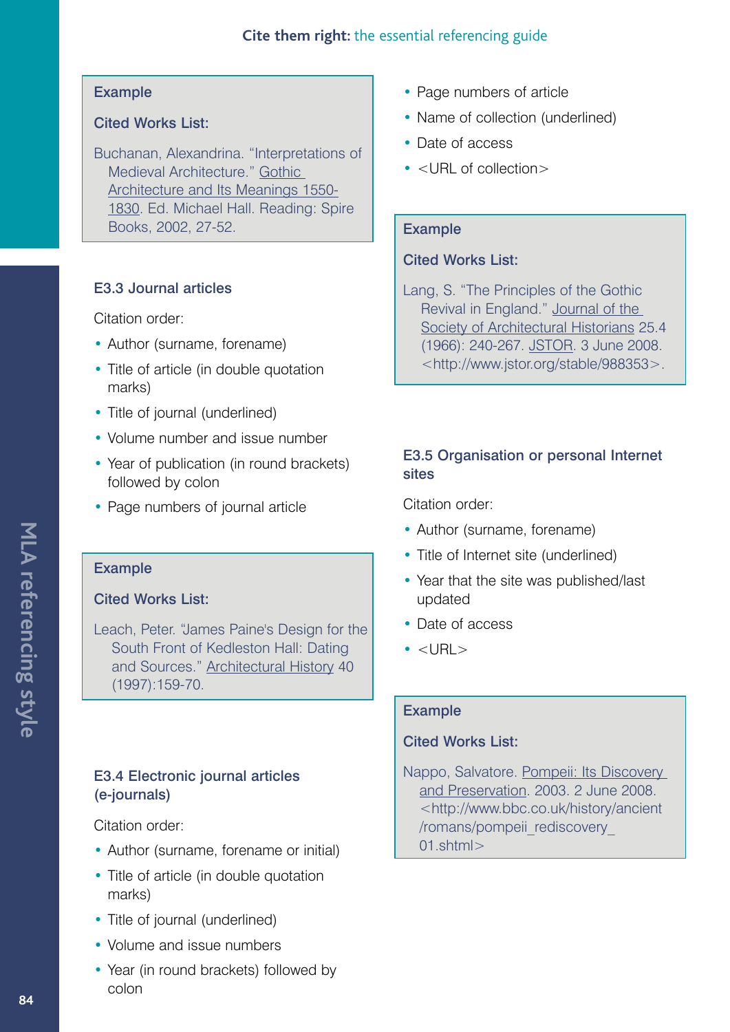**Example**

**Cited Works List:**

Buchanan, Alexandrina. “Interpretations of Medieval Architecture.” Gothic Architecture and Its Meanings 1550-1830. Ed. Michael Hall. Reading: Spire Books, 2002, 27-52.

### E3.3 Journal articles

Citation order:

- Author (surname, forename)
- Title of article (in double quotation marks)
- Title of journal (underlined)
- Volume number and issue number
- Year of publication (in round brackets) followed by colon
- Page numbers of journal article

**Example**

**Cited Works List:**

Leach, Peter. “James Paine's Design for the South Front of Kedleston Hall: Dating and Sources.” Architectural History 40 (1997):159-70.

### E3.4 Electronic journal articles (e-journals)

Citation order:

- Author (surname, forename or initial)
- Title of article (in double quotation marks)
- Title of journal (underlined)
- Volume and issue numbers
- Year (in round brackets) followed by colon
- Page numbers of article
- Name of collection (underlined)
- Date of access
- <URL of collection>

**Example**

**Cited Works List:**

Lang, S. “The Principles of the Gothic Revival in England.” Journal of the Society of Architectural Historians 25.4 (1966): 240-267. JSTOR. 3 June 2008. <http://www.jstor.org/stable/988353>.

### E3.5 Organisation or personal Internet sites

Citation order:

- Author (surname, forename)
- Title of Internet site (underlined)
- Year that the site was published/last updated
- Date of access
- <URL>

**Example**

**Cited Works List:**

Nappo, Salvatore. Pompeii: Its Discovery and Preservation. 2003. 2 June 2008. <http://www.bbc.co.uk/history/ancient/romans/pompeii_rediscovery_01.shtml>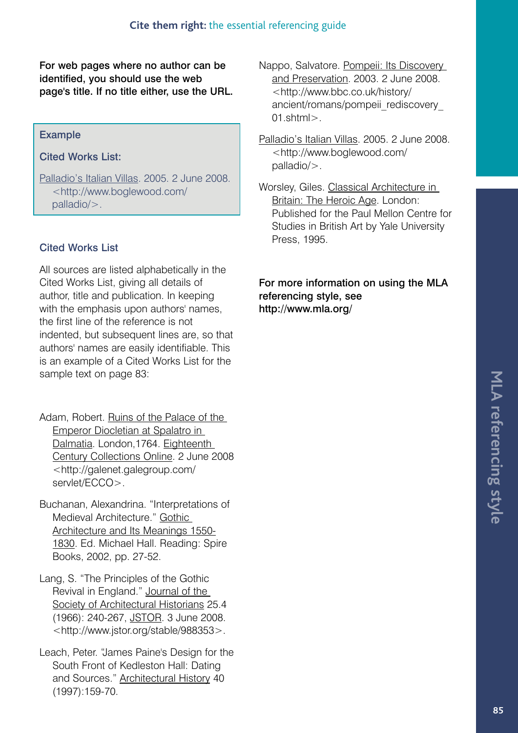**For web pages where no author can be identified, you should use the web page's title. If no title either, use the URL.**

> **Example**
>
> **Cited Works List:**
>
> <u>Palladio's Italian Villas</u>. 2005. 2 June 2008. <http://www.boglewood.com/palladio/>.

### Cited Works List

All sources are listed alphabetically in the Cited Works List, giving all details of author, title and publication. In keeping with the emphasis upon authors' names, the first line of the reference is not indented, but subsequent lines are, so that authors' names are easily identifiable. This is an example of a Cited Works List for the sample text on page 83:

Adam, Robert. <u>Ruins of the Palace of the Emperor Diocletian at Spalatro in Dalmatia</u>. London,1764. <u>Eighteenth Century Collections Online</u>. 2 June 2008 <http://galenet.galegroup.com/servlet/ECCO>.

Buchanan, Alexandrina. "Interpretations of Medieval Architecture." <u>Gothic Architecture and Its Meanings 1550-1830</u>. Ed. Michael Hall. Reading: Spire Books, 2002, pp. 27-52.

Lang, S. "The Principles of the Gothic Revival in England." <u>Journal of the Society of Architectural Historians</u> 25.4 (1966): 240-267, <u>JSTOR</u>. 3 June 2008. <http://www.jstor.org/stable/988353>.

Leach, Peter. "James Paine's Design for the South Front of Kedleston Hall: Dating and Sources." <u>Architectural History</u> 40 (1997):159-70.

Nappo, Salvatore. <u>Pompeii: Its Discovery and Preservation</u>. 2003. 2 June 2008. <http://www.bbc.co.uk/history/ancient/romans/pompeii_rediscovery_01.shtml>.

<u>Palladio's Italian Villas</u>. 2005. 2 June 2008. <http://www.boglewood.com/palladio/>.

Worsley, Giles. <u>Classical Architecture in Britain: The Heroic Age</u>. London: Published for the Paul Mellon Centre for Studies in British Art by Yale University Press, 1995.

**For more information on using the MLA referencing style, see http://www.mla.org/**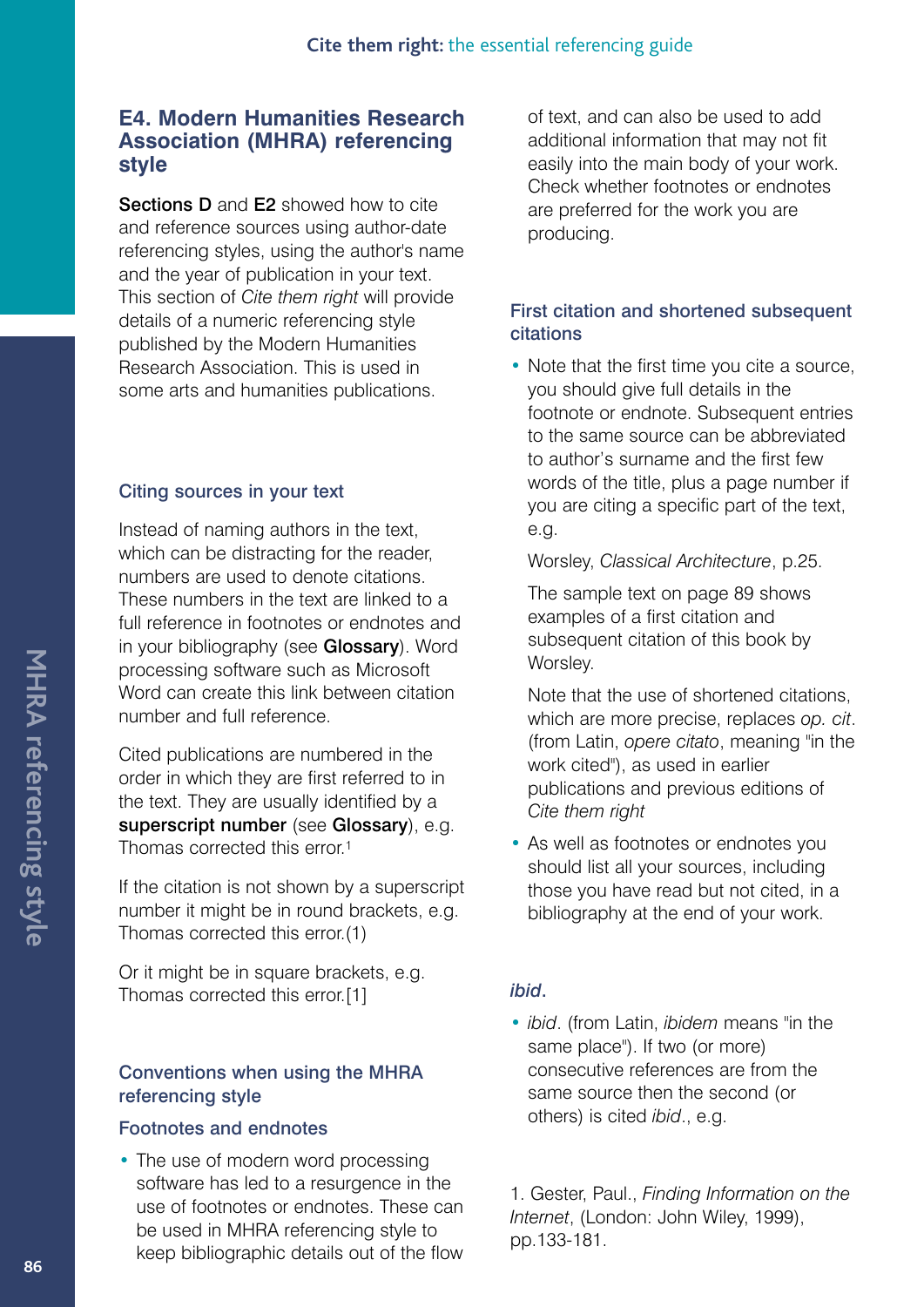## E4. Modern Humanities Research Association (MHRA) referencing style

**Sections D** and **E2** showed how to cite and reference sources using author-date referencing styles, using the author's name and the year of publication in your text. This section of *Cite them right* will provide details of a numeric referencing style published by the Modern Humanities Research Association. This is used in some arts and humanities publications.

### Citing sources in your text

Instead of naming authors in the text, which can be distracting for the reader, numbers are used to denote citations. These numbers in the text are linked to a full reference in footnotes or endnotes and in your bibliography (see **Glossary**). Word processing software such as Microsoft Word can create this link between citation number and full reference.

Cited publications are numbered in the order in which they are first referred to in the text. They are usually identified by a **superscript number** (see **Glossary**), e.g. Thomas corrected this error.[1]

If the citation is not shown by a superscript number it might be in round brackets, e.g. Thomas corrected this error.(1)

Or it might be in square brackets, e.g. Thomas corrected this error.[1]

### Conventions when using the MHRA referencing style

#### Footnotes and endnotes

- The use of modern word processing software has led to a resurgence in the use of footnotes or endnotes. These can be used in MHRA referencing style to keep bibliographic details out of the flow of text, and can also be used to add additional information that may not fit easily into the main body of your work. Check whether footnotes or endnotes are preferred for the work you are producing.

#### First citation and shortened subsequent citations

- Note that the first time you cite a source, you should give full details in the footnote or endnote. Subsequent entries to the same source can be abbreviated to author's surname and the first few words of the title, plus a page number if you are citing a specific part of the text, e.g.

  Worsley, *Classical Architecture*, p.25.

  The sample text on page 89 shows examples of a first citation and subsequent citation of this book by Worsley.

  Note that the use of shortened citations, which are more precise, replaces *op. cit*. (from Latin, *opere citato*, meaning "in the work cited"), as used in earlier publications and previous editions of *Cite them right*

- As well as footnotes or endnotes you should list all your sources, including those you have read but not cited, in a bibliography at the end of your work.

#### *ibid*.

- *ibid*. (from Latin, *ibidem* means "in the same place"). If two (or more) consecutive references are from the same source then the second (or others) is cited *ibid*., e.g.

1. Gester, Paul., *Finding Information on the Internet*, (London: John Wiley, 1999), pp.133-181.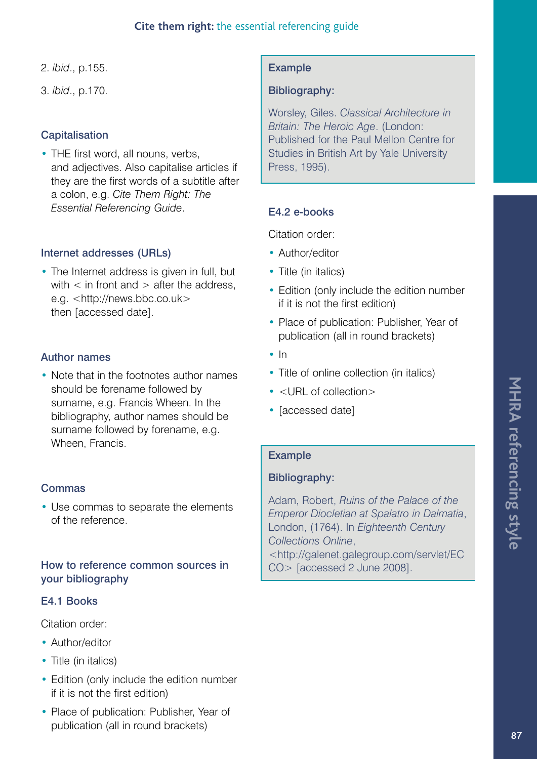2. *ibid*., p.155.

3. *ibid*., p.170.

### Capitalisation

- THE first word, all nouns, verbs, and adjectives. Also capitalise articles if they are the first words of a subtitle after a colon, e.g. *Cite Them Right: The Essential Referencing Guide*.

### Internet addresses (URLs)

- The Internet address is given in full, but with < in front and > after the address, e.g. <http://news.bbc.co.uk> then [accessed date].

### Author names

- Note that in the footnotes author names should be forename followed by surname, e.g. Francis Wheen. In the bibliography, author names should be surname followed by forename, e.g. Wheen, Francis.

### Commas

- Use commas to separate the elements of the reference.

### How to reference common sources in your bibliography

#### E4.1 Books

Citation order:

- Author/editor
- Title (in italics)
- Edition (only include the edition number if it is not the first edition)
- Place of publication: Publisher, Year of publication (all in round brackets)

> **Example**
>
> **Bibliography:**
>
> Worsley, Giles. *Classical Architecture in Britain: The Heroic Age*. (London: Published for the Paul Mellon Centre for Studies in British Art by Yale University Press, 1995).

#### E4.2 e-books

Citation order:

- Author/editor
- Title (in italics)
- Edition (only include the edition number if it is not the first edition)
- Place of publication: Publisher, Year of publication (all in round brackets)
- In
- Title of online collection (in italics)
- <URL of collection>
- [accessed date]

> **Example**
>
> **Bibliography:**
>
> Adam, Robert, *Ruins of the Palace of the Emperor Diocletian at Spalatro in Dalmatia*, London, (1764). In *Eighteenth Century Collections Online*, <http://galenet.galegroup.com/servlet/ECCO> [accessed 2 June 2008].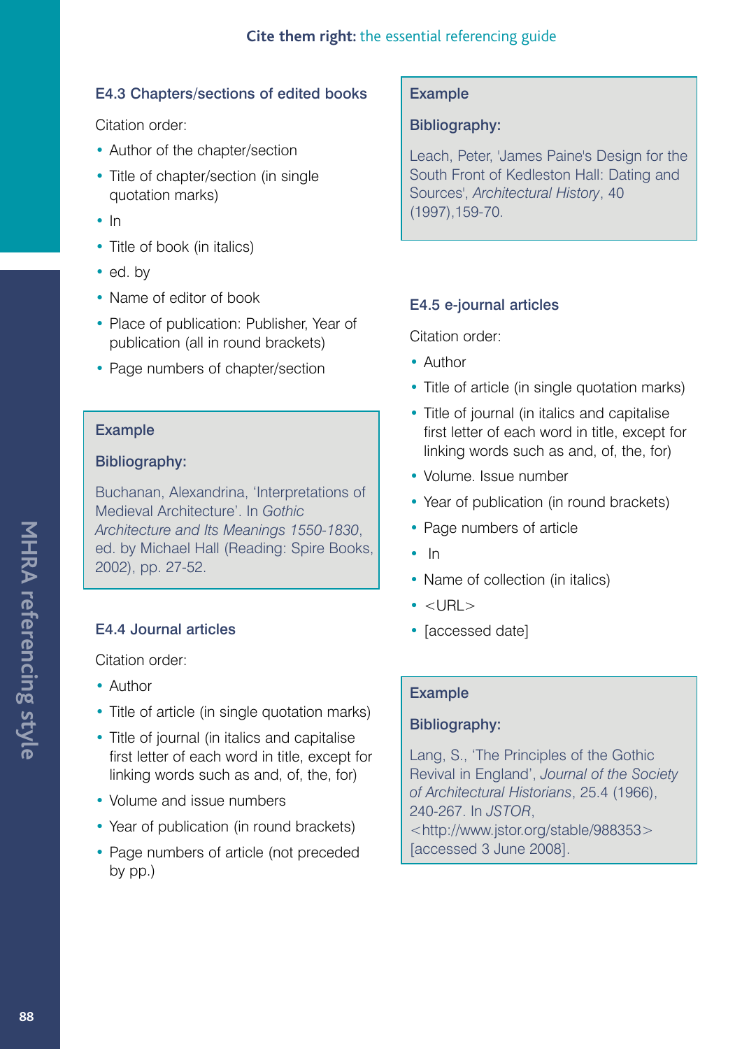### E4.3 Chapters/sections of edited books

Citation order:

- Author of the chapter/section
- Title of chapter/section (in single quotation marks)
- In
- Title of book (in italics)
- ed. by
- Name of editor of book
- Place of publication: Publisher, Year of publication (all in round brackets)
- Page numbers of chapter/section

**Example**

**Bibliography:**

Buchanan, Alexandrina, 'Interpretations of Medieval Architecture'. In *Gothic Architecture and Its Meanings 1550-1830*, ed. by Michael Hall (Reading: Spire Books, 2002), pp. 27-52.

### E4.4 Journal articles

Citation order:

- Author
- Title of article (in single quotation marks)
- Title of journal (in italics and capitalise first letter of each word in title, except for linking words such as and, of, the, for)
- Volume and issue numbers
- Year of publication (in round brackets)
- Page numbers of article (not preceded by pp.)

**Example**

**Bibliography:**

Leach, Peter, 'James Paine's Design for the South Front of Kedleston Hall: Dating and Sources', *Architectural History*, 40 (1997),159-70.

### E4.5 e-journal articles

Citation order:

- Author
- Title of article (in single quotation marks)
- Title of journal (in italics and capitalise first letter of each word in title, except for linking words such as and, of, the, for)
- Volume. Issue number
- Year of publication (in round brackets)
- Page numbers of article
- In
- Name of collection (in italics)
- <URL>
- [accessed date]

**Example**

**Bibliography:**

Lang, S., 'The Principles of the Gothic Revival in England', *Journal of the Society of Architectural Historians*, 25.4 (1966), 240-267. In *JSTOR*, <http://www.jstor.org/stable/988353> [accessed 3 June 2008].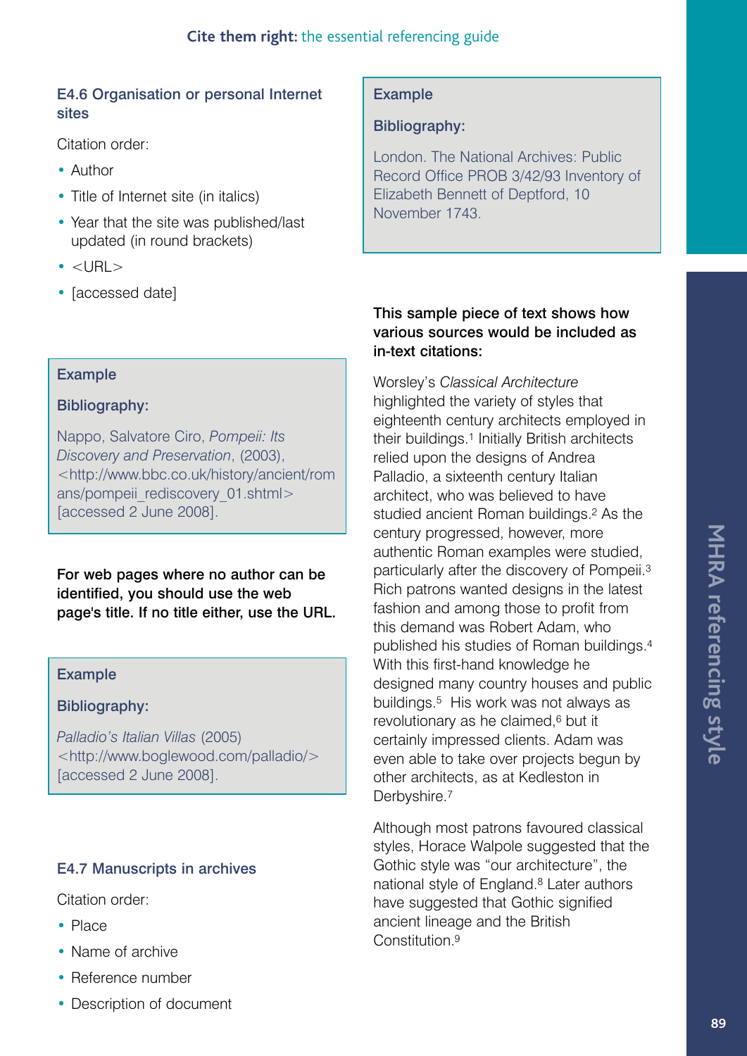### E4.6 Organisation or personal Internet sites

Citation order:

- Author
- Title of Internet site (in italics)
- Year that the site was published/last updated (in round brackets)
- <URL>
- [accessed date]

**Example**

**Bibliography:**

Nappo, Salvatore Ciro, *Pompeii: Its Discovery and Preservation*, (2003), <http://www.bbc.co.uk/history/ancient/romans/pompeii_rediscovery_01.shtml> [accessed 2 June 2008].

**For web pages where no author can be identified, you should use the web page's title. If no title either, use the URL.**

**Example**

**Bibliography:**

*Palladio's Italian Villas* (2005) <http://www.boglewood.com/palladio/> [accessed 2 June 2008].

### E4.7 Manuscripts in archives

Citation order:

- Place
- Name of archive
- Reference number
- Description of document

**Example**

**Bibliography:**

London. The National Archives: Public Record Office PROB 3/42/93 Inventory of Elizabeth Bennett of Deptford, 10 November 1743.

**This sample piece of text shows how various sources would be included as in-text citations:**

Worsley's *Classical Architecture* highlighted the variety of styles that eighteenth century architects employed in their buildings.[1] Initially British architects relied upon the designs of Andrea Palladio, a sixteenth century Italian architect, who was believed to have studied ancient Roman buildings.[2] As the century progressed, however, more authentic Roman examples were studied, particularly after the discovery of Pompeii.[3] Rich patrons wanted designs in the latest fashion and among those to profit from this demand was Robert Adam, who published his studies of Roman buildings.[4] With this first-hand knowledge he designed many country houses and public buildings.[5] His work was not always as revolutionary as he claimed,[6] but it certainly impressed clients. Adam was even able to take over projects begun by other architects, as at Kedleston in Derbyshire.[7]

Although most patrons favoured classical styles, Horace Walpole suggested that the Gothic style was "our architecture", the national style of England.[8] Later authors have suggested that Gothic signified ancient lineage and the British Constitution.[9]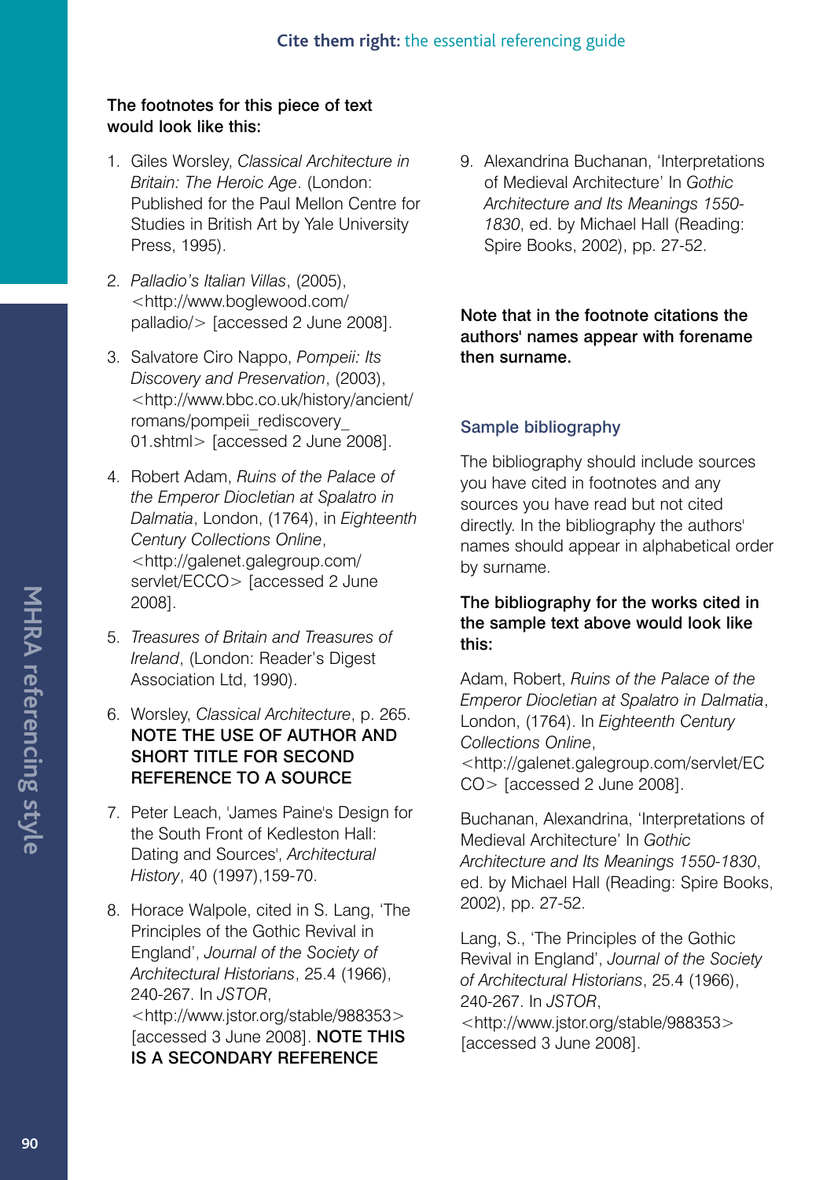**The footnotes for this piece of text would look like this:**

1. Giles Worsley, *Classical Architecture in Britain: The Heroic Age*. (London: Published for the Paul Mellon Centre for Studies in British Art by Yale University Press, 1995).

2. *Palladio's Italian Villas*, (2005), <http://www.boglewood.com/palladio/> [accessed 2 June 2008].

3. Salvatore Ciro Nappo, *Pompeii: Its Discovery and Preservation*, (2003), <http://www.bbc.co.uk/history/ancient/romans/pompeii_rediscovery_01.shtml> [accessed 2 June 2008].

4. Robert Adam, *Ruins of the Palace of the Emperor Diocletian at Spalatro in Dalmatia*, London, (1764), in *Eighteenth Century Collections Online*, <http://galenet.galegroup.com/servlet/ECCO> [accessed 2 June 2008].

5. *Treasures of Britain and Treasures of Ireland*, (London: Reader's Digest Association Ltd, 1990).

6. Worsley, *Classical Architecture*, p. 265. **NOTE THE USE OF AUTHOR AND SHORT TITLE FOR SECOND REFERENCE TO A SOURCE**

7. Peter Leach, 'James Paine's Design for the South Front of Kedleston Hall: Dating and Sources', *Architectural History*, 40 (1997),159-70.

8. Horace Walpole, cited in S. Lang, 'The Principles of the Gothic Revival in England', *Journal of the Society of Architectural Historians*, 25.4 (1966), 240-267. In *JSTOR*, <http://www.jstor.org/stable/988353> [accessed 3 June 2008]. **NOTE THIS IS A SECONDARY REFERENCE**

9. Alexandrina Buchanan, 'Interpretations of Medieval Architecture' In *Gothic Architecture and Its Meanings 1550-1830*, ed. by Michael Hall (Reading: Spire Books, 2002), pp. 27-52.

**Note that in the footnote citations the authors' names appear with forename then surname.**

## Sample bibliography

The bibliography should include sources you have cited in footnotes and any sources you have read but not cited directly. In the bibliography the authors' names should appear in alphabetical order by surname.

**The bibliography for the works cited in the sample text above would look like this:**

Adam, Robert, *Ruins of the Palace of the Emperor Diocletian at Spalatro in Dalmatia*, London, (1764). In *Eighteenth Century Collections Online*, <http://galenet.galegroup.com/servlet/ECCO> [accessed 2 June 2008].

Buchanan, Alexandrina, 'Interpretations of Medieval Architecture' In *Gothic Architecture and Its Meanings 1550-1830*, ed. by Michael Hall (Reading: Spire Books, 2002), pp. 27-52.

Lang, S., 'The Principles of the Gothic Revival in England', *Journal of the Society of Architectural Historians*, 25.4 (1966), 240-267. In *JSTOR*, <http://www.jstor.org/stable/988353> [accessed 3 June 2008].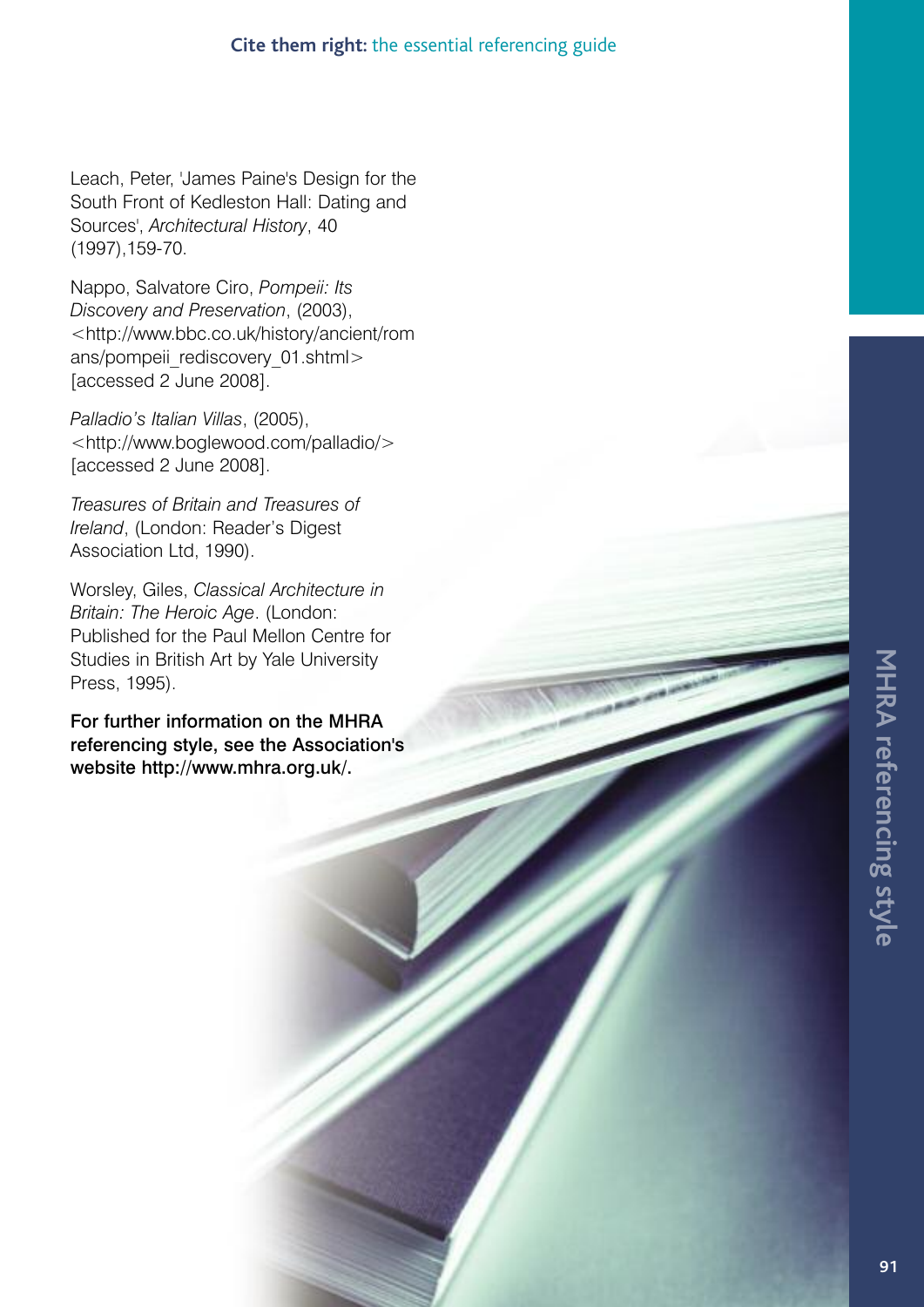Leach, Peter, 'James Paine's Design for the South Front of Kedleston Hall: Dating and Sources', *Architectural History*, 40 (1997),159-70.

Nappo, Salvatore Ciro, *Pompeii: Its Discovery and Preservation*, (2003), <http://www.bbc.co.uk/history/ancient/romans/pompeii_rediscovery_01.shtml> [accessed 2 June 2008].

*Palladio's Italian Villas*, (2005), <http://www.boglewood.com/palladio/> [accessed 2 June 2008].

*Treasures of Britain and Treasures of Ireland*, (London: Reader's Digest Association Ltd, 1990).

Worsley, Giles, *Classical Architecture in Britain: The Heroic Age*. (London: Published for the Paul Mellon Centre for Studies in British Art by Yale University Press, 1995).

**For further information on the MHRA referencing style, see the Association's website http://www.mhra.org.uk/.**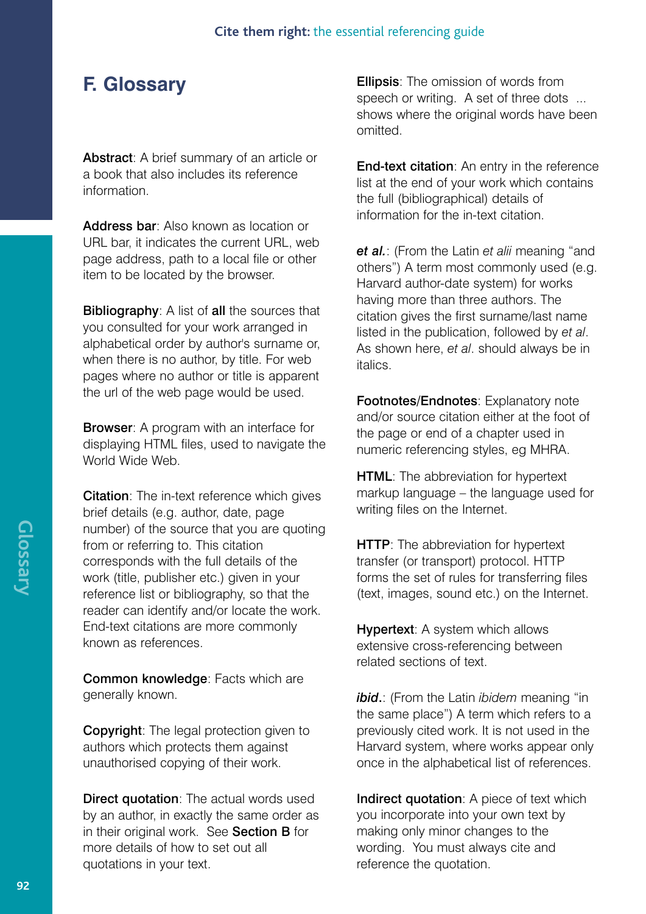# F. Glossary

**Abstract**: A brief summary of an article or a book that also includes its reference information.

**Address bar**: Also known as location or URL bar, it indicates the current URL, web page address, path to a local file or other item to be located by the browser.

**Bibliography**: A list of **all** the sources that you consulted for your work arranged in alphabetical order by author's surname or, when there is no author, by title. For web pages where no author or title is apparent the url of the web page would be used.

**Browser**: A program with an interface for displaying HTML files, used to navigate the World Wide Web.

**Citation**: The in-text reference which gives brief details (e.g. author, date, page number) of the source that you are quoting from or referring to. This citation corresponds with the full details of the work (title, publisher etc.) given in your reference list or bibliography, so that the reader can identify and/or locate the work. End-text citations are more commonly known as references.

**Common knowledge**: Facts which are generally known.

**Copyright**: The legal protection given to authors which protects them against unauthorised copying of their work.

**Direct quotation**: The actual words used by an author, in exactly the same order as in their original work. See **Section B** for more details of how to set out all quotations in your text.

**Ellipsis**: The omission of words from speech or writing. A set of three dots ... shows where the original words have been omitted.

**End-text citation**: An entry in the reference list at the end of your work which contains the full (bibliographical) details of information for the in-text citation.

***et al.***: (From the Latin *et alii* meaning "and others") A term most commonly used (e.g. Harvard author-date system) for works having more than three authors. The citation gives the first surname/last name listed in the publication, followed by *et al*. As shown here, *et al*. should always be in italics.

**Footnotes/Endnotes**: Explanatory note and/or source citation either at the foot of the page or end of a chapter used in numeric referencing styles, eg MHRA.

**HTML**: The abbreviation for hypertext markup language – the language used for writing files on the Internet.

**HTTP**: The abbreviation for hypertext transfer (or transport) protocol. HTTP forms the set of rules for transferring files (text, images, sound etc.) on the Internet.

**Hypertext**: A system which allows extensive cross-referencing between related sections of text.

***ibid.***: (From the Latin *ibidem* meaning "in the same place") A term which refers to a previously cited work. It is not used in the Harvard system, where works appear only once in the alphabetical list of references.

**Indirect quotation**: A piece of text which you incorporate into your own text by making only minor changes to the wording. You must always cite and reference the quotation.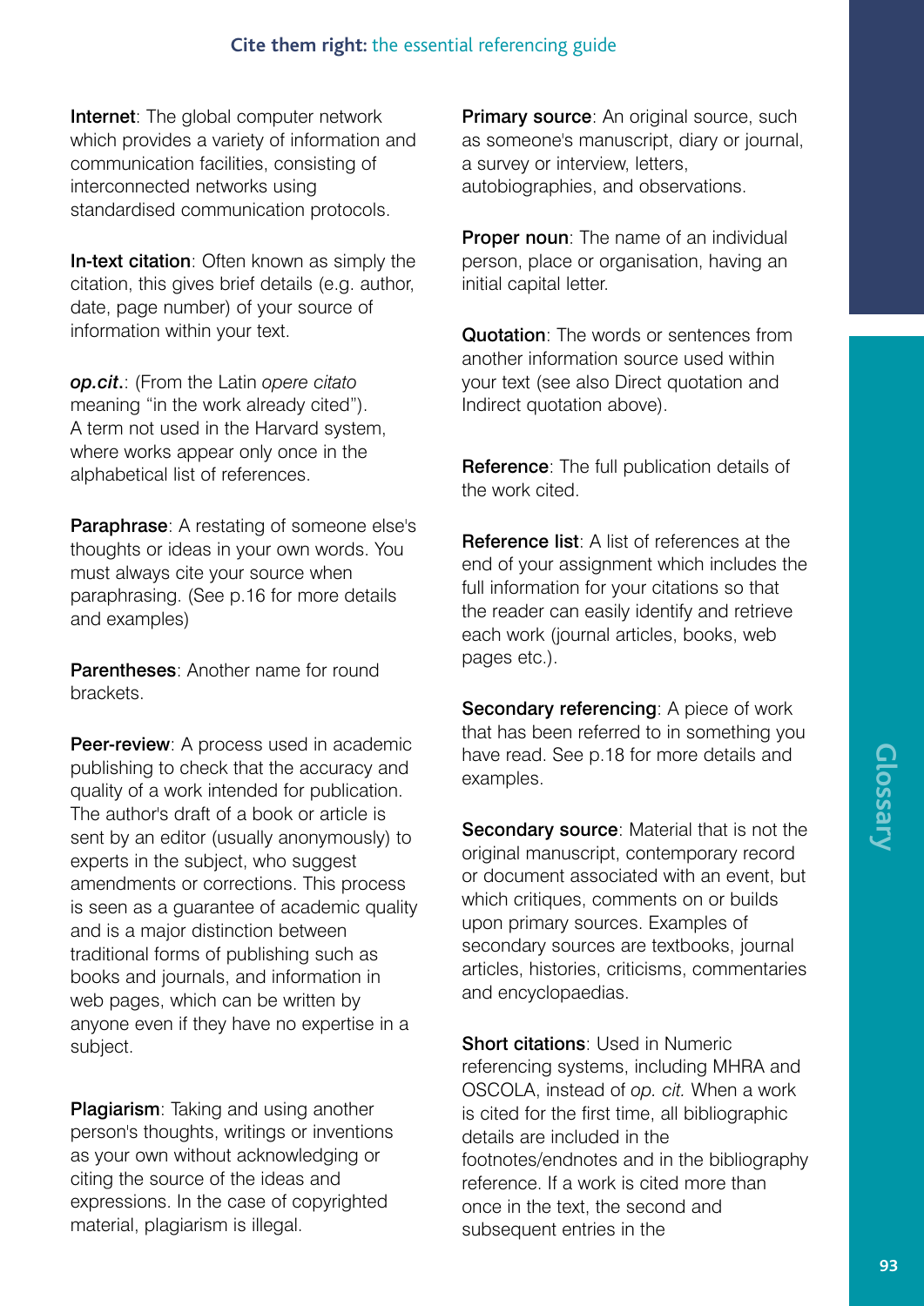**Internet**: The global computer network which provides a variety of information and communication facilities, consisting of interconnected networks using standardised communication protocols.

**In-text citation**: Often known as simply the citation, this gives brief details (e.g. author, date, page number) of your source of information within your text.

***op.cit.***: (From the Latin *opere citato* meaning "in the work already cited"). A term not used in the Harvard system, where works appear only once in the alphabetical list of references.

**Paraphrase**: A restating of someone else's thoughts or ideas in your own words. You must always cite your source when paraphrasing. (See p.16 for more details and examples)

**Parentheses**: Another name for round brackets.

**Peer-review**: A process used in academic publishing to check that the accuracy and quality of a work intended for publication. The author's draft of a book or article is sent by an editor (usually anonymously) to experts in the subject, who suggest amendments or corrections. This process is seen as a guarantee of academic quality and is a major distinction between traditional forms of publishing such as books and journals, and information in web pages, which can be written by anyone even if they have no expertise in a subject.

**Plagiarism**: Taking and using another person's thoughts, writings or inventions as your own without acknowledging or citing the source of the ideas and expressions. In the case of copyrighted material, plagiarism is illegal.

**Primary source**: An original source, such as someone's manuscript, diary or journal, a survey or interview, letters, autobiographies, and observations.

**Proper noun**: The name of an individual person, place or organisation, having an initial capital letter.

**Quotation**: The words or sentences from another information source used within your text (see also Direct quotation and Indirect quotation above).

**Reference**: The full publication details of the work cited.

**Reference list**: A list of references at the end of your assignment which includes the full information for your citations so that the reader can easily identify and retrieve each work (journal articles, books, web pages etc.).

**Secondary referencing**: A piece of work that has been referred to in something you have read. See p.18 for more details and examples.

**Secondary source**: Material that is not the original manuscript, contemporary record or document associated with an event, but which critiques, comments on or builds upon primary sources. Examples of secondary sources are textbooks, journal articles, histories, criticisms, commentaries and encyclopaedias.

**Short citations**: Used in Numeric referencing systems, including MHRA and OSCOLA, instead of *op. cit.* When a work is cited for the first time, all bibliographic details are included in the footnotes/endnotes and in the bibliography reference. If a work is cited more than once in the text, the second and subsequent entries in the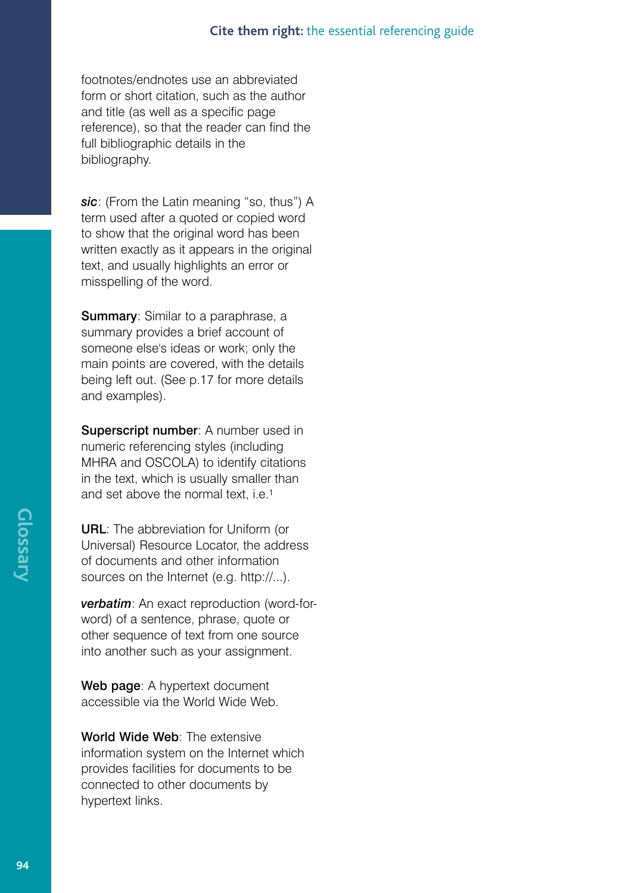footnotes/endnotes use an abbreviated form or short citation, such as the author and title (as well as a specific page reference), so that the reader can find the full bibliographic details in the bibliography.

***sic***: (From the Latin meaning "so, thus") A term used after a quoted or copied word to show that the original word has been written exactly as it appears in the original text, and usually highlights an error or misspelling of the word.

**Summary**: Similar to a paraphrase, a summary provides a brief account of someone else's ideas or work; only the main points are covered, with the details being left out. (See p.17 for more details and examples).

**Superscript number**: A number used in numeric referencing styles (including MHRA and OSCOLA) to identify citations in the text, which is usually smaller than and set above the normal text, i.e.[1]

**URL**: The abbreviation for Uniform (or Universal) Resource Locator, the address of documents and other information sources on the Internet (e.g. http://...).

***verbatim***: An exact reproduction (word-for-word) of a sentence, phrase, quote or other sequence of text from one source into another such as your assignment.

**Web page**: A hypertext document accessible via the World Wide Web.

**World Wide Web**: The extensive information system on the Internet which provides facilities for documents to be connected to other documents by hypertext links.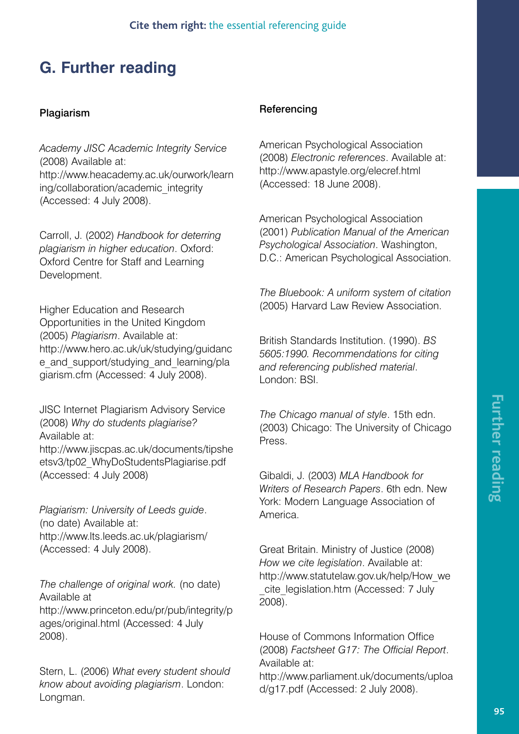# G. Further reading

### Plagiarism

*Academy JISC Academic Integrity Service* (2008) Available at: http://www.heacademy.ac.uk/ourwork/learning/collaboration/academic_integrity (Accessed: 4 July 2008).

Carroll, J. (2002) *Handbook for deterring plagiarism in higher education*. Oxford: Oxford Centre for Staff and Learning Development.

Higher Education and Research Opportunities in the United Kingdom (2005) *Plagiarism*. Available at: http://www.hero.ac.uk/uk/studying/guidance_and_support/studying_and_learning/plagiarism.cfm (Accessed: 4 July 2008).

JISC Internet Plagiarism Advisory Service (2008) *Why do students plagiarise?* Available at: http://www.jiscpas.ac.uk/documents/tipsheetsv3/tp02_WhyDoStudentsPlagiarise.pdf (Accessed: 4 July 2008)

*Plagiarism: University of Leeds guide*. (no date) Available at: http://www.lts.leeds.ac.uk/plagiarism/ (Accessed: 4 July 2008).

*The challenge of original work.* (no date) Available at http://www.princeton.edu/pr/pub/integrity/pages/original.html (Accessed: 4 July 2008).

Stern, L. (2006) *What every student should know about avoiding plagiarism*. London: Longman.

### Referencing

American Psychological Association (2008) *Electronic references*. Available at: http://www.apastyle.org/elecref.html (Accessed: 18 June 2008).

American Psychological Association (2001) *Publication Manual of the American Psychological Association*. Washington, D.C.: American Psychological Association.

*The Bluebook: A uniform system of citation* (2005) Harvard Law Review Association.

British Standards Institution. (1990). *BS 5605:1990. Recommendations for citing and referencing published material*. London: BSI.

*The Chicago manual of style*. 15th edn. (2003) Chicago: The University of Chicago Press.

Gibaldi, J. (2003) *MLA Handbook for Writers of Research Papers*. 6th edn. New York: Modern Language Association of America.

Great Britain. Ministry of Justice (2008) *How we cite legislation*. Available at: http://www.statutelaw.gov.uk/help/How_we_cite_legislation.htm (Accessed: 7 July 2008).

House of Commons Information Office (2008) *Factsheet G17: The Official Report*. Available at: http://www.parliament.uk/documents/upload/g17.pdf (Accessed: 2 July 2008).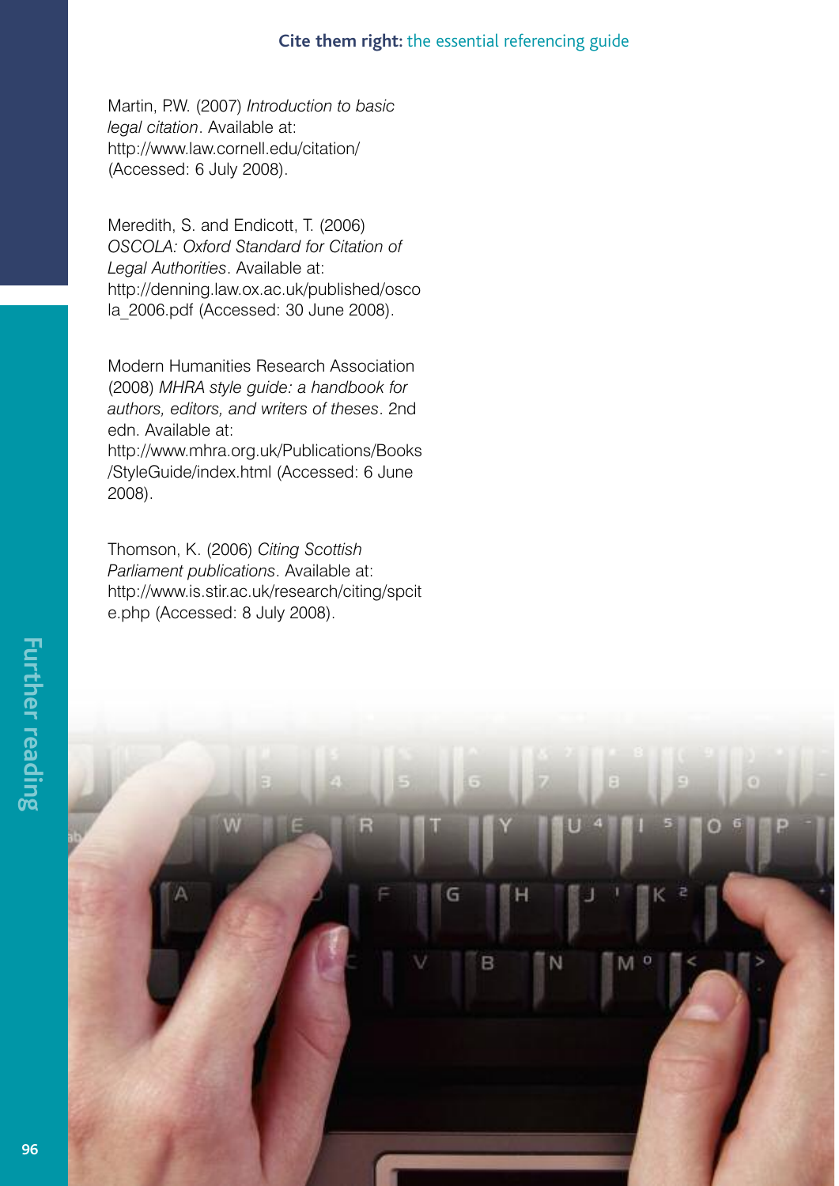Martin, P.W. (2007) *Introduction to basic legal citation*. Available at: http://www.law.cornell.edu/citation/ (Accessed: 6 July 2008).

Meredith, S. and Endicott, T. (2006) *OSCOLA: Oxford Standard for Citation of Legal Authorities*. Available at: http://denning.law.ox.ac.uk/published/oscola_2006.pdf (Accessed: 30 June 2008).

Modern Humanities Research Association (2008) *MHRA style guide: a handbook for authors, editors, and writers of theses*. 2nd edn. Available at: http://www.mhra.org.uk/Publications/Books/StyleGuide/index.html (Accessed: 6 June 2008).

Thomson, K. (2006) *Citing Scottish Parliament publications*. Available at: http://www.is.stir.ac.uk/research/citing/spcite.php (Accessed: 8 July 2008).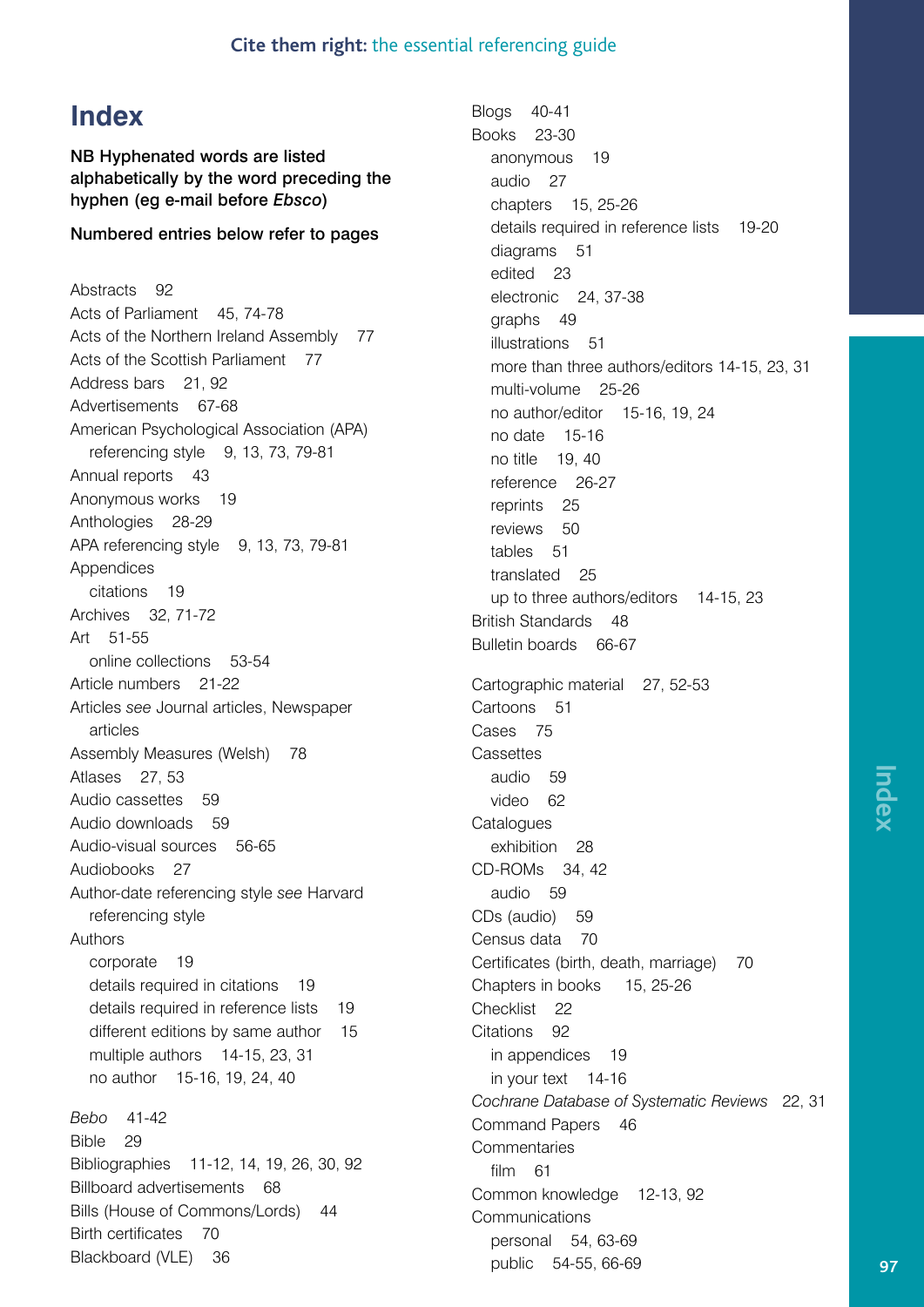# Index

**NB Hyphenated words are listed alphabetically by the word preceding the hyphen (eg e-mail before *Ebsco*)**

**Numbered entries below refer to pages**

Abstracts 92
Acts of Parliament 45, 74-78
Acts of the Northern Ireland Assembly 77
Acts of the Scottish Parliament 77
Address bars 21, 92
Advertisements 67-68
American Psychological Association (APA)
  referencing style 9, 13, 73, 79-81
Annual reports 43
Anonymous works 19
Anthologies 28-29
APA referencing style 9, 13, 73, 79-81
Appendices
  citations 19
Archives 32, 71-72
Art 51-55
  online collections 53-54
Article numbers 21-22
Articles *see* Journal articles, Newspaper
  articles
Assembly Measures (Welsh) 78
Atlases 27, 53
Audio cassettes 59
Audio downloads 59
Audio-visual sources 56-65
Audiobooks 27
Author-date referencing style *see* Harvard
  referencing style
Authors
  corporate 19
  details required in citations 19
  details required in reference lists 19
  different editions by same author 15
  multiple authors 14-15, 23, 31
  no author 15-16, 19, 24, 40

*Bebo* 41-42
Bible 29
Bibliographies 11-12, 14, 19, 26, 30, 92
Billboard advertisements 68
Bills (House of Commons/Lords) 44
Birth certificates 70
Blackboard (VLE) 36
Blogs 40-41
Books 23-30
  anonymous 19
  audio 27
  chapters 15, 25-26
  details required in reference lists 19-20
  diagrams 51
  edited 23
  electronic 24, 37-38
  graphs 49
  illustrations 51
  more than three authors/editors 14-15, 23, 31
  multi-volume 25-26
  no author/editor 15-16, 19, 24
  no date 15-16
  no title 19, 40
  reference 26-27
  reprints 25
  reviews 50
  tables 51
  translated 25
  up to three authors/editors 14-15, 23
British Standards 48
Bulletin boards 66-67

Cartographic material 27, 52-53
Cartoons 51
Cases 75
Cassettes
  audio 59
  video 62
Catalogues
  exhibition 28
CD-ROMs 34, 42
  audio 59
CDs (audio) 59
Census data 70
Certificates (birth, death, marriage) 70
Chapters in books 15, 25-26
Checklist 22
Citations 92
  in appendices 19
  in your text 14-16
*Cochrane Database of Systematic Reviews* 22, 31
Command Papers 46
Commentaries
  film 61
Common knowledge 12-13, 92
Communications
  personal 54, 63-69
  public 54-55, 66-69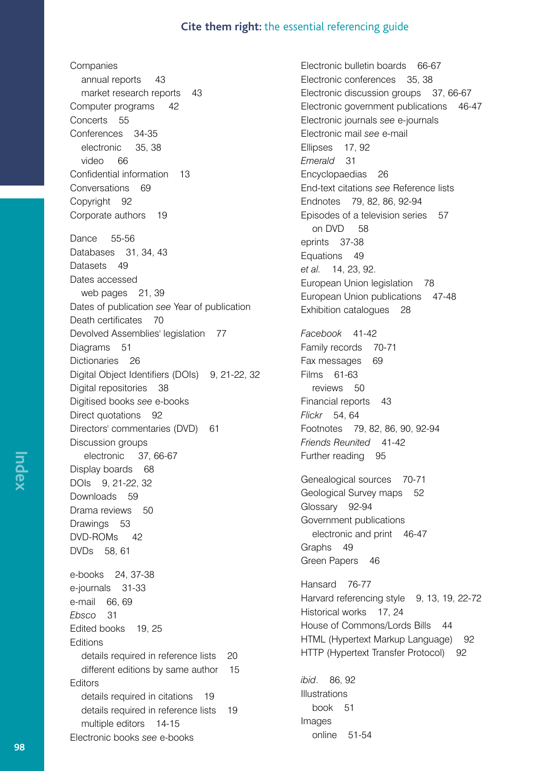Companies
- annual reports 43
- market research reports 43

Computer programs 42
Concerts 55
Conferences 34-35
- electronic 35, 38
- video 66

Confidential information 13
Conversations 69
Copyright 92
Corporate authors 19

Dance 55-56
Databases 31, 34, 43
Datasets 49
Dates accessed
- web pages 21, 39

Dates of publication *see* Year of publication
Death certificates 70
Devolved Assemblies' legislation 77
Diagrams 51
Dictionaries 26
Digital Object Identifiers (DOIs) 9, 21-22, 32
Digital repositories 38
Digitised books *see* e-books
Direct quotations 92
Directors' commentaries (DVD) 61
Discussion groups
- electronic 37, 66-67

Display boards 68
DOIs 9, 21-22, 32
Downloads 59
Drama reviews 50
Drawings 53
DVD-ROMs 42
DVDs 58, 61

e-books 24, 37-38
e-journals 31-33
e-mail 66, 69
*Ebsco* 31
Edited books 19, 25
Editions
- details required in reference lists 20
- different editions by same author 15

Editors
- details required in citations 19
- details required in reference lists 19
- multiple editors 14-15

Electronic books *see* e-books
Electronic bulletin boards 66-67
Electronic conferences 35, 38
Electronic discussion groups 37, 66-67
Electronic government publications 46-47
Electronic journals *see* e-journals
Electronic mail *see* e-mail
Ellipses 17, 92
*Emerald* 31
Encyclopaedias 26
End-text citations *see* Reference lists
Endnotes 79, 82, 86, 92-94
Episodes of a television series 57
- on DVD 58

eprints 37-38
Equations 49
*et al.* 14, 23, 92.
European Union legislation 78
European Union publications 47-48
Exhibition catalogues 28

*Facebook* 41-42
Family records 70-71
Fax messages 69
Films 61-63
- reviews 50

Financial reports 43
*Flickr* 54, 64
Footnotes 79, 82, 86, 90, 92-94
*Friends Reunited* 41-42
Further reading 95

Genealogical sources 70-71
Geological Survey maps 52
Glossary 92-94
Government publications
- electronic and print 46-47

Graphs 49
Green Papers 46

Hansard 76-77
Harvard referencing style 9, 13, 19, 22-72
Historical works 17, 24
House of Commons/Lords Bills 44
HTML (Hypertext Markup Language) 92
HTTP (Hypertext Transfer Protocol) 92

*ibid*. 86, 92
Illustrations
- book 51

Images
- online 51-54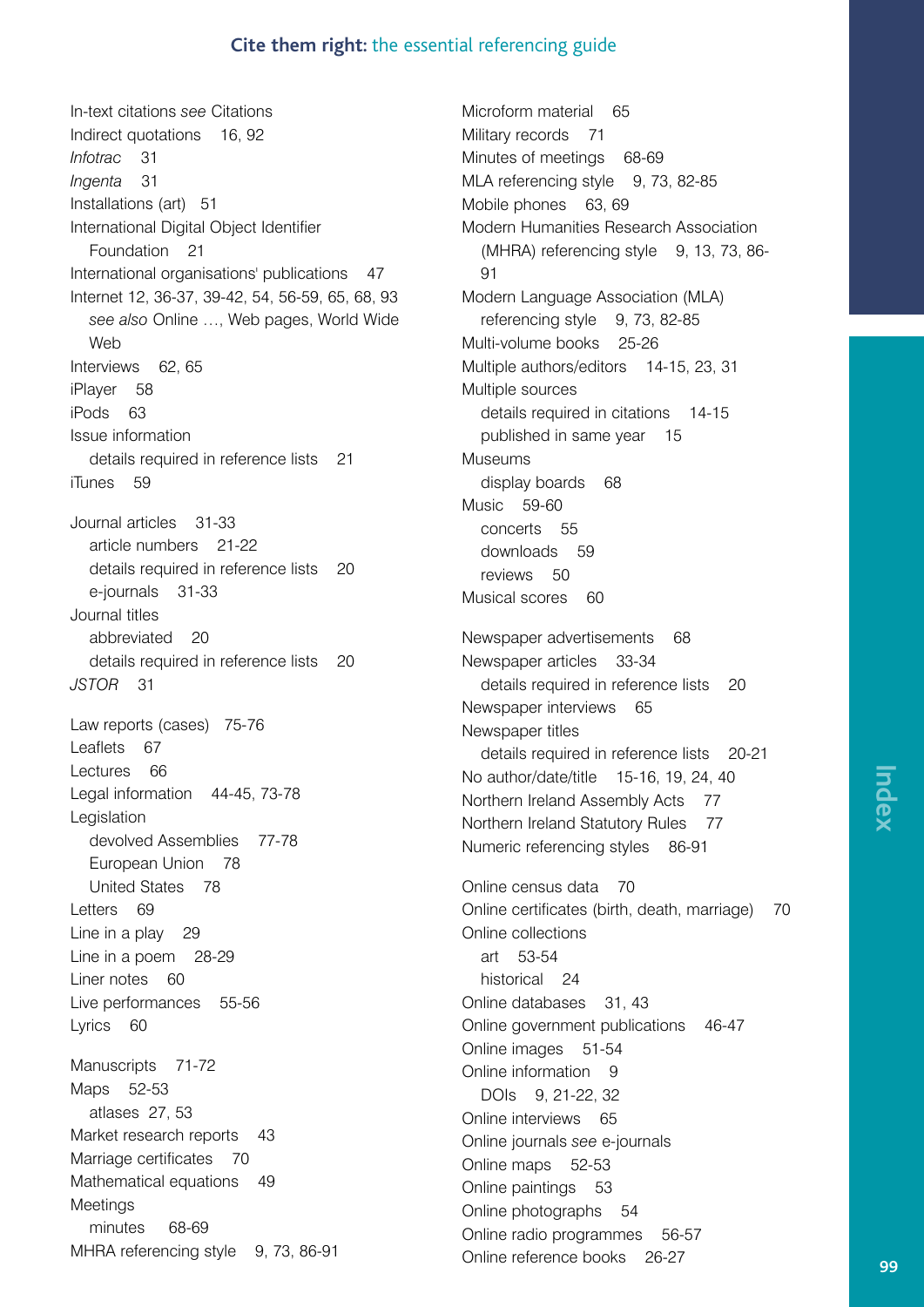In-text citations *see* Citations
Indirect quotations 16, 92
*Infotrac* 31
*Ingenta* 31
Installations (art) 51
International Digital Object Identifier
  Foundation 21
International organisations' publications 47
Internet 12, 36-37, 39-42, 54, 56-59, 65, 68, 93
  *see also* Online …, Web pages, World Wide
  Web
Interviews 62, 65
iPlayer 58
iPods 63
Issue information
  details required in reference lists 21
iTunes 59

Journal articles 31-33
  article numbers 21-22
  details required in reference lists 20
  e-journals 31-33
Journal titles
  abbreviated 20
  details required in reference lists 20
*JSTOR* 31

Law reports (cases) 75-76
Leaflets 67
Lectures 66
Legal information 44-45, 73-78
Legislation
  devolved Assemblies 77-78
  European Union 78
  United States 78
Letters 69
Line in a play 29
Line in a poem 28-29
Liner notes 60
Live performances 55-56
Lyrics 60

Manuscripts 71-72
Maps 52-53
  atlases 27, 53
Market research reports 43
Marriage certificates 70
Mathematical equations 49
Meetings
  minutes 68-69
MHRA referencing style 9, 73, 86-91

Microform material 65
Military records 71
Minutes of meetings 68-69
MLA referencing style 9, 73, 82-85
Mobile phones 63, 69
Modern Humanities Research Association
  (MHRA) referencing style 9, 13, 73, 86-91
Modern Language Association (MLA)
  referencing style 9, 73, 82-85
Multi-volume books 25-26
Multiple authors/editors 14-15, 23, 31
Multiple sources
  details required in citations 14-15
  published in same year 15
Museums
  display boards 68
Music 59-60
  concerts 55
  downloads 59
  reviews 50
Musical scores 60

Newspaper advertisements 68
Newspaper articles 33-34
  details required in reference lists 20
Newspaper interviews 65
Newspaper titles
  details required in reference lists 20-21
No author/date/title 15-16, 19, 24, 40
Northern Ireland Assembly Acts 77
Northern Ireland Statutory Rules 77
Numeric referencing styles 86-91

Online census data 70
Online certificates (birth, death, marriage) 70
Online collections
  art 53-54
  historical 24
Online databases 31, 43
Online government publications 46-47
Online images 51-54
Online information 9
  DOIs 9, 21-22, 32
Online interviews 65
Online journals *see* e-journals
Online maps 52-53
Online paintings 53
Online photographs 54
Online radio programmes 56-57
Online reference books 26-27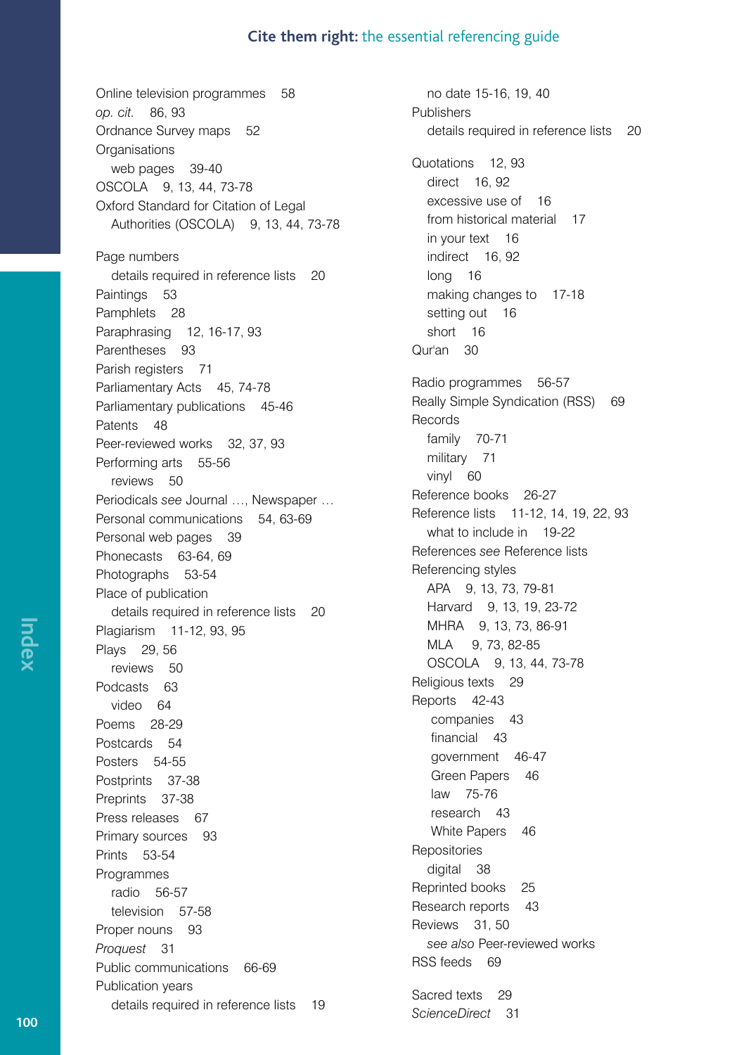Online television programmes 58  
*op. cit.* 86, 93  
Ordnance Survey maps 52  
Organisations  
  web pages 39-40  
OSCOLA 9, 13, 44, 73-78  
Oxford Standard for Citation of Legal  
  Authorities (OSCOLA) 9, 13, 44, 73-78

Page numbers  
  details required in reference lists 20  
Paintings 53  
Pamphlets 28  
Paraphrasing 12, 16-17, 93  
Parentheses 93  
Parish registers 71  
Parliamentary Acts 45, 74-78  
Parliamentary publications 45-46  
Patents 48  
Peer-reviewed works 32, 37, 93  
Performing arts 55-56  
  reviews 50  
Periodicals *see* Journal …, Newspaper …  
Personal communications 54, 63-69  
Personal web pages 39  
Phonecasts 63-64, 69  
Photographs 53-54  
Place of publication  
  details required in reference lists 20  
Plagiarism 11-12, 93, 95  
Plays 29, 56  
  reviews 50  
Podcasts 63  
  video 64  
Poems 28-29  
Postcards 54  
Posters 54-55  
Postprints 37-38  
Preprints 37-38  
Press releases 67  
Primary sources 93  
Prints 53-54  
Programmes  
  radio 56-57  
  television 57-58  
Proper nouns 93  
*Proquest* 31  
Public communications 66-69  
Publication years  
  details required in reference lists 19  
  no date 15-16, 19, 40  
Publishers  
  details required in reference lists 20

Quotations 12, 93  
  direct 16, 92  
  excessive use of 16  
  from historical material 17  
  in your text 16  
  indirect 16, 92  
  long 16  
  making changes to 17-18  
  setting out 16  
  short 16  
Qur'an 30

Radio programmes 56-57  
Really Simple Syndication (RSS) 69  
Records  
  family 70-71  
  military 71  
  vinyl 60  
Reference books 26-27  
Reference lists 11-12, 14, 19, 22, 93  
  what to include in 19-22  
References *see* Reference lists  
Referencing styles  
  APA 9, 13, 73, 79-81  
  Harvard 9, 13, 19, 23-72  
  MHRA 9, 13, 73, 86-91  
  MLA 9, 73, 82-85  
  OSCOLA 9, 13, 44, 73-78  
Religious texts 29  
Reports 42-43  
  companies 43  
  financial 43  
  government 46-47  
  Green Papers 46  
  law 75-76  
  research 43  
  White Papers 46  
Repositories  
  digital 38  
Reprinted books 25  
Research reports 43  
Reviews 31, 50  
  *see also* Peer-reviewed works  
RSS feeds 69

Sacred texts 29  
*ScienceDirect* 31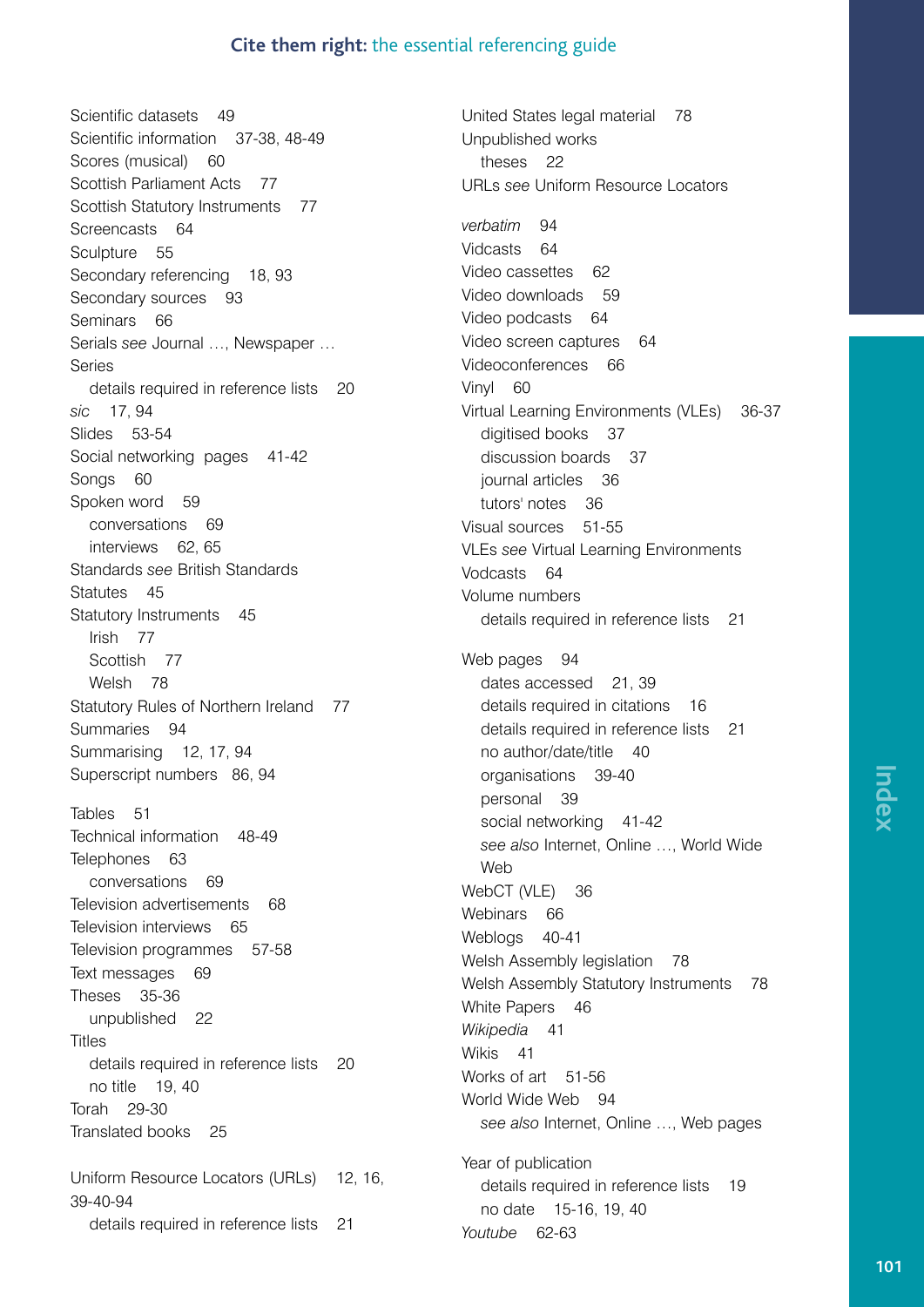Scientific datasets 49
Scientific information 37-38, 48-49
Scores (musical) 60
Scottish Parliament Acts 77
Scottish Statutory Instruments 77
Screencasts 64
Sculpture 55
Secondary referencing 18, 93
Secondary sources 93
Seminars 66
Serials *see* Journal …, Newspaper …
Series
  details required in reference lists 20
*sic* 17, 94
Slides 53-54
Social networking pages 41-42
Songs 60
Spoken word 59
  conversations 69
  interviews 62, 65
Standards *see* British Standards
Statutes 45
Statutory Instruments 45
  Irish 77
  Scottish 77
  Welsh 78
Statutory Rules of Northern Ireland 77
Summaries 94
Summarising 12, 17, 94
Superscript numbers 86, 94

Tables 51
Technical information 48-49
Telephones 63
  conversations 69
Television advertisements 68
Television interviews 65
Television programmes 57-58
Text messages 69
Theses 35-36
  unpublished 22
Titles
  details required in reference lists 20
  no title 19, 40
Torah 29-30
Translated books 25

Uniform Resource Locators (URLs) 12, 16, 39-40-94
  details required in reference lists 21
United States legal material 78
Unpublished works
  theses 22
URLs *see* Uniform Resource Locators

*verbatim* 94
Vidcasts 64
Video cassettes 62
Video downloads 59
Video podcasts 64
Video screen captures 64
Videoconferences 66
Vinyl 60
Virtual Learning Environments (VLEs) 36-37
  digitised books 37
  discussion boards 37
  journal articles 36
  tutors' notes 36
Visual sources 51-55
VLEs *see* Virtual Learning Environments
Vodcasts 64
Volume numbers
  details required in reference lists 21

Web pages 94
  dates accessed 21, 39
  details required in citations 16
  details required in reference lists 21
  no author/date/title 40
  organisations 39-40
  personal 39
  social networking 41-42
  *see also* Internet, Online …, World Wide Web
WebCT (VLE) 36
Webinars 66
Weblogs 40-41
Welsh Assembly legislation 78
Welsh Assembly Statutory Instruments 78
White Papers 46
*Wikipedia* 41
Wikis 41
Works of art 51-56
World Wide Web 94
  *see also* Internet, Online …, Web pages

Year of publication
  details required in reference lists 19
  no date 15-16, 19, 40
*Youtube* 62-63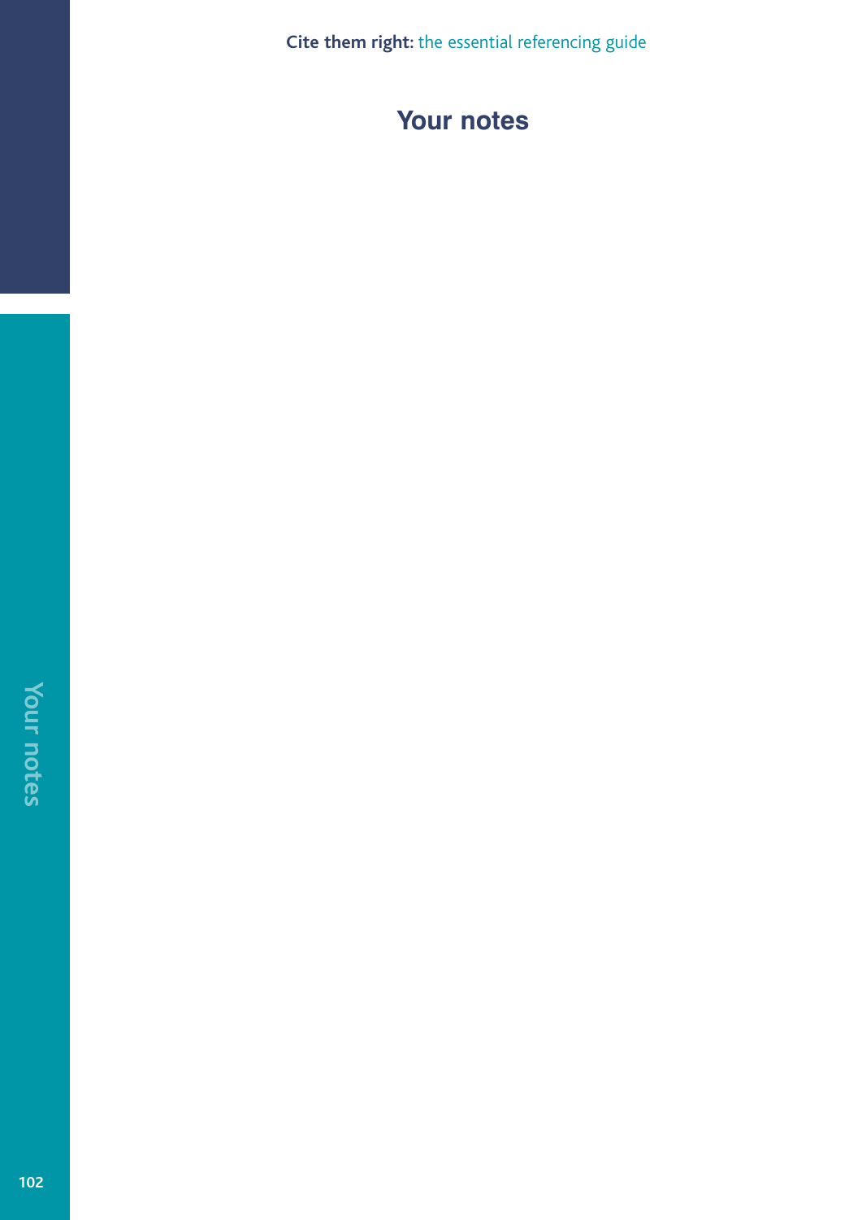# Your notes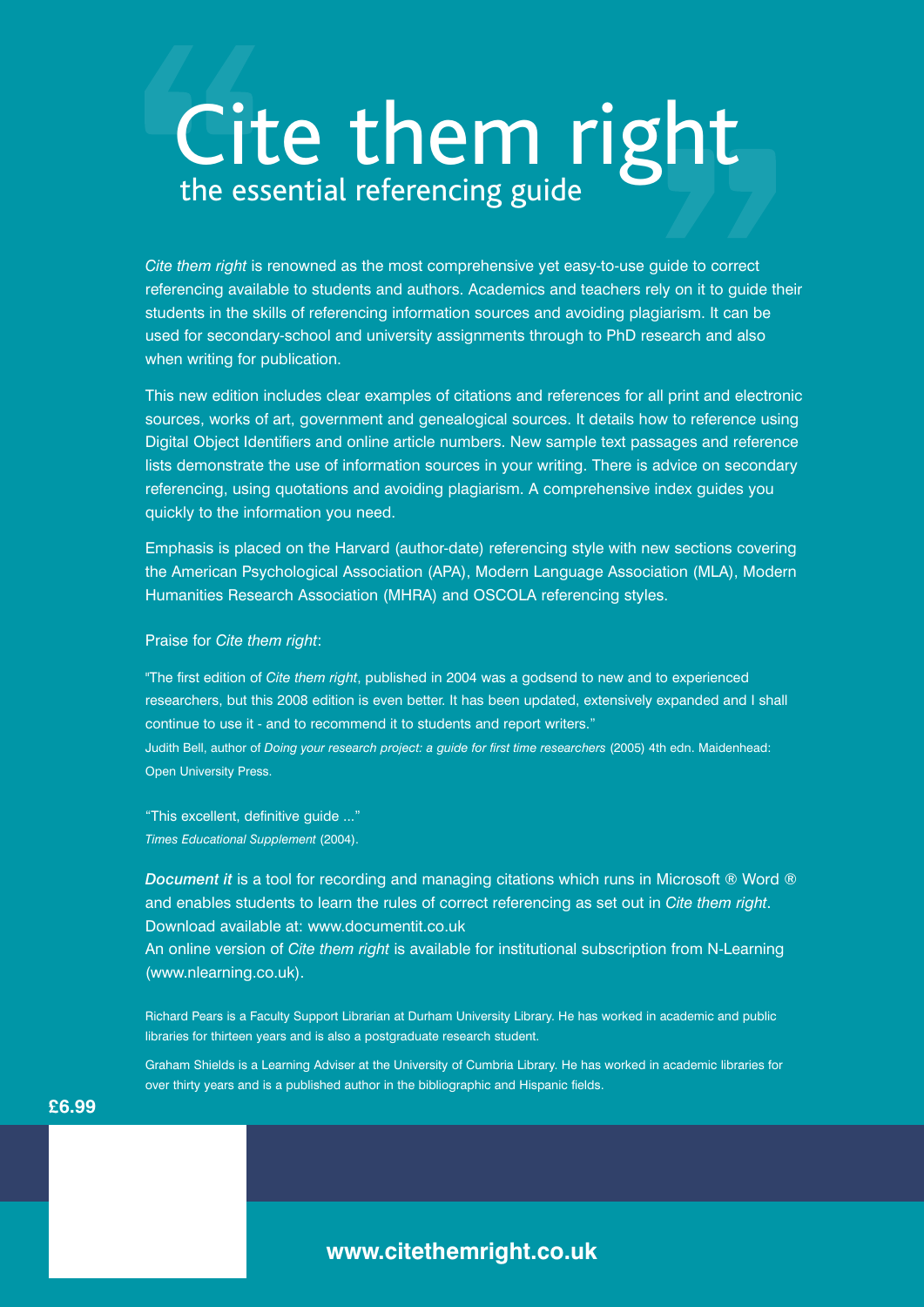# Cite them right

## the essential referencing guide

*Cite them right* is renowned as the most comprehensive yet easy-to-use guide to correct referencing available to students and authors. Academics and teachers rely on it to guide their students in the skills of referencing information sources and avoiding plagiarism. It can be used for secondary-school and university assignments through to PhD research and also when writing for publication.

This new edition includes clear examples of citations and references for all print and electronic sources, works of art, government and genealogical sources. It details how to reference using Digital Object Identifiers and online article numbers. New sample text passages and reference lists demonstrate the use of information sources in your writing. There is advice on secondary referencing, using quotations and avoiding plagiarism. A comprehensive index guides you quickly to the information you need.

Emphasis is placed on the Harvard (author-date) referencing style with new sections covering the American Psychological Association (APA), Modern Language Association (MLA), Modern Humanities Research Association (MHRA) and OSCOLA referencing styles.

Praise for *Cite them right*:

"The first edition of *Cite them right*, published in 2004 was a godsend to new and to experienced researchers, but this 2008 edition is even better. It has been updated, extensively expanded and I shall continue to use it - and to recommend it to students and report writers."
Judith Bell, author of *Doing your research project: a guide for first time researchers* (2005) 4th edn. Maidenhead: Open University Press.

"This excellent, definitive guide ..."
*Times Educational Supplement* (2004).

***Document it*** is a tool for recording and managing citations which runs in Microsoft ® Word ® and enables students to learn the rules of correct referencing as set out in *Cite them right*.
Download available at: www.documentit.co.uk
An online version of *Cite them right* is available for institutional subscription from N-Learning (www.nlearning.co.uk).

Richard Pears is a Faculty Support Librarian at Durham University Library. He has worked in academic and public libraries for thirteen years and is also a postgraduate research student.

Graham Shields is a Learning Adviser at the University of Cumbria Library. He has worked in academic libraries for over thirty years and is a published author in the bibliographic and Hispanic fields.

**£6.99**

**www.citethemright.co.uk**